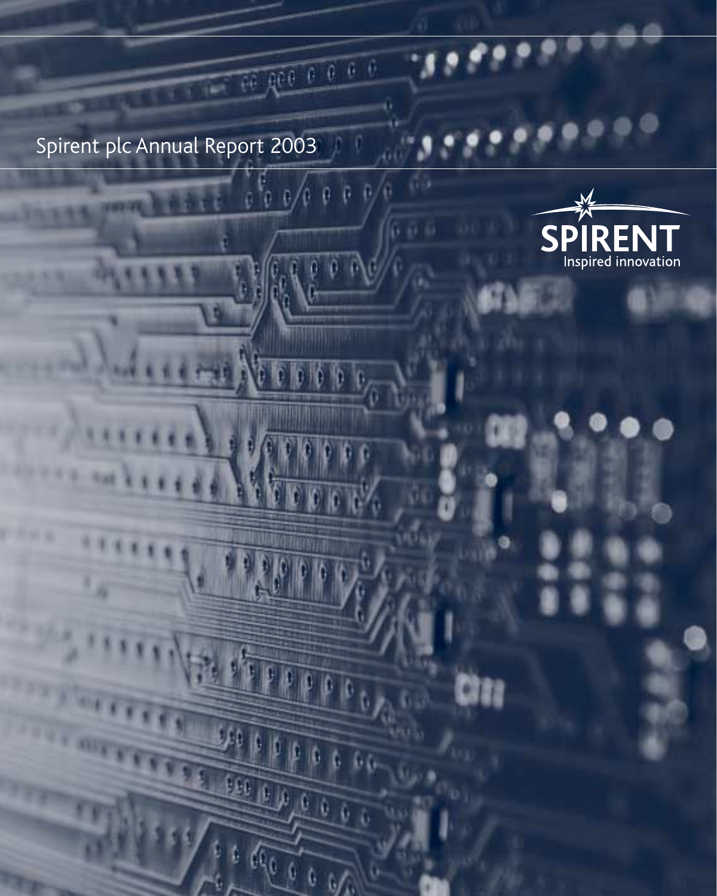# Spirent plc Annual Report 2003

SPIRENT

Inspired innovation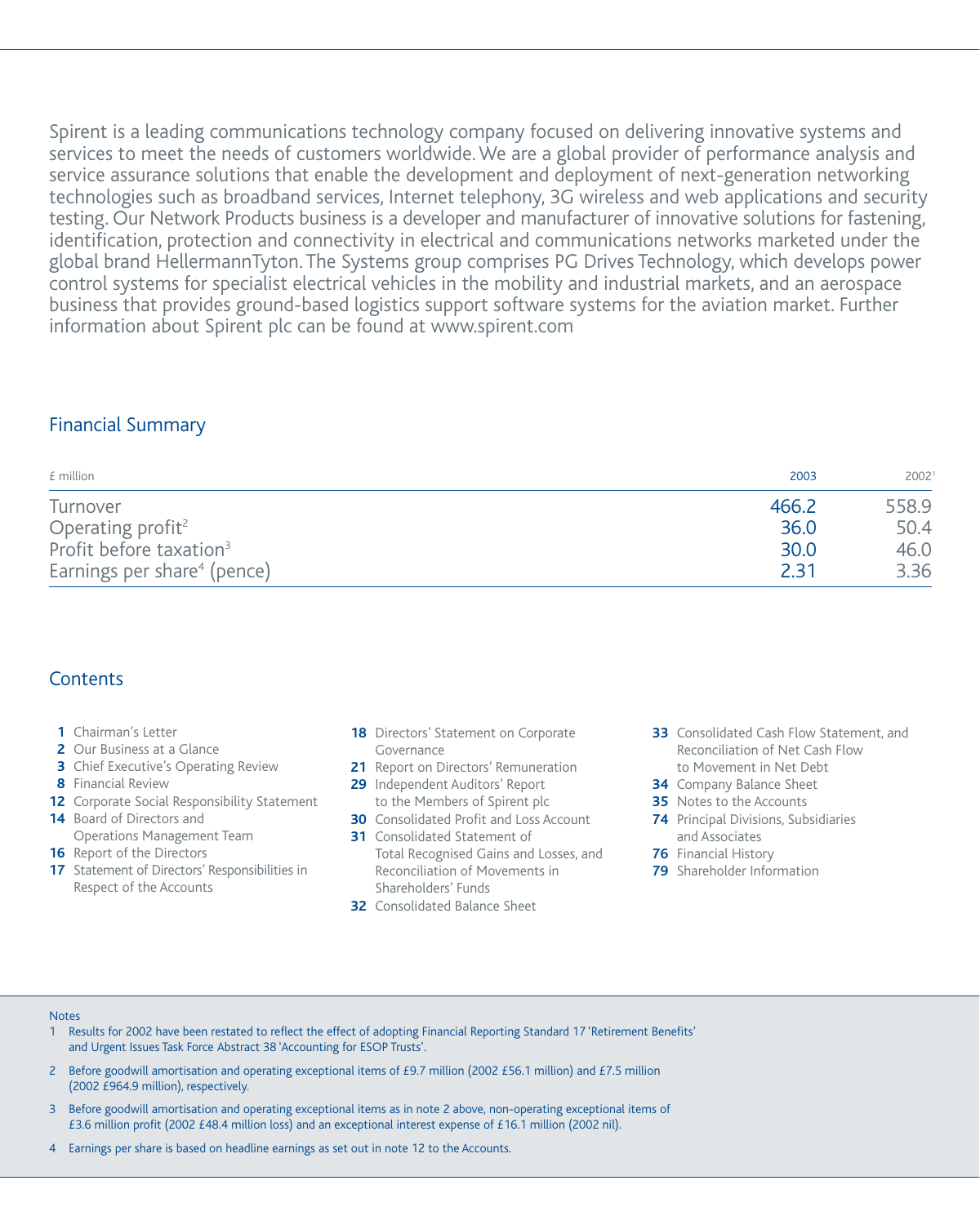Spirent is a leading communications technology company focused on delivering innovative systems and services to meet the needs of customers worldwide. We are a global provider of performance analysis and service assurance solutions that enable the development and deployment of next-generation networking technologies such as broadband services, Internet telephony, 3G wireless and web applications and security testing. Our Network Products business is a developer and manufacturer of innovative solutions for fastening, identification, protection and connectivity in electrical and communications networks marketed under the global brand HellermannTyton. The Systems group comprises PG Drives Technology, which develops power control systems for specialist electrical vehicles in the mobility and industrial markets, and an aerospace business that provides ground-based logistics support software systems for the aviation market. Further information about Spirent plc can be found at www.spirent.com

## Financial Summary

| £ million | 2003 | 2002[1] |
|---|---|---|
| Turnover | 466.2 | 558.9 |
| Operating profit[2] | 36.0 | 50.4 |
| Profit before taxation[3] | 30.0 | 46.0 |
| Earnings per share[4] (pence) | 2.31 | 3.36 |

## Contents

- **1** Chairman's Letter
- **2** Our Business at a Glance
- **3** Chief Executive's Operating Review
- **8** Financial Review
- **12** Corporate Social Responsibility Statement
- **14** Board of Directors and Operations Management Team
- **16** Report of the Directors
- **17** Statement of Directors' Responsibilities in Respect of the Accounts
- **18** Directors' Statement on Corporate Governance
- **21** Report on Directors' Remuneration
- **29** Independent Auditors' Report to the Members of Spirent plc
- **30** Consolidated Profit and Loss Account
- **31** Consolidated Statement of Total Recognised Gains and Losses, and Reconciliation of Movements in Shareholders' Funds
- **32** Consolidated Balance Sheet
- **33** Consolidated Cash Flow Statement, and Reconciliation of Net Cash Flow to Movement in Net Debt
- **34** Company Balance Sheet
- **35** Notes to the Accounts
- **74** Principal Divisions, Subsidiaries and Associates
- **76** Financial History
- **79** Shareholder Information

Notes

1. Results for 2002 have been restated to reflect the effect of adopting Financial Reporting Standard 17 'Retirement Benefits' and Urgent Issues Task Force Abstract 38 'Accounting for ESOP Trusts'.
2. Before goodwill amortisation and operating exceptional items of £9.7 million (2002 £56.1 million) and £7.5 million (2002 £964.9 million), respectively.
3. Before goodwill amortisation and operating exceptional items as in note 2 above, non-operating exceptional items of £3.6 million profit (2002 £48.4 million loss) and an exceptional interest expense of £16.1 million (2002 nil).
4. Earnings per share is based on headline earnings as set out in note 12 to the Accounts.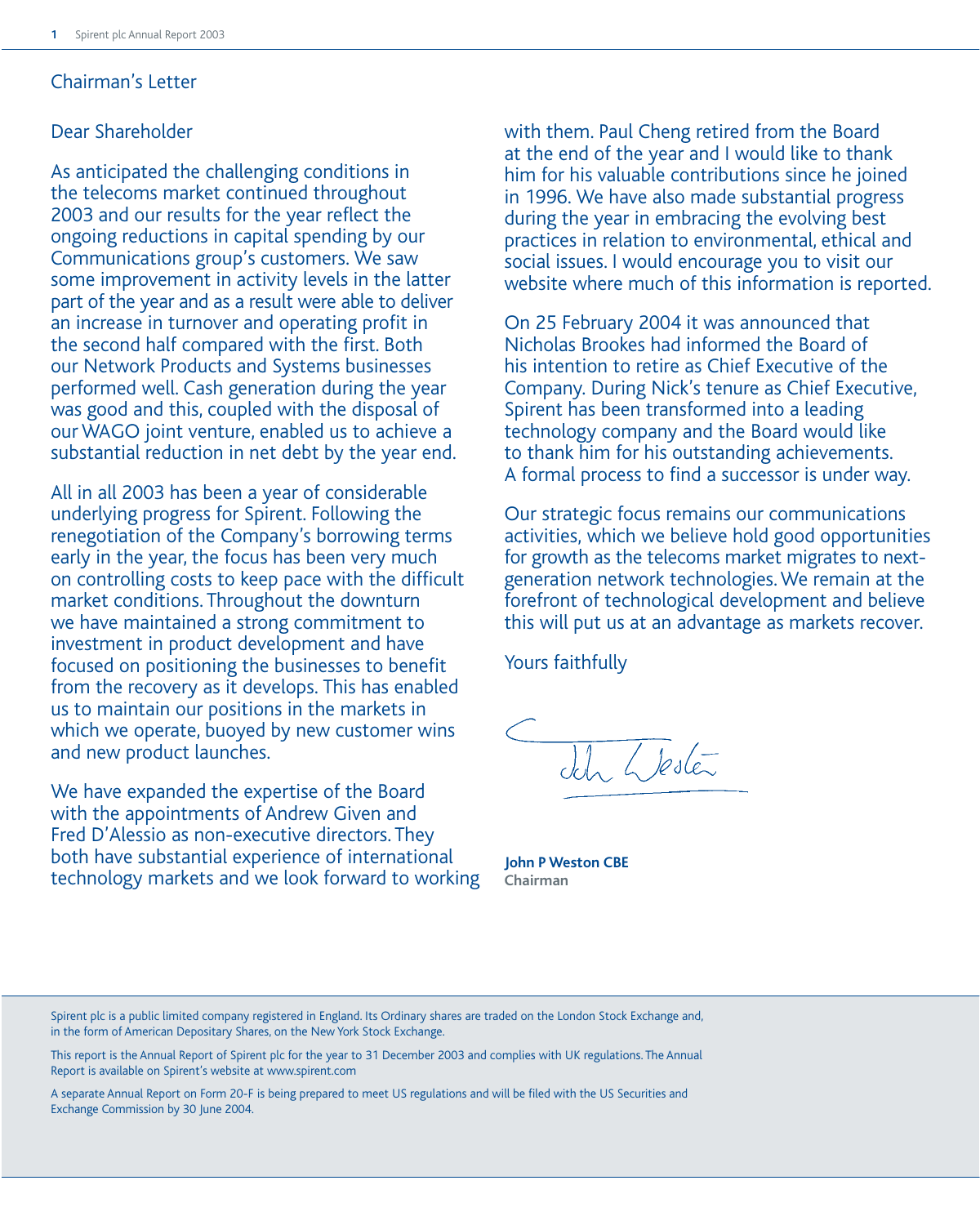# Chairman's Letter

Dear Shareholder

As anticipated the challenging conditions in the telecoms market continued throughout 2003 and our results for the year reflect the ongoing reductions in capital spending by our Communications group's customers. We saw some improvement in activity levels in the latter part of the year and as a result were able to deliver an increase in turnover and operating profit in the second half compared with the first. Both our Network Products and Systems businesses performed well. Cash generation during the year was good and this, coupled with the disposal of our WAGO joint venture, enabled us to achieve a substantial reduction in net debt by the year end.

All in all 2003 has been a year of considerable underlying progress for Spirent. Following the renegotiation of the Company's borrowing terms early in the year, the focus has been very much on controlling costs to keep pace with the difficult market conditions. Throughout the downturn we have maintained a strong commitment to investment in product development and have focused on positioning the businesses to benefit from the recovery as it develops. This has enabled us to maintain our positions in the markets in which we operate, buoyed by new customer wins and new product launches.

We have expanded the expertise of the Board with the appointments of Andrew Given and Fred D'Alessio as non-executive directors. They both have substantial experience of international technology markets and we look forward to working with them. Paul Cheng retired from the Board at the end of the year and I would like to thank him for his valuable contributions since he joined in 1996. We have also made substantial progress during the year in embracing the evolving best practices in relation to environmental, ethical and social issues. I would encourage you to visit our website where much of this information is reported.

On 25 February 2004 it was announced that Nicholas Brookes had informed the Board of his intention to retire as Chief Executive of the Company. During Nick's tenure as Chief Executive, Spirent has been transformed into a leading technology company and the Board would like to thank him for his outstanding achievements. A formal process to find a successor is under way.

Our strategic focus remains our communications activities, which we believe hold good opportunities for growth as the telecoms market migrates to next-generation network technologies. We remain at the forefront of technological development and believe this will put us at an advantage as markets recover.

Yours faithfully

**John P Weston CBE**
**Chairman**

Spirent plc is a public limited company registered in England. Its Ordinary shares are traded on the London Stock Exchange and, in the form of American Depositary Shares, on the New York Stock Exchange.

This report is the Annual Report of Spirent plc for the year to 31 December 2003 and complies with UK regulations. The Annual Report is available on Spirent's website at www.spirent.com

A separate Annual Report on Form 20-F is being prepared to meet US regulations and will be filed with the US Securities and Exchange Commission by 30 June 2004.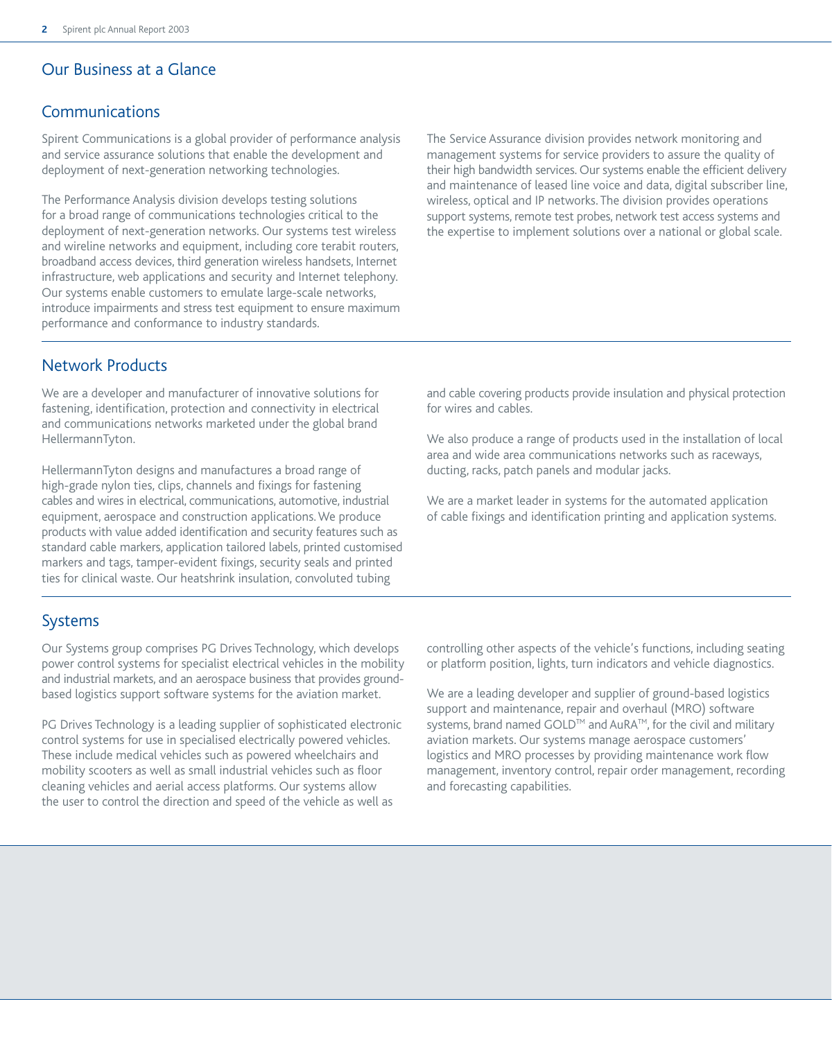## Our Business at a Glance

### Communications

Spirent Communications is a global provider of performance analysis and service assurance solutions that enable the development and deployment of next-generation networking technologies.

The Performance Analysis division develops testing solutions for a broad range of communications technologies critical to the deployment of next-generation networks. Our systems test wireless and wireline networks and equipment, including core terabit routers, broadband access devices, third generation wireless handsets, Internet infrastructure, web applications and security and Internet telephony. Our systems enable customers to emulate large-scale networks, introduce impairments and stress test equipment to ensure maximum performance and conformance to industry standards.

The Service Assurance division provides network monitoring and management systems for service providers to assure the quality of their high bandwidth services. Our systems enable the efficient delivery and maintenance of leased line voice and data, digital subscriber line, wireless, optical and IP networks. The division provides operations support systems, remote test probes, network test access systems and the expertise to implement solutions over a national or global scale.

### Network Products

We are a developer and manufacturer of innovative solutions for fastening, identification, protection and connectivity in electrical and communications networks marketed under the global brand HellermannTyton.

HellermannTyton designs and manufactures a broad range of high-grade nylon ties, clips, channels and fixings for fastening cables and wires in electrical, communications, automotive, industrial equipment, aerospace and construction applications. We produce products with value added identification and security features such as standard cable markers, application tailored labels, printed customised markers and tags, tamper-evident fixings, security seals and printed ties for clinical waste. Our heatshrink insulation, convoluted tubing and cable covering products provide insulation and physical protection for wires and cables.

We also produce a range of products used in the installation of local area and wide area communications networks such as raceways, ducting, racks, patch panels and modular jacks.

We are a market leader in systems for the automated application of cable fixings and identification printing and application systems.

### Systems

Our Systems group comprises PG Drives Technology, which develops power control systems for specialist electrical vehicles in the mobility and industrial markets, and an aerospace business that provides ground-based logistics support software systems for the aviation market.

PG Drives Technology is a leading supplier of sophisticated electronic control systems for use in specialised electrically powered vehicles. These include medical vehicles such as powered wheelchairs and mobility scooters as well as small industrial vehicles such as floor cleaning vehicles and aerial access platforms. Our systems allow the user to control the direction and speed of the vehicle as well as controlling other aspects of the vehicle's functions, including seating or platform position, lights, turn indicators and vehicle diagnostics.

We are a leading developer and supplier of ground-based logistics support and maintenance, repair and overhaul (MRO) software systems, brand named GOLD™ and AuRA™, for the civil and military aviation markets. Our systems manage aerospace customers' logistics and MRO processes by providing maintenance work flow management, inventory control, repair order management, recording and forecasting capabilities.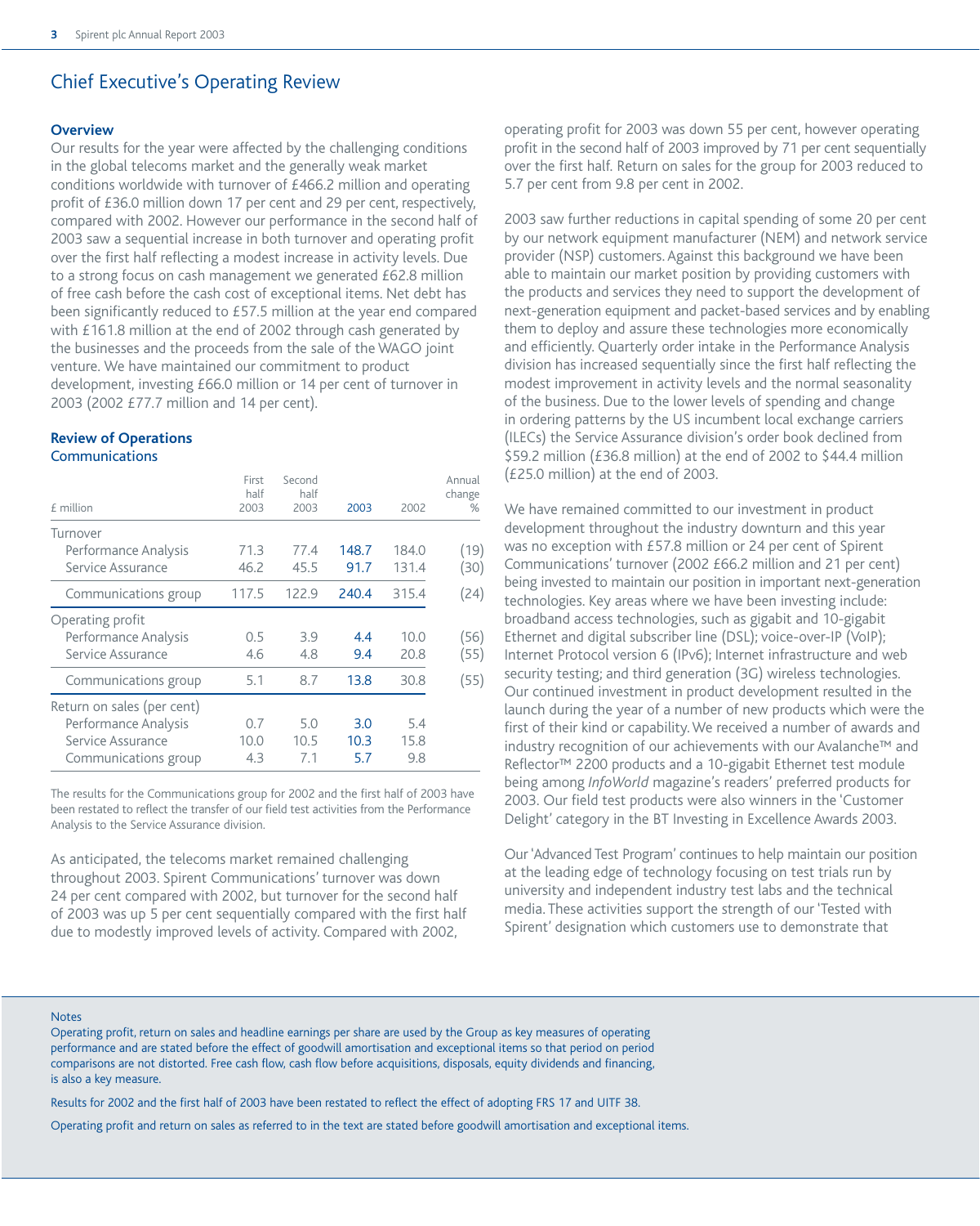## Chief Executive's Operating Review

### Overview

Our results for the year were affected by the challenging conditions in the global telecoms market and the generally weak market conditions worldwide with turnover of £466.2 million and operating profit of £36.0 million down 17 per cent and 29 per cent, respectively, compared with 2002. However our performance in the second half of 2003 saw a sequential increase in both turnover and operating profit over the first half reflecting a modest increase in activity levels. Due to a strong focus on cash management we generated £62.8 million of free cash before the cash cost of exceptional items. Net debt has been significantly reduced to £57.5 million at the year end compared with £161.8 million at the end of 2002 through cash generated by the businesses and the proceeds from the sale of the WAGO joint venture. We have maintained our commitment to product development, investing £66.0 million or 14 per cent of turnover in 2003 (2002 £77.7 million and 14 per cent).

### Review of Operations

**Communications**

| £ million | First half 2003 | Second half 2003 | 2003 | 2002 | Annual change % |
|---|---|---|---|---|---|
| Turnover | | | | | |
| Performance Analysis | 71.3 | 77.4 | 148.7 | 184.0 | (19) |
| Service Assurance | 46.2 | 45.5 | 91.7 | 131.4 | (30) |
| Communications group | 117.5 | 122.9 | 240.4 | 315.4 | (24) |
| Operating profit | | | | | |
| Performance Analysis | 0.5 | 3.9 | 4.4 | 10.0 | (56) |
| Service Assurance | 4.6 | 4.8 | 9.4 | 20.8 | (55) |
| Communications group | 5.1 | 8.7 | 13.8 | 30.8 | (55) |
| Return on sales (per cent) | | | | | |
| Performance Analysis | 0.7 | 5.0 | 3.0 | 5.4 | |
| Service Assurance | 10.0 | 10.5 | 10.3 | 15.8 | |
| Communications group | 4.3 | 7.1 | 5.7 | 9.8 | |

The results for the Communications group for 2002 and the first half of 2003 have been restated to reflect the transfer of our field test activities from the Performance Analysis to the Service Assurance division.

As anticipated, the telecoms market remained challenging throughout 2003. Spirent Communications' turnover was down 24 per cent compared with 2002, but turnover for the second half of 2003 was up 5 per cent sequentially compared with the first half due to modestly improved levels of activity. Compared with 2002, operating profit for 2003 was down 55 per cent, however operating profit in the second half of 2003 improved by 71 per cent sequentially over the first half. Return on sales for the group for 2003 reduced to 5.7 per cent from 9.8 per cent in 2002.

2003 saw further reductions in capital spending of some 20 per cent by our network equipment manufacturer (NEM) and network service provider (NSP) customers. Against this background we have been able to maintain our market position by providing customers with the products and services they need to support the development of next-generation equipment and packet-based services and by enabling them to deploy and assure these technologies more economically and efficiently. Quarterly order intake in the Performance Analysis division has increased sequentially since the first half reflecting the modest improvement in activity levels and the normal seasonality of the business. Due to the lower levels of spending and change in ordering patterns by the US incumbent local exchange carriers (ILECs) the Service Assurance division's order book declined from $59.2 million (£36.8 million) at the end of 2002 to $44.4 million (£25.0 million) at the end of 2003.

We have remained committed to our investment in product development throughout the industry downturn and this year was no exception with £57.8 million or 24 per cent of Spirent Communications' turnover (2002 £66.2 million and 21 per cent) being invested to maintain our position in important next-generation technologies. Key areas where we have been investing include: broadband access technologies, such as gigabit and 10-gigabit Ethernet and digital subscriber line (DSL); voice-over-IP (VoIP); Internet Protocol version 6 (IPv6); Internet infrastructure and web security testing; and third generation (3G) wireless technologies. Our continued investment in product development resulted in the launch during the year of a number of new products which were the first of their kind or capability. We received a number of awards and industry recognition of our achievements with our Avalanche™ and Reflector™ 2200 products and a 10-gigabit Ethernet test module being among *InfoWorld* magazine's readers' preferred products for 2003. Our field test products were also winners in the 'Customer Delight' category in the BT Investing in Excellence Awards 2003.

Our 'Advanced Test Program' continues to help maintain our position at the leading edge of technology focusing on test trials run by university and independent industry test labs and the technical media. These activities support the strength of our 'Tested with Spirent' designation which customers use to demonstrate that

---

Notes

Operating profit, return on sales and headline earnings per share are used by the Group as key measures of operating performance and are stated before the effect of goodwill amortisation and exceptional items so that period on period comparisons are not distorted. Free cash flow, cash flow before acquisitions, disposals, equity dividends and financing, is also a key measure.

Results for 2002 and the first half of 2003 have been restated to reflect the effect of adopting FRS 17 and UITF 38.

Operating profit and return on sales as referred to in the text are stated before goodwill amortisation and exceptional items.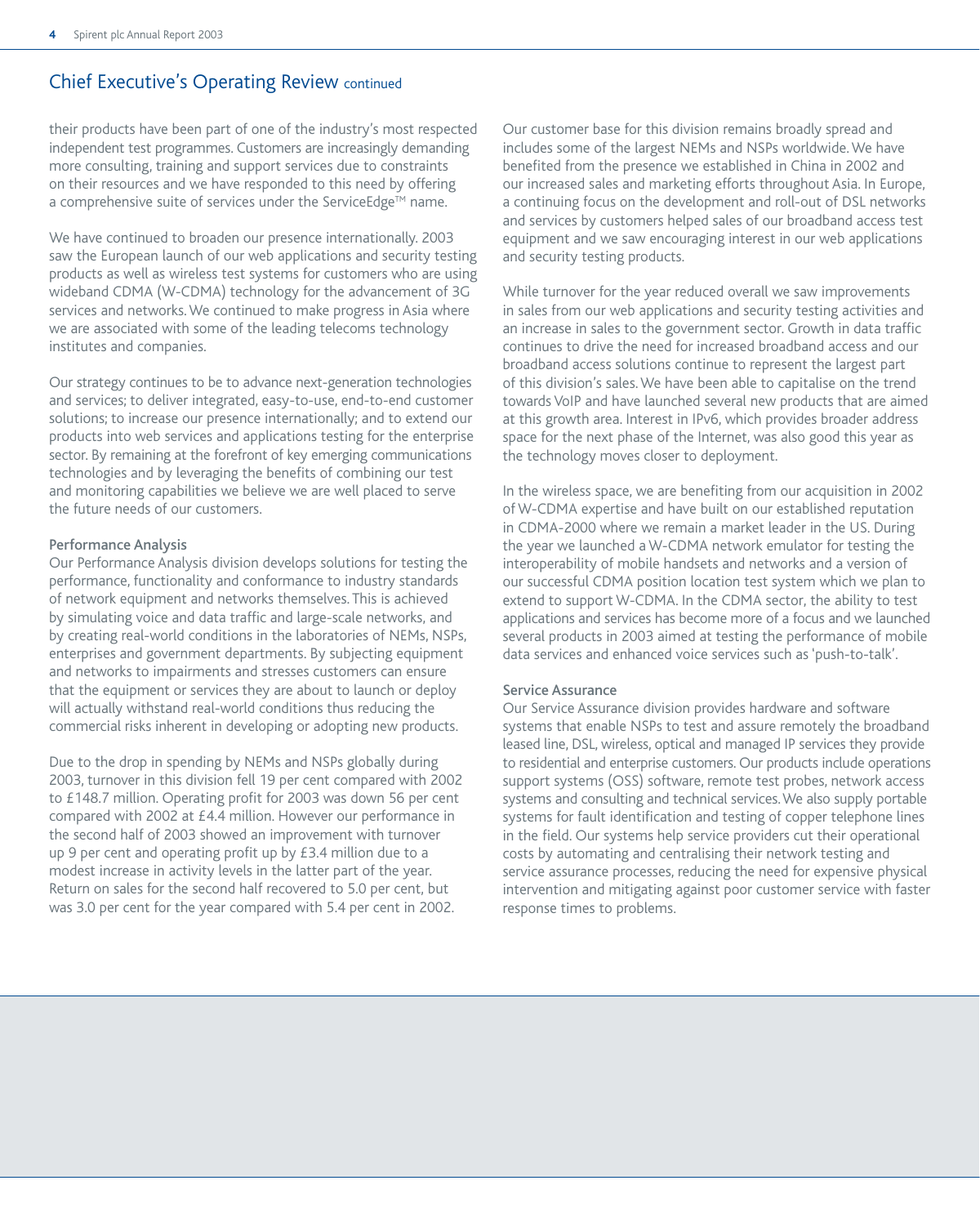## Chief Executive's Operating Review continued

their products have been part of one of the industry's most respected independent test programmes. Customers are increasingly demanding more consulting, training and support services due to constraints on their resources and we have responded to this need by offering a comprehensive suite of services under the ServiceEdge™ name.

We have continued to broaden our presence internationally. 2003 saw the European launch of our web applications and security testing products as well as wireless test systems for customers who are using wideband CDMA (W-CDMA) technology for the advancement of 3G services and networks. We continued to make progress in Asia where we are associated with some of the leading telecoms technology institutes and companies.

Our strategy continues to be to advance next-generation technologies and services; to deliver integrated, easy-to-use, end-to-end customer solutions; to increase our presence internationally; and to extend our products into web services and applications testing for the enterprise sector. By remaining at the forefront of key emerging communications technologies and by leveraging the benefits of combining our test and monitoring capabilities we believe we are well placed to serve the future needs of our customers.

### Performance Analysis

Our Performance Analysis division develops solutions for testing the performance, functionality and conformance to industry standards of network equipment and networks themselves. This is achieved by simulating voice and data traffic and large-scale networks, and by creating real-world conditions in the laboratories of NEMs, NSPs, enterprises and government departments. By subjecting equipment and networks to impairments and stresses customers can ensure that the equipment or services they are about to launch or deploy will actually withstand real-world conditions thus reducing the commercial risks inherent in developing or adopting new products.

Due to the drop in spending by NEMs and NSPs globally during 2003, turnover in this division fell 19 per cent compared with 2002 to £148.7 million. Operating profit for 2003 was down 56 per cent compared with 2002 at £4.4 million. However our performance in the second half of 2003 showed an improvement with turnover up 9 per cent and operating profit up by £3.4 million due to a modest increase in activity levels in the latter part of the year. Return on sales for the second half recovered to 5.0 per cent, but was 3.0 per cent for the year compared with 5.4 per cent in 2002.

Our customer base for this division remains broadly spread and includes some of the largest NEMs and NSPs worldwide. We have benefited from the presence we established in China in 2002 and our increased sales and marketing efforts throughout Asia. In Europe, a continuing focus on the development and roll-out of DSL networks and services by customers helped sales of our broadband access test equipment and we saw encouraging interest in our web applications and security testing products.

While turnover for the year reduced overall we saw improvements in sales from our web applications and security testing activities and an increase in sales to the government sector. Growth in data traffic continues to drive the need for increased broadband access and our broadband access solutions continue to represent the largest part of this division's sales. We have been able to capitalise on the trend towards VoIP and have launched several new products that are aimed at this growth area. Interest in IPv6, which provides broader address space for the next phase of the Internet, was also good this year as the technology moves closer to deployment.

In the wireless space, we are benefiting from our acquisition in 2002 of W-CDMA expertise and have built on our established reputation in CDMA-2000 where we remain a market leader in the US. During the year we launched a W-CDMA network emulator for testing the interoperability of mobile handsets and networks and a version of our successful CDMA position location test system which we plan to extend to support W-CDMA. In the CDMA sector, the ability to test applications and services has become more of a focus and we launched several products in 2003 aimed at testing the performance of mobile data services and enhanced voice services such as 'push-to-talk'.

### Service Assurance

Our Service Assurance division provides hardware and software systems that enable NSPs to test and assure remotely the broadband leased line, DSL, wireless, optical and managed IP services they provide to residential and enterprise customers. Our products include operations support systems (OSS) software, remote test probes, network access systems and consulting and technical services. We also supply portable systems for fault identification and testing of copper telephone lines in the field. Our systems help service providers cut their operational costs by automating and centralising their network testing and service assurance processes, reducing the need for expensive physical intervention and mitigating against poor customer service with faster response times to problems.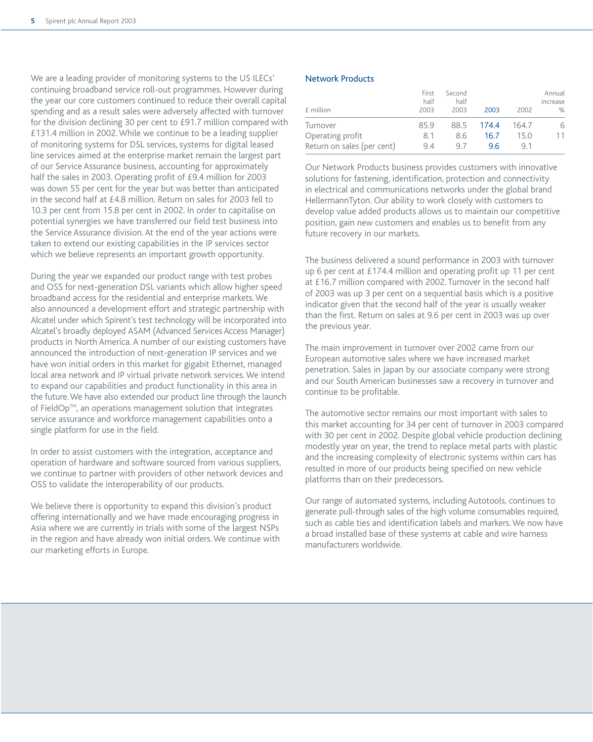We are a leading provider of monitoring systems to the US ILECs' continuing broadband service roll-out programmes. However during the year our core customers continued to reduce their overall capital spending and as a result sales were adversely affected with turnover for the division declining 30 per cent to £91.7 million compared with £131.4 million in 2002. While we continue to be a leading supplier of monitoring systems for DSL services, systems for digital leased line services aimed at the enterprise market remain the largest part of our Service Assurance business, accounting for approximately half the sales in 2003. Operating profit of £9.4 million for 2003 was down 55 per cent for the year but was better than anticipated in the second half at £4.8 million. Return on sales for 2003 fell to 10.3 per cent from 15.8 per cent in 2002. In order to capitalise on potential synergies we have transferred our field test business into the Service Assurance division. At the end of the year actions were taken to extend our existing capabilities in the IP services sector which we believe represents an important growth opportunity.

During the year we expanded our product range with test probes and OSS for next-generation DSL variants which allow higher speed broadband access for the residential and enterprise markets. We also announced a development effort and strategic partnership with Alcatel under which Spirent's test technology will be incorporated into Alcatel's broadly deployed ASAM (Advanced Services Access Manager) products in North America. A number of our existing customers have announced the introduction of next-generation IP services and we have won initial orders in this market for gigabit Ethernet, managed local area network and IP virtual private network services. We intend to expand our capabilities and product functionality in this area in the future. We have also extended our product line through the launch of FieldOp™, an operations management solution that integrates service assurance and workforce management capabilities onto a single platform for use in the field.

In order to assist customers with the integration, acceptance and operation of hardware and software sourced from various suppliers, we continue to partner with providers of other network devices and OSS to validate the interoperability of our products.

We believe there is opportunity to expand this division's product offering internationally and we have made encouraging progress in Asia where we are currently in trials with some of the largest NSPs in the region and have already won initial orders. We continue with our marketing efforts in Europe.

## Network Products

| £ million | First half 2003 | Second half 2003 | 2003 | 2002 | Annual increase % |
|---|---|---|---|---|---|
| Turnover | 85.9 | 88.5 | 174.4 | 164.7 | 6 |
| Operating profit | 8.1 | 8.6 | 16.7 | 15.0 | 11 |
| Return on sales (per cent) | 9.4 | 9.7 | 9.6 | 9.1 | |

Our Network Products business provides customers with innovative solutions for fastening, identification, protection and connectivity in electrical and communications networks under the global brand HellermannTyton. Our ability to work closely with customers to develop value added products allows us to maintain our competitive position, gain new customers and enables us to benefit from any future recovery in our markets.

The business delivered a sound performance in 2003 with turnover up 6 per cent at £174.4 million and operating profit up 11 per cent at £16.7 million compared with 2002. Turnover in the second half of 2003 was up 3 per cent on a sequential basis which is a positive indicator given that the second half of the year is usually weaker than the first. Return on sales at 9.6 per cent in 2003 was up over the previous year.

The main improvement in turnover over 2002 came from our European automotive sales where we have increased market penetration. Sales in Japan by our associate company were strong and our South American businesses saw a recovery in turnover and continue to be profitable.

The automotive sector remains our most important with sales to this market accounting for 34 per cent of turnover in 2003 compared with 30 per cent in 2002. Despite global vehicle production declining modestly year on year, the trend to replace metal parts with plastic and the increasing complexity of electronic systems within cars has resulted in more of our products being specified on new vehicle platforms than on their predecessors.

Our range of automated systems, including Autotools, continues to generate pull-through sales of the high volume consumables required, such as cable ties and identification labels and markers. We now have a broad installed base of these systems at cable and wire harness manufacturers worldwide.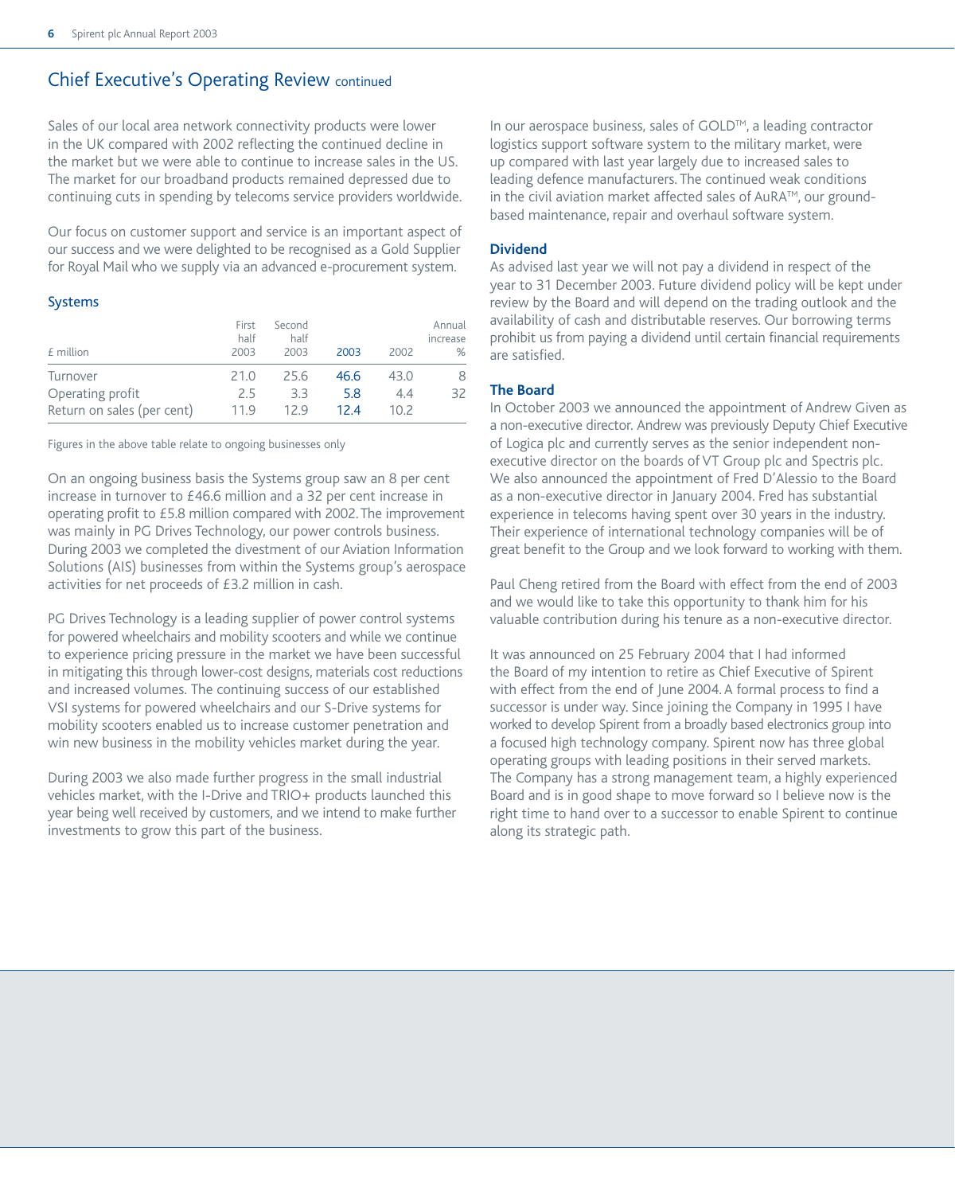## Chief Executive's Operating Review continued

Sales of our local area network connectivity products were lower in the UK compared with 2002 reflecting the continued decline in the market but we were able to continue to increase sales in the US. The market for our broadband products remained depressed due to continuing cuts in spending by telecoms service providers worldwide.

Our focus on customer support and service is an important aspect of our success and we were delighted to be recognised as a Gold Supplier for Royal Mail who we supply via an advanced e-procurement system.

### Systems

| £ million | First half 2003 | Second half 2003 | 2003 | 2002 | Annual increase % |
|---|---|---|---|---|---|
| Turnover | 21.0 | 25.6 | 46.6 | 43.0 | 8 |
| Operating profit | 2.5 | 3.3 | 5.8 | 4.4 | 32 |
| Return on sales (per cent) | 11.9 | 12.9 | 12.4 | 10.2 | |

Figures in the above table relate to ongoing businesses only

On an ongoing business basis the Systems group saw an 8 per cent increase in turnover to £46.6 million and a 32 per cent increase in operating profit to £5.8 million compared with 2002. The improvement was mainly in PG Drives Technology, our power controls business. During 2003 we completed the divestment of our Aviation Information Solutions (AIS) businesses from within the Systems group's aerospace activities for net proceeds of £3.2 million in cash.

PG Drives Technology is a leading supplier of power control systems for powered wheelchairs and mobility scooters and while we continue to experience pricing pressure in the market we have been successful in mitigating this through lower-cost designs, materials cost reductions and increased volumes. The continuing success of our established VSI systems for powered wheelchairs and our S-Drive systems for mobility scooters enabled us to increase customer penetration and win new business in the mobility vehicles market during the year.

During 2003 we also made further progress in the small industrial vehicles market, with the I-Drive and TRIO+ products launched this year being well received by customers, and we intend to make further investments to grow this part of the business.

In our aerospace business, sales of GOLD™, a leading contractor logistics support software system to the military market, were up compared with last year largely due to increased sales to leading defence manufacturers. The continued weak conditions in the civil aviation market affected sales of AuRA™, our ground-based maintenance, repair and overhaul software system.

### Dividend

As advised last year we will not pay a dividend in respect of the year to 31 December 2003. Future dividend policy will be kept under review by the Board and will depend on the trading outlook and the availability of cash and distributable reserves. Our borrowing terms prohibit us from paying a dividend until certain financial requirements are satisfied.

### The Board

In October 2003 we announced the appointment of Andrew Given as a non-executive director. Andrew was previously Deputy Chief Executive of Logica plc and currently serves as the senior independent non-executive director on the boards of VT Group plc and Spectris plc. We also announced the appointment of Fred D'Alessio to the Board as a non-executive director in January 2004. Fred has substantial experience in telecoms having spent over 30 years in the industry. Their experience of international technology companies will be of great benefit to the Group and we look forward to working with them.

Paul Cheng retired from the Board with effect from the end of 2003 and we would like to take this opportunity to thank him for his valuable contribution during his tenure as a non-executive director.

It was announced on 25 February 2004 that I had informed the Board of my intention to retire as Chief Executive of Spirent with effect from the end of June 2004. A formal process to find a successor is under way. Since joining the Company in 1995 I have worked to develop Spirent from a broadly based electronics group into a focused high technology company. Spirent now has three global operating groups with leading positions in their served markets. The Company has a strong management team, a highly experienced Board and is in good shape to move forward so I believe now is the right time to hand over to a successor to enable Spirent to continue along its strategic path.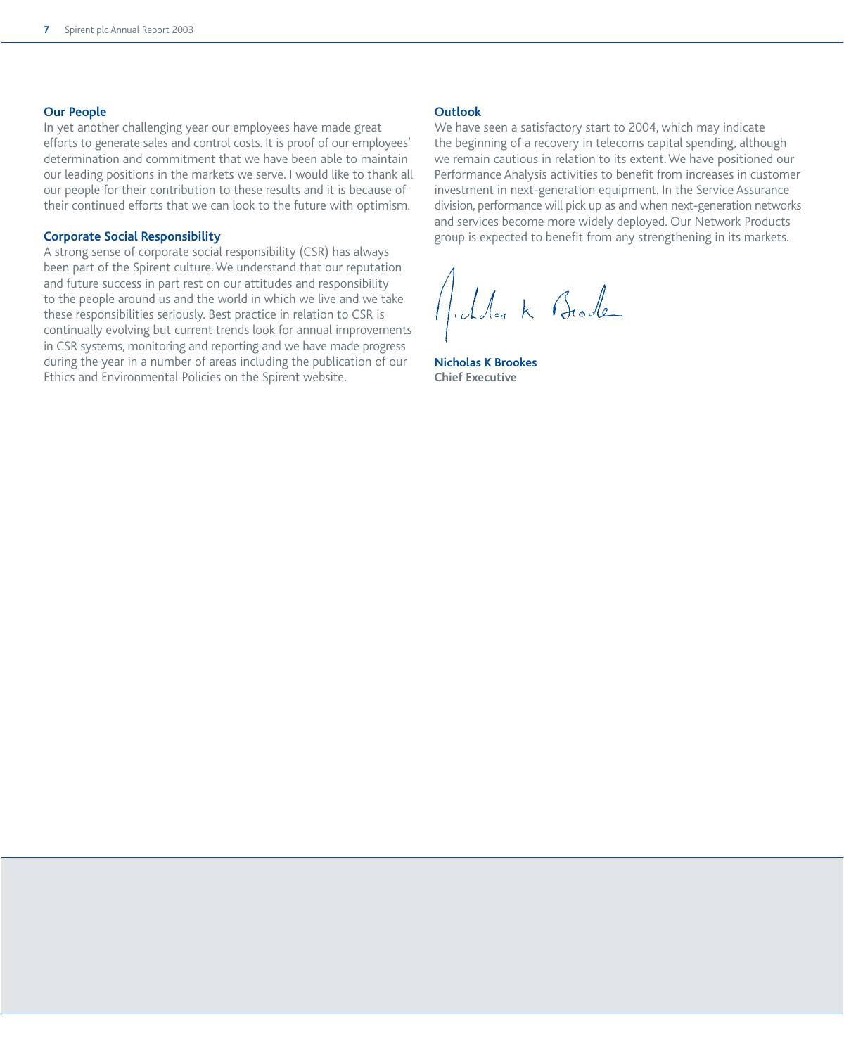## Our People

In yet another challenging year our employees have made great efforts to generate sales and control costs. It is proof of our employees' determination and commitment that we have been able to maintain our leading positions in the markets we serve. I would like to thank all our people for their contribution to these results and it is because of their continued efforts that we can look to the future with optimism.

## Corporate Social Responsibility

A strong sense of corporate social responsibility (CSR) has always been part of the Spirent culture. We understand that our reputation and future success in part rest on our attitudes and responsibility to the people around us and the world in which we live and we take these responsibilities seriously. Best practice in relation to CSR is continually evolving but current trends look for annual improvements in CSR systems, monitoring and reporting and we have made progress during the year in a number of areas including the publication of our Ethics and Environmental Policies on the Spirent website.

## Outlook

We have seen a satisfactory start to 2004, which may indicate the beginning of a recovery in telecoms capital spending, although we remain cautious in relation to its extent. We have positioned our Performance Analysis activities to benefit from increases in customer investment in next-generation equipment. In the Service Assurance division, performance will pick up as and when next-generation networks and services become more widely deployed. Our Network Products group is expected to benefit from any strengthening in its markets.

**Nicholas K Brookes**
**Chief Executive**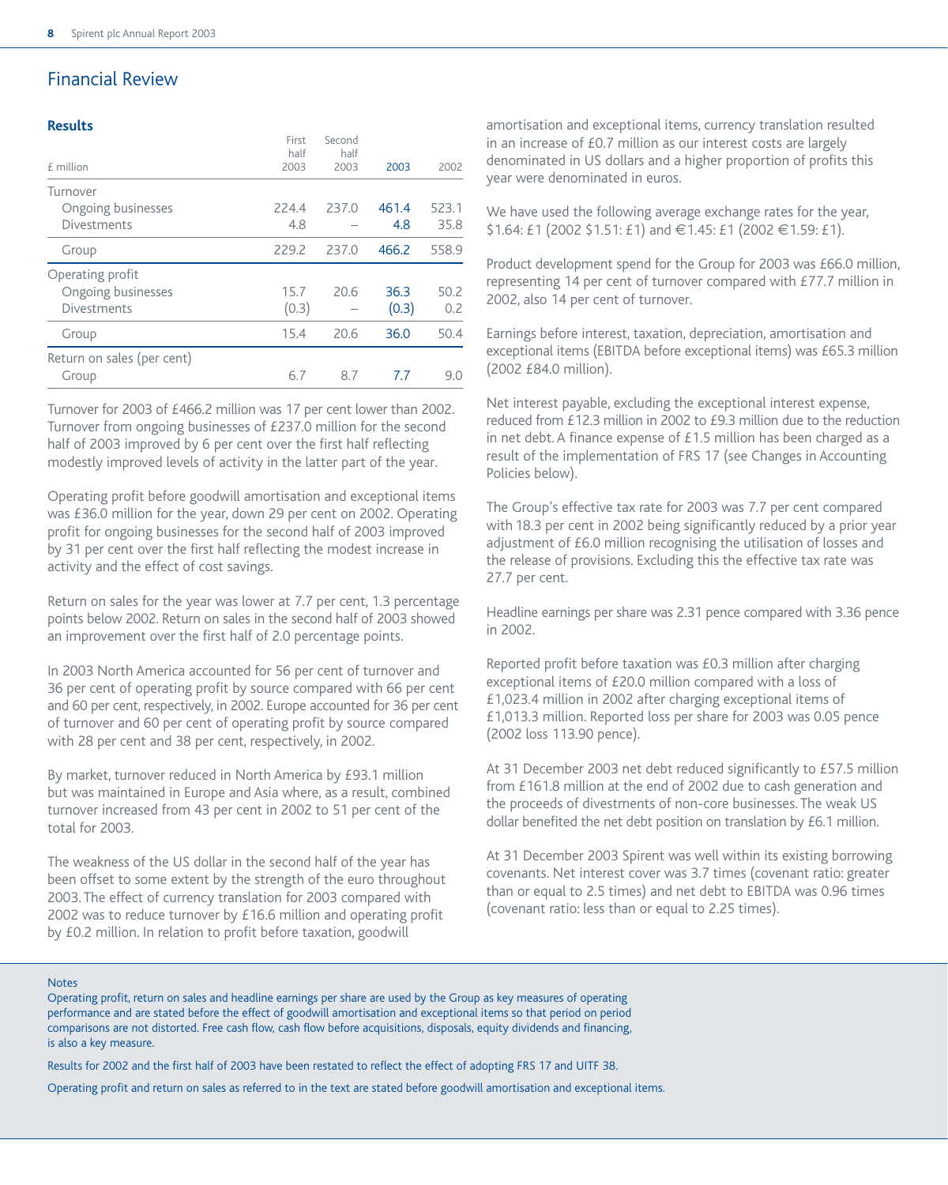# Financial Review

## Results

| £ million | First half 2003 | Second half 2003 | 2003 | 2002 |
|---|---|---|---|---|
| Turnover | | | | |
| Ongoing businesses | 224.4 | 237.0 | 461.4 | 523.1 |
| Divestments | 4.8 | – | 4.8 | 35.8 |
| Group | 229.2 | 237.0 | 466.2 | 558.9 |
| Operating profit | | | | |
| Ongoing businesses | 15.7 | 20.6 | 36.3 | 50.2 |
| Divestments | (0.3) | – | (0.3) | 0.2 |
| Group | 15.4 | 20.6 | 36.0 | 50.4 |
| Return on sales (per cent) | | | | |
| Group | 6.7 | 8.7 | 7.7 | 9.0 |

Turnover for 2003 of £466.2 million was 17 per cent lower than 2002. Turnover from ongoing businesses of £237.0 million for the second half of 2003 improved by 6 per cent over the first half reflecting modestly improved levels of activity in the latter part of the year.

Operating profit before goodwill amortisation and exceptional items was £36.0 million for the year, down 29 per cent on 2002. Operating profit for ongoing businesses for the second half of 2003 improved by 31 per cent over the first half reflecting the modest increase in activity and the effect of cost savings.

Return on sales for the year was lower at 7.7 per cent, 1.3 percentage points below 2002. Return on sales in the second half of 2003 showed an improvement over the first half of 2.0 percentage points.

In 2003 North America accounted for 56 per cent of turnover and 36 per cent of operating profit by source compared with 66 per cent and 60 per cent, respectively, in 2002. Europe accounted for 36 per cent of turnover and 60 per cent of operating profit by source compared with 28 per cent and 38 per cent, respectively, in 2002.

By market, turnover reduced in North America by £93.1 million but was maintained in Europe and Asia where, as a result, combined turnover increased from 43 per cent in 2002 to 51 per cent of the total for 2003.

The weakness of the US dollar in the second half of the year has been offset to some extent by the strength of the euro throughout 2003. The effect of currency translation for 2003 compared with 2002 was to reduce turnover by £16.6 million and operating profit by £0.2 million. In relation to profit before taxation, goodwill amortisation and exceptional items, currency translation resulted in an increase of £0.7 million as our interest costs are largely denominated in US dollars and a higher proportion of profits this year were denominated in euros.

We have used the following average exchange rates for the year, $1.64: £1 (2002 $1.51: £1) and €1.45: £1 (2002 €1.59: £1).

Product development spend for the Group for 2003 was £66.0 million, representing 14 per cent of turnover compared with £77.7 million in 2002, also 14 per cent of turnover.

Earnings before interest, taxation, depreciation, amortisation and exceptional items (EBITDA before exceptional items) was £65.3 million (2002 £84.0 million).

Net interest payable, excluding the exceptional interest expense, reduced from £12.3 million in 2002 to £9.3 million due to the reduction in net debt. A finance expense of £1.5 million has been charged as a result of the implementation of FRS 17 (see Changes in Accounting Policies below).

The Group's effective tax rate for 2003 was 7.7 per cent compared with 18.3 per cent in 2002 being significantly reduced by a prior year adjustment of £6.0 million recognising the utilisation of losses and the release of provisions. Excluding this the effective tax rate was 27.7 per cent.

Headline earnings per share was 2.31 pence compared with 3.36 pence in 2002.

Reported profit before taxation was £0.3 million after charging exceptional items of £20.0 million compared with a loss of £1,023.4 million in 2002 after charging exceptional items of £1,013.3 million. Reported loss per share for 2003 was 0.05 pence (2002 loss 113.90 pence).

At 31 December 2003 net debt reduced significantly to £57.5 million from £161.8 million at the end of 2002 due to cash generation and the proceeds of divestments of non-core businesses. The weak US dollar benefited the net debt position on translation by £6.1 million.

At 31 December 2003 Spirent was well within its existing borrowing covenants. Net interest cover was 3.7 times (covenant ratio: greater than or equal to 2.5 times) and net debt to EBITDA was 0.96 times (covenant ratio: less than or equal to 2.25 times).

Notes

Operating profit, return on sales and headline earnings per share are used by the Group as key measures of operating performance and are stated before the effect of goodwill amortisation and exceptional items so that period on period comparisons are not distorted. Free cash flow, cash flow before acquisitions, disposals, equity dividends and financing, is also a key measure.

Results for 2002 and the first half of 2003 have been restated to reflect the effect of adopting FRS 17 and UITF 38.

Operating profit and return on sales as referred to in the text are stated before goodwill amortisation and exceptional items.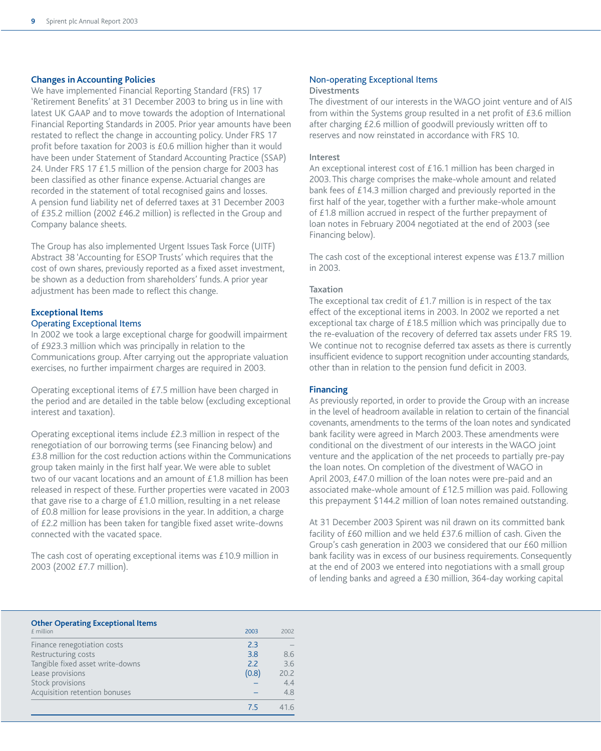## Changes in Accounting Policies

We have implemented Financial Reporting Standard (FRS) 17 'Retirement Benefits' at 31 December 2003 to bring us in line with latest UK GAAP and to move towards the adoption of International Financial Reporting Standards in 2005. Prior year amounts have been restated to reflect the change in accounting policy. Under FRS 17 profit before taxation for 2003 is £0.6 million higher than it would have been under Statement of Standard Accounting Practice (SSAP) 24. Under FRS 17 £1.5 million of the pension charge for 2003 has been classified as other finance expense. Actuarial changes are recorded in the statement of total recognised gains and losses. A pension fund liability net of deferred taxes at 31 December 2003 of £35.2 million (2002 £46.2 million) is reflected in the Group and Company balance sheets.

The Group has also implemented Urgent Issues Task Force (UITF) Abstract 38 'Accounting for ESOP Trusts' which requires that the cost of own shares, previously reported as a fixed asset investment, be shown as a deduction from shareholders' funds. A prior year adjustment has been made to reflect this change.

## Exceptional Items

### Operating Exceptional Items

In 2002 we took a large exceptional charge for goodwill impairment of £923.3 million which was principally in relation to the Communications group. After carrying out the appropriate valuation exercises, no further impairment charges are required in 2003.

Operating exceptional items of £7.5 million have been charged in the period and are detailed in the table below (excluding exceptional interest and taxation).

Operating exceptional items include £2.3 million in respect of the renegotiation of our borrowing terms (see Financing below) and £3.8 million for the cost reduction actions within the Communications group taken mainly in the first half year. We were able to sublet two of our vacant locations and an amount of £1.8 million has been released in respect of these. Further properties were vacated in 2003 that gave rise to a charge of £1.0 million, resulting in a net release of £0.8 million for lease provisions in the year. In addition, a charge of £2.2 million has been taken for tangible fixed asset write-downs connected with the vacated space.

The cash cost of operating exceptional items was £10.9 million in 2003 (2002 £7.7 million).

### Non-operating Exceptional Items

#### Divestments

The divestment of our interests in the WAGO joint venture and of AIS from within the Systems group resulted in a net profit of £3.6 million after charging £2.6 million of goodwill previously written off to reserves and now reinstated in accordance with FRS 10.

#### Interest

An exceptional interest cost of £16.1 million has been charged in 2003. This charge comprises the make-whole amount and related bank fees of £14.3 million charged and previously reported in the first half of the year, together with a further make-whole amount of £1.8 million accrued in respect of the further prepayment of loan notes in February 2004 negotiated at the end of 2003 (see Financing below).

The cash cost of the exceptional interest expense was £13.7 million in 2003.

#### Taxation

The exceptional tax credit of £1.7 million is in respect of the tax effect of the exceptional items in 2003. In 2002 we reported a net exceptional tax charge of £18.5 million which was principally due to the re-evaluation of the recovery of deferred tax assets under FRS 19. We continue not to recognise deferred tax assets as there is currently insufficient evidence to support recognition under accounting standards, other than in relation to the pension fund deficit in 2003.

## Financing

As previously reported, in order to provide the Group with an increase in the level of headroom available in relation to certain of the financial covenants, amendments to the terms of the loan notes and syndicated bank facility were agreed in March 2003. These amendments were conditional on the divestment of our interests in the WAGO joint venture and the application of the net proceeds to partially pre-pay the loan notes. On completion of the divestment of WAGO in April 2003, £47.0 million of the loan notes were pre-paid and an associated make-whole amount of £12.5 million was paid. Following this prepayment $144.2 million of loan notes remained outstanding.

At 31 December 2003 Spirent was nil drawn on its committed bank facility of £60 million and we held £37.6 million of cash. Given the Group's cash generation in 2003 we considered that our £60 million bank facility was in excess of our business requirements. Consequently at the end of 2003 we entered into negotiations with a small group of lending banks and agreed a £30 million, 364-day working capital

**Other Operating Exceptional Items**

| £ million | 2003 | 2002 |
|---|---|---|
| Finance renegotiation costs | 2.3 | – |
| Restructuring costs | 3.8 | 8.6 |
| Tangible fixed asset write-downs | 2.2 | 3.6 |
| Lease provisions | (0.8) | 20.2 |
| Stock provisions | – | 4.4 |
| Acquisition retention bonuses | – | 4.8 |
| | 7.5 | 41.6 |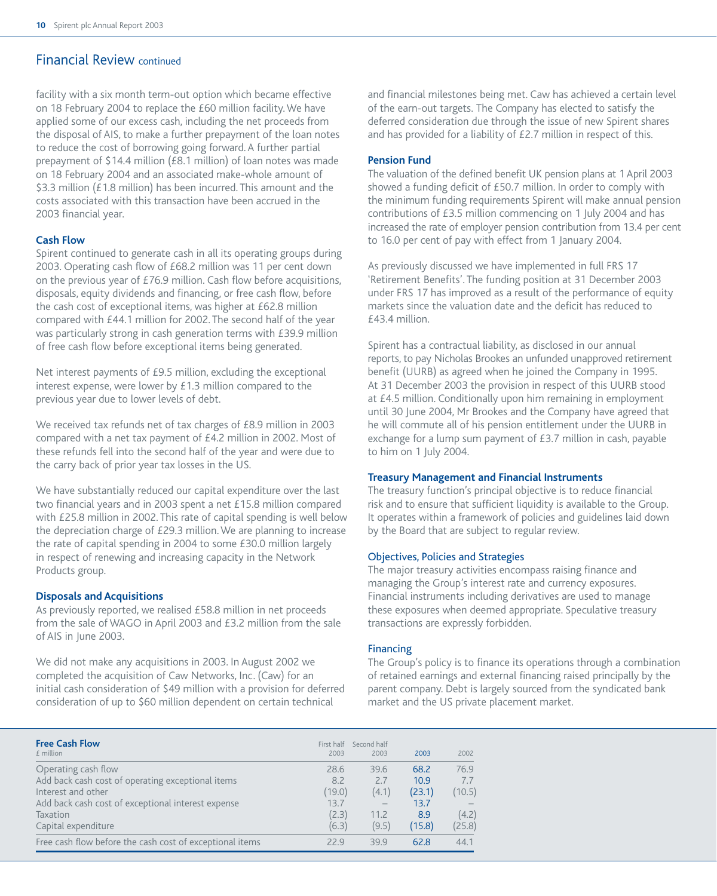## Financial Review continued

facility with a six month term-out option which became effective on 18 February 2004 to replace the £60 million facility. We have applied some of our excess cash, including the net proceeds from the disposal of AIS, to make a further prepayment of the loan notes to reduce the cost of borrowing going forward. A further partial prepayment of $14.4 million (£8.1 million) of loan notes was made on 18 February 2004 and an associated make-whole amount of $3.3 million (£1.8 million) has been incurred. This amount and the costs associated with this transaction have been accrued in the 2003 financial year.

### Cash Flow

Spirent continued to generate cash in all its operating groups during 2003. Operating cash flow of £68.2 million was 11 per cent down on the previous year of £76.9 million. Cash flow before acquisitions, disposals, equity dividends and financing, or free cash flow, before the cash cost of exceptional items, was higher at £62.8 million compared with £44.1 million for 2002. The second half of the year was particularly strong in cash generation terms with £39.9 million of free cash flow before exceptional items being generated.

Net interest payments of £9.5 million, excluding the exceptional interest expense, were lower by £1.3 million compared to the previous year due to lower levels of debt.

We received tax refunds net of tax charges of £8.9 million in 2003 compared with a net tax payment of £4.2 million in 2002. Most of these refunds fell into the second half of the year and were due to the carry back of prior year tax losses in the US.

We have substantially reduced our capital expenditure over the last two financial years and in 2003 spent a net £15.8 million compared with £25.8 million in 2002. This rate of capital spending is well below the depreciation charge of £29.3 million. We are planning to increase the rate of capital spending in 2004 to some £30.0 million largely in respect of renewing and increasing capacity in the Network Products group.

### Disposals and Acquisitions

As previously reported, we realised £58.8 million in net proceeds from the sale of WAGO in April 2003 and £3.2 million from the sale of AIS in June 2003.

We did not make any acquisitions in 2003. In August 2002 we completed the acquisition of Caw Networks, Inc. (Caw) for an initial cash consideration of $49 million with a provision for deferred consideration of up to $60 million dependent on certain technical and financial milestones being met. Caw has achieved a certain level of the earn-out targets. The Company has elected to satisfy the deferred consideration due through the issue of new Spirent shares and has provided for a liability of £2.7 million in respect of this.

### Pension Fund

The valuation of the defined benefit UK pension plans at 1 April 2003 showed a funding deficit of £50.7 million. In order to comply with the minimum funding requirements Spirent will make annual pension contributions of £3.5 million commencing on 1 July 2004 and has increased the rate of employer pension contribution from 13.4 per cent to 16.0 per cent of pay with effect from 1 January 2004.

As previously discussed we have implemented in full FRS 17 'Retirement Benefits'. The funding position at 31 December 2003 under FRS 17 has improved as a result of the performance of equity markets since the valuation date and the deficit has reduced to £43.4 million.

Spirent has a contractual liability, as disclosed in our annual reports, to pay Nicholas Brookes an unfunded unapproved retirement benefit (UURB) as agreed when he joined the Company in 1995. At 31 December 2003 the provision in respect of this UURB stood at £4.5 million. Conditionally upon him remaining in employment until 30 June 2004, Mr Brookes and the Company have agreed that he will commute all of his pension entitlement under the UURB in exchange for a lump sum payment of £3.7 million in cash, payable to him on 1 July 2004.

### Treasury Management and Financial Instruments

The treasury function's principal objective is to reduce financial risk and to ensure that sufficient liquidity is available to the Group. It operates within a framework of policies and guidelines laid down by the Board that are subject to regular review.

#### Objectives, Policies and Strategies

The major treasury activities encompass raising finance and managing the Group's interest rate and currency exposures. Financial instruments including derivatives are used to manage these exposures when deemed appropriate. Speculative treasury transactions are expressly forbidden.

#### Financing

The Group's policy is to finance its operations through a combination of retained earnings and external financing raised principally by the parent company. Debt is largely sourced from the syndicated bank market and the US private placement market.

**Free Cash Flow**

| £ million | First half 2003 | Second half 2003 | 2003 | 2002 |
|---|---|---|---|---|
| Operating cash flow | 28.6 | 39.6 | 68.2 | 76.9 |
| Add back cash cost of operating exceptional items | 8.2 | 2.7 | 10.9 | 7.7 |
| Interest and other | (19.0) | (4.1) | (23.1) | (10.5) |
| Add back cash cost of exceptional interest expense | 13.7 | – | 13.7 | – |
| Taxation | (2.3) | 11.2 | 8.9 | (4.2) |
| Capital expenditure | (6.3) | (9.5) | (15.8) | (25.8) |
| Free cash flow before the cash cost of exceptional items | 22.9 | 39.9 | 62.8 | 44.1 |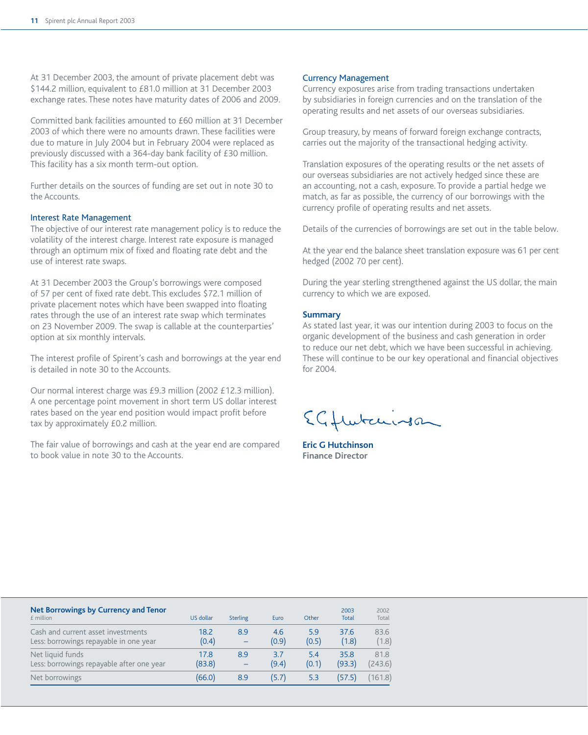At 31 December 2003, the amount of private placement debt was $144.2 million, equivalent to £81.0 million at 31 December 2003 exchange rates. These notes have maturity dates of 2006 and 2009.

Committed bank facilities amounted to £60 million at 31 December 2003 of which there were no amounts drawn. These facilities were due to mature in July 2004 but in February 2004 were replaced as previously discussed with a 364-day bank facility of £30 million. This facility has a six month term-out option.

Further details on the sources of funding are set out in note 30 to the Accounts.

### Interest Rate Management

The objective of our interest rate management policy is to reduce the volatility of the interest charge. Interest rate exposure is managed through an optimum mix of fixed and floating rate debt and the use of interest rate swaps.

At 31 December 2003 the Group's borrowings were composed of 57 per cent of fixed rate debt. This excludes $72.1 million of private placement notes which have been swapped into floating rates through the use of an interest rate swap which terminates on 23 November 2009. The swap is callable at the counterparties' option at six monthly intervals.

The interest profile of Spirent's cash and borrowings at the year end is detailed in note 30 to the Accounts.

Our normal interest charge was £9.3 million (2002 £12.3 million). A one percentage point movement in short term US dollar interest rates based on the year end position would impact profit before tax by approximately £0.2 million.

The fair value of borrowings and cash at the year end are compared to book value in note 30 to the Accounts.

### Currency Management

Currency exposures arise from trading transactions undertaken by subsidiaries in foreign currencies and on the translation of the operating results and net assets of our overseas subsidiaries.

Group treasury, by means of forward foreign exchange contracts, carries out the majority of the transactional hedging activity.

Translation exposures of the operating results or the net assets of our overseas subsidiaries are not actively hedged since these are an accounting, not a cash, exposure. To provide a partial hedge we match, as far as possible, the currency of our borrowings with the currency profile of operating results and net assets.

Details of the currencies of borrowings are set out in the table below.

At the year end the balance sheet translation exposure was 61 per cent hedged (2002 70 per cent).

During the year sterling strengthened against the US dollar, the main currency to which we are exposed.

### Summary

As stated last year, it was our intention during 2003 to focus on the organic development of the business and cash generation in order to reduce our net debt, which we have been successful in achieving. These will continue to be our key operational and financial objectives for 2004.

**Eric G Hutchinson**
**Finance Director**

**Net Borrowings by Currency and Tenor**

| £ million | US dollar | Sterling | Euro | Other | 2003 Total | 2002 Total |
|---|---|---|---|---|---|---|
| Cash and current asset investments | 18.2 | 8.9 | 4.6 | 5.9 | 37.6 | 83.6 |
| Less: borrowings repayable in one year | (0.4) | – | (0.9) | (0.5) | (1.8) | (1.8) |
| Net liquid funds | 17.8 | 8.9 | 3.7 | 5.4 | 35.8 | 81.8 |
| Less: borrowings repayable after one year | (83.8) | – | (9.4) | (0.1) | (93.3) | (243.6) |
| Net borrowings | (66.0) | 8.9 | (5.7) | 5.3 | (57.5) | (161.8) |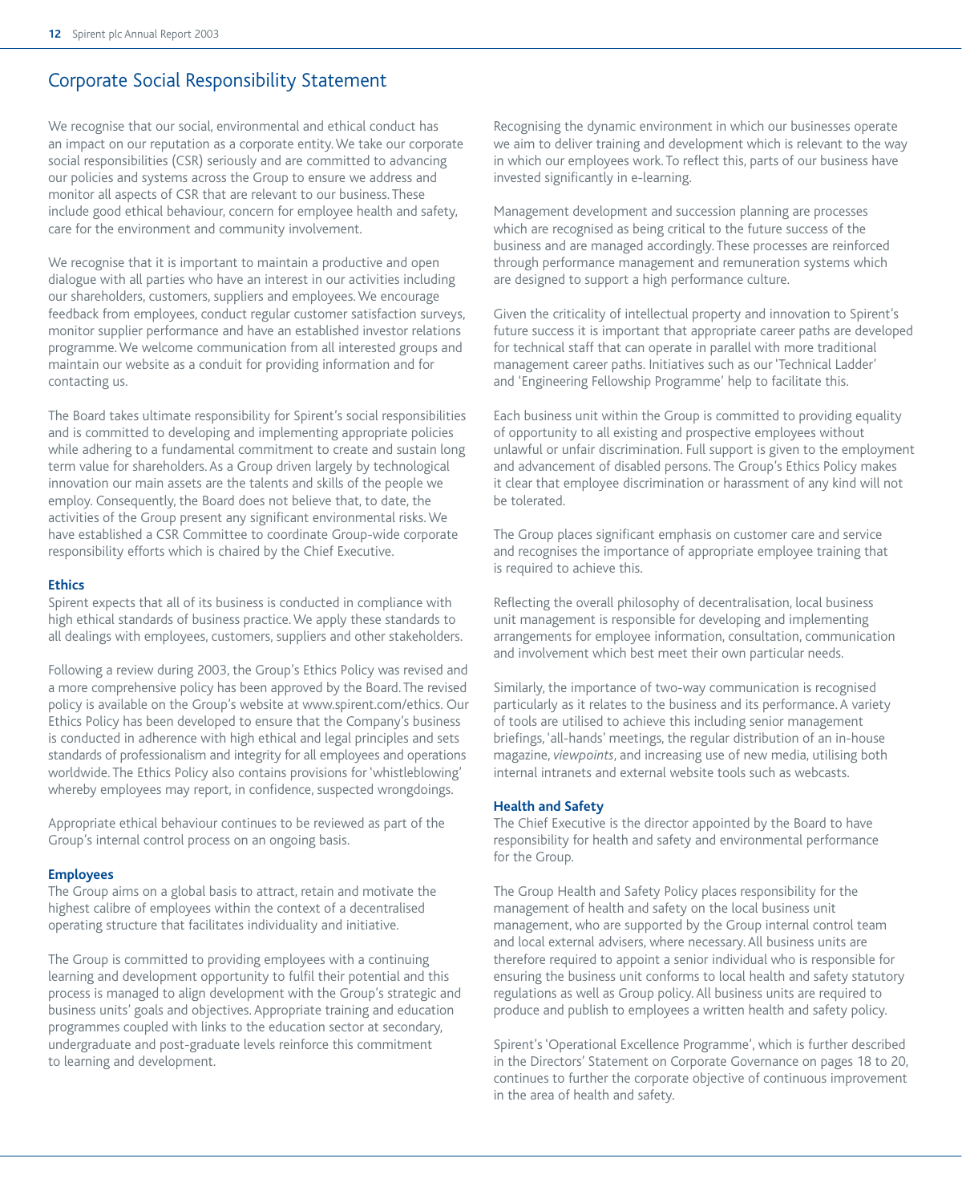# Corporate Social Responsibility Statement

We recognise that our social, environmental and ethical conduct has an impact on our reputation as a corporate entity. We take our corporate social responsibilities (CSR) seriously and are committed to advancing our policies and systems across the Group to ensure we address and monitor all aspects of CSR that are relevant to our business. These include good ethical behaviour, concern for employee health and safety, care for the environment and community involvement.

We recognise that it is important to maintain a productive and open dialogue with all parties who have an interest in our activities including our shareholders, customers, suppliers and employees. We encourage feedback from employees, conduct regular customer satisfaction surveys, monitor supplier performance and have an established investor relations programme. We welcome communication from all interested groups and maintain our website as a conduit for providing information and for contacting us.

The Board takes ultimate responsibility for Spirent's social responsibilities and is committed to developing and implementing appropriate policies while adhering to a fundamental commitment to create and sustain long term value for shareholders. As a Group driven largely by technological innovation our main assets are the talents and skills of the people we employ. Consequently, the Board does not believe that, to date, the activities of the Group present any significant environmental risks. We have established a CSR Committee to coordinate Group-wide corporate responsibility efforts which is chaired by the Chief Executive.

### Ethics

Spirent expects that all of its business is conducted in compliance with high ethical standards of business practice. We apply these standards to all dealings with employees, customers, suppliers and other stakeholders.

Following a review during 2003, the Group's Ethics Policy was revised and a more comprehensive policy has been approved by the Board. The revised policy is available on the Group's website at www.spirent.com/ethics. Our Ethics Policy has been developed to ensure that the Company's business is conducted in adherence with high ethical and legal principles and sets standards of professionalism and integrity for all employees and operations worldwide. The Ethics Policy also contains provisions for 'whistleblowing' whereby employees may report, in confidence, suspected wrongdoings.

Appropriate ethical behaviour continues to be reviewed as part of the Group's internal control process on an ongoing basis.

### Employees

The Group aims on a global basis to attract, retain and motivate the highest calibre of employees within the context of a decentralised operating structure that facilitates individuality and initiative.

The Group is committed to providing employees with a continuing learning and development opportunity to fulfil their potential and this process is managed to align development with the Group's strategic and business units' goals and objectives. Appropriate training and education programmes coupled with links to the education sector at secondary, undergraduate and post-graduate levels reinforce this commitment to learning and development.

Recognising the dynamic environment in which our businesses operate we aim to deliver training and development which is relevant to the way in which our employees work. To reflect this, parts of our business have invested significantly in e-learning.

Management development and succession planning are processes which are recognised as being critical to the future success of the business and are managed accordingly. These processes are reinforced through performance management and remuneration systems which are designed to support a high performance culture.

Given the criticality of intellectual property and innovation to Spirent's future success it is important that appropriate career paths are developed for technical staff that can operate in parallel with more traditional management career paths. Initiatives such as our 'Technical Ladder' and 'Engineering Fellowship Programme' help to facilitate this.

Each business unit within the Group is committed to providing equality of opportunity to all existing and prospective employees without unlawful or unfair discrimination. Full support is given to the employment and advancement of disabled persons. The Group's Ethics Policy makes it clear that employee discrimination or harassment of any kind will not be tolerated.

The Group places significant emphasis on customer care and service and recognises the importance of appropriate employee training that is required to achieve this.

Reflecting the overall philosophy of decentralisation, local business unit management is responsible for developing and implementing arrangements for employee information, consultation, communication and involvement which best meet their own particular needs.

Similarly, the importance of two-way communication is recognised particularly as it relates to the business and its performance. A variety of tools are utilised to achieve this including senior management briefings, 'all-hands' meetings, the regular distribution of an in-house magazine, *viewpoints*, and increasing use of new media, utilising both internal intranets and external website tools such as webcasts.

### Health and Safety

The Chief Executive is the director appointed by the Board to have responsibility for health and safety and environmental performance for the Group.

The Group Health and Safety Policy places responsibility for the management of health and safety on the local business unit management, who are supported by the Group internal control team and local external advisers, where necessary. All business units are therefore required to appoint a senior individual who is responsible for ensuring the business unit conforms to local health and safety statutory regulations as well as Group policy. All business units are required to produce and publish to employees a written health and safety policy.

Spirent's 'Operational Excellence Programme', which is further described in the Directors' Statement on Corporate Governance on pages 18 to 20, continues to further the corporate objective of continuous improvement in the area of health and safety.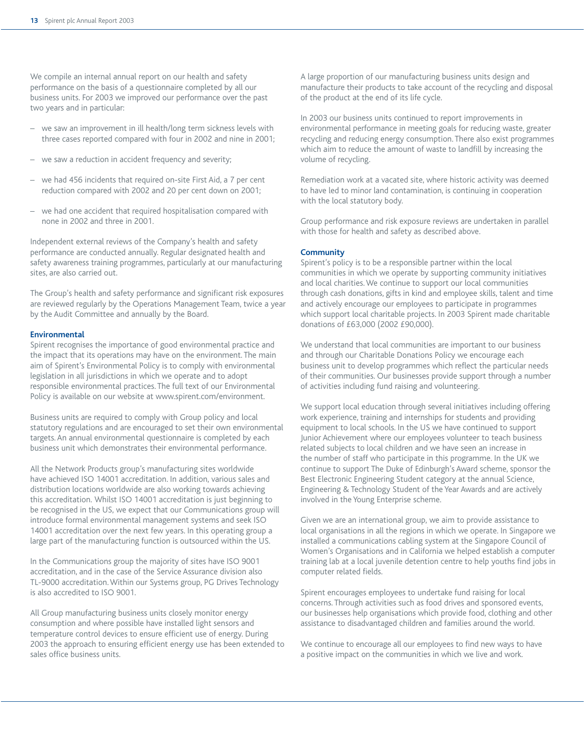We compile an internal annual report on our health and safety performance on the basis of a questionnaire completed by all our business units. For 2003 we improved our performance over the past two years and in particular:

- we saw an improvement in ill health/long term sickness levels with three cases reported compared with four in 2002 and nine in 2001;
- we saw a reduction in accident frequency and severity;
- we had 456 incidents that required on-site First Aid, a 7 per cent reduction compared with 2002 and 20 per cent down on 2001;
- we had one accident that required hospitalisation compared with none in 2002 and three in 2001.

Independent external reviews of the Company's health and safety performance are conducted annually. Regular designated health and safety awareness training programmes, particularly at our manufacturing sites, are also carried out.

The Group's health and safety performance and significant risk exposures are reviewed regularly by the Operations Management Team, twice a year by the Audit Committee and annually by the Board.

**Environmental**

Spirent recognises the importance of good environmental practice and the impact that its operations may have on the environment. The main aim of Spirent's Environmental Policy is to comply with environmental legislation in all jurisdictions in which we operate and to adopt responsible environmental practices. The full text of our Environmental Policy is available on our website at www.spirent.com/environment.

Business units are required to comply with Group policy and local statutory regulations and are encouraged to set their own environmental targets. An annual environmental questionnaire is completed by each business unit which demonstrates their environmental performance.

All the Network Products group's manufacturing sites worldwide have achieved ISO 14001 accreditation. In addition, various sales and distribution locations worldwide are also working towards achieving this accreditation. Whilst ISO 14001 accreditation is just beginning to be recognised in the US, we expect that our Communications group will introduce formal environmental management systems and seek ISO 14001 accreditation over the next few years. In this operating group a large part of the manufacturing function is outsourced within the US.

In the Communications group the majority of sites have ISO 9001 accreditation, and in the case of the Service Assurance division also TL-9000 accreditation. Within our Systems group, PG Drives Technology is also accredited to ISO 9001.

All Group manufacturing business units closely monitor energy consumption and where possible have installed light sensors and temperature control devices to ensure efficient use of energy. During 2003 the approach to ensuring efficient energy use has been extended to sales office business units.

A large proportion of our manufacturing business units design and manufacture their products to take account of the recycling and disposal of the product at the end of its life cycle.

In 2003 our business units continued to report improvements in environmental performance in meeting goals for reducing waste, greater recycling and reducing energy consumption. There also exist programmes which aim to reduce the amount of waste to landfill by increasing the volume of recycling.

Remediation work at a vacated site, where historic activity was deemed to have led to minor land contamination, is continuing in cooperation with the local statutory body.

Group performance and risk exposure reviews are undertaken in parallel with those for health and safety as described above.

**Community**

Spirent's policy is to be a responsible partner within the local communities in which we operate by supporting community initiatives and local charities. We continue to support our local communities through cash donations, gifts in kind and employee skills, talent and time and actively encourage our employees to participate in programmes which support local charitable projects. In 2003 Spirent made charitable donations of £63,000 (2002 £90,000).

We understand that local communities are important to our business and through our Charitable Donations Policy we encourage each business unit to develop programmes which reflect the particular needs of their communities. Our businesses provide support through a number of activities including fund raising and volunteering.

We support local education through several initiatives including offering work experience, training and internships for students and providing equipment to local schools. In the US we have continued to support Junior Achievement where our employees volunteer to teach business related subjects to local children and we have seen an increase in the number of staff who participate in this programme. In the UK we continue to support The Duke of Edinburgh's Award scheme, sponsor the Best Electronic Engineering Student category at the annual Science, Engineering & Technology Student of the Year Awards and are actively involved in the Young Enterprise scheme.

Given we are an international group, we aim to provide assistance to local organisations in all the regions in which we operate. In Singapore we installed a communications cabling system at the Singapore Council of Women's Organisations and in California we helped establish a computer training lab at a local juvenile detention centre to help youths find jobs in computer related fields.

Spirent encourages employees to undertake fund raising for local concerns. Through activities such as food drives and sponsored events, our businesses help organisations which provide food, clothing and other assistance to disadvantaged children and families around the world.

We continue to encourage all our employees to find new ways to have a positive impact on the communities in which we live and work.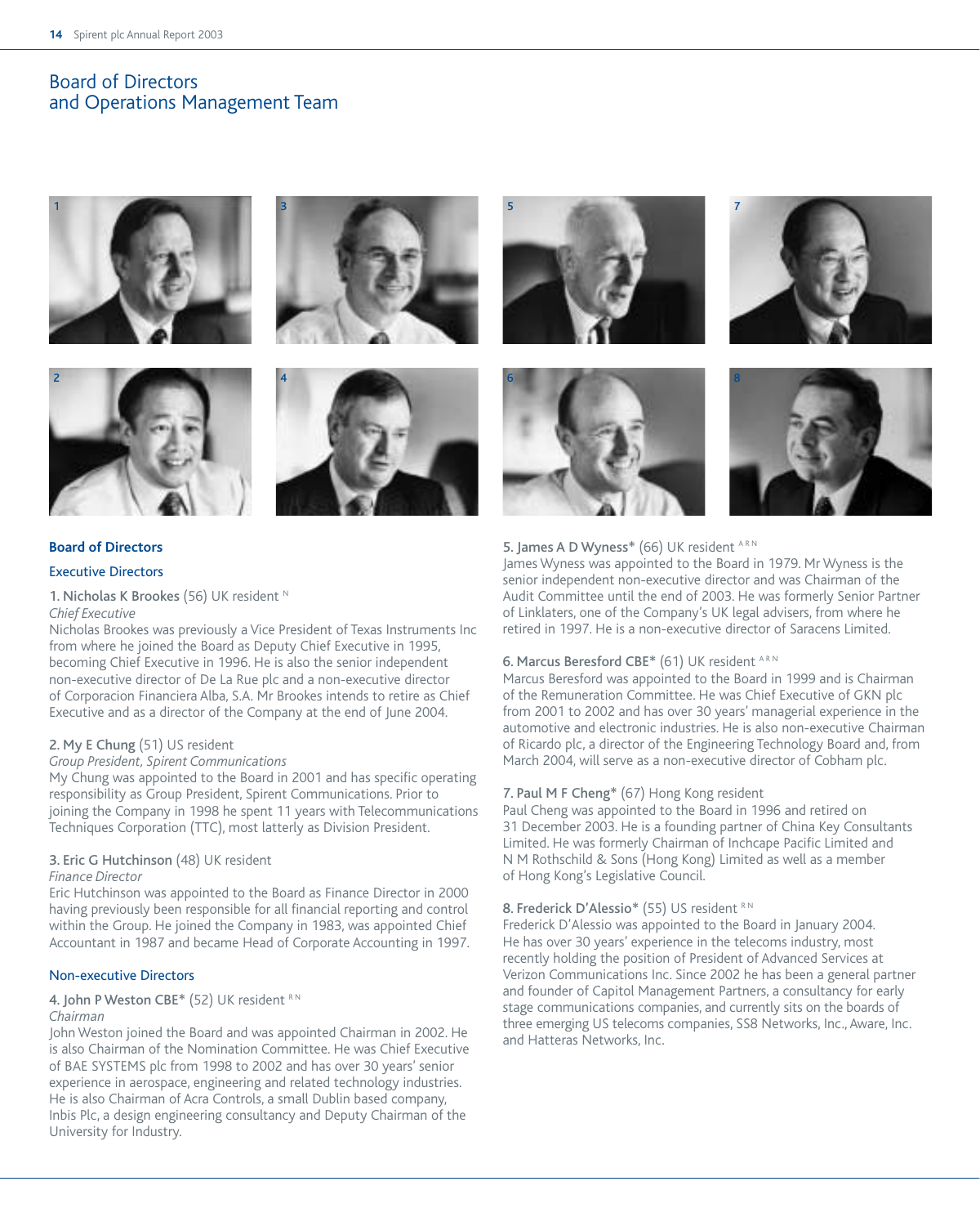# Board of Directors and Operations Management Team

## Board of Directors

### Executive Directors

**1. Nicholas K Brookes** (56) UK resident [N]
*Chief Executive*
Nicholas Brookes was previously a Vice President of Texas Instruments Inc from where he joined the Board as Deputy Chief Executive in 1995, becoming Chief Executive in 1996. He is also the senior independent non-executive director of De La Rue plc and a non-executive director of Corporacion Financiera Alba, S.A. Mr Brookes intends to retire as Chief Executive and as a director of the Company at the end of June 2004.

**2. My E Chung** (51) US resident
*Group President, Spirent Communications*
My Chung was appointed to the Board in 2001 and has specific operating responsibility as Group President, Spirent Communications. Prior to joining the Company in 1998 he spent 11 years with Telecommunications Techniques Corporation (TTC), most latterly as Division President.

**3. Eric G Hutchinson** (48) UK resident
*Finance Director*
Eric Hutchinson was appointed to the Board as Finance Director in 2000 having previously been responsible for all financial reporting and control within the Group. He joined the Company in 1983, was appointed Chief Accountant in 1987 and became Head of Corporate Accounting in 1997.

### Non-executive Directors

**4. John P Weston CBE*** (52) UK resident [R N]
*Chairman*
John Weston joined the Board and was appointed Chairman in 2002. He is also Chairman of the Nomination Committee. He was Chief Executive of BAE SYSTEMS plc from 1998 to 2002 and has over 30 years' senior experience in aerospace, engineering and related technology industries. He is also Chairman of Acra Controls, a small Dublin based company, Inbis Plc, a design engineering consultancy and Deputy Chairman of the University for Industry.

**5. James A D Wyness*** (66) UK resident [A R N]
James Wyness was appointed to the Board in 1979. Mr Wyness is the senior independent non-executive director and was Chairman of the Audit Committee until the end of 2003. He was formerly Senior Partner of Linklaters, one of the Company's UK legal advisers, from where he retired in 1997. He is a non-executive director of Saracens Limited.

**6. Marcus Beresford CBE*** (61) UK resident [A R N]
Marcus Beresford was appointed to the Board in 1999 and is Chairman of the Remuneration Committee. He was Chief Executive of GKN plc from 2001 to 2002 and has over 30 years' managerial experience in the automotive and electronic industries. He is also non-executive Chairman of Ricardo plc, a director of the Engineering Technology Board and, from March 2004, will serve as a non-executive director of Cobham plc.

**7. Paul M F Cheng*** (67) Hong Kong resident
Paul Cheng was appointed to the Board in 1996 and retired on 31 December 2003. He is a founding partner of China Key Consultants Limited. He was formerly Chairman of Inchcape Pacific Limited and N M Rothschild & Sons (Hong Kong) Limited as well as a member of Hong Kong's Legislative Council.

**8. Frederick D'Alessio*** (55) US resident [R N]
Frederick D'Alessio was appointed to the Board in January 2004. He has over 30 years' experience in the telecoms industry, most recently holding the position of President of Advanced Services at Verizon Communications Inc. Since 2002 he has been a general partner and founder of Capitol Management Partners, a consultancy for early stage communications companies, and currently sits on the boards of three emerging US telecoms companies, SS8 Networks, Inc., Aware, Inc. and Hatteras Networks, Inc.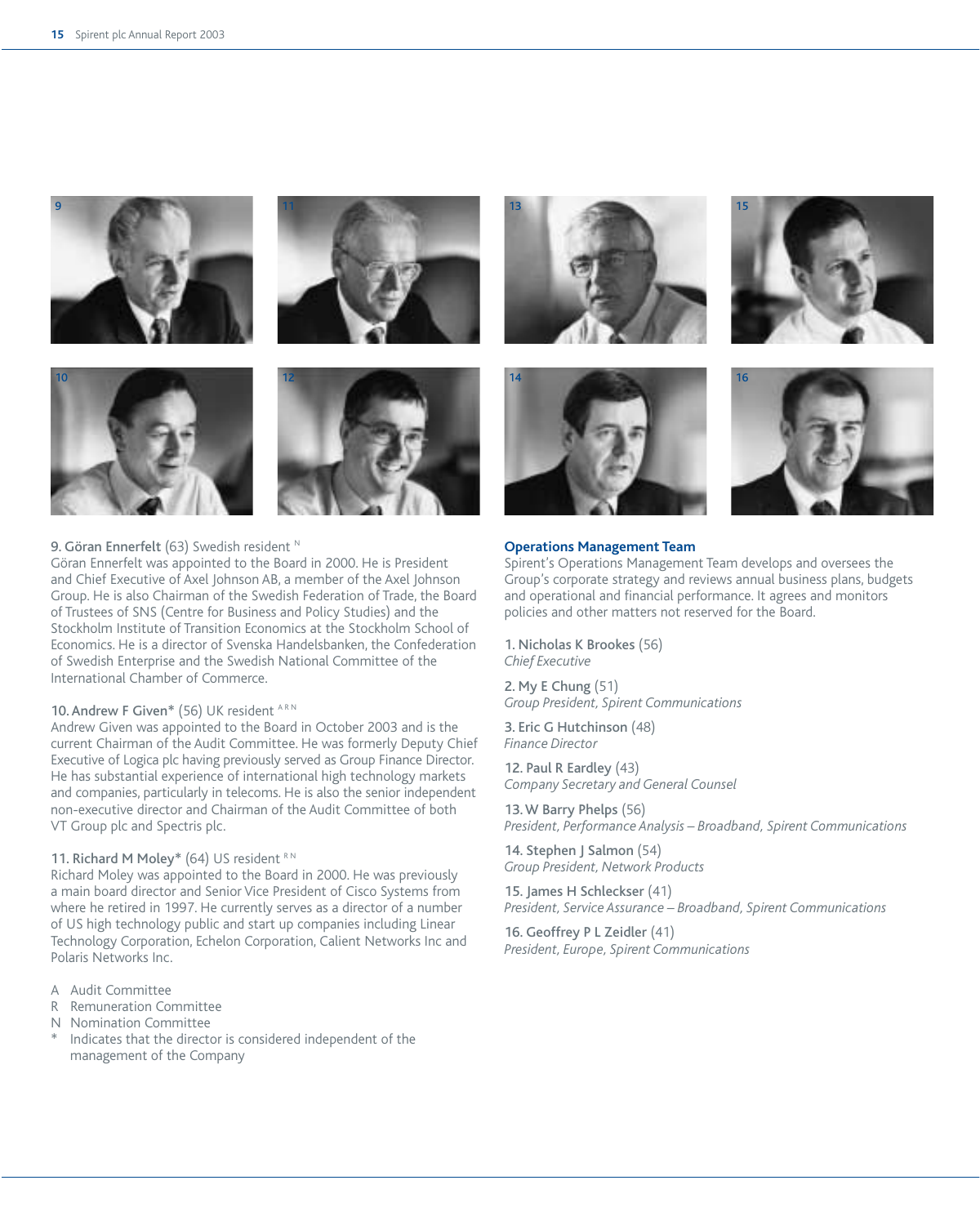**9. Göran Ennerfelt** (63) Swedish resident [N]
Göran Ennerfelt was appointed to the Board in 2000. He is President and Chief Executive of Axel Johnson AB, a member of the Axel Johnson Group. He is also Chairman of the Swedish Federation of Trade, the Board of Trustees of SNS (Centre for Business and Policy Studies) and the Stockholm Institute of Transition Economics at the Stockholm School of Economics. He is a director of Svenska Handelsbanken, the Confederation of Swedish Enterprise and the Swedish National Committee of the International Chamber of Commerce.

**10. Andrew F Given*** (56) UK resident [A R N]
Andrew Given was appointed to the Board in October 2003 and is the current Chairman of the Audit Committee. He was formerly Deputy Chief Executive of Logica plc having previously served as Group Finance Director. He has substantial experience of international high technology markets and companies, particularly in telecoms. He is also the senior independent non-executive director and Chairman of the Audit Committee of both VT Group plc and Spectris plc.

**11. Richard M Moley*** (64) US resident [R N]
Richard Moley was appointed to the Board in 2000. He was previously a main board director and Senior Vice President of Cisco Systems from where he retired in 1997. He currently serves as a director of a number of US high technology public and start up companies including Linear Technology Corporation, Echelon Corporation, Calient Networks Inc and Polaris Networks Inc.

A Audit Committee
R Remuneration Committee
N Nomination Committee
* Indicates that the director is considered independent of the management of the Company

## Operations Management Team

Spirent's Operations Management Team develops and oversees the Group's corporate strategy and reviews annual business plans, budgets and operational and financial performance. It agrees and monitors policies and other matters not reserved for the Board.

**1. Nicholas K Brookes** (56)
*Chief Executive*

**2. My E Chung** (51)
*Group President, Spirent Communications*

**3. Eric G Hutchinson** (48)
*Finance Director*

**12. Paul R Eardley** (43)
*Company Secretary and General Counsel*

**13. W Barry Phelps** (56)
*President, Performance Analysis – Broadband, Spirent Communications*

**14. Stephen J Salmon** (54)
*Group President, Network Products*

**15. James H Schleckser** (41)
*President, Service Assurance – Broadband, Spirent Communications*

**16. Geoffrey P L Zeidler** (41)
*President, Europe, Spirent Communications*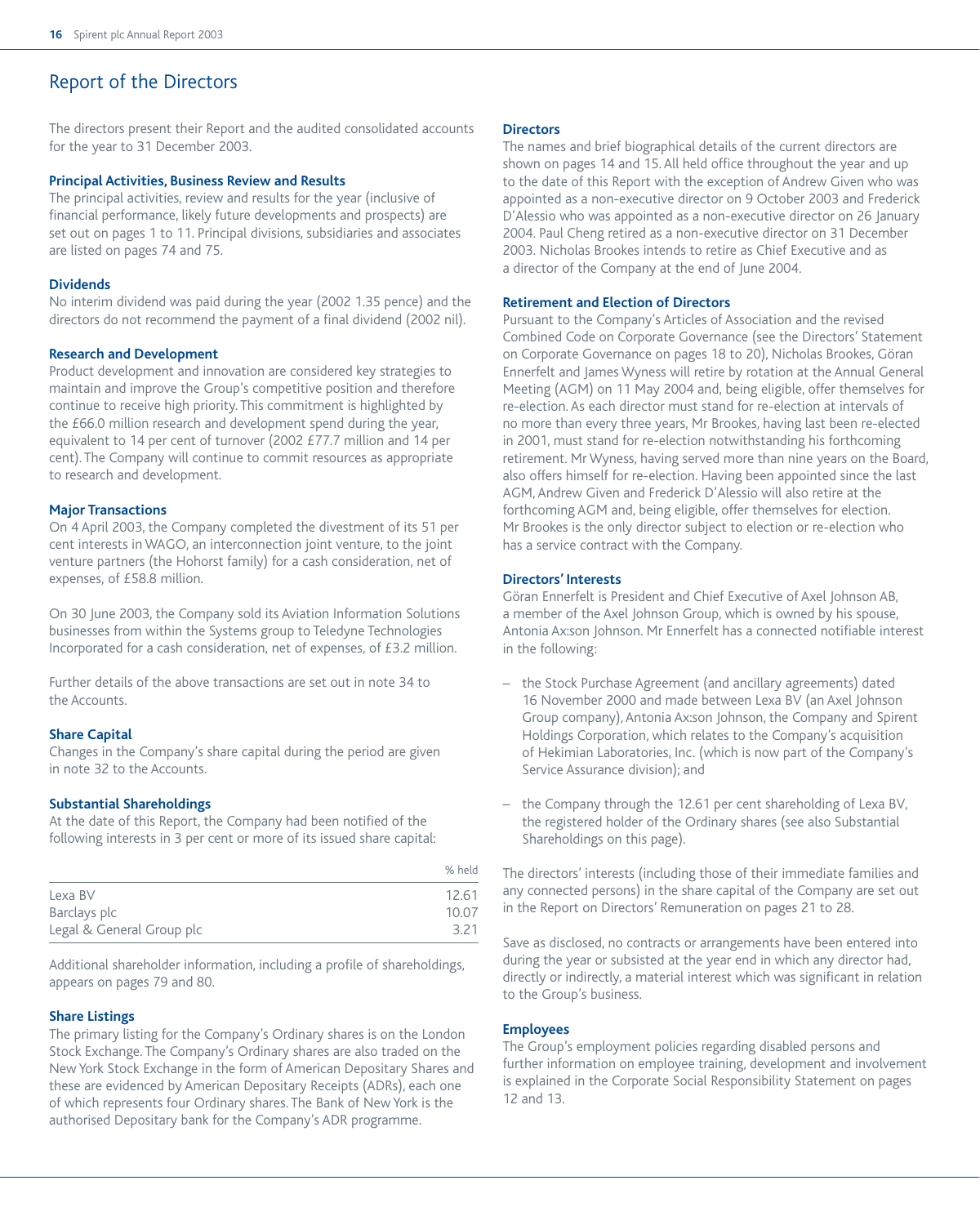# Report of the Directors

The directors present their Report and the audited consolidated accounts for the year to 31 December 2003.

### Principal Activities, Business Review and Results

The principal activities, review and results for the year (inclusive of financial performance, likely future developments and prospects) are set out on pages 1 to 11. Principal divisions, subsidiaries and associates are listed on pages 74 and 75.

### Dividends

No interim dividend was paid during the year (2002 1.35 pence) and the directors do not recommend the payment of a final dividend (2002 nil).

### Research and Development

Product development and innovation are considered key strategies to maintain and improve the Group's competitive position and therefore continue to receive high priority. This commitment is highlighted by the £66.0 million research and development spend during the year, equivalent to 14 per cent of turnover (2002 £77.7 million and 14 per cent). The Company will continue to commit resources as appropriate to research and development.

### Major Transactions

On 4 April 2003, the Company completed the divestment of its 51 per cent interests in WAGO, an interconnection joint venture, to the joint venture partners (the Hohorst family) for a cash consideration, net of expenses, of £58.8 million.

On 30 June 2003, the Company sold its Aviation Information Solutions businesses from within the Systems group to Teledyne Technologies Incorporated for a cash consideration, net of expenses, of £3.2 million.

Further details of the above transactions are set out in note 34 to the Accounts.

### Share Capital

Changes in the Company's share capital during the period are given in note 32 to the Accounts.

### Substantial Shareholdings

At the date of this Report, the Company had been notified of the following interests in 3 per cent or more of its issued share capital:

| | % held |
|---|---|
| Lexa BV | 12.61 |
| Barclays plc | 10.07 |
| Legal & General Group plc | 3.21 |

Additional shareholder information, including a profile of shareholdings, appears on pages 79 and 80.

### Share Listings

The primary listing for the Company's Ordinary shares is on the London Stock Exchange. The Company's Ordinary shares are also traded on the New York Stock Exchange in the form of American Depositary Shares and these are evidenced by American Depositary Receipts (ADRs), each one of which represents four Ordinary shares. The Bank of New York is the authorised Depositary bank for the Company's ADR programme.

### Directors

The names and brief biographical details of the current directors are shown on pages 14 and 15. All held office throughout the year and up to the date of this Report with the exception of Andrew Given who was appointed as a non-executive director on 9 October 2003 and Frederick D'Alessio who was appointed as a non-executive director on 26 January 2004. Paul Cheng retired as a non-executive director on 31 December 2003. Nicholas Brookes intends to retire as Chief Executive and as a director of the Company at the end of June 2004.

### Retirement and Election of Directors

Pursuant to the Company's Articles of Association and the revised Combined Code on Corporate Governance (see the Directors' Statement on Corporate Governance on pages 18 to 20), Nicholas Brookes, Göran Ennerfelt and James Wyness will retire by rotation at the Annual General Meeting (AGM) on 11 May 2004 and, being eligible, offer themselves for re-election. As each director must stand for re-election at intervals of no more than every three years, Mr Brookes, having last been re-elected in 2001, must stand for re-election notwithstanding his forthcoming retirement. Mr Wyness, having served more than nine years on the Board, also offers himself for re-election. Having been appointed since the last AGM, Andrew Given and Frederick D'Alessio will also retire at the forthcoming AGM and, being eligible, offer themselves for election. Mr Brookes is the only director subject to election or re-election who has a service contract with the Company.

### Directors' Interests

Göran Ennerfelt is President and Chief Executive of Axel Johnson AB, a member of the Axel Johnson Group, which is owned by his spouse, Antonia Ax:son Johnson. Mr Ennerfelt has a connected notifiable interest in the following:

- the Stock Purchase Agreement (and ancillary agreements) dated 16 November 2000 and made between Lexa BV (an Axel Johnson Group company), Antonia Ax:son Johnson, the Company and Spirent Holdings Corporation, which relates to the Company's acquisition of Hekimian Laboratories, Inc. (which is now part of the Company's Service Assurance division); and
- the Company through the 12.61 per cent shareholding of Lexa BV, the registered holder of the Ordinary shares (see also Substantial Shareholdings on this page).

The directors' interests (including those of their immediate families and any connected persons) in the share capital of the Company are set out in the Report on Directors' Remuneration on pages 21 to 28.

Save as disclosed, no contracts or arrangements have been entered into during the year or subsisted at the year end in which any director had, directly or indirectly, a material interest which was significant in relation to the Group's business.

### Employees

The Group's employment policies regarding disabled persons and further information on employee training, development and involvement is explained in the Corporate Social Responsibility Statement on pages 12 and 13.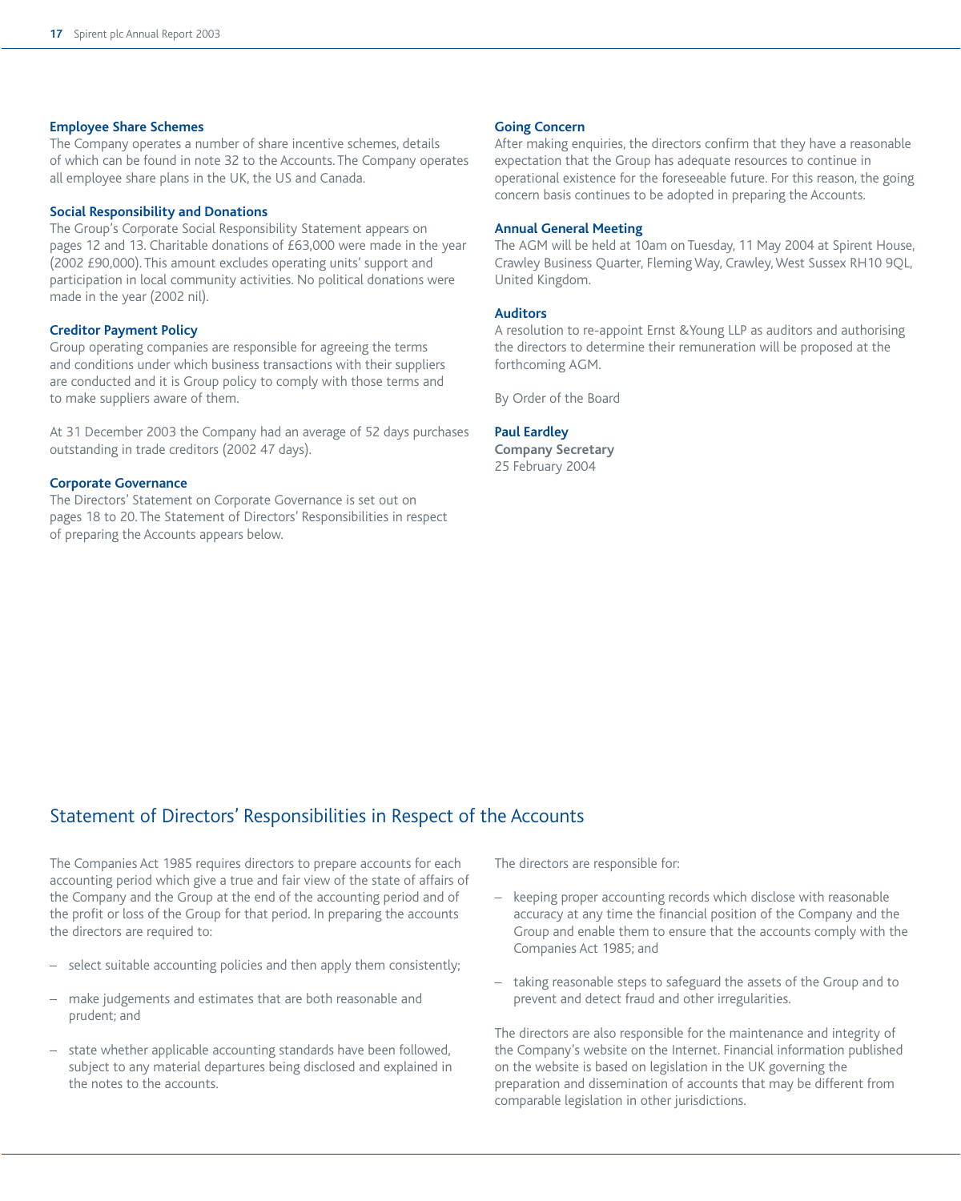### Employee Share Schemes

The Company operates a number of share incentive schemes, details of which can be found in note 32 to the Accounts. The Company operates all employee share plans in the UK, the US and Canada.

### Social Responsibility and Donations

The Group's Corporate Social Responsibility Statement appears on pages 12 and 13. Charitable donations of £63,000 were made in the year (2002 £90,000). This amount excludes operating units' support and participation in local community activities. No political donations were made in the year (2002 nil).

### Creditor Payment Policy

Group operating companies are responsible for agreeing the terms and conditions under which business transactions with their suppliers are conducted and it is Group policy to comply with those terms and to make suppliers aware of them.

At 31 December 2003 the Company had an average of 52 days purchases outstanding in trade creditors (2002 47 days).

### Corporate Governance

The Directors' Statement on Corporate Governance is set out on pages 18 to 20. The Statement of Directors' Responsibilities in respect of preparing the Accounts appears below.

### Going Concern

After making enquiries, the directors confirm that they have a reasonable expectation that the Group has adequate resources to continue in operational existence for the foreseeable future. For this reason, the going concern basis continues to be adopted in preparing the Accounts.

### Annual General Meeting

The AGM will be held at 10am on Tuesday, 11 May 2004 at Spirent House, Crawley Business Quarter, Fleming Way, Crawley, West Sussex RH10 9QL, United Kingdom.

### Auditors

A resolution to re-appoint Ernst & Young LLP as auditors and authorising the directors to determine their remuneration will be proposed at the forthcoming AGM.

By Order of the Board

**Paul Eardley**
**Company Secretary**
25 February 2004

## Statement of Directors' Responsibilities in Respect of the Accounts

The Companies Act 1985 requires directors to prepare accounts for each accounting period which give a true and fair view of the state of affairs of the Company and the Group at the end of the accounting period and of the profit or loss of the Group for that period. In preparing the accounts the directors are required to:

- select suitable accounting policies and then apply them consistently;
- make judgements and estimates that are both reasonable and prudent; and
- state whether applicable accounting standards have been followed, subject to any material departures being disclosed and explained in the notes to the accounts.

The directors are responsible for:

- keeping proper accounting records which disclose with reasonable accuracy at any time the financial position of the Company and the Group and enable them to ensure that the accounts comply with the Companies Act 1985; and
- taking reasonable steps to safeguard the assets of the Group and to prevent and detect fraud and other irregularities.

The directors are also responsible for the maintenance and integrity of the Company's website on the Internet. Financial information published on the website is based on legislation in the UK governing the preparation and dissemination of accounts that may be different from comparable legislation in other jurisdictions.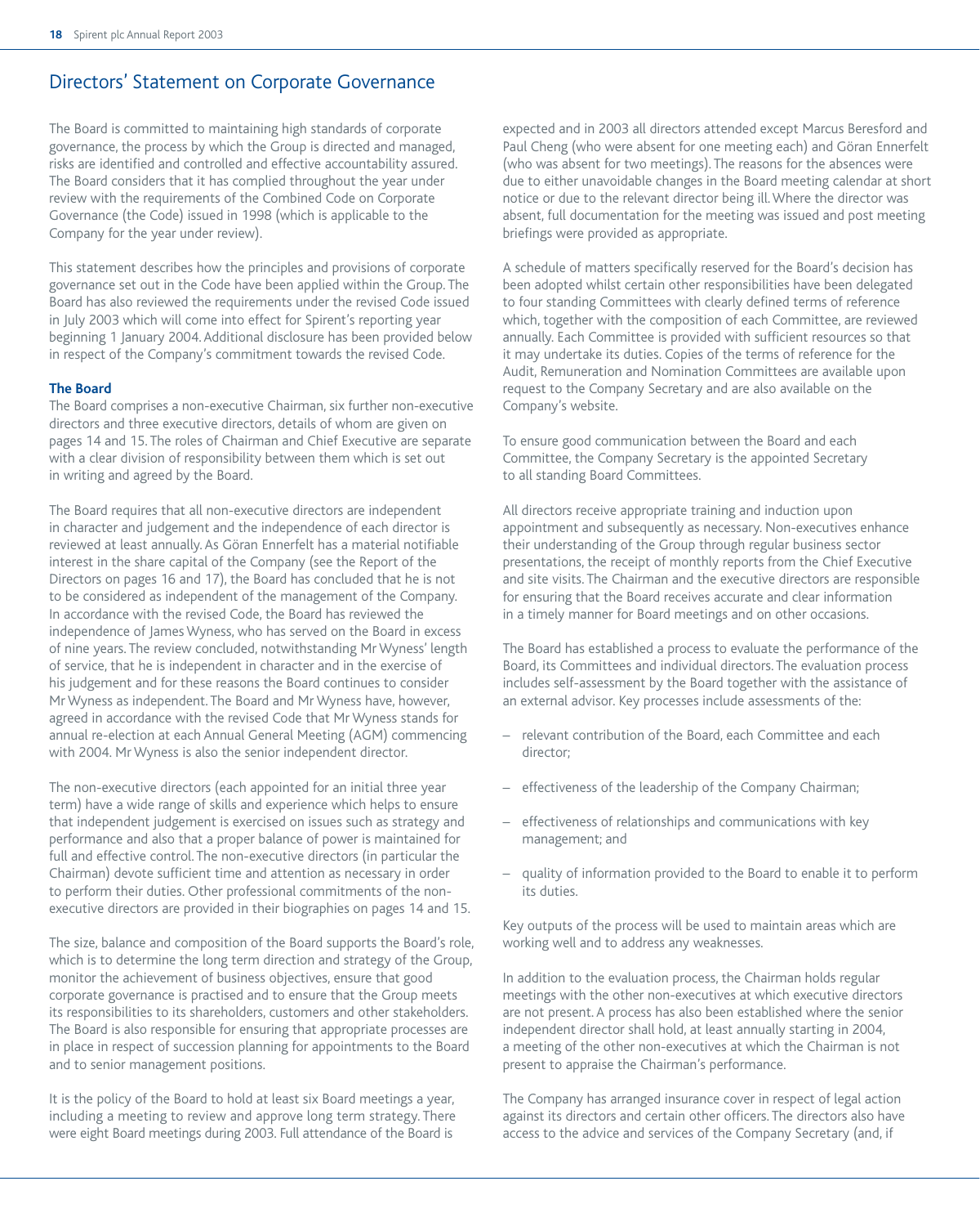# Directors' Statement on Corporate Governance

The Board is committed to maintaining high standards of corporate governance, the process by which the Group is directed and managed, risks are identified and controlled and effective accountability assured. The Board considers that it has complied throughout the year under review with the requirements of the Combined Code on Corporate Governance (the Code) issued in 1998 (which is applicable to the Company for the year under review).

This statement describes how the principles and provisions of corporate governance set out in the Code have been applied within the Group. The Board has also reviewed the requirements under the revised Code issued in July 2003 which will come into effect for Spirent's reporting year beginning 1 January 2004. Additional disclosure has been provided below in respect of the Company's commitment towards the revised Code.

**The Board**

The Board comprises a non-executive Chairman, six further non-executive directors and three executive directors, details of whom are given on pages 14 and 15. The roles of Chairman and Chief Executive are separate with a clear division of responsibility between them which is set out in writing and agreed by the Board.

The Board requires that all non-executive directors are independent in character and judgement and the independence of each director is reviewed at least annually. As Göran Ennerfelt has a material notifiable interest in the share capital of the Company (see the Report of the Directors on pages 16 and 17), the Board has concluded that he is not to be considered as independent of the management of the Company. In accordance with the revised Code, the Board has reviewed the independence of James Wyness, who has served on the Board in excess of nine years. The review concluded, notwithstanding Mr Wyness' length of service, that he is independent in character and in the exercise of his judgement and for these reasons the Board continues to consider Mr Wyness as independent. The Board and Mr Wyness have, however, agreed in accordance with the revised Code that Mr Wyness stands for annual re-election at each Annual General Meeting (AGM) commencing with 2004. Mr Wyness is also the senior independent director.

The non-executive directors (each appointed for an initial three year term) have a wide range of skills and experience which helps to ensure that independent judgement is exercised on issues such as strategy and performance and also that a proper balance of power is maintained for full and effective control. The non-executive directors (in particular the Chairman) devote sufficient time and attention as necessary in order to perform their duties. Other professional commitments of the non-executive directors are provided in their biographies on pages 14 and 15.

The size, balance and composition of the Board supports the Board's role, which is to determine the long term direction and strategy of the Group, monitor the achievement of business objectives, ensure that good corporate governance is practised and to ensure that the Group meets its responsibilities to its shareholders, customers and other stakeholders. The Board is also responsible for ensuring that appropriate processes are in place in respect of succession planning for appointments to the Board and to senior management positions.

It is the policy of the Board to hold at least six Board meetings a year, including a meeting to review and approve long term strategy. There were eight Board meetings during 2003. Full attendance of the Board is expected and in 2003 all directors attended except Marcus Beresford and Paul Cheng (who were absent for one meeting each) and Göran Ennerfelt (who was absent for two meetings). The reasons for the absences were due to either unavoidable changes in the Board meeting calendar at short notice or due to the relevant director being ill. Where the director was absent, full documentation for the meeting was issued and post meeting briefings were provided as appropriate.

A schedule of matters specifically reserved for the Board's decision has been adopted whilst certain other responsibilities have been delegated to four standing Committees with clearly defined terms of reference which, together with the composition of each Committee, are reviewed annually. Each Committee is provided with sufficient resources so that it may undertake its duties. Copies of the terms of reference for the Audit, Remuneration and Nomination Committees are available upon request to the Company Secretary and are also available on the Company's website.

To ensure good communication between the Board and each Committee, the Company Secretary is the appointed Secretary to all standing Board Committees.

All directors receive appropriate training and induction upon appointment and subsequently as necessary. Non-executives enhance their understanding of the Group through regular business sector presentations, the receipt of monthly reports from the Chief Executive and site visits. The Chairman and the executive directors are responsible for ensuring that the Board receives accurate and clear information in a timely manner for Board meetings and on other occasions.

The Board has established a process to evaluate the performance of the Board, its Committees and individual directors. The evaluation process includes self-assessment by the Board together with the assistance of an external advisor. Key processes include assessments of the:

- relevant contribution of the Board, each Committee and each director;
- effectiveness of the leadership of the Company Chairman;
- effectiveness of relationships and communications with key management; and
- quality of information provided to the Board to enable it to perform its duties.

Key outputs of the process will be used to maintain areas which are working well and to address any weaknesses.

In addition to the evaluation process, the Chairman holds regular meetings with the other non-executives at which executive directors are not present. A process has also been established where the senior independent director shall hold, at least annually starting in 2004, a meeting of the other non-executives at which the Chairman is not present to appraise the Chairman's performance.

The Company has arranged insurance cover in respect of legal action against its directors and certain other officers. The directors also have access to the advice and services of the Company Secretary (and, if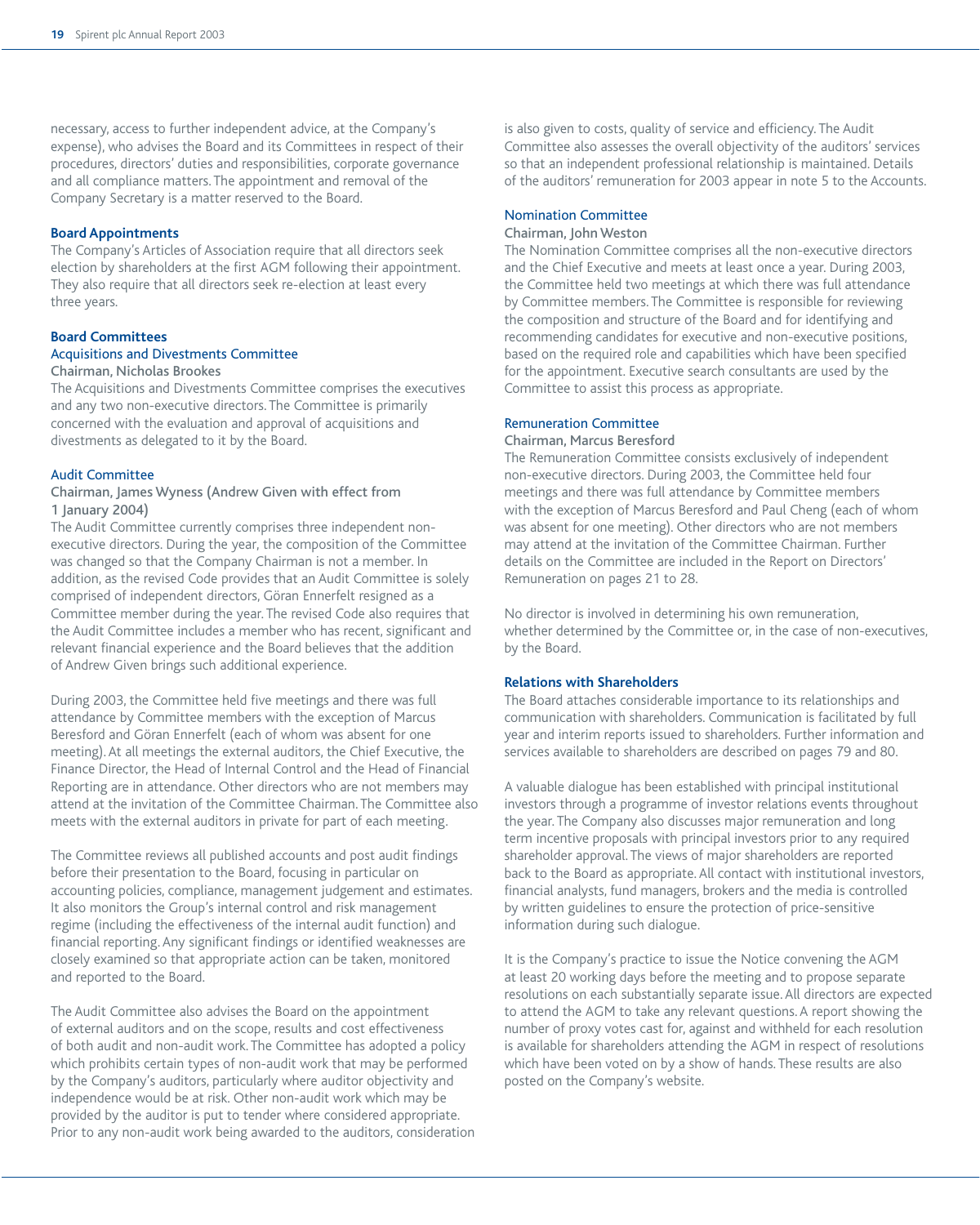necessary, access to further independent advice, at the Company's expense), who advises the Board and its Committees in respect of their procedures, directors' duties and responsibilities, corporate governance and all compliance matters. The appointment and removal of the Company Secretary is a matter reserved to the Board.

**Board Appointments**

The Company's Articles of Association require that all directors seek election by shareholders at the first AGM following their appointment. They also require that all directors seek re-election at least every three years.

**Board Committees**

### Acquisitions and Divestments Committee

Chairman, Nicholas Brookes

The Acquisitions and Divestments Committee comprises the executives and any two non-executive directors. The Committee is primarily concerned with the evaluation and approval of acquisitions and divestments as delegated to it by the Board.

### Audit Committee

Chairman, James Wyness (Andrew Given with effect from 1 January 2004)

The Audit Committee currently comprises three independent non-executive directors. During the year, the composition of the Committee was changed so that the Company Chairman is not a member. In addition, as the revised Code provides that an Audit Committee is solely comprised of independent directors, Göran Ennerfelt resigned as a Committee member during the year. The revised Code also requires that the Audit Committee includes a member who has recent, significant and relevant financial experience and the Board believes that the addition of Andrew Given brings such additional experience.

During 2003, the Committee held five meetings and there was full attendance by Committee members with the exception of Marcus Beresford and Göran Ennerfelt (each of whom was absent for one meeting). At all meetings the external auditors, the Chief Executive, the Finance Director, the Head of Internal Control and the Head of Financial Reporting are in attendance. Other directors who are not members may attend at the invitation of the Committee Chairman. The Committee also meets with the external auditors in private for part of each meeting.

The Committee reviews all published accounts and post audit findings before their presentation to the Board, focusing in particular on accounting policies, compliance, management judgement and estimates. It also monitors the Group's internal control and risk management regime (including the effectiveness of the internal audit function) and financial reporting. Any significant findings or identified weaknesses are closely examined so that appropriate action can be taken, monitored and reported to the Board.

The Audit Committee also advises the Board on the appointment of external auditors and on the scope, results and cost effectiveness of both audit and non-audit work. The Committee has adopted a policy which prohibits certain types of non-audit work that may be performed by the Company's auditors, particularly where auditor objectivity and independence would be at risk. Other non-audit work which may be provided by the auditor is put to tender where considered appropriate. Prior to any non-audit work being awarded to the auditors, consideration is also given to costs, quality of service and efficiency. The Audit Committee also assesses the overall objectivity of the auditors' services so that an independent professional relationship is maintained. Details of the auditors' remuneration for 2003 appear in note 5 to the Accounts.

### Nomination Committee

Chairman, John Weston

The Nomination Committee comprises all the non-executive directors and the Chief Executive and meets at least once a year. During 2003, the Committee held two meetings at which there was full attendance by Committee members. The Committee is responsible for reviewing the composition and structure of the Board and for identifying and recommending candidates for executive and non-executive positions, based on the required role and capabilities which have been specified for the appointment. Executive search consultants are used by the Committee to assist this process as appropriate.

### Remuneration Committee

Chairman, Marcus Beresford

The Remuneration Committee consists exclusively of independent non-executive directors. During 2003, the Committee held four meetings and there was full attendance by Committee members with the exception of Marcus Beresford and Paul Cheng (each of whom was absent for one meeting). Other directors who are not members may attend at the invitation of the Committee Chairman. Further details on the Committee are included in the Report on Directors' Remuneration on pages 21 to 28.

No director is involved in determining his own remuneration, whether determined by the Committee or, in the case of non-executives, by the Board.

**Relations with Shareholders**

The Board attaches considerable importance to its relationships and communication with shareholders. Communication is facilitated by full year and interim reports issued to shareholders. Further information and services available to shareholders are described on pages 79 and 80.

A valuable dialogue has been established with principal institutional investors through a programme of investor relations events throughout the year. The Company also discusses major remuneration and long term incentive proposals with principal investors prior to any required shareholder approval. The views of major shareholders are reported back to the Board as appropriate. All contact with institutional investors, financial analysts, fund managers, brokers and the media is controlled by written guidelines to ensure the protection of price-sensitive information during such dialogue.

It is the Company's practice to issue the Notice convening the AGM at least 20 working days before the meeting and to propose separate resolutions on each substantially separate issue. All directors are expected to attend the AGM to take any relevant questions. A report showing the number of proxy votes cast for, against and withheld for each resolution is available for shareholders attending the AGM in respect of resolutions which have been voted on by a show of hands. These results are also posted on the Company's website.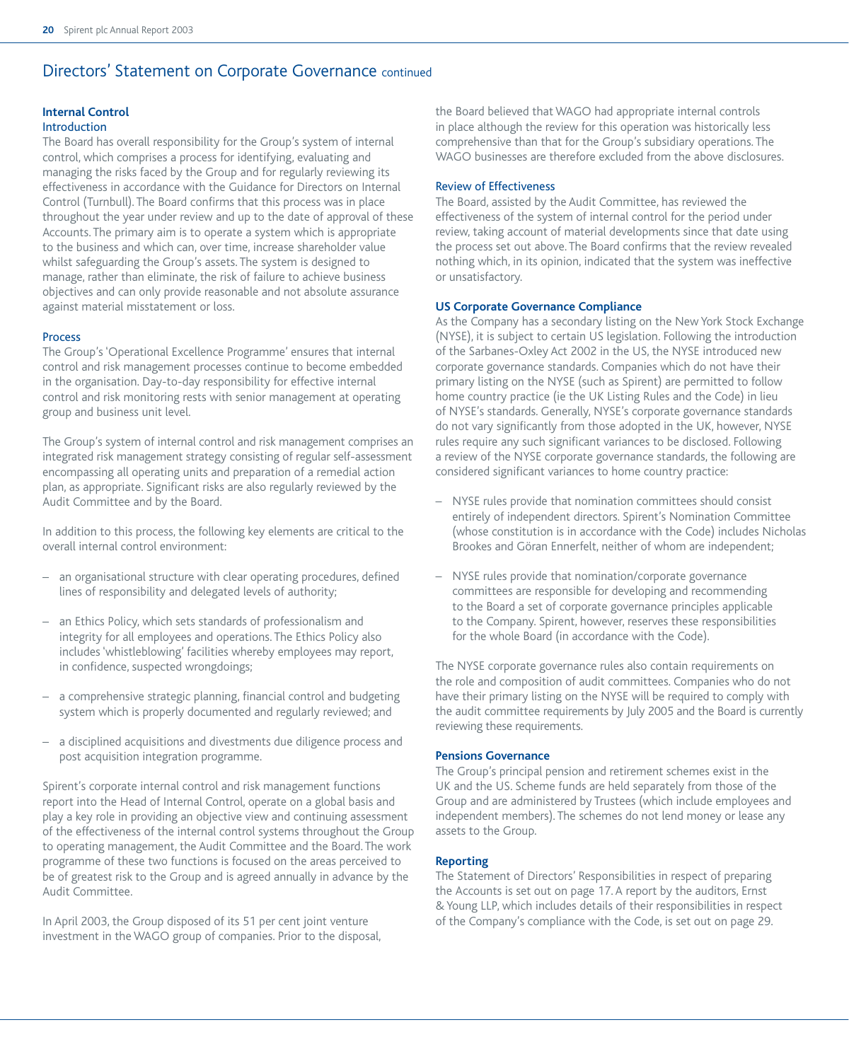# Directors' Statement on Corporate Governance continued

## Internal Control

### Introduction

The Board has overall responsibility for the Group's system of internal control, which comprises a process for identifying, evaluating and managing the risks faced by the Group and for regularly reviewing its effectiveness in accordance with the Guidance for Directors on Internal Control (Turnbull). The Board confirms that this process was in place throughout the year under review and up to the date of approval of these Accounts. The primary aim is to operate a system which is appropriate to the business and which can, over time, increase shareholder value whilst safeguarding the Group's assets. The system is designed to manage, rather than eliminate, the risk of failure to achieve business objectives and can only provide reasonable and not absolute assurance against material misstatement or loss.

### Process

The Group's 'Operational Excellence Programme' ensures that internal control and risk management processes continue to become embedded in the organisation. Day-to-day responsibility for effective internal control and risk monitoring rests with senior management at operating group and business unit level.

The Group's system of internal control and risk management comprises an integrated risk management strategy consisting of regular self-assessment encompassing all operating units and preparation of a remedial action plan, as appropriate. Significant risks are also regularly reviewed by the Audit Committee and by the Board.

In addition to this process, the following key elements are critical to the overall internal control environment:

- an organisational structure with clear operating procedures, defined lines of responsibility and delegated levels of authority;
- an Ethics Policy, which sets standards of professionalism and integrity for all employees and operations. The Ethics Policy also includes 'whistleblowing' facilities whereby employees may report, in confidence, suspected wrongdoings;
- a comprehensive strategic planning, financial control and budgeting system which is properly documented and regularly reviewed; and
- a disciplined acquisitions and divestments due diligence process and post acquisition integration programme.

Spirent's corporate internal control and risk management functions report into the Head of Internal Control, operate on a global basis and play a key role in providing an objective view and continuing assessment of the effectiveness of the internal control systems throughout the Group to operating management, the Audit Committee and the Board. The work programme of these two functions is focused on the areas perceived to be of greatest risk to the Group and is agreed annually in advance by the Audit Committee.

In April 2003, the Group disposed of its 51 per cent joint venture investment in the WAGO group of companies. Prior to the disposal, the Board believed that WAGO had appropriate internal controls in place although the review for this operation was historically less comprehensive than that for the Group's subsidiary operations. The WAGO businesses are therefore excluded from the above disclosures.

### Review of Effectiveness

The Board, assisted by the Audit Committee, has reviewed the effectiveness of the system of internal control for the period under review, taking account of material developments since that date using the process set out above. The Board confirms that the review revealed nothing which, in its opinion, indicated that the system was ineffective or unsatisfactory.

## US Corporate Governance Compliance

As the Company has a secondary listing on the New York Stock Exchange (NYSE), it is subject to certain US legislation. Following the introduction of the Sarbanes-Oxley Act 2002 in the US, the NYSE introduced new corporate governance standards. Companies which do not have their primary listing on the NYSE (such as Spirent) are permitted to follow home country practice (ie the UK Listing Rules and the Code) in lieu of NYSE's standards. Generally, NYSE's corporate governance standards do not vary significantly from those adopted in the UK, however, NYSE rules require any such significant variances to be disclosed. Following a review of the NYSE corporate governance standards, the following are considered significant variances to home country practice:

- NYSE rules provide that nomination committees should consist entirely of independent directors. Spirent's Nomination Committee (whose constitution is in accordance with the Code) includes Nicholas Brookes and Göran Ennerfelt, neither of whom are independent;
- NYSE rules provide that nomination/corporate governance committees are responsible for developing and recommending to the Board a set of corporate governance principles applicable to the Company. Spirent, however, reserves these responsibilities for the whole Board (in accordance with the Code).

The NYSE corporate governance rules also contain requirements on the role and composition of audit committees. Companies who do not have their primary listing on the NYSE will be required to comply with the audit committee requirements by July 2005 and the Board is currently reviewing these requirements.

## Pensions Governance

The Group's principal pension and retirement schemes exist in the UK and the US. Scheme funds are held separately from those of the Group and are administered by Trustees (which include employees and independent members). The schemes do not lend money or lease any assets to the Group.

## Reporting

The Statement of Directors' Responsibilities in respect of preparing the Accounts is set out on page 17. A report by the auditors, Ernst & Young LLP, which includes details of their responsibilities in respect of the Company's compliance with the Code, is set out on page 29.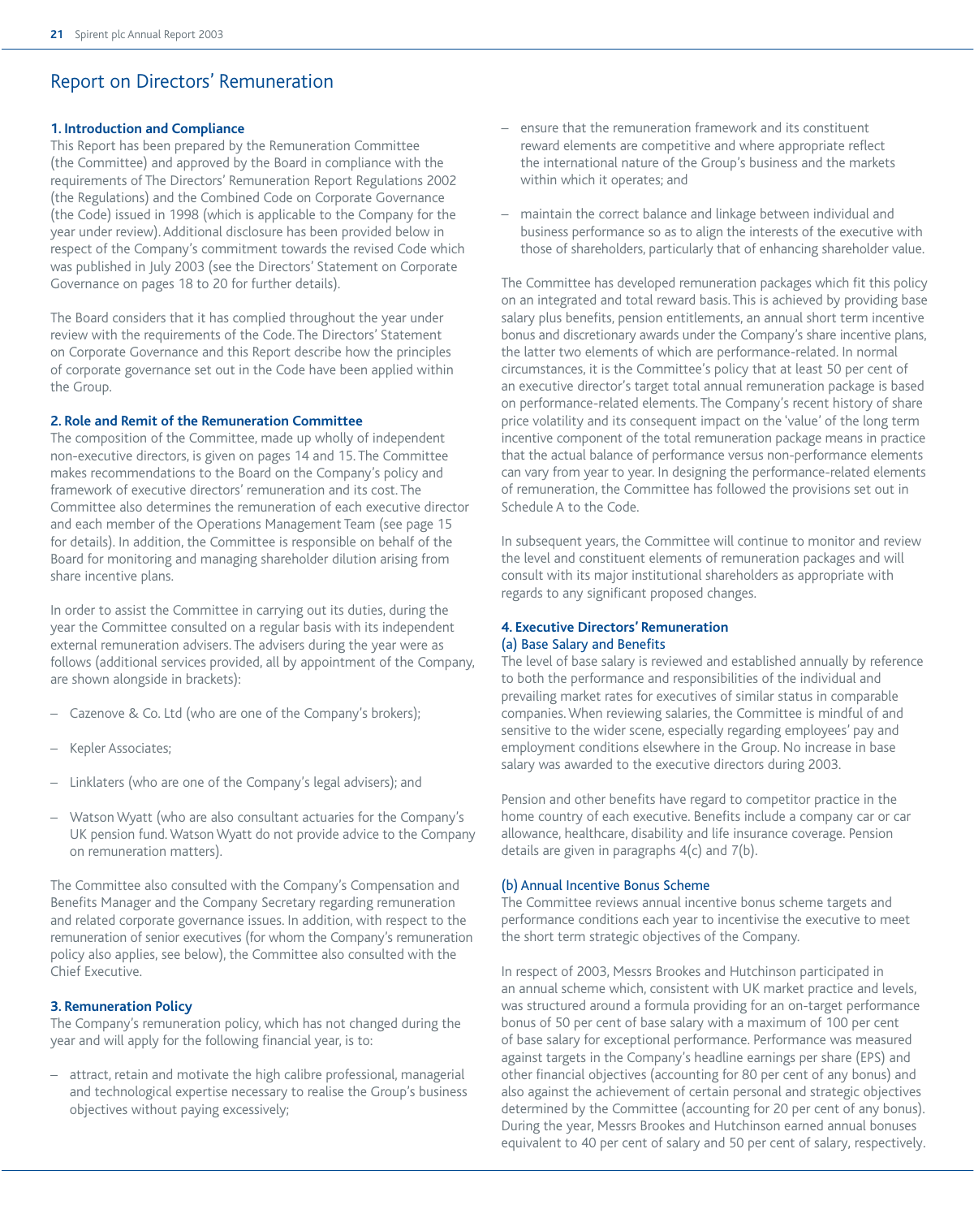# Report on Directors' Remuneration

### 1. Introduction and Compliance

This Report has been prepared by the Remuneration Committee (the Committee) and approved by the Board in compliance with the requirements of The Directors' Remuneration Report Regulations 2002 (the Regulations) and the Combined Code on Corporate Governance (the Code) issued in 1998 (which is applicable to the Company for the year under review). Additional disclosure has been provided below in respect of the Company's commitment towards the revised Code which was published in July 2003 (see the Directors' Statement on Corporate Governance on pages 18 to 20 for further details).

The Board considers that it has complied throughout the year under review with the requirements of the Code. The Directors' Statement on Corporate Governance and this Report describe how the principles of corporate governance set out in the Code have been applied within the Group.

### 2. Role and Remit of the Remuneration Committee

The composition of the Committee, made up wholly of independent non-executive directors, is given on pages 14 and 15. The Committee makes recommendations to the Board on the Company's policy and framework of executive directors' remuneration and its cost. The Committee also determines the remuneration of each executive director and each member of the Operations Management Team (see page 15 for details). In addition, the Committee is responsible on behalf of the Board for monitoring and managing shareholder dilution arising from share incentive plans.

In order to assist the Committee in carrying out its duties, during the year the Committee consulted on a regular basis with its independent external remuneration advisers. The advisers during the year were as follows (additional services provided, all by appointment of the Company, are shown alongside in brackets):

– Cazenove & Co. Ltd (who are one of the Company's brokers);

– Kepler Associates;

– Linklaters (who are one of the Company's legal advisers); and

– Watson Wyatt (who are also consultant actuaries for the Company's UK pension fund. Watson Wyatt do not provide advice to the Company on remuneration matters).

The Committee also consulted with the Company's Compensation and Benefits Manager and the Company Secretary regarding remuneration and related corporate governance issues. In addition, with respect to the remuneration of senior executives (for whom the Company's remuneration policy also applies, see below), the Committee also consulted with the Chief Executive.

### 3. Remuneration Policy

The Company's remuneration policy, which has not changed during the year and will apply for the following financial year, is to:

– attract, retain and motivate the high calibre professional, managerial and technological expertise necessary to realise the Group's business objectives without paying excessively;

– ensure that the remuneration framework and its constituent reward elements are competitive and where appropriate reflect the international nature of the Group's business and the markets within which it operates; and

– maintain the correct balance and linkage between individual and business performance so as to align the interests of the executive with those of shareholders, particularly that of enhancing shareholder value.

The Committee has developed remuneration packages which fit this policy on an integrated and total reward basis. This is achieved by providing base salary plus benefits, pension entitlements, an annual short term incentive bonus and discretionary awards under the Company's share incentive plans, the latter two elements of which are performance-related. In normal circumstances, it is the Committee's policy that at least 50 per cent of an executive director's target total annual remuneration package is based on performance-related elements. The Company's recent history of share price volatility and its consequent impact on the 'value' of the long term incentive component of the total remuneration package means in practice that the actual balance of performance versus non-performance elements can vary from year to year. In designing the performance-related elements of remuneration, the Committee has followed the provisions set out in Schedule A to the Code.

In subsequent years, the Committee will continue to monitor and review the level and constituent elements of remuneration packages and will consult with its major institutional shareholders as appropriate with regards to any significant proposed changes.

### 4. Executive Directors' Remuneration

#### (a) Base Salary and Benefits

The level of base salary is reviewed and established annually by reference to both the performance and responsibilities of the individual and prevailing market rates for executives of similar status in comparable companies. When reviewing salaries, the Committee is mindful of and sensitive to the wider scene, especially regarding employees' pay and employment conditions elsewhere in the Group. No increase in base salary was awarded to the executive directors during 2003.

Pension and other benefits have regard to competitor practice in the home country of each executive. Benefits include a company car or car allowance, healthcare, disability and life insurance coverage. Pension details are given in paragraphs 4(c) and 7(b).

#### (b) Annual Incentive Bonus Scheme

The Committee reviews annual incentive bonus scheme targets and performance conditions each year to incentivise the executive to meet the short term strategic objectives of the Company.

In respect of 2003, Messrs Brookes and Hutchinson participated in an annual scheme which, consistent with UK market practice and levels, was structured around a formula providing for an on-target performance bonus of 50 per cent of base salary with a maximum of 100 per cent of base salary for exceptional performance. Performance was measured against targets in the Company's headline earnings per share (EPS) and other financial objectives (accounting for 80 per cent of any bonus) and also against the achievement of certain personal and strategic objectives determined by the Committee (accounting for 20 per cent of any bonus). During the year, Messrs Brookes and Hutchinson earned annual bonuses equivalent to 40 per cent of salary and 50 per cent of salary, respectively.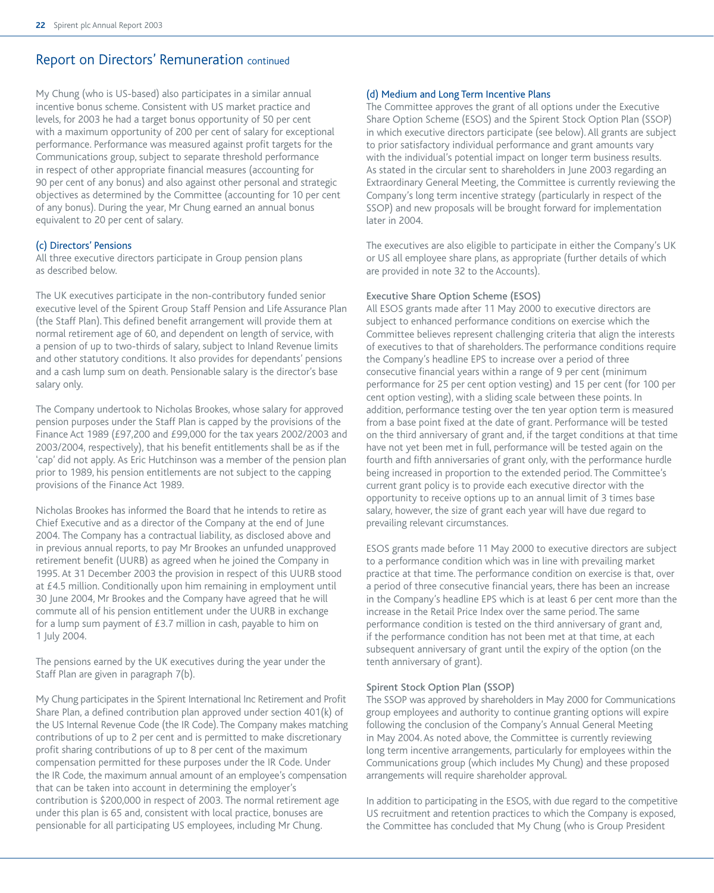## Report on Directors' Remuneration continued

My Chung (who is US-based) also participates in a similar annual incentive bonus scheme. Consistent with US market practice and levels, for 2003 he had a target bonus opportunity of 50 per cent with a maximum opportunity of 200 per cent of salary for exceptional performance. Performance was measured against profit targets for the Communications group, subject to separate threshold performance in respect of other appropriate financial measures (accounting for 90 per cent of any bonus) and also against other personal and strategic objectives as determined by the Committee (accounting for 10 per cent of any bonus). During the year, Mr Chung earned an annual bonus equivalent to 20 per cent of salary.

### (c) Directors' Pensions

All three executive directors participate in Group pension plans as described below.

The UK executives participate in the non-contributory funded senior executive level of the Spirent Group Staff Pension and Life Assurance Plan (the Staff Plan). This defined benefit arrangement will provide them at normal retirement age of 60, and dependent on length of service, with a pension of up to two-thirds of salary, subject to Inland Revenue limits and other statutory conditions. It also provides for dependants' pensions and a cash lump sum on death. Pensionable salary is the director's base salary only.

The Company undertook to Nicholas Brookes, whose salary for approved pension purposes under the Staff Plan is capped by the provisions of the Finance Act 1989 (£97,200 and £99,000 for the tax years 2002/2003 and 2003/2004, respectively), that his benefit entitlements shall be as if the 'cap' did not apply. As Eric Hutchinson was a member of the pension plan prior to 1989, his pension entitlements are not subject to the capping provisions of the Finance Act 1989.

Nicholas Brookes has informed the Board that he intends to retire as Chief Executive and as a director of the Company at the end of June 2004. The Company has a contractual liability, as disclosed above and in previous annual reports, to pay Mr Brookes an unfunded unapproved retirement benefit (UURB) as agreed when he joined the Company in 1995. At 31 December 2003 the provision in respect of this UURB stood at £4.5 million. Conditionally upon him remaining in employment until 30 June 2004, Mr Brookes and the Company have agreed that he will commute all of his pension entitlement under the UURB in exchange for a lump sum payment of £3.7 million in cash, payable to him on 1 July 2004.

The pensions earned by the UK executives during the year under the Staff Plan are given in paragraph 7(b).

My Chung participates in the Spirent International Inc Retirement and Profit Share Plan, a defined contribution plan approved under section 401(k) of the US Internal Revenue Code (the IR Code). The Company makes matching contributions of up to 2 per cent and is permitted to make discretionary profit sharing contributions of up to 8 per cent of the maximum compensation permitted for these purposes under the IR Code. Under the IR Code, the maximum annual amount of an employee's compensation that can be taken into account in determining the employer's contribution is $200,000 in respect of 2003. The normal retirement age under this plan is 65 and, consistent with local practice, bonuses are pensionable for all participating US employees, including Mr Chung.

### (d) Medium and Long Term Incentive Plans

The Committee approves the grant of all options under the Executive Share Option Scheme (ESOS) and the Spirent Stock Option Plan (SSOP) in which executive directors participate (see below). All grants are subject to prior satisfactory individual performance and grant amounts vary with the individual's potential impact on longer term business results. As stated in the circular sent to shareholders in June 2003 regarding an Extraordinary General Meeting, the Committee is currently reviewing the Company's long term incentive strategy (particularly in respect of the SSOP) and new proposals will be brought forward for implementation later in 2004.

The executives are also eligible to participate in either the Company's UK or US all employee share plans, as appropriate (further details of which are provided in note 32 to the Accounts).

#### Executive Share Option Scheme (ESOS)

All ESOS grants made after 11 May 2000 to executive directors are subject to enhanced performance conditions on exercise which the Committee believes represent challenging criteria that align the interests of executives to that of shareholders. The performance conditions require the Company's headline EPS to increase over a period of three consecutive financial years within a range of 9 per cent (minimum performance for 25 per cent option vesting) and 15 per cent (for 100 per cent option vesting), with a sliding scale between these points. In addition, performance testing over the ten year option term is measured from a base point fixed at the date of grant. Performance will be tested on the third anniversary of grant and, if the target conditions at that time have not yet been met in full, performance will be tested again on the fourth and fifth anniversaries of grant only, with the performance hurdle being increased in proportion to the extended period. The Committee's current grant policy is to provide each executive director with the opportunity to receive options up to an annual limit of 3 times base salary, however, the size of grant each year will have due regard to prevailing relevant circumstances.

ESOS grants made before 11 May 2000 to executive directors are subject to a performance condition which was in line with prevailing market practice at that time. The performance condition on exercise is that, over a period of three consecutive financial years, there has been an increase in the Company's headline EPS which is at least 6 per cent more than the increase in the Retail Price Index over the same period. The same performance condition is tested on the third anniversary of grant and, if the performance condition has not been met at that time, at each subsequent anniversary of grant until the expiry of the option (on the tenth anniversary of grant).

#### Spirent Stock Option Plan (SSOP)

The SSOP was approved by shareholders in May 2000 for Communications group employees and authority to continue granting options will expire following the conclusion of the Company's Annual General Meeting in May 2004. As noted above, the Committee is currently reviewing long term incentive arrangements, particularly for employees within the Communications group (which includes My Chung) and these proposed arrangements will require shareholder approval.

In addition to participating in the ESOS, with due regard to the competitive US recruitment and retention practices to which the Company is exposed, the Committee has concluded that My Chung (who is Group President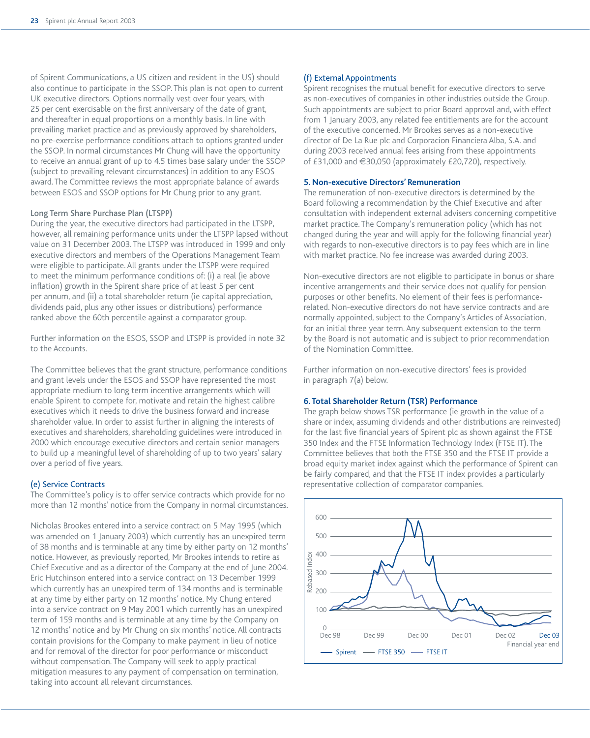of Spirent Communications, a US citizen and resident in the US) should also continue to participate in the SSOP. This plan is not open to current UK executive directors. Options normally vest over four years, with 25 per cent exercisable on the first anniversary of the date of grant, and thereafter in equal proportions on a monthly basis. In line with prevailing market practice and as previously approved by shareholders, no pre-exercise performance conditions attach to options granted under the SSOP. In normal circumstances Mr Chung will have the opportunity to receive an annual grant of up to 4.5 times base salary under the SSOP (subject to prevailing relevant circumstances) in addition to any ESOS award. The Committee reviews the most appropriate balance of awards between ESOS and SSOP options for Mr Chung prior to any grant.

#### Long Term Share Purchase Plan (LTSPP)

During the year, the executive directors had participated in the LTSPP, however, all remaining performance units under the LTSPP lapsed without value on 31 December 2003. The LTSPP was introduced in 1999 and only executive directors and members of the Operations Management Team were eligible to participate. All grants under the LTSPP were required to meet the minimum performance conditions of: (i) a real (ie above inflation) growth in the Spirent share price of at least 5 per cent per annum, and (ii) a total shareholder return (ie capital appreciation, dividends paid, plus any other issues or distributions) performance ranked above the 60th percentile against a comparator group.

Further information on the ESOS, SSOP and LTSPP is provided in note 32 to the Accounts.

The Committee believes that the grant structure, performance conditions and grant levels under the ESOS and SSOP have represented the most appropriate medium to long term incentive arrangements which will enable Spirent to compete for, motivate and retain the highest calibre executives which it needs to drive the business forward and increase shareholder value. In order to assist further in aligning the interests of executives and shareholders, shareholding guidelines were introduced in 2000 which encourage executive directors and certain senior managers to build up a meaningful level of shareholding of up to two years' salary over a period of five years.

### (e) Service Contracts

The Committee's policy is to offer service contracts which provide for no more than 12 months' notice from the Company in normal circumstances.

Nicholas Brookes entered into a service contract on 5 May 1995 (which was amended on 1 January 2003) which currently has an unexpired term of 38 months and is terminable at any time by either party on 12 months' notice. However, as previously reported, Mr Brookes intends to retire as Chief Executive and as a director of the Company at the end of June 2004. Eric Hutchinson entered into a service contract on 13 December 1999 which currently has an unexpired term of 134 months and is terminable at any time by either party on 12 months' notice. My Chung entered into a service contract on 9 May 2001 which currently has an unexpired term of 159 months and is terminable at any time by the Company on 12 months' notice and by Mr Chung on six months' notice. All contracts contain provisions for the Company to make payment in lieu of notice and for removal of the director for poor performance or misconduct without compensation. The Company will seek to apply practical mitigation measures to any payment of compensation on termination, taking into account all relevant circumstances.

### (f) External Appointments

Spirent recognises the mutual benefit for executive directors to serve as non-executives of companies in other industries outside the Group. Such appointments are subject to prior Board approval and, with effect from 1 January 2003, any related fee entitlements are for the account of the executive concerned. Mr Brookes serves as a non-executive director of De La Rue plc and Corporacion Financiera Alba, S.A. and during 2003 received annual fees arising from these appointments of £31,000 and €30,050 (approximately £20,720), respectively.

## 5. Non-executive Directors' Remuneration

The remuneration of non-executive directors is determined by the Board following a recommendation by the Chief Executive and after consultation with independent external advisers concerning competitive market practice. The Company's remuneration policy (which has not changed during the year and will apply for the following financial year) with regards to non-executive directors is to pay fees which are in line with market practice. No fee increase was awarded during 2003.

Non-executive directors are not eligible to participate in bonus or share incentive arrangements and their service does not qualify for pension purposes or other benefits. No element of their fees is performance-related. Non-executive directors do not have service contracts and are normally appointed, subject to the Company's Articles of Association, for an initial three year term. Any subsequent extension to the term by the Board is not automatic and is subject to prior recommendation of the Nomination Committee.

Further information on non-executive directors' fees is provided in paragraph 7(a) below.

## 6. Total Shareholder Return (TSR) Performance

The graph below shows TSR performance (ie growth in the value of a share or index, assuming dividends and other distributions are reinvested) for the last five financial years of Spirent plc as shown against the FTSE 350 Index and the FTSE Information Technology Index (FTSE IT). The Committee believes that both the FTSE 350 and the FTSE IT provide a broad equity market index against which the performance of Spirent can be fairly compared, and that the FTSE IT index provides a particularly representative collection of comparator companies.

Rebased Index (0–600) — Financial year end: Dec 98, Dec 99, Dec 00, Dec 01, Dec 02, Dec 03

Spirent — FTSE 350 — FTSE IT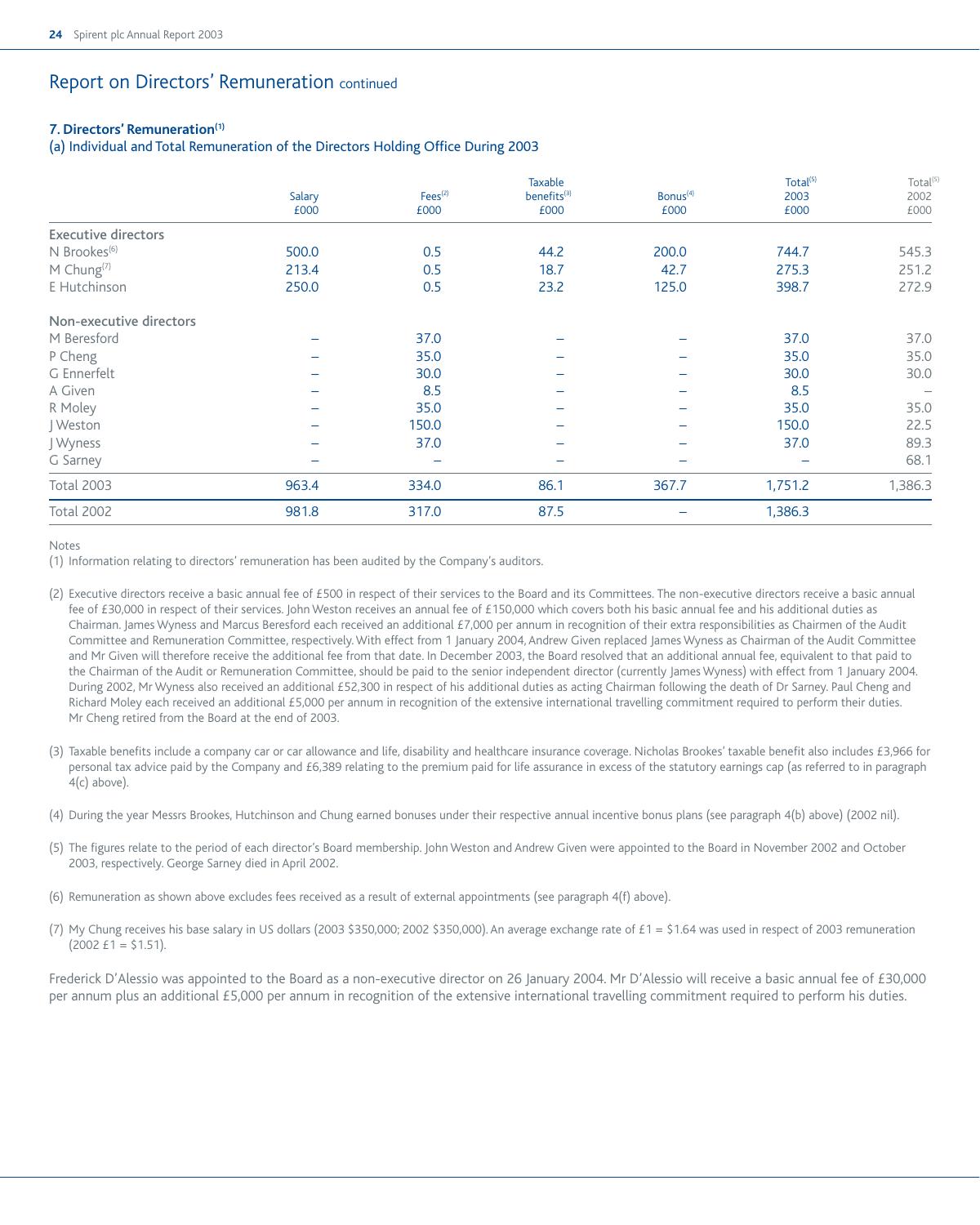# Report on Directors' Remuneration continued

### 7. Directors' Remuneration[1]

#### (a) Individual and Total Remuneration of the Directors Holding Office During 2003

| | Salary £000 | Fees[2] £000 | Taxable benefits[3] £000 | Bonus[4] £000 | Total[5] 2003 £000 | Total[5] 2002 £000 |
|---|---|---|---|---|---|---|
| **Executive directors** | | | | | | |
| N Brookes[6] | 500.0 | 0.5 | 44.2 | 200.0 | 744.7 | 545.3 |
| M Chung[7] | 213.4 | 0.5 | 18.7 | 42.7 | 275.3 | 251.2 |
| E Hutchinson | 250.0 | 0.5 | 23.2 | 125.0 | 398.7 | 272.9 |
| **Non-executive directors** | | | | | | |
| M Beresford | – | 37.0 | – | – | 37.0 | 37.0 |
| P Cheng | – | 35.0 | – | – | 35.0 | 35.0 |
| G Ennerfelt | – | 30.0 | – | – | 30.0 | 30.0 |
| A Given | – | 8.5 | – | – | 8.5 | – |
| R Moley | – | 35.0 | – | – | 35.0 | 35.0 |
| J Weston | – | 150.0 | – | – | 150.0 | 22.5 |
| J Wyness | – | 37.0 | – | – | 37.0 | 89.3 |
| G Sarney | – | – | – | – | – | 68.1 |
| Total 2003 | 963.4 | 334.0 | 86.1 | 367.7 | 1,751.2 | 1,386.3 |
| Total 2002 | 981.8 | 317.0 | 87.5 | – | 1,386.3 | |

Notes

(1) Information relating to directors' remuneration has been audited by the Company's auditors.

(2) Executive directors receive a basic annual fee of £500 in respect of their services to the Board and its Committees. The non-executive directors receive a basic annual fee of £30,000 in respect of their services. John Weston receives an annual fee of £150,000 which covers both his basic annual fee and his additional duties as Chairman. James Wyness and Marcus Beresford each received an additional £7,000 per annum in recognition of their extra responsibilities as Chairmen of the Audit Committee and Remuneration Committee, respectively. With effect from 1 January 2004, Andrew Given replaced James Wyness as Chairman of the Audit Committee and Mr Given will therefore receive the additional fee from that date. In December 2003, the Board resolved that an additional annual fee, equivalent to that paid to the Chairman of the Audit or Remuneration Committee, should be paid to the senior independent director (currently James Wyness) with effect from 1 January 2004. During 2002, Mr Wyness also received an additional £52,300 in respect of his additional duties as acting Chairman following the death of Dr Sarney. Paul Cheng and Richard Moley each received an additional £5,000 per annum in recognition of the extensive international travelling commitment required to perform their duties. Mr Cheng retired from the Board at the end of 2003.

(3) Taxable benefits include a company car or car allowance and life, disability and healthcare insurance coverage. Nicholas Brookes' taxable benefit also includes £3,966 for personal tax advice paid by the Company and £6,389 relating to the premium paid for life assurance in excess of the statutory earnings cap (as referred to in paragraph 4(c) above).

(4) During the year Messrs Brookes, Hutchinson and Chung earned bonuses under their respective annual incentive bonus plans (see paragraph 4(b) above) (2002 nil).

(5) The figures relate to the period of each director's Board membership. John Weston and Andrew Given were appointed to the Board in November 2002 and October 2003, respectively. George Sarney died in April 2002.

(6) Remuneration as shown above excludes fees received as a result of external appointments (see paragraph 4(f) above).

(7) My Chung receives his base salary in US dollars (2003 $350,000; 2002 $350,000). An average exchange rate of £1 = $1.64 was used in respect of 2003 remuneration (2002 £1 = $1.51).

Frederick D'Alessio was appointed to the Board as a non-executive director on 26 January 2004. Mr D'Alessio will receive a basic annual fee of £30,000 per annum plus an additional £5,000 per annum in recognition of the extensive international travelling commitment required to perform his duties.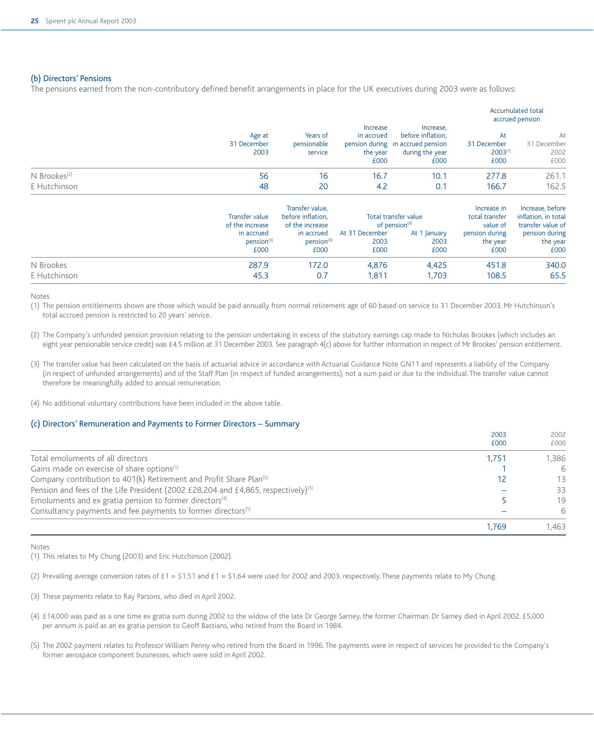### (b) Directors' Pensions

The pensions earned from the non-contributory defined benefit arrangements in place for the UK executives during 2003 were as follows:

| | Age at 31 December 2003 | Years of pensionable service | Increase in accrued pension during the year £000 | Increase, before inflation, in accrued pension during the year £000 | Accumulated total accrued pension At 31 December 2003[1] £000 | Accumulated total accrued pension At 31 December 2002 £000 |
|---|---|---|---|---|---|---|
| N Brookes[2] | 56 | 16 | 16.7 | 10.1 | 277.8 | 261.1 |
| E Hutchinson | 48 | 20 | 4.2 | 0.1 | 166.7 | 162.5 |

| | Transfer value of the increase in accrued pension[3] £000 | Transfer value, before inflation, of the increase in accrued pension[3] £000 | Total transfer value of pension[3] At 31 December 2003 £000 | Total transfer value of pension[3] At 1 January 2003 £000 | Increase in total transfer value of pension during the year £000 | Increase, before inflation, in total transfer value of pension during the year £000 |
|---|---|---|---|---|---|---|
| N Brookes | 287.9 | 172.0 | 4,876 | 4,425 | 451.8 | 340.0 |
| E Hutchinson | 45.3 | 0.7 | 1,811 | 1,703 | 108.5 | 65.5 |

Notes

(1) The pension entitlements shown are those which would be paid annually from normal retirement age of 60 based on service to 31 December 2003. Mr Hutchinson's total accrued pension is restricted to 20 years' service.

(2) The Company's unfunded pension provision relating to the pension undertaking in excess of the statutory earnings cap made to Nicholas Brookes (which includes an eight year pensionable service credit) was £4.5 million at 31 December 2003. See paragraph 4(c) above for further information in respect of Mr Brookes' pension entitlement.

(3) The transfer value has been calculated on the basis of actuarial advice in accordance with Actuarial Guidance Note GN11 and represents a liability of the Company (in respect of unfunded arrangements) and of the Staff Plan (in respect of funded arrangements), not a sum paid or due to the individual. The transfer value cannot therefore be meaningfully added to annual remuneration.

(4) No additional voluntary contributions have been included in the above table.

### (c) Directors' Remuneration and Payments to Former Directors – Summary

| | 2003 £000 | 2002 £000 |
|---|---|---|
| Total emoluments of all directors | 1,751 | 1,386 |
| Gains made on exercise of share options[1] | 1 | 6 |
| Company contribution to 401(k) Retirement and Profit Share Plan[2] | 12 | 13 |
| Pension and fees of the Life President (2002 £28,204 and £4,865, respectively)[3] | – | 33 |
| Emoluments and ex gratia pension to former directors[4] | 5 | 19 |
| Consultancy payments and fee payments to former directors[5] | – | 6 |
| | 1,769 | 1,463 |

Notes

(1) This relates to My Chung (2003) and Eric Hutchinson (2002).

(2) Prevailing average conversion rates of £1 = $1.51 and £1 = $1.64 were used for 2002 and 2003, respectively. These payments relate to My Chung.

(3) These payments relate to Ray Parsons, who died in April 2002.

(4) £14,000 was paid as a one time ex gratia sum during 2002 to the widow of the late Dr George Sarney, the former Chairman. Dr Sarney died in April 2002. £5,000 per annum is paid as an ex gratia pension to Geoff Bastians, who retired from the Board in 1984.

(5) The 2002 payment relates to Professor William Penny who retired from the Board in 1996. The payments were in respect of services he provided to the Company's former aerospace component businesses, which were sold in April 2002.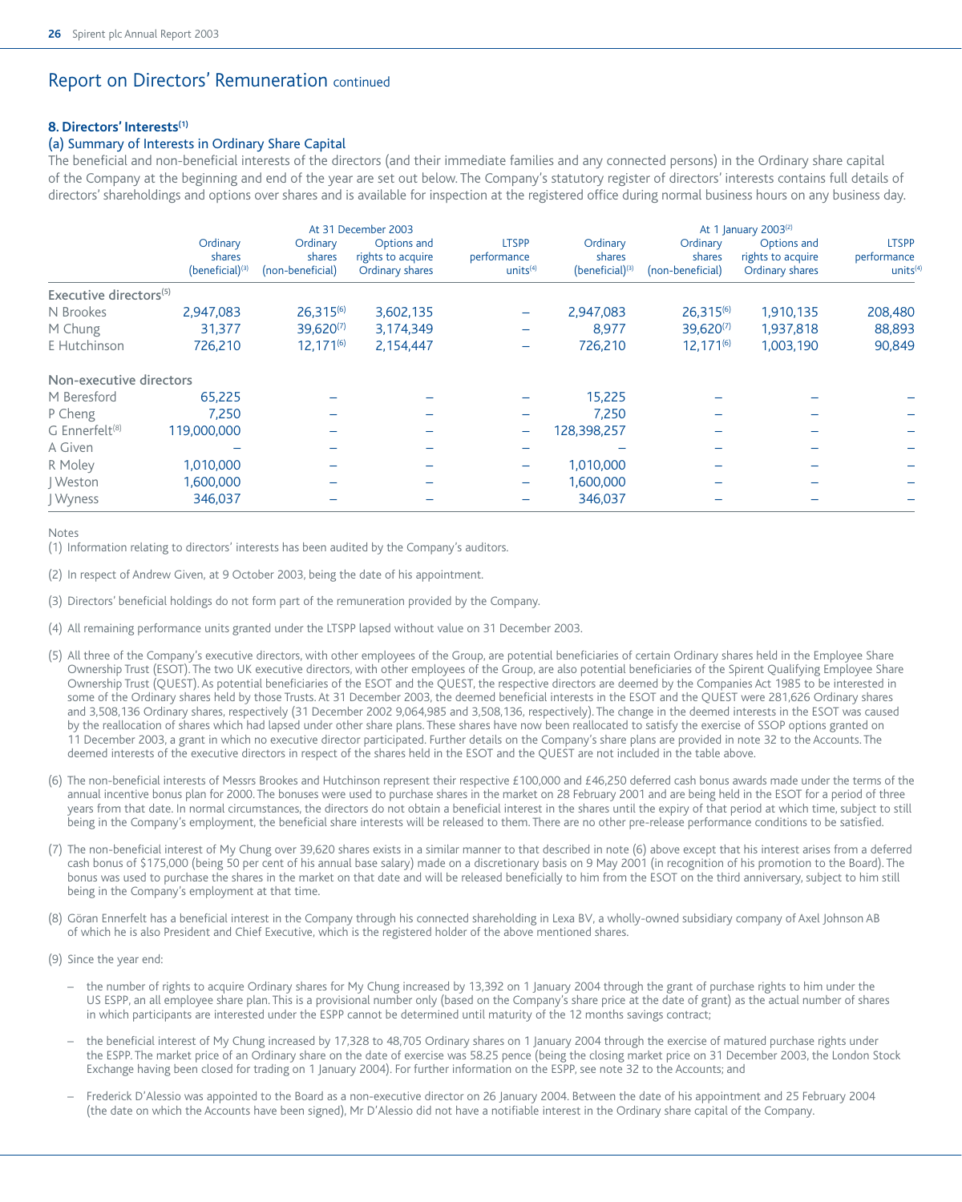## Report on Directors' Remuneration continued

### 8. Directors' Interests[1]

#### (a) Summary of Interests in Ordinary Share Capital

The beneficial and non-beneficial interests of the directors (and their immediate families and any connected persons) in the Ordinary share capital of the Company at the beginning and end of the year are set out below. The Company's statutory register of directors' interests contains full details of directors' shareholdings and options over shares and is available for inspection at the registered office during normal business hours on any business day.

| | At 31 December 2003 | | | | At 1 January 2003[2] | | | |
|---|---|---|---|---|---|---|---|---|
| | Ordinary shares (beneficial)[3] | Ordinary shares (non-beneficial) | Options and rights to acquire Ordinary shares | LTSPP performance units[4] | Ordinary shares (beneficial)[3] | Ordinary shares (non-beneficial) | Options and rights to acquire Ordinary shares | LTSPP performance units[4] |
| **Executive directors**[5] | | | | | | | | |
| N Brookes | 2,947,083 | 26,315[6] | 3,602,135 | – | 2,947,083 | 26,315[6] | 1,910,135 | 208,480 |
| M Chung | 31,377 | 39,620[7] | 3,174,349 | – | 8,977 | 39,620[7] | 1,937,818 | 88,893 |
| E Hutchinson | 726,210 | 12,171[6] | 2,154,447 | – | 726,210 | 12,171[6] | 1,003,190 | 90,849 |
| **Non-executive directors** | | | | | | | | |
| M Beresford | 65,225 | – | – | – | 15,225 | – | – | – |
| P Cheng | 7,250 | – | – | – | 7,250 | – | – | – |
| G Ennerfelt[8] | 119,000,000 | – | – | – | 128,398,257 | – | – | – |
| A Given | – | – | – | – | – | – | – | – |
| R Moley | 1,010,000 | – | – | – | 1,010,000 | – | – | – |
| J Weston | 1,600,000 | – | – | – | 1,600,000 | – | – | – |
| J Wyness | 346,037 | – | – | – | 346,037 | – | – | – |

Notes

(1) Information relating to directors' interests has been audited by the Company's auditors.

(2) In respect of Andrew Given, at 9 October 2003, being the date of his appointment.

(3) Directors' beneficial holdings do not form part of the remuneration provided by the Company.

(4) All remaining performance units granted under the LTSPP lapsed without value on 31 December 2003.

(5) All three of the Company's executive directors, with other employees of the Group, are potential beneficiaries of certain Ordinary shares held in the Employee Share Ownership Trust (ESOT). The two UK executive directors, with other employees of the Group, are also potential beneficiaries of the Spirent Qualifying Employee Share Ownership Trust (QUEST). As potential beneficiaries of the ESOT and the QUEST, the respective directors are deemed by the Companies Act 1985 to be interested in some of the Ordinary shares held by those Trusts. At 31 December 2003, the deemed beneficial interests in the ESOT and the QUEST were 281,626 Ordinary shares and 3,508,136 Ordinary shares, respectively (31 December 2002 9,064,985 and 3,508,136, respectively). The change in the deemed interests in the ESOT was caused by the reallocation of shares which had lapsed under other share plans. These shares have now been reallocated to satisfy the exercise of SSOP options granted on 11 December 2003, a grant in which no executive director participated. Further details on the Company's share plans are provided in note 32 to the Accounts. The deemed interests of the executive directors in respect of the shares held in the ESOT and the QUEST are not included in the table above.

(6) The non-beneficial interests of Messrs Brookes and Hutchinson represent their respective £100,000 and £46,250 deferred cash bonus awards made under the terms of the annual incentive bonus plan for 2000. The bonuses were used to purchase shares in the market on 28 February 2001 and are being held in the ESOT for a period of three years from that date. In normal circumstances, the directors do not obtain a beneficial interest in the shares until the expiry of that period at which time, subject to still being in the Company's employment, the beneficial share interests will be released to them. There are no other pre-release performance conditions to be satisfied.

(7) The non-beneficial interest of My Chung over 39,620 shares exists in a similar manner to that described in note (6) above except that his interest arises from a deferred cash bonus of $175,000 (being 50 per cent of his annual base salary) made on a discretionary basis on 9 May 2001 (in recognition of his promotion to the Board). The bonus was used to purchase the shares in the market on that date and will be released beneficially to him from the ESOT on the third anniversary, subject to him still being in the Company's employment at that time.

(8) Göran Ennerfelt has a beneficial interest in the Company through his connected shareholding in Lexa BV, a wholly-owned subsidiary company of Axel Johnson AB of which he is also President and Chief Executive, which is the registered holder of the above mentioned shares.

(9) Since the year end:

- the number of rights to acquire Ordinary shares for My Chung increased by 13,392 on 1 January 2004 through the grant of purchase rights to him under the US ESPP, an all employee share plan. This is a provisional number only (based on the Company's share price at the date of grant) as the actual number of shares in which participants are interested under the ESPP cannot be determined until maturity of the 12 months savings contract;
- the beneficial interest of My Chung increased by 17,328 to 48,705 Ordinary shares on 1 January 2004 through the exercise of matured purchase rights under the ESPP. The market price of an Ordinary share on the date of exercise was 58.25 pence (being the closing market price on 31 December 2003, the London Stock Exchange having been closed for trading on 1 January 2004). For further information on the ESPP, see note 32 to the Accounts; and
- Frederick D'Alessio was appointed to the Board as a non-executive director on 26 January 2004. Between the date of his appointment and 25 February 2004 (the date on which the Accounts have been signed), Mr D'Alessio did not have a notifiable interest in the Ordinary share capital of the Company.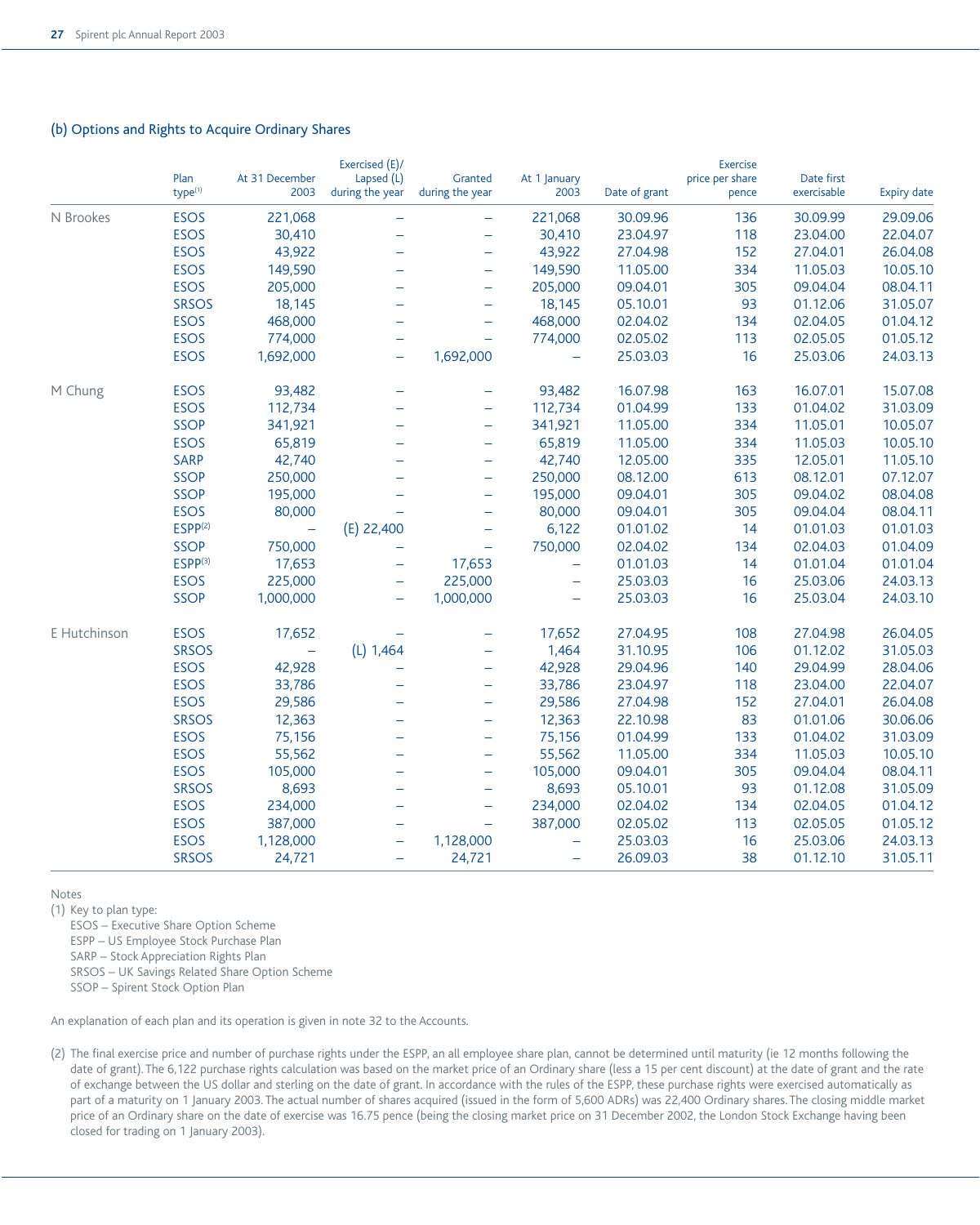### (b) Options and Rights to Acquire Ordinary Shares

| | Plan type[1] | At 31 December 2003 | Exercised (E)/ Lapsed (L) during the year | Granted during the year | At 1 January 2003 | Date of grant | Exercise price per share pence | Date first exercisable | Expiry date |
|---|---|---|---|---|---|---|---|---|---|
| N Brookes | ESOS | 221,068 | – | – | 221,068 | 30.09.96 | 136 | 30.09.99 | 29.09.06 |
| | ESOS | 30,410 | – | – | 30,410 | 23.04.97 | 118 | 23.04.00 | 22.04.07 |
| | ESOS | 43,922 | – | – | 43,922 | 27.04.98 | 152 | 27.04.01 | 26.04.08 |
| | ESOS | 149,590 | – | – | 149,590 | 11.05.00 | 334 | 11.05.03 | 10.05.10 |
| | ESOS | 205,000 | – | – | 205,000 | 09.04.01 | 305 | 09.04.04 | 08.04.11 |
| | SRSOS | 18,145 | – | – | 18,145 | 05.10.01 | 93 | 01.12.06 | 31.05.07 |
| | ESOS | 468,000 | – | – | 468,000 | 02.04.02 | 134 | 02.04.05 | 01.04.12 |
| | ESOS | 774,000 | – | – | 774,000 | 02.05.02 | 113 | 02.05.05 | 01.05.12 |
| | ESOS | 1,692,000 | – | 1,692,000 | – | 25.03.03 | 16 | 25.03.06 | 24.03.13 |
| M Chung | ESOS | 93,482 | – | – | 93,482 | 16.07.98 | 163 | 16.07.01 | 15.07.08 |
| | ESOS | 112,734 | – | – | 112,734 | 01.04.99 | 133 | 01.04.02 | 31.03.09 |
| | SSOP | 341,921 | – | – | 341,921 | 11.05.00 | 334 | 11.05.01 | 10.05.07 |
| | ESOS | 65,819 | – | – | 65,819 | 11.05.00 | 334 | 11.05.03 | 10.05.10 |
| | SARP | 42,740 | – | – | 42,740 | 12.05.00 | 335 | 12.05.01 | 11.05.10 |
| | SSOP | 250,000 | – | – | 250,000 | 08.12.00 | 613 | 08.12.01 | 07.12.07 |
| | SSOP | 195,000 | – | – | 195,000 | 09.04.01 | 305 | 09.04.02 | 08.04.08 |
| | ESOS | 80,000 | – | – | 80,000 | 09.04.01 | 305 | 09.04.04 | 08.04.11 |
| | ESPP[2] | – | (E) 22,400 | – | 6,122 | 01.01.02 | 14 | 01.01.03 | 01.01.03 |
| | SSOP | 750,000 | – | – | 750,000 | 02.04.02 | 134 | 02.04.03 | 01.04.09 |
| | ESPP[3] | 17,653 | – | 17,653 | – | 01.01.03 | 14 | 01.01.04 | 01.01.04 |
| | ESOS | 225,000 | – | 225,000 | – | 25.03.03 | 16 | 25.03.06 | 24.03.13 |
| | SSOP | 1,000,000 | – | 1,000,000 | – | 25.03.03 | 16 | 25.03.04 | 24.03.10 |
| E Hutchinson | ESOS | 17,652 | – | – | 17,652 | 27.04.95 | 108 | 27.04.98 | 26.04.05 |
| | SRSOS | – | (L) 1,464 | – | 1,464 | 31.10.95 | 106 | 01.12.02 | 31.05.03 |
| | ESOS | 42,928 | – | – | 42,928 | 29.04.96 | 140 | 29.04.99 | 28.04.06 |
| | ESOS | 33,786 | – | – | 33,786 | 23.04.97 | 118 | 23.04.00 | 22.04.07 |
| | ESOS | 29,586 | – | – | 29,586 | 27.04.98 | 152 | 27.04.01 | 26.04.08 |
| | SRSOS | 12,363 | – | – | 12,363 | 22.10.98 | 83 | 01.01.06 | 30.06.06 |
| | ESOS | 75,156 | – | – | 75,156 | 01.04.99 | 133 | 01.04.02 | 31.03.09 |
| | ESOS | 55,562 | – | – | 55,562 | 11.05.00 | 334 | 11.05.03 | 10.05.10 |
| | ESOS | 105,000 | – | – | 105,000 | 09.04.01 | 305 | 09.04.04 | 08.04.11 |
| | SRSOS | 8,693 | – | – | 8,693 | 05.10.01 | 93 | 01.12.08 | 31.05.09 |
| | ESOS | 234,000 | – | – | 234,000 | 02.04.02 | 134 | 02.04.05 | 01.04.12 |
| | ESOS | 387,000 | – | – | 387,000 | 02.05.02 | 113 | 02.05.05 | 01.05.12 |
| | ESOS | 1,128,000 | – | 1,128,000 | – | 25.03.03 | 16 | 25.03.06 | 24.03.13 |
| | SRSOS | 24,721 | – | 24,721 | – | 26.09.03 | 38 | 01.12.10 | 31.05.11 |

Notes

(1) Key to plan type:
ESOS – Executive Share Option Scheme
ESPP – US Employee Stock Purchase Plan
SARP – Stock Appreciation Rights Plan
SRSOS – UK Savings Related Share Option Scheme
SSOP – Spirent Stock Option Plan

An explanation of each plan and its operation is given in note 32 to the Accounts.

(2) The final exercise price and number of purchase rights under the ESPP, an all employee share plan, cannot be determined until maturity (ie 12 months following the date of grant). The 6,122 purchase rights calculation was based on the market price of an Ordinary share (less a 15 per cent discount) at the date of grant and the rate of exchange between the US dollar and sterling on the date of grant. In accordance with the rules of the ESPP, these purchase rights were exercised automatically as part of a maturity on 1 January 2003. The actual number of shares acquired (issued in the form of 5,600 ADRs) was 22,400 Ordinary shares. The closing middle market price of an Ordinary share on the date of exercise was 16.75 pence (being the closing market price on 31 December 2002, the London Stock Exchange having been closed for trading on 1 January 2003).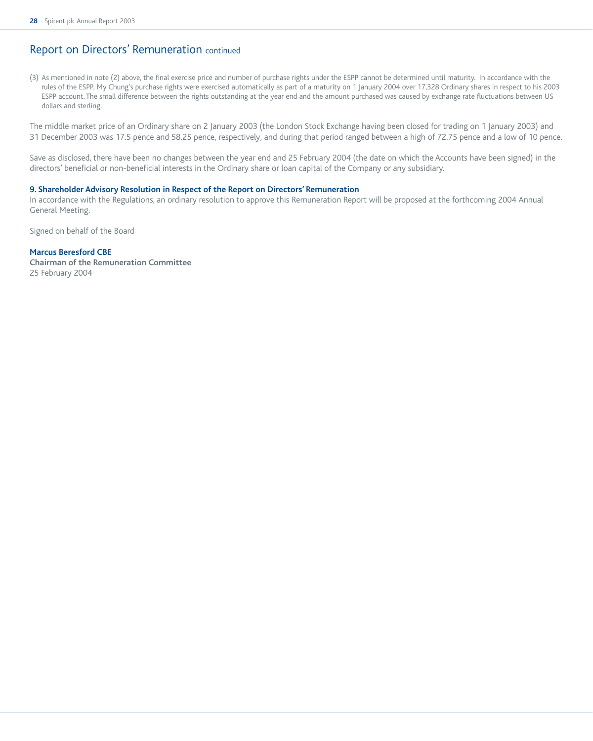# Report on Directors' Remuneration continued

(3) As mentioned in note (2) above, the final exercise price and number of purchase rights under the ESPP cannot be determined until maturity. In accordance with the rules of the ESPP, My Chung's purchase rights were exercised automatically as part of a maturity on 1 January 2004 over 17,328 Ordinary shares in respect to his 2003 ESPP account. The small difference between the rights outstanding at the year end and the amount purchased was caused by exchange rate fluctuations between US dollars and sterling.

The middle market price of an Ordinary share on 2 January 2003 (the London Stock Exchange having been closed for trading on 1 January 2003) and 31 December 2003 was 17.5 pence and 58.25 pence, respectively, and during that period ranged between a high of 72.75 pence and a low of 10 pence.

Save as disclosed, there have been no changes between the year end and 25 February 2004 (the date on which the Accounts have been signed) in the directors' beneficial or non-beneficial interests in the Ordinary share or loan capital of the Company or any subsidiary.

### 9. Shareholder Advisory Resolution in Respect of the Report on Directors' Remuneration

In accordance with the Regulations, an ordinary resolution to approve this Remuneration Report will be proposed at the forthcoming 2004 Annual General Meeting.

Signed on behalf of the Board

**Marcus Beresford CBE**
**Chairman of the Remuneration Committee**
25 February 2004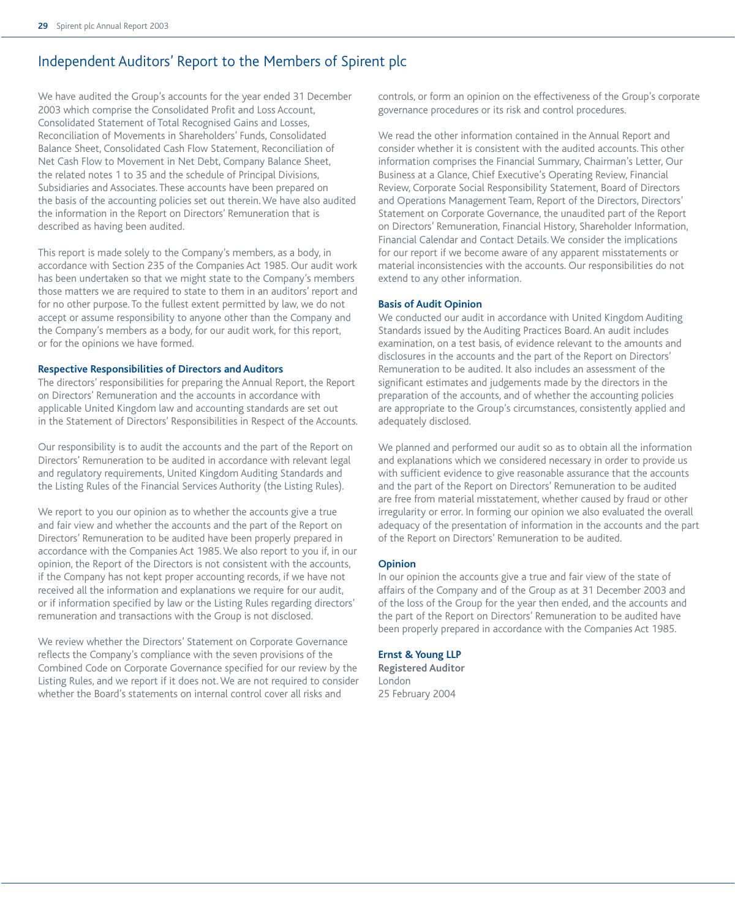# Independent Auditors' Report to the Members of Spirent plc

We have audited the Group's accounts for the year ended 31 December 2003 which comprise the Consolidated Profit and Loss Account, Consolidated Statement of Total Recognised Gains and Losses, Reconciliation of Movements in Shareholders' Funds, Consolidated Balance Sheet, Consolidated Cash Flow Statement, Reconciliation of Net Cash Flow to Movement in Net Debt, Company Balance Sheet, the related notes 1 to 35 and the schedule of Principal Divisions, Subsidiaries and Associates. These accounts have been prepared on the basis of the accounting policies set out therein. We have also audited the information in the Report on Directors' Remuneration that is described as having been audited.

This report is made solely to the Company's members, as a body, in accordance with Section 235 of the Companies Act 1985. Our audit work has been undertaken so that we might state to the Company's members those matters we are required to state to them in an auditors' report and for no other purpose. To the fullest extent permitted by law, we do not accept or assume responsibility to anyone other than the Company and the Company's members as a body, for our audit work, for this report, or for the opinions we have formed.

### Respective Responsibilities of Directors and Auditors

The directors' responsibilities for preparing the Annual Report, the Report on Directors' Remuneration and the accounts in accordance with applicable United Kingdom law and accounting standards are set out in the Statement of Directors' Responsibilities in Respect of the Accounts.

Our responsibility is to audit the accounts and the part of the Report on Directors' Remuneration to be audited in accordance with relevant legal and regulatory requirements, United Kingdom Auditing Standards and the Listing Rules of the Financial Services Authority (the Listing Rules).

We report to you our opinion as to whether the accounts give a true and fair view and whether the accounts and the part of the Report on Directors' Remuneration to be audited have been properly prepared in accordance with the Companies Act 1985. We also report to you if, in our opinion, the Report of the Directors is not consistent with the accounts, if the Company has not kept proper accounting records, if we have not received all the information and explanations we require for our audit, or if information specified by law or the Listing Rules regarding directors' remuneration and transactions with the Group is not disclosed.

We review whether the Directors' Statement on Corporate Governance reflects the Company's compliance with the seven provisions of the Combined Code on Corporate Governance specified for our review by the Listing Rules, and we report if it does not. We are not required to consider whether the Board's statements on internal control cover all risks and controls, or form an opinion on the effectiveness of the Group's corporate governance procedures or its risk and control procedures.

We read the other information contained in the Annual Report and consider whether it is consistent with the audited accounts. This other information comprises the Financial Summary, Chairman's Letter, Our Business at a Glance, Chief Executive's Operating Review, Financial Review, Corporate Social Responsibility Statement, Board of Directors and Operations Management Team, Report of the Directors, Directors' Statement on Corporate Governance, the unaudited part of the Report on Directors' Remuneration, Financial History, Shareholder Information, Financial Calendar and Contact Details. We consider the implications for our report if we become aware of any apparent misstatements or material inconsistencies with the accounts. Our responsibilities do not extend to any other information.

### Basis of Audit Opinion

We conducted our audit in accordance with United Kingdom Auditing Standards issued by the Auditing Practices Board. An audit includes examination, on a test basis, of evidence relevant to the amounts and disclosures in the accounts and the part of the Report on Directors' Remuneration to be audited. It also includes an assessment of the significant estimates and judgements made by the directors in the preparation of the accounts, and of whether the accounting policies are appropriate to the Group's circumstances, consistently applied and adequately disclosed.

We planned and performed our audit so as to obtain all the information and explanations which we considered necessary in order to provide us with sufficient evidence to give reasonable assurance that the accounts and the part of the Report on Directors' Remuneration to be audited are free from material misstatement, whether caused by fraud or other irregularity or error. In forming our opinion we also evaluated the overall adequacy of the presentation of information in the accounts and the part of the Report on Directors' Remuneration to be audited.

### Opinion

In our opinion the accounts give a true and fair view of the state of affairs of the Company and of the Group as at 31 December 2003 and of the loss of the Group for the year then ended, and the accounts and the part of the Report on Directors' Remuneration to be audited have been properly prepared in accordance with the Companies Act 1985.

**Ernst & Young LLP**
**Registered Auditor**
London
25 February 2004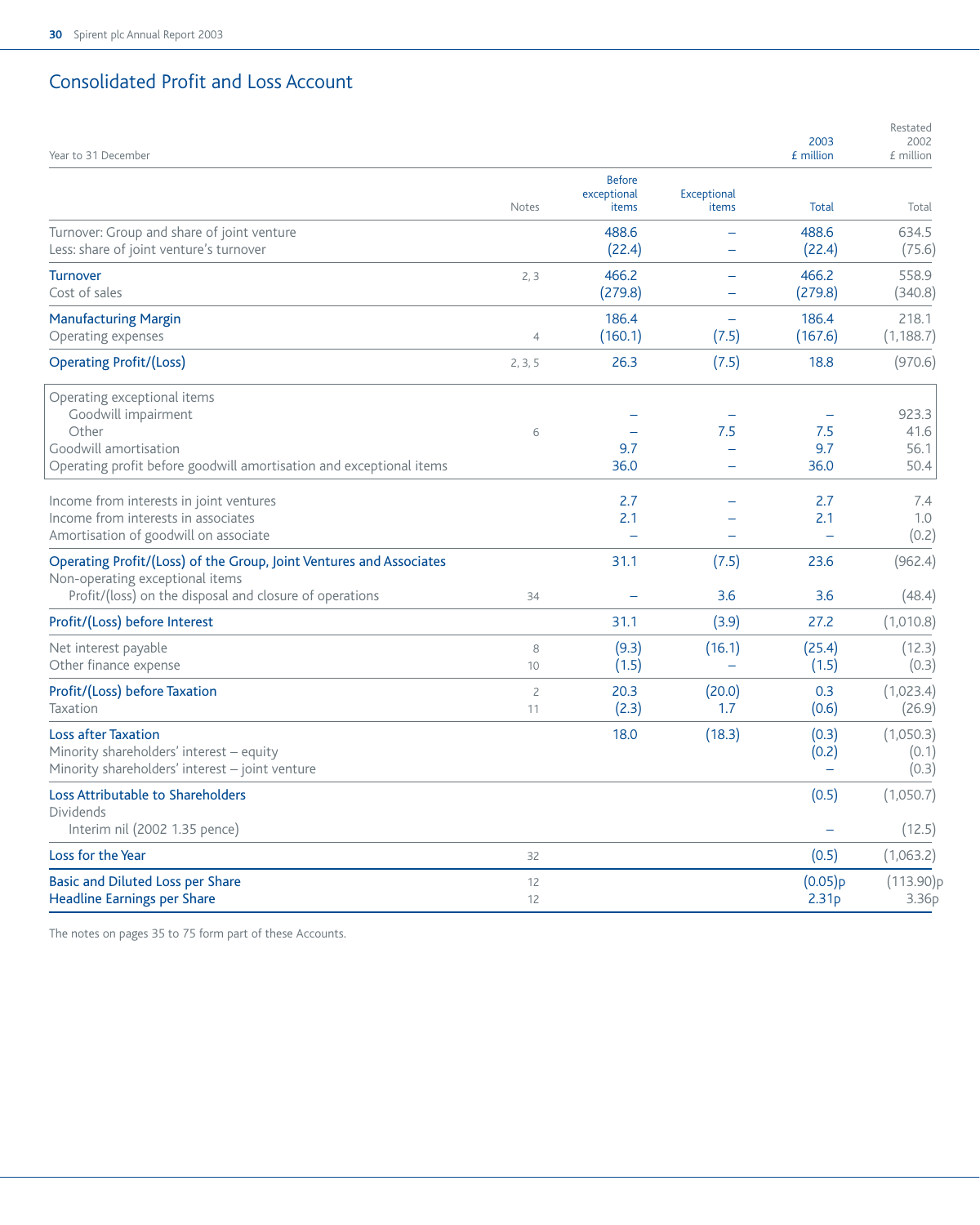# Consolidated Profit and Loss Account

| Year to 31 December | Notes | 2003 £ million Before exceptional items | Exceptional items | Total | Restated 2002 £ million Total |
|---|---|---|---|---|---|
| Turnover: Group and share of joint venture | | 488.6 | – | 488.6 | 634.5 |
| Less: share of joint venture's turnover | | (22.4) | – | (22.4) | (75.6) |
| **Turnover** | 2, 3 | 466.2 | – | 466.2 | 558.9 |
| Cost of sales | | (279.8) | – | (279.8) | (340.8) |
| **Manufacturing Margin** | | 186.4 | – | 186.4 | 218.1 |
| Operating expenses | 4 | (160.1) | (7.5) | (167.6) | (1,188.7) |
| **Operating Profit/(Loss)** | 2, 3, 5 | 26.3 | (7.5) | 18.8 | (970.6) |
| Operating exceptional items | | | | | |
| Goodwill impairment | | – | – | – | 923.3 |
| Other | 6 | – | 7.5 | 7.5 | 41.6 |
| Goodwill amortisation | | 9.7 | – | 9.7 | 56.1 |
| Operating profit before goodwill amortisation and exceptional items | | 36.0 | – | 36.0 | 50.4 |
| Income from interests in joint ventures | | 2.7 | – | 2.7 | 7.4 |
| Income from interests in associates | | 2.1 | – | 2.1 | 1.0 |
| Amortisation of goodwill on associate | | – | – | – | (0.2) |
| **Operating Profit/(Loss) of the Group, Joint Ventures and Associates** | | 31.1 | (7.5) | 23.6 | (962.4) |
| Non-operating exceptional items | | | | | |
| Profit/(loss) on the disposal and closure of operations | 34 | – | 3.6 | 3.6 | (48.4) |
| **Profit/(Loss) before Interest** | | 31.1 | (3.9) | 27.2 | (1,010.8) |
| Net interest payable | 8 | (9.3) | (16.1) | (25.4) | (12.3) |
| Other finance expense | 10 | (1.5) | – | (1.5) | (0.3) |
| **Profit/(Loss) before Taxation** | 2 | 20.3 | (20.0) | 0.3 | (1,023.4) |
| Taxation | 11 | (2.3) | 1.7 | (0.6) | (26.9) |
| **Loss after Taxation** | | 18.0 | (18.3) | (0.3) | (1,050.3) |
| Minority shareholders' interest – equity | | | | (0.2) | (0.1) |
| Minority shareholders' interest – joint venture | | | | – | (0.3) |
| **Loss Attributable to Shareholders** | | | | (0.5) | (1,050.7) |
| Dividends | | | | | |
| Interim nil (2002 1.35 pence) | | | | – | (12.5) |
| **Loss for the Year** | 32 | | | (0.5) | (1,063.2) |
| **Basic and Diluted Loss per Share** | 12 | | | (0.05)p | (113.90)p |
| **Headline Earnings per Share** | 12 | | | 2.31p | 3.36p |

The notes on pages 35 to 75 form part of these Accounts.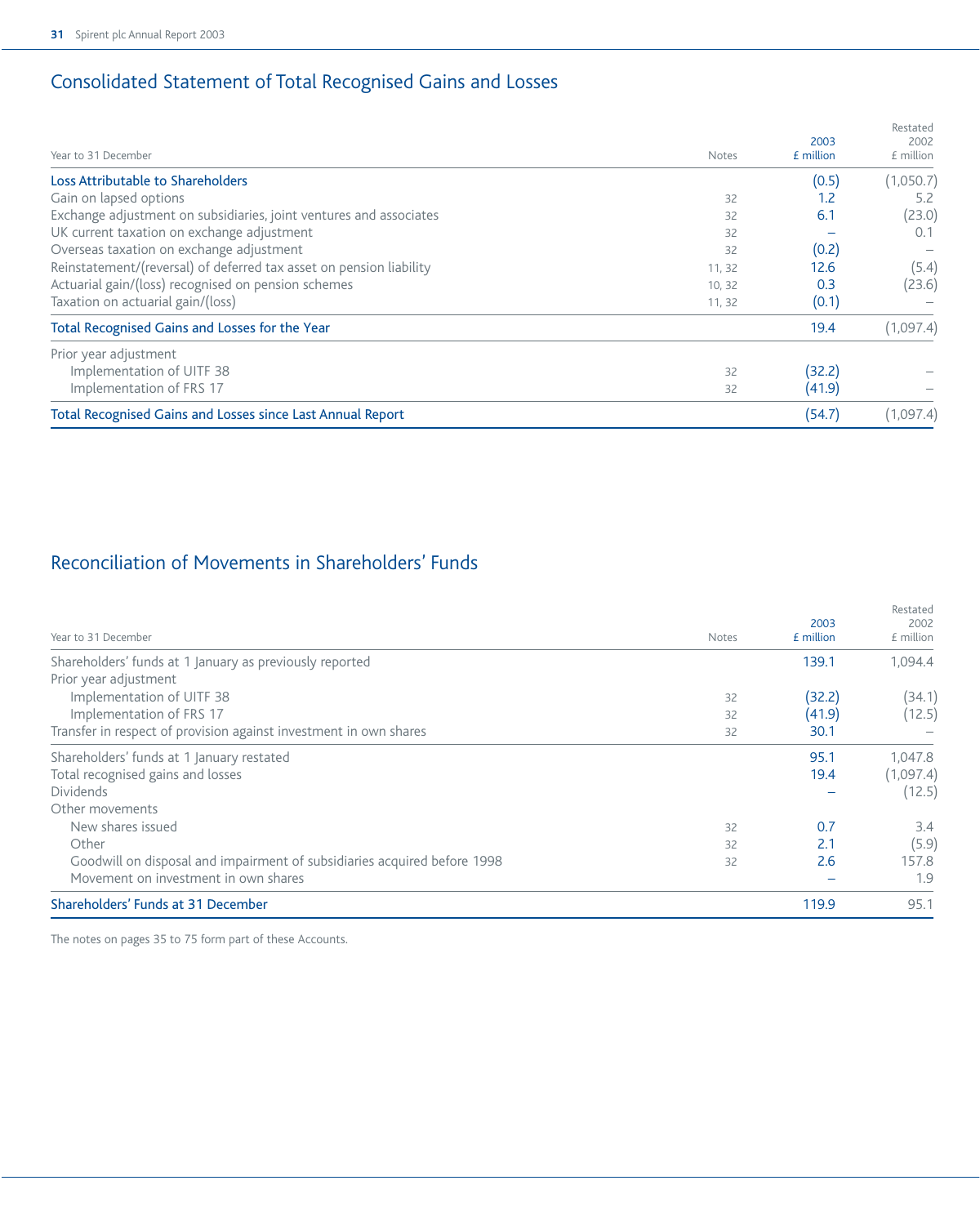## Consolidated Statement of Total Recognised Gains and Losses

| Year to 31 December | Notes | 2003 £ million | Restated 2002 £ million |
|---|---|---|---|
| Loss Attributable to Shareholders | | (0.5) | (1,050.7) |
| Gain on lapsed options | 32 | 1.2 | 5.2 |
| Exchange adjustment on subsidiaries, joint ventures and associates | 32 | 6.1 | (23.0) |
| UK current taxation on exchange adjustment | 32 | – | 0.1 |
| Overseas taxation on exchange adjustment | 32 | (0.2) | – |
| Reinstatement/(reversal) of deferred tax asset on pension liability | 11, 32 | 12.6 | (5.4) |
| Actuarial gain/(loss) recognised on pension schemes | 10, 32 | 0.3 | (23.6) |
| Taxation on actuarial gain/(loss) | 11, 32 | (0.1) | – |
| Total Recognised Gains and Losses for the Year | | 19.4 | (1,097.4) |
| Prior year adjustment | | | |
| Implementation of UITF 38 | 32 | (32.2) | – |
| Implementation of FRS 17 | 32 | (41.9) | – |
| Total Recognised Gains and Losses since Last Annual Report | | (54.7) | (1,097.4) |

## Reconciliation of Movements in Shareholders' Funds

| Year to 31 December | Notes | 2003 £ million | Restated 2002 £ million |
|---|---|---|---|
| Shareholders' funds at 1 January as previously reported | | 139.1 | 1,094.4 |
| Prior year adjustment | | | |
| Implementation of UITF 38 | 32 | (32.2) | (34.1) |
| Implementation of FRS 17 | 32 | (41.9) | (12.5) |
| Transfer in respect of provision against investment in own shares | 32 | 30.1 | – |
| Shareholders' funds at 1 January restated | | 95.1 | 1,047.8 |
| Total recognised gains and losses | | 19.4 | (1,097.4) |
| Dividends | | – | (12.5) |
| Other movements | | | |
| New shares issued | 32 | 0.7 | 3.4 |
| Other | 32 | 2.1 | (5.9) |
| Goodwill on disposal and impairment of subsidiaries acquired before 1998 | 32 | 2.6 | 157.8 |
| Movement on investment in own shares | | – | 1.9 |
| Shareholders' Funds at 31 December | | 119.9 | 95.1 |

The notes on pages 35 to 75 form part of these Accounts.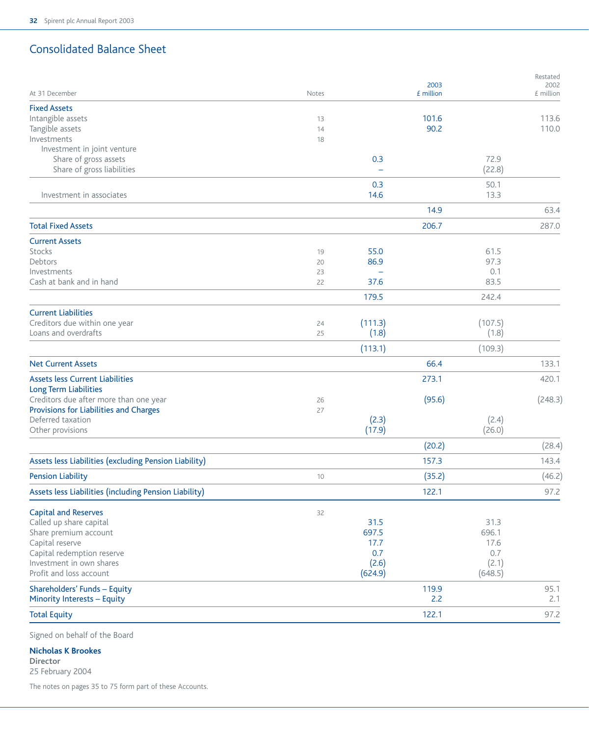## Consolidated Balance Sheet

| At 31 December | Notes | | 2003 £ million | | Restated 2002 £ million |
|---|---|---|---|---|---|
| **Fixed Assets** | | | | | |
| Intangible assets | 13 | | 101.6 | | 113.6 |
| Tangible assets | 14 | | 90.2 | | 110.0 |
| Investments | 18 | | | | |
| Investment in joint venture | | | | | |
| Share of gross assets | | 0.3 | | 72.9 | |
| Share of gross liabilities | | – | | (22.8) | |
| | | 0.3 | | 50.1 | |
| Investment in associates | | 14.6 | | 13.3 | |
| | | | 14.9 | | 63.4 |
| **Total Fixed Assets** | | | 206.7 | | 287.0 |
| **Current Assets** | | | | | |
| Stocks | 19 | 55.0 | | 61.5 | |
| Debtors | 20 | 86.9 | | 97.3 | |
| Investments | 23 | – | | 0.1 | |
| Cash at bank and in hand | 22 | 37.6 | | 83.5 | |
| | | 179.5 | | 242.4 | |
| **Current Liabilities** | | | | | |
| Creditors due within one year | 24 | (111.3) | | (107.5) | |
| Loans and overdrafts | 25 | (1.8) | | (1.8) | |
| | | (113.1) | | (109.3) | |
| **Net Current Assets** | | | 66.4 | | 133.1 |
| **Assets less Current Liabilities** | | | 273.1 | | 420.1 |
| **Long Term Liabilities** | | | | | |
| Creditors due after more than one year | 26 | | (95.6) | | (248.3) |
| **Provisions for Liabilities and Charges** | 27 | | | | |
| Deferred taxation | | (2.3) | | (2.4) | |
| Other provisions | | (17.9) | | (26.0) | |
| | | | (20.2) | | (28.4) |
| **Assets less Liabilities (excluding Pension Liability)** | | | 157.3 | | 143.4 |
| **Pension Liability** | 10 | | (35.2) | | (46.2) |
| **Assets less Liabilities (including Pension Liability)** | | | 122.1 | | 97.2 |
| **Capital and Reserves** | 32 | | | | |
| Called up share capital | | 31.5 | | 31.3 | |
| Share premium account | | 697.5 | | 696.1 | |
| Capital reserve | | 17.7 | | 17.6 | |
| Capital redemption reserve | | 0.7 | | 0.7 | |
| Investment in own shares | | (2.6) | | (2.1) | |
| Profit and loss account | | (624.9) | | (648.5) | |
| **Shareholders' Funds – Equity** | | | 119.9 | | 95.1 |
| **Minority Interests – Equity** | | | 2.2 | | 2.1 |
| **Total Equity** | | | 122.1 | | 97.2 |

Signed on behalf of the Board

**Nicholas K Brookes**
**Director**
25 February 2004

The notes on pages 35 to 75 form part of these Accounts.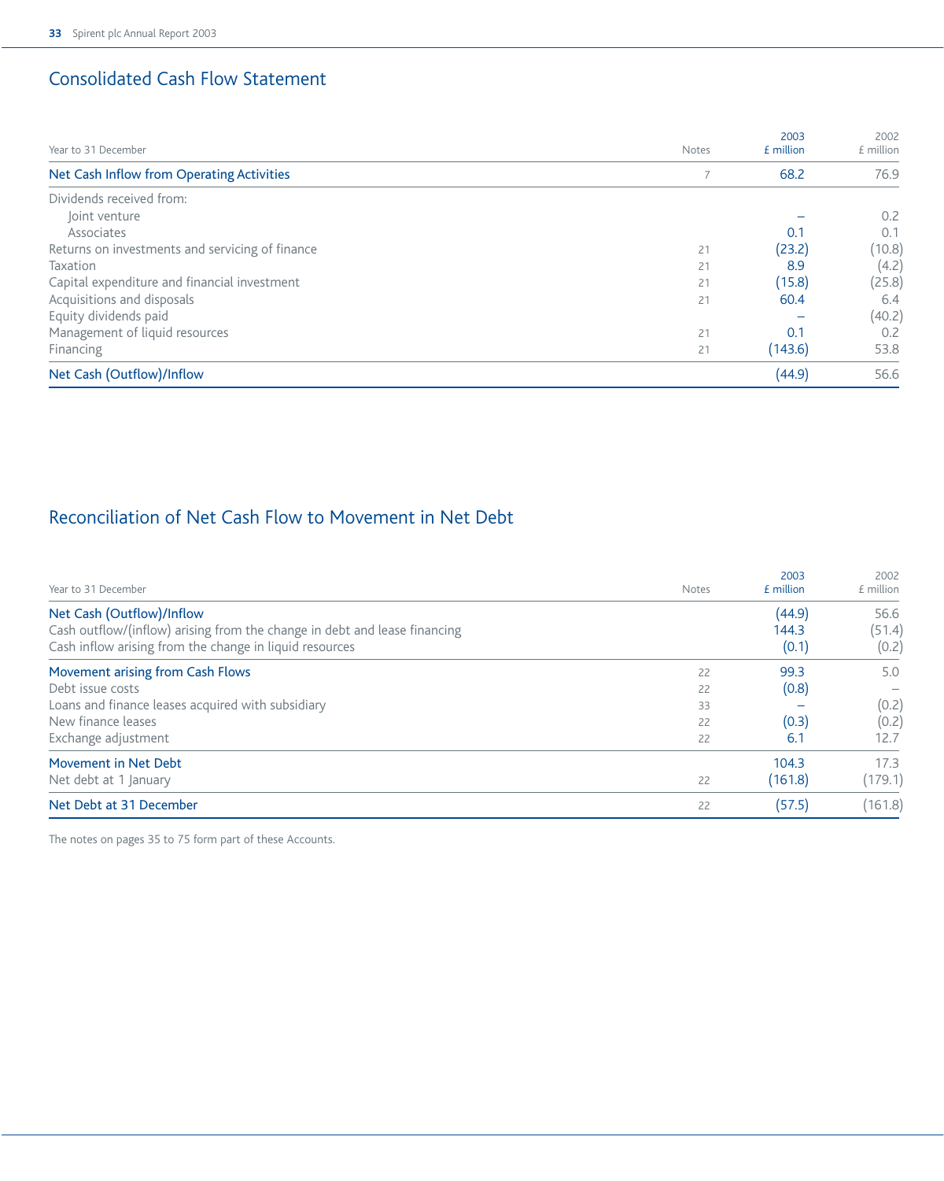## Consolidated Cash Flow Statement

| Year to 31 December | Notes | 2003 £ million | 2002 £ million |
|---|---|---|---|
| **Net Cash Inflow from Operating Activities** | 7 | 68.2 | 76.9 |
| Dividends received from: | | | |
| Joint venture | | – | 0.2 |
| Associates | | 0.1 | 0.1 |
| Returns on investments and servicing of finance | 21 | (23.2) | (10.8) |
| Taxation | 21 | 8.9 | (4.2) |
| Capital expenditure and financial investment | 21 | (15.8) | (25.8) |
| Acquisitions and disposals | 21 | 60.4 | 6.4 |
| Equity dividends paid | | – | (40.2) |
| Management of liquid resources | 21 | 0.1 | 0.2 |
| Financing | 21 | (143.6) | 53.8 |
| **Net Cash (Outflow)/Inflow** | | (44.9) | 56.6 |

## Reconciliation of Net Cash Flow to Movement in Net Debt

| Year to 31 December | Notes | 2003 £ million | 2002 £ million |
|---|---|---|---|
| **Net Cash (Outflow)/Inflow** | | (44.9) | 56.6 |
| Cash outflow/(inflow) arising from the change in debt and lease financing | | 144.3 | (51.4) |
| Cash inflow arising from the change in liquid resources | | (0.1) | (0.2) |
| **Movement arising from Cash Flows** | 22 | 99.3 | 5.0 |
| Debt issue costs | 22 | (0.8) | – |
| Loans and finance leases acquired with subsidiary | 33 | – | (0.2) |
| New finance leases | 22 | (0.3) | (0.2) |
| Exchange adjustment | 22 | 6.1 | 12.7 |
| **Movement in Net Debt** | | 104.3 | 17.3 |
| Net debt at 1 January | 22 | (161.8) | (179.1) |
| **Net Debt at 31 December** | 22 | (57.5) | (161.8) |

The notes on pages 35 to 75 form part of these Accounts.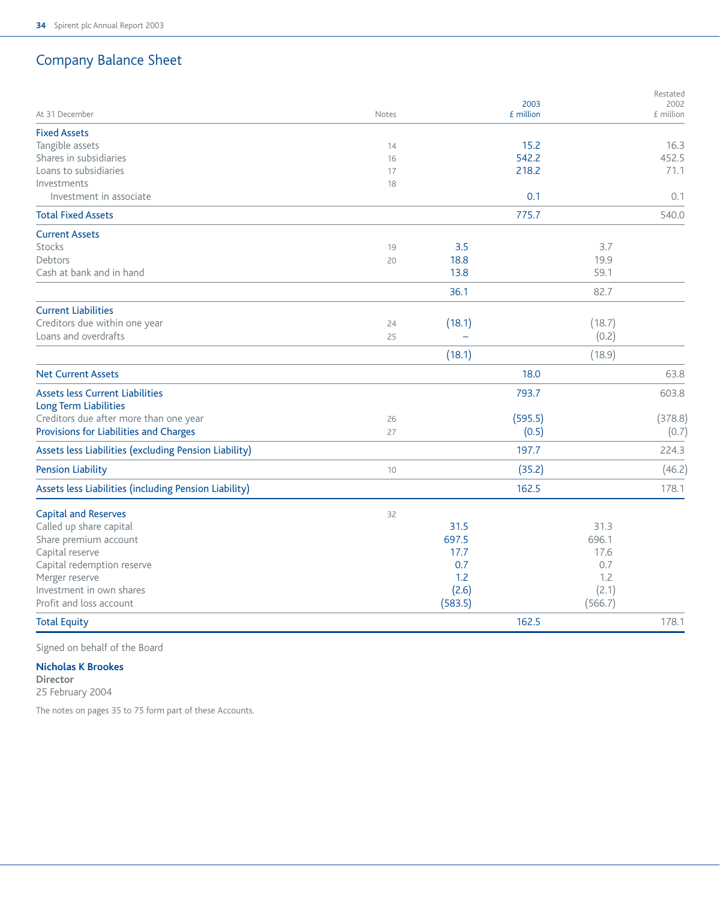## Company Balance Sheet

| At 31 December | Notes | | 2003 £ million | | Restated 2002 £ million |
|---|---|---|---|---|---|
| **Fixed Assets** | | | | | |
| Tangible assets | 14 | | 15.2 | | 16.3 |
| Shares in subsidiaries | 16 | | 542.2 | | 452.5 |
| Loans to subsidiaries | 17 | | 218.2 | | 71.1 |
| Investments | 18 | | | | |
| Investment in associate | | | 0.1 | | 0.1 |
| **Total Fixed Assets** | | | 775.7 | | 540.0 |
| **Current Assets** | | | | | |
| Stocks | 19 | 3.5 | | 3.7 | |
| Debtors | 20 | 18.8 | | 19.9 | |
| Cash at bank and in hand | | 13.8 | | 59.1 | |
| | | 36.1 | | 82.7 | |
| **Current Liabilities** | | | | | |
| Creditors due within one year | 24 | (18.1) | | (18.7) | |
| Loans and overdrafts | 25 | – | | (0.2) | |
| | | (18.1) | | (18.9) | |
| **Net Current Assets** | | | 18.0 | | 63.8 |
| **Assets less Current Liabilities** | | | 793.7 | | 603.8 |
| **Long Term Liabilities** | | | | | |
| Creditors due after more than one year | 26 | | (595.5) | | (378.8) |
| **Provisions for Liabilities and Charges** | 27 | | (0.5) | | (0.7) |
| **Assets less Liabilities (excluding Pension Liability)** | | | 197.7 | | 224.3 |
| **Pension Liability** | 10 | | (35.2) | | (46.2) |
| **Assets less Liabilities (including Pension Liability)** | | | 162.5 | | 178.1 |
| **Capital and Reserves** | 32 | | | | |
| Called up share capital | | 31.5 | | 31.3 | |
| Share premium account | | 697.5 | | 696.1 | |
| Capital reserve | | 17.7 | | 17.6 | |
| Capital redemption reserve | | 0.7 | | 0.7 | |
| Merger reserve | | 1.2 | | 1.2 | |
| Investment in own shares | | (2.6) | | (2.1) | |
| Profit and loss account | | (583.5) | | (566.7) | |
| **Total Equity** | | | 162.5 | | 178.1 |

Signed on behalf of the Board

**Nicholas K Brookes**
**Director**
25 February 2004

The notes on pages 35 to 75 form part of these Accounts.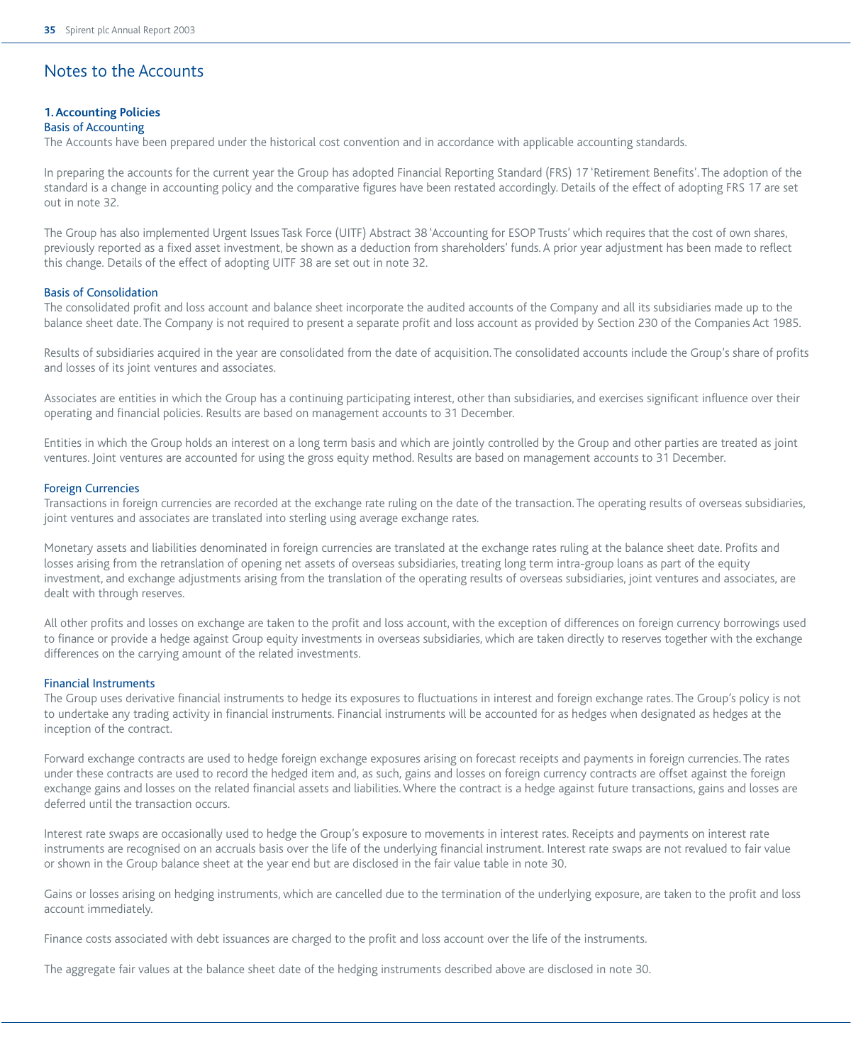# Notes to the Accounts

## 1. Accounting Policies

### Basis of Accounting

The Accounts have been prepared under the historical cost convention and in accordance with applicable accounting standards.

In preparing the accounts for the current year the Group has adopted Financial Reporting Standard (FRS) 17 'Retirement Benefits'. The adoption of the standard is a change in accounting policy and the comparative figures have been restated accordingly. Details of the effect of adopting FRS 17 are set out in note 32.

The Group has also implemented Urgent Issues Task Force (UITF) Abstract 38 'Accounting for ESOP Trusts' which requires that the cost of own shares, previously reported as a fixed asset investment, be shown as a deduction from shareholders' funds. A prior year adjustment has been made to reflect this change. Details of the effect of adopting UITF 38 are set out in note 32.

### Basis of Consolidation

The consolidated profit and loss account and balance sheet incorporate the audited accounts of the Company and all its subsidiaries made up to the balance sheet date. The Company is not required to present a separate profit and loss account as provided by Section 230 of the Companies Act 1985.

Results of subsidiaries acquired in the year are consolidated from the date of acquisition. The consolidated accounts include the Group's share of profits and losses of its joint ventures and associates.

Associates are entities in which the Group has a continuing participating interest, other than subsidiaries, and exercises significant influence over their operating and financial policies. Results are based on management accounts to 31 December.

Entities in which the Group holds an interest on a long term basis and which are jointly controlled by the Group and other parties are treated as joint ventures. Joint ventures are accounted for using the gross equity method. Results are based on management accounts to 31 December.

### Foreign Currencies

Transactions in foreign currencies are recorded at the exchange rate ruling on the date of the transaction. The operating results of overseas subsidiaries, joint ventures and associates are translated into sterling using average exchange rates.

Monetary assets and liabilities denominated in foreign currencies are translated at the exchange rates ruling at the balance sheet date. Profits and losses arising from the retranslation of opening net assets of overseas subsidiaries, treating long term intra-group loans as part of the equity investment, and exchange adjustments arising from the translation of the operating results of overseas subsidiaries, joint ventures and associates, are dealt with through reserves.

All other profits and losses on exchange are taken to the profit and loss account, with the exception of differences on foreign currency borrowings used to finance or provide a hedge against Group equity investments in overseas subsidiaries, which are taken directly to reserves together with the exchange differences on the carrying amount of the related investments.

### Financial Instruments

The Group uses derivative financial instruments to hedge its exposures to fluctuations in interest and foreign exchange rates. The Group's policy is not to undertake any trading activity in financial instruments. Financial instruments will be accounted for as hedges when designated as hedges at the inception of the contract.

Forward exchange contracts are used to hedge foreign exchange exposures arising on forecast receipts and payments in foreign currencies. The rates under these contracts are used to record the hedged item and, as such, gains and losses on foreign currency contracts are offset against the foreign exchange gains and losses on the related financial assets and liabilities. Where the contract is a hedge against future transactions, gains and losses are deferred until the transaction occurs.

Interest rate swaps are occasionally used to hedge the Group's exposure to movements in interest rates. Receipts and payments on interest rate instruments are recognised on an accruals basis over the life of the underlying financial instrument. Interest rate swaps are not revalued to fair value or shown in the Group balance sheet at the year end but are disclosed in the fair value table in note 30.

Gains or losses arising on hedging instruments, which are cancelled due to the termination of the underlying exposure, are taken to the profit and loss account immediately.

Finance costs associated with debt issuances are charged to the profit and loss account over the life of the instruments.

The aggregate fair values at the balance sheet date of the hedging instruments described above are disclosed in note 30.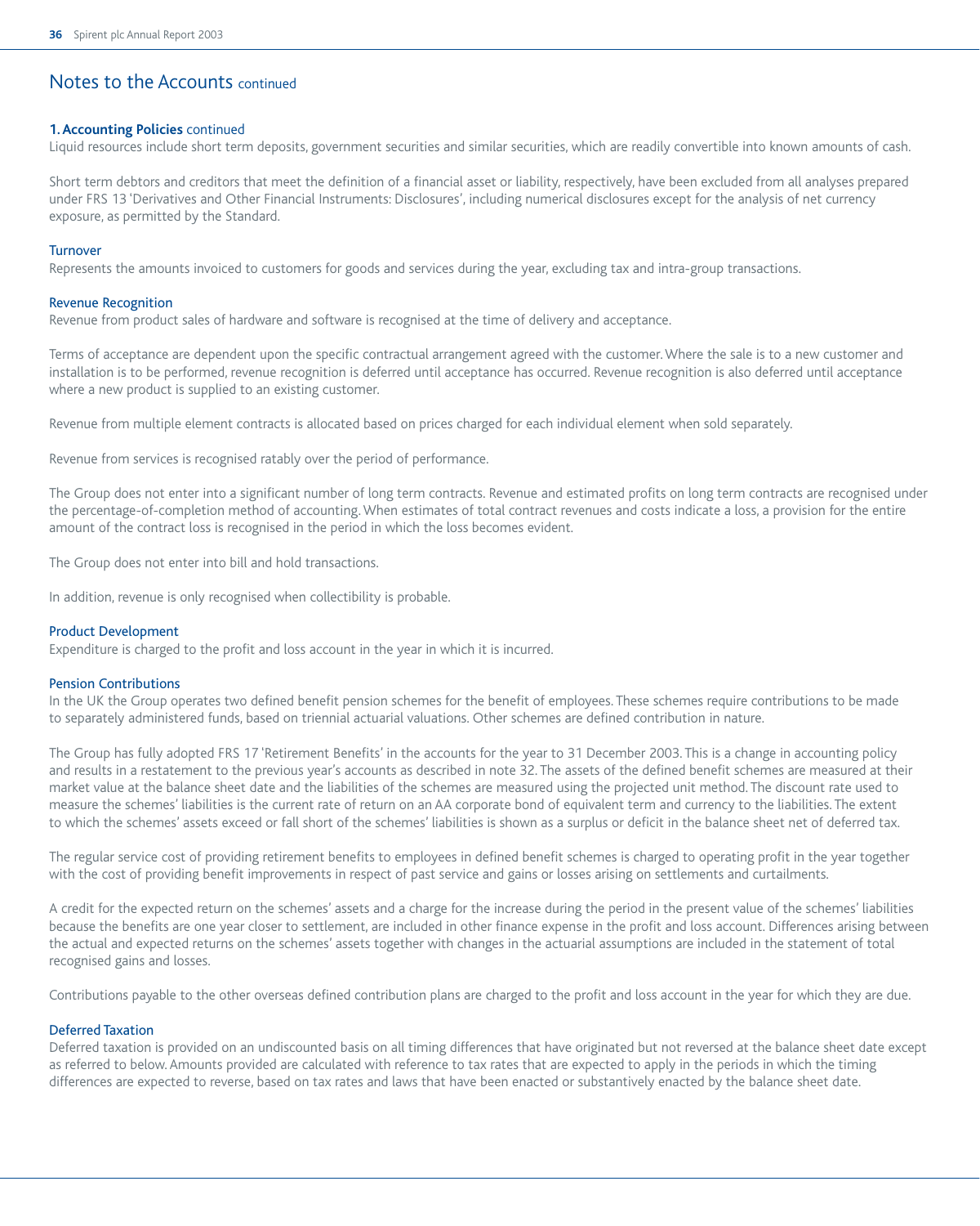# Notes to the Accounts continued

### 1. Accounting Policies continued

Liquid resources include short term deposits, government securities and similar securities, which are readily convertible into known amounts of cash.

Short term debtors and creditors that meet the definition of a financial asset or liability, respectively, have been excluded from all analyses prepared under FRS 13 'Derivatives and Other Financial Instruments: Disclosures', including numerical disclosures except for the analysis of net currency exposure, as permitted by the Standard.

#### Turnover

Represents the amounts invoiced to customers for goods and services during the year, excluding tax and intra-group transactions.

#### Revenue Recognition

Revenue from product sales of hardware and software is recognised at the time of delivery and acceptance.

Terms of acceptance are dependent upon the specific contractual arrangement agreed with the customer. Where the sale is to a new customer and installation is to be performed, revenue recognition is deferred until acceptance has occurred. Revenue recognition is also deferred until acceptance where a new product is supplied to an existing customer.

Revenue from multiple element contracts is allocated based on prices charged for each individual element when sold separately.

Revenue from services is recognised ratably over the period of performance.

The Group does not enter into a significant number of long term contracts. Revenue and estimated profits on long term contracts are recognised under the percentage-of-completion method of accounting. When estimates of total contract revenues and costs indicate a loss, a provision for the entire amount of the contract loss is recognised in the period in which the loss becomes evident.

The Group does not enter into bill and hold transactions.

In addition, revenue is only recognised when collectibility is probable.

#### Product Development

Expenditure is charged to the profit and loss account in the year in which it is incurred.

#### Pension Contributions

In the UK the Group operates two defined benefit pension schemes for the benefit of employees. These schemes require contributions to be made to separately administered funds, based on triennial actuarial valuations. Other schemes are defined contribution in nature.

The Group has fully adopted FRS 17 'Retirement Benefits' in the accounts for the year to 31 December 2003. This is a change in accounting policy and results in a restatement to the previous year's accounts as described in note 32. The assets of the defined benefit schemes are measured at their market value at the balance sheet date and the liabilities of the schemes are measured using the projected unit method. The discount rate used to measure the schemes' liabilities is the current rate of return on an AA corporate bond of equivalent term and currency to the liabilities. The extent to which the schemes' assets exceed or fall short of the schemes' liabilities is shown as a surplus or deficit in the balance sheet net of deferred tax.

The regular service cost of providing retirement benefits to employees in defined benefit schemes is charged to operating profit in the year together with the cost of providing benefit improvements in respect of past service and gains or losses arising on settlements and curtailments.

A credit for the expected return on the schemes' assets and a charge for the increase during the period in the present value of the schemes' liabilities because the benefits are one year closer to settlement, are included in other finance expense in the profit and loss account. Differences arising between the actual and expected returns on the schemes' assets together with changes in the actuarial assumptions are included in the statement of total recognised gains and losses.

Contributions payable to the other overseas defined contribution plans are charged to the profit and loss account in the year for which they are due.

#### Deferred Taxation

Deferred taxation is provided on an undiscounted basis on all timing differences that have originated but not reversed at the balance sheet date except as referred to below. Amounts provided are calculated with reference to tax rates that are expected to apply in the periods in which the timing differences are expected to reverse, based on tax rates and laws that have been enacted or substantively enacted by the balance sheet date.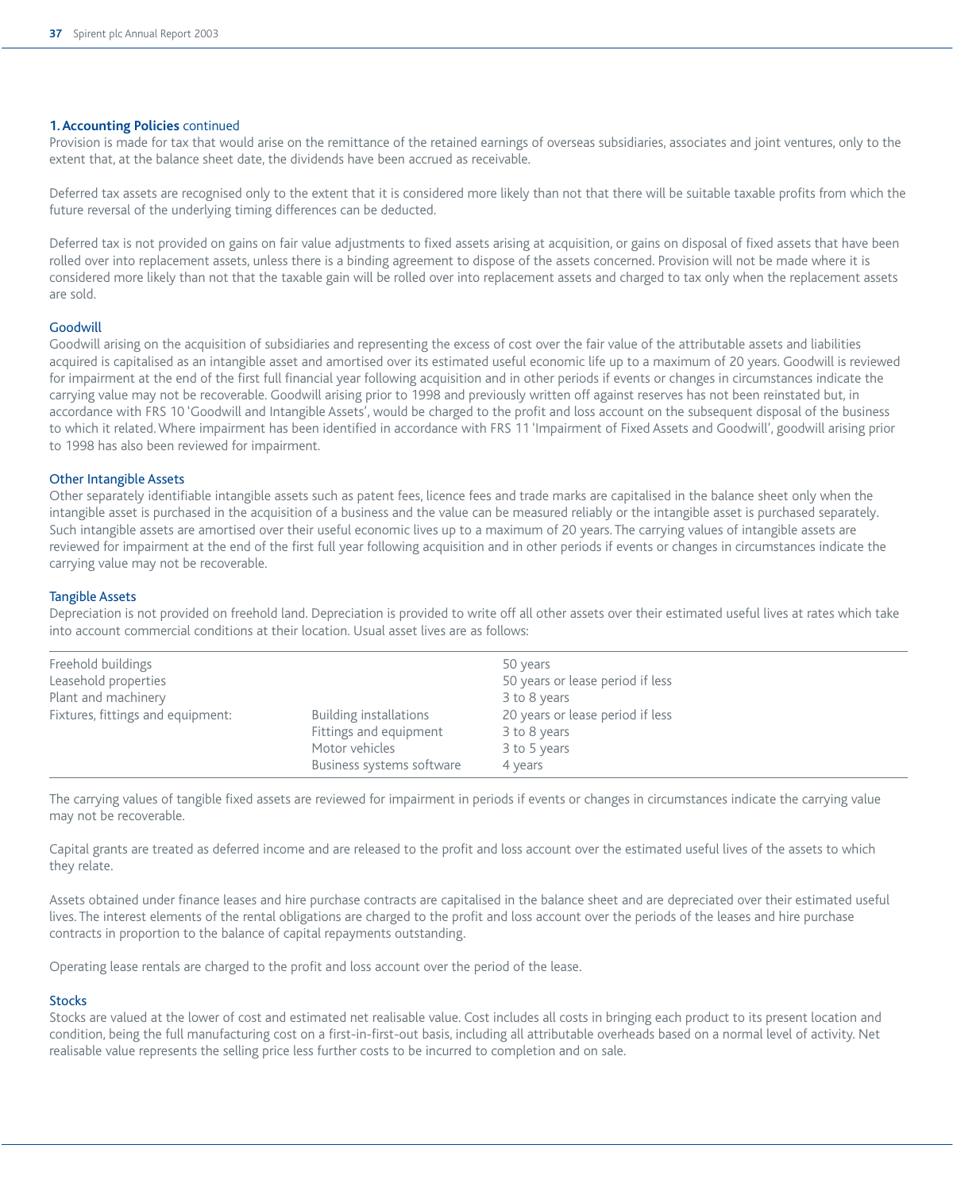## 1. Accounting Policies continued

Provision is made for tax that would arise on the remittance of the retained earnings of overseas subsidiaries, associates and joint ventures, only to the extent that, at the balance sheet date, the dividends have been accrued as receivable.

Deferred tax assets are recognised only to the extent that it is considered more likely than not that there will be suitable taxable profits from which the future reversal of the underlying timing differences can be deducted.

Deferred tax is not provided on gains on fair value adjustments to fixed assets arising at acquisition, or gains on disposal of fixed assets that have been rolled over into replacement assets, unless there is a binding agreement to dispose of the assets concerned. Provision will not be made where it is considered more likely than not that the taxable gain will be rolled over into replacement assets and charged to tax only when the replacement assets are sold.

### Goodwill

Goodwill arising on the acquisition of subsidiaries and representing the excess of cost over the fair value of the attributable assets and liabilities acquired is capitalised as an intangible asset and amortised over its estimated useful economic life up to a maximum of 20 years. Goodwill is reviewed for impairment at the end of the first full financial year following acquisition and in other periods if events or changes in circumstances indicate the carrying value may not be recoverable. Goodwill arising prior to 1998 and previously written off against reserves has not been reinstated but, in accordance with FRS 10 'Goodwill and Intangible Assets', would be charged to the profit and loss account on the subsequent disposal of the business to which it related. Where impairment has been identified in accordance with FRS 11 'Impairment of Fixed Assets and Goodwill', goodwill arising prior to 1998 has also been reviewed for impairment.

### Other Intangible Assets

Other separately identifiable intangible assets such as patent fees, licence fees and trade marks are capitalised in the balance sheet only when the intangible asset is purchased in the acquisition of a business and the value can be measured reliably or the intangible asset is purchased separately. Such intangible assets are amortised over their useful economic lives up to a maximum of 20 years. The carrying values of intangible assets are reviewed for impairment at the end of the first full year following acquisition and in other periods if events or changes in circumstances indicate the carrying value may not be recoverable.

### Tangible Assets

Depreciation is not provided on freehold land. Depreciation is provided to write off all other assets over their estimated useful lives at rates which take into account commercial conditions at their location. Usual asset lives are as follows:

| | | |
|---|---|---|
| Freehold buildings | | 50 years |
| Leasehold properties | | 50 years or lease period if less |
| Plant and machinery | | 3 to 8 years |
| Fixtures, fittings and equipment: | Building installations | 20 years or lease period if less |
| | Fittings and equipment | 3 to 8 years |
| | Motor vehicles | 3 to 5 years |
| | Business systems software | 4 years |

The carrying values of tangible fixed assets are reviewed for impairment in periods if events or changes in circumstances indicate the carrying value may not be recoverable.

Capital grants are treated as deferred income and are released to the profit and loss account over the estimated useful lives of the assets to which they relate.

Assets obtained under finance leases and hire purchase contracts are capitalised in the balance sheet and are depreciated over their estimated useful lives. The interest elements of the rental obligations are charged to the profit and loss account over the periods of the leases and hire purchase contracts in proportion to the balance of capital repayments outstanding.

Operating lease rentals are charged to the profit and loss account over the period of the lease.

### Stocks

Stocks are valued at the lower of cost and estimated net realisable value. Cost includes all costs in bringing each product to its present location and condition, being the full manufacturing cost on a first-in-first-out basis, including all attributable overheads based on a normal level of activity. Net realisable value represents the selling price less further costs to be incurred to completion and on sale.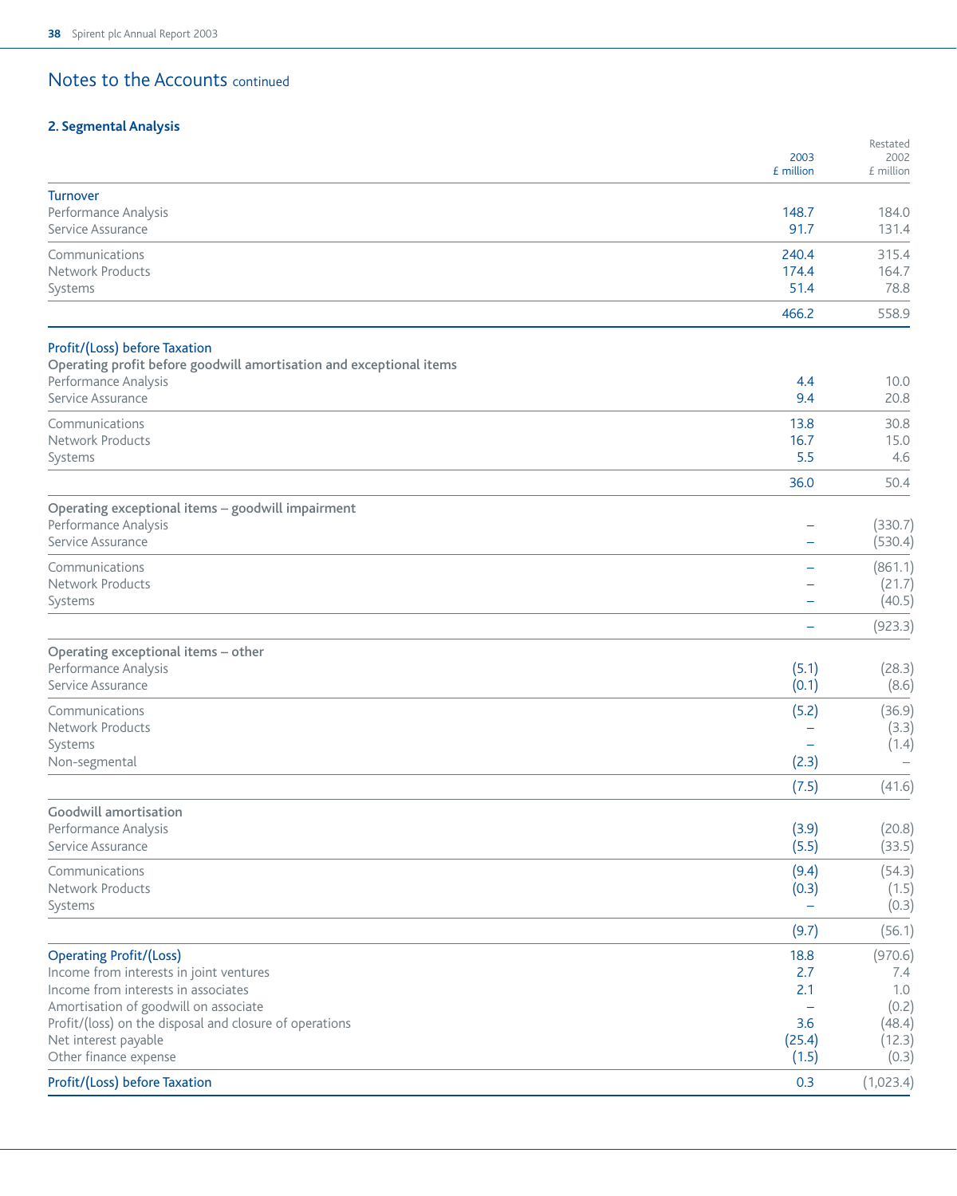# Notes to the Accounts continued

## 2. Segmental Analysis

| | 2003 £ million | Restated 2002 £ million |
|---|---|---|
| **Turnover** | | |
| Performance Analysis | 148.7 | 184.0 |
| Service Assurance | 91.7 | 131.4 |
| Communications | 240.4 | 315.4 |
| Network Products | 174.4 | 164.7 |
| Systems | 51.4 | 78.8 |
| | 466.2 | 558.9 |
| **Profit/(Loss) before Taxation** | | |
| **Operating profit before goodwill amortisation and exceptional items** | | |
| Performance Analysis | 4.4 | 10.0 |
| Service Assurance | 9.4 | 20.8 |
| Communications | 13.8 | 30.8 |
| Network Products | 16.7 | 15.0 |
| Systems | 5.5 | 4.6 |
| | 36.0 | 50.4 |
| **Operating exceptional items – goodwill impairment** | | |
| Performance Analysis | – | (330.7) |
| Service Assurance | – | (530.4) |
| Communications | – | (861.1) |
| Network Products | – | (21.7) |
| Systems | – | (40.5) |
| | – | (923.3) |
| **Operating exceptional items – other** | | |
| Performance Analysis | (5.1) | (28.3) |
| Service Assurance | (0.1) | (8.6) |
| Communications | (5.2) | (36.9) |
| Network Products | – | (3.3) |
| Systems | – | (1.4) |
| Non-segmental | (2.3) | – |
| | (7.5) | (41.6) |
| **Goodwill amortisation** | | |
| Performance Analysis | (3.9) | (20.8) |
| Service Assurance | (5.5) | (33.5) |
| Communications | (9.4) | (54.3) |
| Network Products | (0.3) | (1.5) |
| Systems | – | (0.3) |
| | (9.7) | (56.1) |
| **Operating Profit/(Loss)** | 18.8 | (970.6) |
| Income from interests in joint ventures | 2.7 | 7.4 |
| Income from interests in associates | 2.1 | 1.0 |
| Amortisation of goodwill on associate | – | (0.2) |
| Profit/(loss) on the disposal and closure of operations | 3.6 | (48.4) |
| Net interest payable | (25.4) | (12.3) |
| Other finance expense | (1.5) | (0.3) |
| **Profit/(Loss) before Taxation** | 0.3 | (1,023.4) |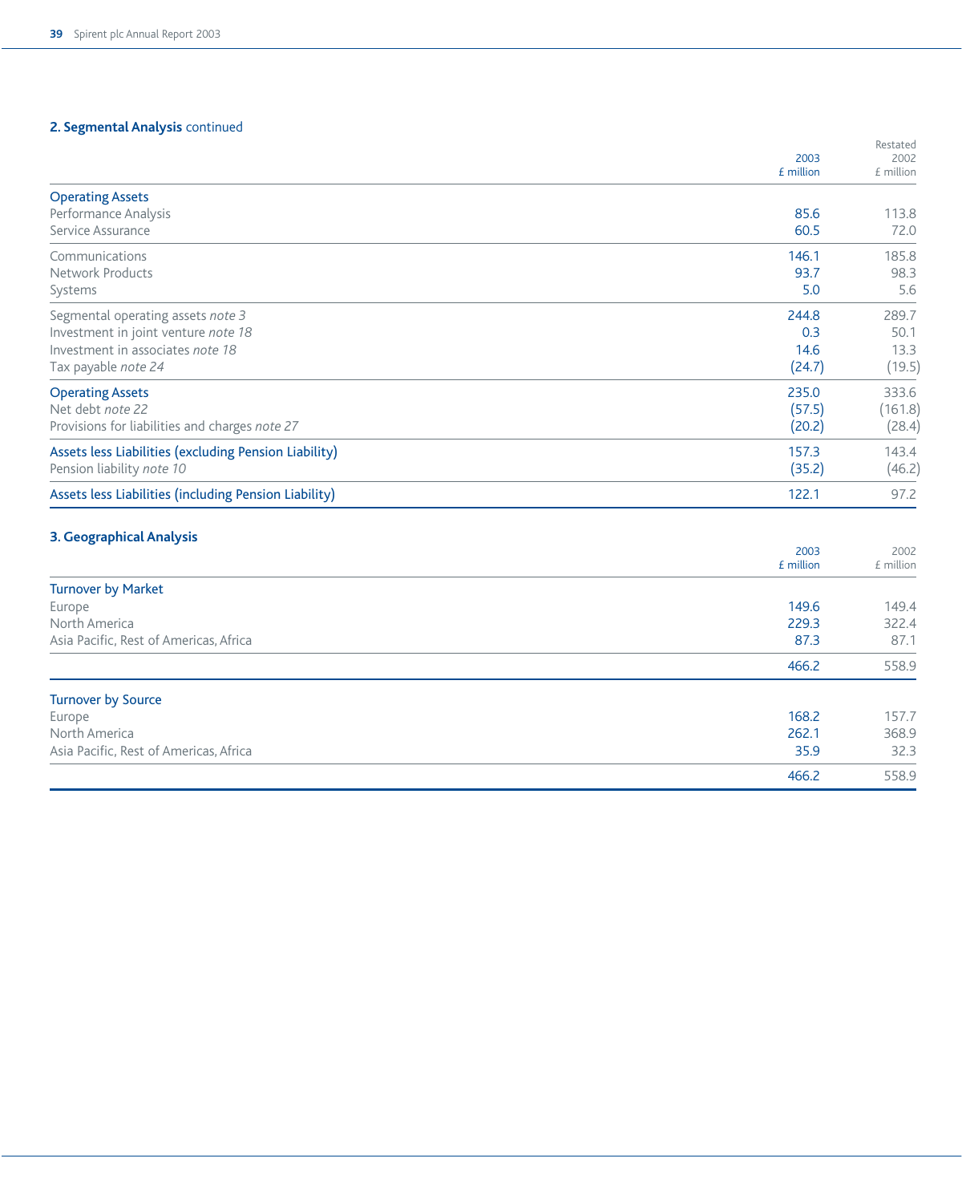## 2. Segmental Analysis continued

| | 2003 £ million | Restated 2002 £ million |
|---|---|---|
| **Operating Assets** | | |
| Performance Analysis | 85.6 | 113.8 |
| Service Assurance | 60.5 | 72.0 |
| Communications | 146.1 | 185.8 |
| Network Products | 93.7 | 98.3 |
| Systems | 5.0 | 5.6 |
| Segmental operating assets *note 3* | 244.8 | 289.7 |
| Investment in joint venture *note 18* | 0.3 | 50.1 |
| Investment in associates *note 18* | 14.6 | 13.3 |
| Tax payable *note 24* | (24.7) | (19.5) |
| **Operating Assets** | 235.0 | 333.6 |
| Net debt *note 22* | (57.5) | (161.8) |
| Provisions for liabilities and charges *note 27* | (20.2) | (28.4) |
| **Assets less Liabilities (excluding Pension Liability)** | 157.3 | 143.4 |
| Pension liability *note 10* | (35.2) | (46.2) |
| **Assets less Liabilities (including Pension Liability)** | 122.1 | 97.2 |

## 3. Geographical Analysis

| | 2003 £ million | 2002 £ million |
|---|---|---|
| **Turnover by Market** | | |
| Europe | 149.6 | 149.4 |
| North America | 229.3 | 322.4 |
| Asia Pacific, Rest of Americas, Africa | 87.3 | 87.1 |
| | 466.2 | 558.9 |
| **Turnover by Source** | | |
| Europe | 168.2 | 157.7 |
| North America | 262.1 | 368.9 |
| Asia Pacific, Rest of Americas, Africa | 35.9 | 32.3 |
| | 466.2 | 558.9 |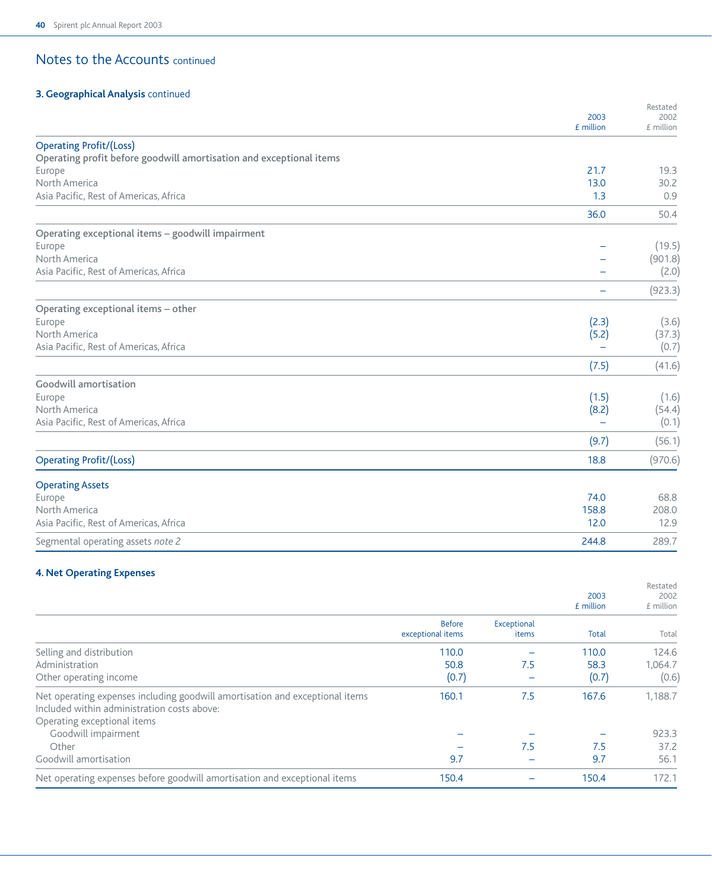## Notes to the Accounts continued

### 3. Geographical Analysis continued

| | 2003 £ million | Restated 2002 £ million |
|---|---|---|
| **Operating Profit/(Loss)** | | |
| **Operating profit before goodwill amortisation and exceptional items** | | |
| Europe | 21.7 | 19.3 |
| North America | 13.0 | 30.2 |
| Asia Pacific, Rest of Americas, Africa | 1.3 | 0.9 |
| | 36.0 | 50.4 |
| **Operating exceptional items – goodwill impairment** | | |
| Europe | – | (19.5) |
| North America | – | (901.8) |
| Asia Pacific, Rest of Americas, Africa | – | (2.0) |
| | – | (923.3) |
| **Operating exceptional items – other** | | |
| Europe | (2.3) | (3.6) |
| North America | (5.2) | (37.3) |
| Asia Pacific, Rest of Americas, Africa | – | (0.7) |
| | (7.5) | (41.6) |
| **Goodwill amortisation** | | |
| Europe | (1.5) | (1.6) |
| North America | (8.2) | (54.4) |
| Asia Pacific, Rest of Americas, Africa | – | (0.1) |
| | (9.7) | (56.1) |
| **Operating Profit/(Loss)** | 18.8 | (970.6) |
| **Operating Assets** | | |
| Europe | 74.0 | 68.8 |
| North America | 158.8 | 208.0 |
| Asia Pacific, Rest of Americas, Africa | 12.0 | 12.9 |
| Segmental operating assets *note 2* | 244.8 | 289.7 |

### 4. Net Operating Expenses

| | 2003 £ million | | | Restated 2002 £ million |
|---|---|---|---|---|
| | Before exceptional items | Exceptional items | Total | Total |
| Selling and distribution | 110.0 | – | 110.0 | 124.6 |
| Administration | 50.8 | 7.5 | 58.3 | 1,064.7 |
| Other operating income | (0.7) | – | (0.7) | (0.6) |
| Net operating expenses including goodwill amortisation and exceptional items | 160.1 | 7.5 | 167.6 | 1,188.7 |
| Included within administration costs above: | | | | |
| Operating exceptional items | | | | |
| Goodwill impairment | – | – | – | 923.3 |
| Other | – | 7.5 | 7.5 | 37.2 |
| Goodwill amortisation | 9.7 | – | 9.7 | 56.1 |
| Net operating expenses before goodwill amortisation and exceptional items | 150.4 | – | 150.4 | 172.1 |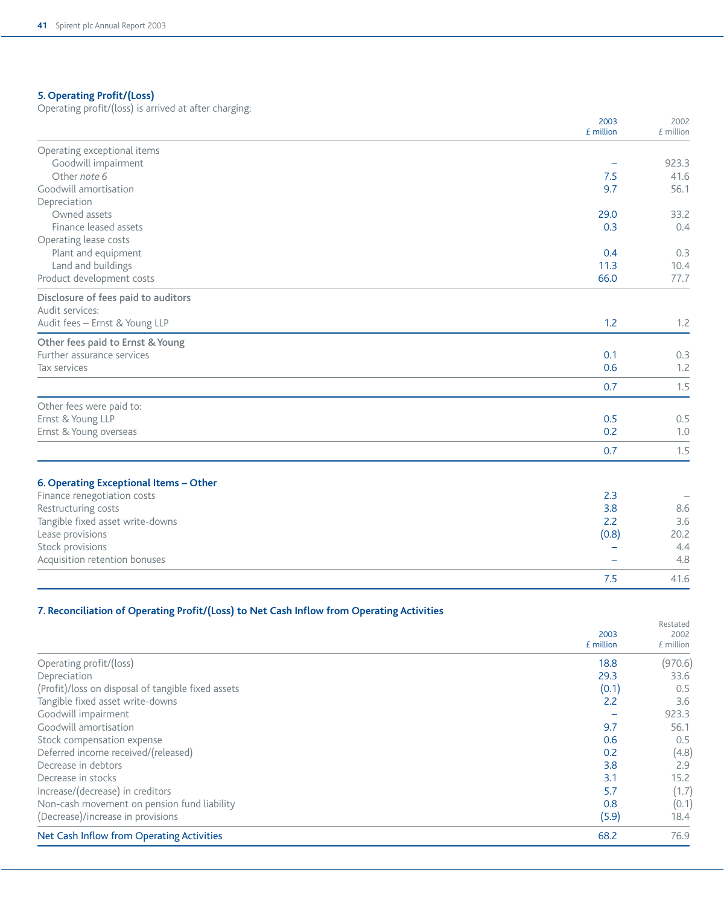## 5. Operating Profit/(Loss)

Operating profit/(loss) is arrived at after charging:

| | 2003 £ million | 2002 £ million |
|---|---|---|
| Operating exceptional items | | |
| Goodwill impairment | – | 923.3 |
| Other *note 6* | 7.5 | 41.6 |
| Goodwill amortisation | 9.7 | 56.1 |
| Depreciation | | |
| Owned assets | 29.0 | 33.2 |
| Finance leased assets | 0.3 | 0.4 |
| Operating lease costs | | |
| Plant and equipment | 0.4 | 0.3 |
| Land and buildings | 11.3 | 10.4 |
| Product development costs | 66.0 | 77.7 |
| **Disclosure of fees paid to auditors** | | |
| Audit services: | | |
| Audit fees – Ernst & Young LLP | 1.2 | 1.2 |
| **Other fees paid to Ernst & Young** | | |
| Further assurance services | 0.1 | 0.3 |
| Tax services | 0.6 | 1.2 |
| | 0.7 | 1.5 |
| Other fees were paid to: | | |
| Ernst & Young LLP | 0.5 | 0.5 |
| Ernst & Young overseas | 0.2 | 1.0 |
| | 0.7 | 1.5 |

## 6. Operating Exceptional Items – Other

| | 2003 | 2002 |
|---|---|---|
| Finance renegotiation costs | 2.3 | – |
| Restructuring costs | 3.8 | 8.6 |
| Tangible fixed asset write-downs | 2.2 | 3.6 |
| Lease provisions | (0.8) | 20.2 |
| Stock provisions | – | 4.4 |
| Acquisition retention bonuses | – | 4.8 |
| | 7.5 | 41.6 |

## 7. Reconciliation of Operating Profit/(Loss) to Net Cash Inflow from Operating Activities

| | 2003 £ million | Restated 2002 £ million |
|---|---|---|
| Operating profit/(loss) | 18.8 | (970.6) |
| Depreciation | 29.3 | 33.6 |
| (Profit)/loss on disposal of tangible fixed assets | (0.1) | 0.5 |
| Tangible fixed asset write-downs | 2.2 | 3.6 |
| Goodwill impairment | – | 923.3 |
| Goodwill amortisation | 9.7 | 56.1 |
| Stock compensation expense | 0.6 | 0.5 |
| Deferred income received/(released) | 0.2 | (4.8) |
| Decrease in debtors | 3.8 | 2.9 |
| Decrease in stocks | 3.1 | 15.2 |
| Increase/(decrease) in creditors | 5.7 | (1.7) |
| Non-cash movement on pension fund liability | 0.8 | (0.1) |
| (Decrease)/increase in provisions | (5.9) | 18.4 |
| **Net Cash Inflow from Operating Activities** | 68.2 | 76.9 |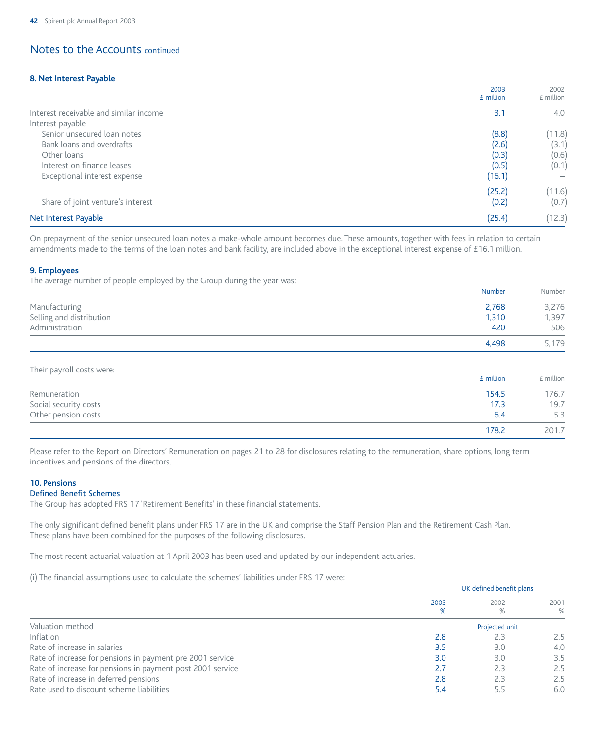## Notes to the Accounts continued

### 8. Net Interest Payable

| | 2003 £ million | 2002 £ million |
|---|---|---|
| Interest receivable and similar income | 3.1 | 4.0 |
| Interest payable | | |
| Senior unsecured loan notes | (8.8) | (11.8) |
| Bank loans and overdrafts | (2.6) | (3.1) |
| Other loans | (0.3) | (0.6) |
| Interest on finance leases | (0.5) | (0.1) |
| Exceptional interest expense | (16.1) | – |
| | (25.2) | (11.6) |
| Share of joint venture's interest | (0.2) | (0.7) |
| Net Interest Payable | (25.4) | (12.3) |

On prepayment of the senior unsecured loan notes a make-whole amount becomes due. These amounts, together with fees in relation to certain amendments made to the terms of the loan notes and bank facility, are included above in the exceptional interest expense of £16.1 million.

### 9. Employees

The average number of people employed by the Group during the year was:

| | Number | Number |
|---|---|---|
| Manufacturing | 2,768 | 3,276 |
| Selling and distribution | 1,310 | 1,397 |
| Administration | 420 | 506 |
| | 4,498 | 5,179 |

Their payroll costs were:

| | £ million | £ million |
|---|---|---|
| Remuneration | 154.5 | 176.7 |
| Social security costs | 17.3 | 19.7 |
| Other pension costs | 6.4 | 5.3 |
| | 178.2 | 201.7 |

Please refer to the Report on Directors' Remuneration on pages 21 to 28 for disclosures relating to the remuneration, share options, long term incentives and pensions of the directors.

### 10. Pensions

#### Defined Benefit Schemes

The Group has adopted FRS 17 'Retirement Benefits' in these financial statements.

The only significant defined benefit plans under FRS 17 are in the UK and comprise the Staff Pension Plan and the Retirement Cash Plan. These plans have been combined for the purposes of the following disclosures.

The most recent actuarial valuation at 1 April 2003 has been used and updated by our independent actuaries.

(i) The financial assumptions used to calculate the schemes' liabilities under FRS 17 were:

| | UK defined benefit plans | | |
|---|---|---|---|
| | 2003 % | 2002 % | 2001 % |
| Valuation method | | Projected unit | |
| Inflation | 2.8 | 2.3 | 2.5 |
| Rate of increase in salaries | 3.5 | 3.0 | 4.0 |
| Rate of increase for pensions in payment pre 2001 service | 3.0 | 3.0 | 3.5 |
| Rate of increase for pensions in payment post 2001 service | 2.7 | 2.3 | 2.5 |
| Rate of increase in deferred pensions | 2.8 | 2.3 | 2.5 |
| Rate used to discount scheme liabilities | 5.4 | 5.5 | 6.0 |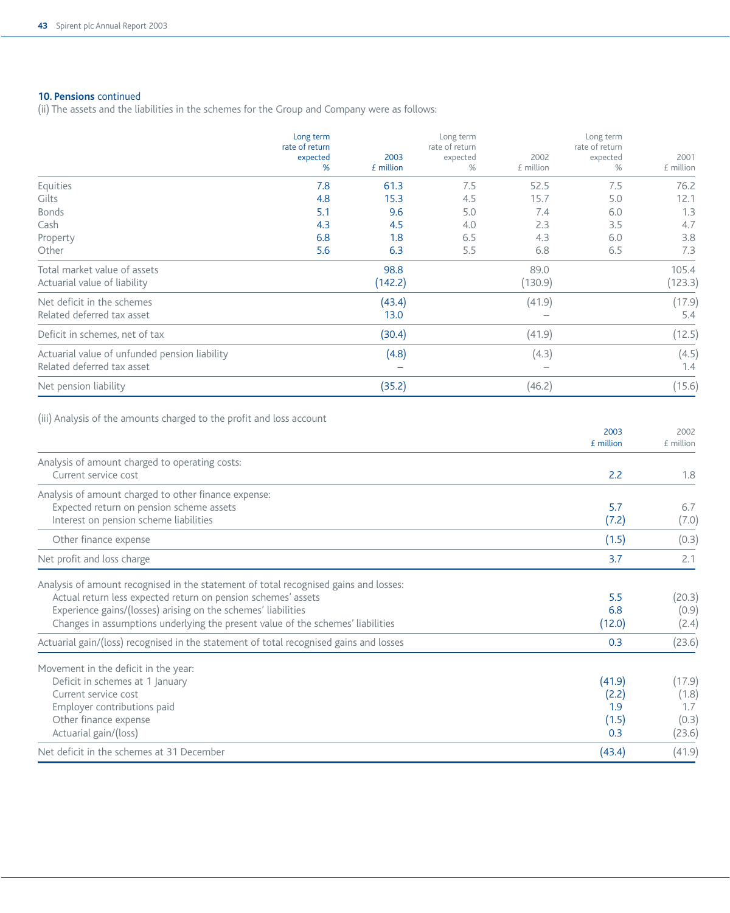**10. Pensions** continued

(ii) The assets and the liabilities in the schemes for the Group and Company were as follows:

| | Long term rate of return expected % | 2003 £ million | Long term rate of return expected % | 2002 £ million | Long term rate of return expected % | 2001 £ million |
|---|---|---|---|---|---|---|
| Equities | 7.8 | 61.3 | 7.5 | 52.5 | 7.5 | 76.2 |
| Gilts | 4.8 | 15.3 | 4.5 | 15.7 | 5.0 | 12.1 |
| Bonds | 5.1 | 9.6 | 5.0 | 7.4 | 6.0 | 1.3 |
| Cash | 4.3 | 4.5 | 4.0 | 2.3 | 3.5 | 4.7 |
| Property | 6.8 | 1.8 | 6.5 | 4.3 | 6.0 | 3.8 |
| Other | 5.6 | 6.3 | 5.5 | 6.8 | 6.5 | 7.3 |
| Total market value of assets | | 98.8 | | 89.0 | | 105.4 |
| Actuarial value of liability | | (142.2) | | (130.9) | | (123.3) |
| Net deficit in the schemes | | (43.4) | | (41.9) | | (17.9) |
| Related deferred tax asset | | 13.0 | | – | | 5.4 |
| Deficit in schemes, net of tax | | (30.4) | | (41.9) | | (12.5) |
| Actuarial value of unfunded pension liability | | (4.8) | | (4.3) | | (4.5) |
| Related deferred tax asset | | – | | – | | 1.4 |
| Net pension liability | | (35.2) | | (46.2) | | (15.6) |

(iii) Analysis of the amounts charged to the profit and loss account

| | 2003 £ million | 2002 £ million |
|---|---|---|
| Analysis of amount charged to operating costs: | | |
| Current service cost | 2.2 | 1.8 |
| Analysis of amount charged to other finance expense: | | |
| Expected return on pension scheme assets | 5.7 | 6.7 |
| Interest on pension scheme liabilities | (7.2) | (7.0) |
| Other finance expense | (1.5) | (0.3) |
| Net profit and loss charge | 3.7 | 2.1 |
| Analysis of amount recognised in the statement of total recognised gains and losses: | | |
| Actual return less expected return on pension schemes' assets | 5.5 | (20.3) |
| Experience gains/(losses) arising on the schemes' liabilities | 6.8 | (0.9) |
| Changes in assumptions underlying the present value of the schemes' liabilities | (12.0) | (2.4) |
| Actuarial gain/(loss) recognised in the statement of total recognised gains and losses | 0.3 | (23.6) |
| Movement in the deficit in the year: | | |
| Deficit in schemes at 1 January | (41.9) | (17.9) |
| Current service cost | (2.2) | (1.8) |
| Employer contributions paid | 1.9 | 1.7 |
| Other finance expense | (1.5) | (0.3) |
| Actuarial gain/(loss) | 0.3 | (23.6) |
| Net deficit in the schemes at 31 December | (43.4) | (41.9) |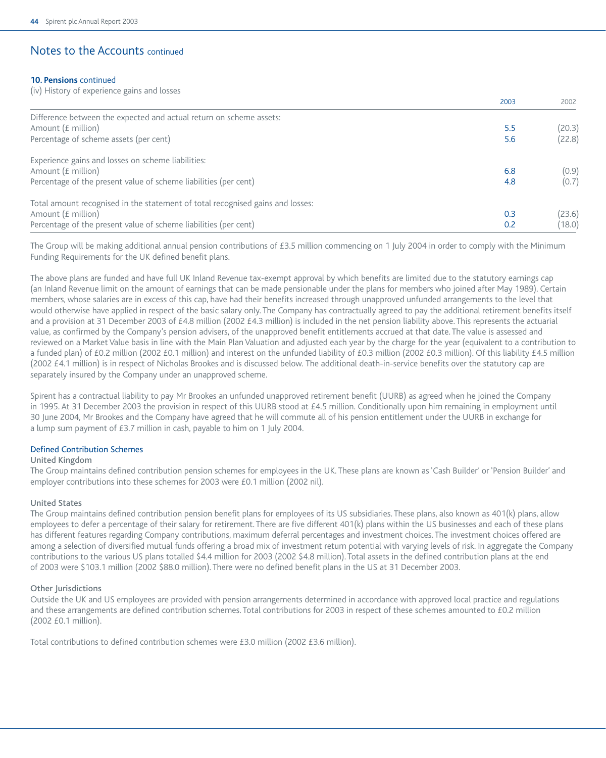# Notes to the Accounts continued

**10. Pensions** continued

(iv) History of experience gains and losses

| | 2003 | 2002 |
|---|---|---|
| Difference between the expected and actual return on scheme assets: | | |
| Amount (£ million) | 5.5 | (20.3) |
| Percentage of scheme assets (per cent) | 5.6 | (22.8) |
| Experience gains and losses on scheme liabilities: | | |
| Amount (£ million) | 6.8 | (0.9) |
| Percentage of the present value of scheme liabilities (per cent) | 4.8 | (0.7) |
| Total amount recognised in the statement of total recognised gains and losses: | | |
| Amount (£ million) | 0.3 | (23.6) |
| Percentage of the present value of scheme liabilities (per cent) | 0.2 | (18.0) |

The Group will be making additional annual pension contributions of £3.5 million commencing on 1 July 2004 in order to comply with the Minimum Funding Requirements for the UK defined benefit plans.

The above plans are funded and have full UK Inland Revenue tax-exempt approval by which benefits are limited due to the statutory earnings cap (an Inland Revenue limit on the amount of earnings that can be made pensionable under the plans for members who joined after May 1989). Certain members, whose salaries are in excess of this cap, have had their benefits increased through unapproved unfunded arrangements to the level that would otherwise have applied in respect of the basic salary only. The Company has contractually agreed to pay the additional retirement benefits itself and a provision at 31 December 2003 of £4.8 million (2002 £4.3 million) is included in the net pension liability above. This represents the actuarial value, as confirmed by the Company's pension advisers, of the unapproved benefit entitlements accrued at that date. The value is assessed and reviewed on a Market Value basis in line with the Main Plan Valuation and adjusted each year by the charge for the year (equivalent to a contribution to a funded plan) of £0.2 million (2002 £0.1 million) and interest on the unfunded liability of £0.3 million (2002 £0.3 million). Of this liability £4.5 million (2002 £4.1 million) is in respect of Nicholas Brookes and is discussed below. The additional death-in-service benefits over the statutory cap are separately insured by the Company under an unapproved scheme.

Spirent has a contractual liability to pay Mr Brookes an unfunded unapproved retirement benefit (UURB) as agreed when he joined the Company in 1995. At 31 December 2003 the provision in respect of this UURB stood at £4.5 million. Conditionally upon him remaining in employment until 30 June 2004, Mr Brookes and the Company have agreed that he will commute all of his pension entitlement under the UURB in exchange for a lump sum payment of £3.7 million in cash, payable to him on 1 July 2004.

## Defined Contribution Schemes

### United Kingdom

The Group maintains defined contribution pension schemes for employees in the UK. These plans are known as 'Cash Builder' or 'Pension Builder' and employer contributions into these schemes for 2003 were £0.1 million (2002 nil).

### United States

The Group maintains defined contribution pension benefit plans for employees of its US subsidiaries. These plans, also known as 401(k) plans, allow employees to defer a percentage of their salary for retirement. There are five different 401(k) plans within the US businesses and each of these plans has different features regarding Company contributions, maximum deferral percentages and investment choices. The investment choices offered are among a selection of diversified mutual funds offering a broad mix of investment return potential with varying levels of risk. In aggregate the Company contributions to the various US plans totalled $4.4 million for 2003 (2002 $4.8 million). Total assets in the defined contribution plans at the end of 2003 were $103.1 million (2002 $88.0 million). There were no defined benefit plans in the US at 31 December 2003.

### Other Jurisdictions

Outside the UK and US employees are provided with pension arrangements determined in accordance with approved local practice and regulations and these arrangements are defined contribution schemes. Total contributions for 2003 in respect of these schemes amounted to £0.2 million (2002 £0.1 million).

Total contributions to defined contribution schemes were £3.0 million (2002 £3.6 million).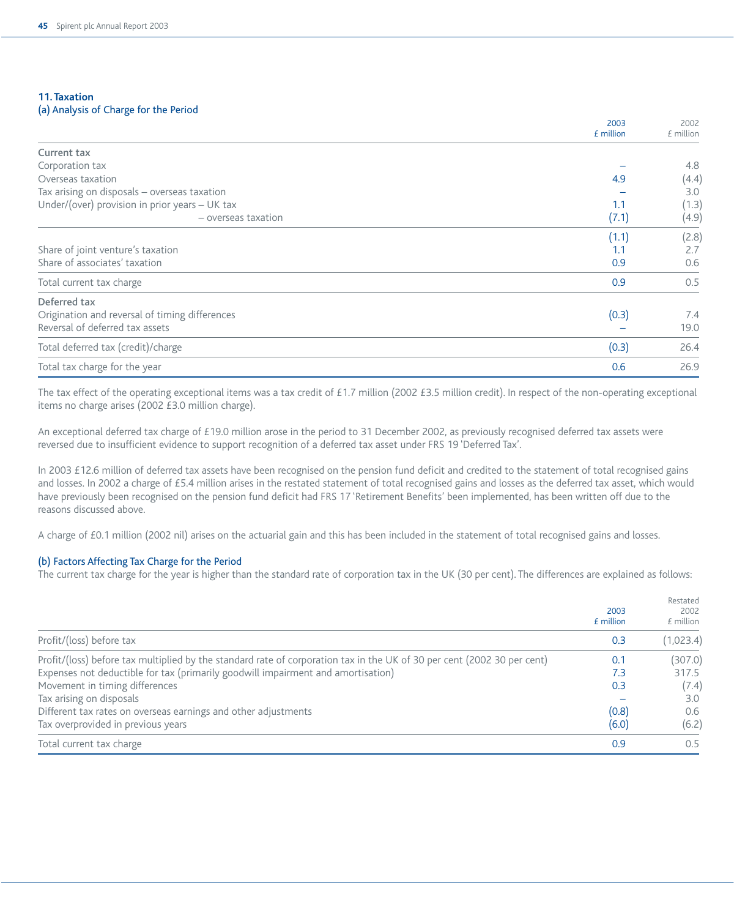## 11. Taxation

### (a) Analysis of Charge for the Period

| | 2003 £ million | 2002 £ million |
|---|---|---|
| **Current tax** | | |
| Corporation tax | – | 4.8 |
| Overseas taxation | 4.9 | (4.4) |
| Tax arising on disposals – overseas taxation | – | 3.0 |
| Under/(over) provision in prior years – UK tax | 1.1 | (1.3) |
| – overseas taxation | (7.1) | (4.9) |
| | (1.1) | (2.8) |
| Share of joint venture's taxation | 1.1 | 2.7 |
| Share of associates' taxation | 0.9 | 0.6 |
| Total current tax charge | 0.9 | 0.5 |
| **Deferred tax** | | |
| Origination and reversal of timing differences | (0.3) | 7.4 |
| Reversal of deferred tax assets | – | 19.0 |
| Total deferred tax (credit)/charge | (0.3) | 26.4 |
| Total tax charge for the year | 0.6 | 26.9 |

The tax effect of the operating exceptional items was a tax credit of £1.7 million (2002 £3.5 million credit). In respect of the non-operating exceptional items no charge arises (2002 £3.0 million charge).

An exceptional deferred tax charge of £19.0 million arose in the period to 31 December 2002, as previously recognised deferred tax assets were reversed due to insufficient evidence to support recognition of a deferred tax asset under FRS 19 'Deferred Tax'.

In 2003 £12.6 million of deferred tax assets have been recognised on the pension fund deficit and credited to the statement of total recognised gains and losses. In 2002 a charge of £5.4 million arises in the restated statement of total recognised gains and losses as the deferred tax asset, which would have previously been recognised on the pension fund deficit had FRS 17 'Retirement Benefits' been implemented, has been written off due to the reasons discussed above.

A charge of £0.1 million (2002 nil) arises on the actuarial gain and this has been included in the statement of total recognised gains and losses.

### (b) Factors Affecting Tax Charge for the Period

The current tax charge for the year is higher than the standard rate of corporation tax in the UK (30 per cent). The differences are explained as follows:

| | 2003 £ million | Restated 2002 £ million |
|---|---|---|
| Profit/(loss) before tax | 0.3 | (1,023.4) |
| Profit/(loss) before tax multiplied by the standard rate of corporation tax in the UK of 30 per cent (2002 30 per cent) | 0.1 | (307.0) |
| Expenses not deductible for tax (primarily goodwill impairment and amortisation) | 7.3 | 317.5 |
| Movement in timing differences | 0.3 | (7.4) |
| Tax arising on disposals | – | 3.0 |
| Different tax rates on overseas earnings and other adjustments | (0.8) | 0.6 |
| Tax overprovided in previous years | (6.0) | (6.2) |
| Total current tax charge | 0.9 | 0.5 |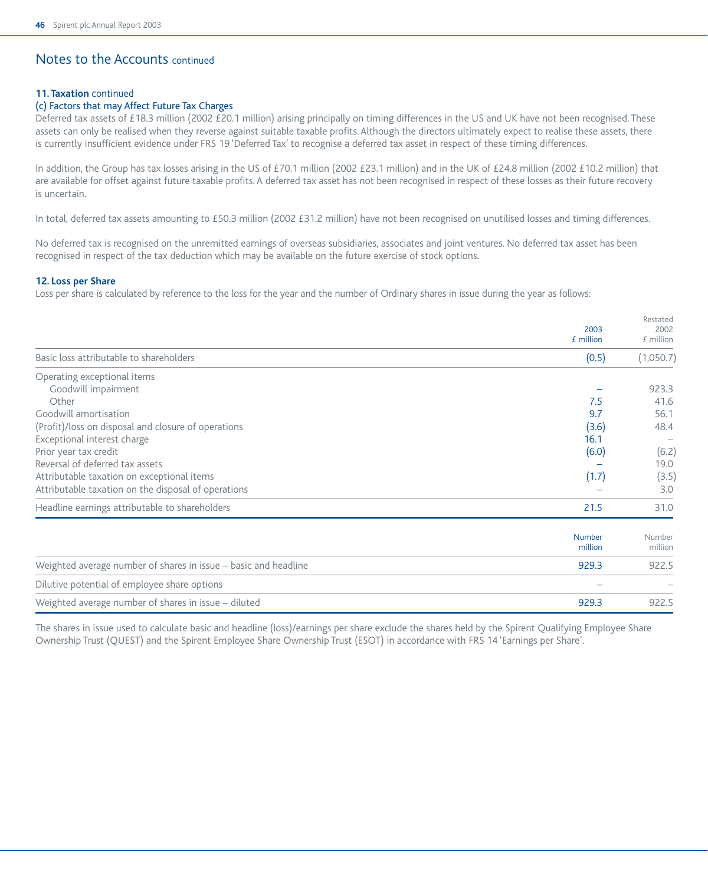## Notes to the Accounts continued

### 11. Taxation continued

#### (c) Factors that may Affect Future Tax Charges

Deferred tax assets of £18.3 million (2002 £20.1 million) arising principally on timing differences in the US and UK have not been recognised. These assets can only be realised when they reverse against suitable taxable profits. Although the directors ultimately expect to realise these assets, there is currently insufficient evidence under FRS 19 'Deferred Tax' to recognise a deferred tax asset in respect of these timing differences.

In addition, the Group has tax losses arising in the US of £70.1 million (2002 £23.1 million) and in the UK of £24.8 million (2002 £10.2 million) that are available for offset against future taxable profits. A deferred tax asset has not been recognised in respect of these losses as their future recovery is uncertain.

In total, deferred tax assets amounting to £50.3 million (2002 £31.2 million) have not been recognised on unutilised losses and timing differences.

No deferred tax is recognised on the unremitted earnings of overseas subsidiaries, associates and joint ventures. No deferred tax asset has been recognised in respect of the tax deduction which may be available on the future exercise of stock options.

### 12. Loss per Share

Loss per share is calculated by reference to the loss for the year and the number of Ordinary shares in issue during the year as follows:

| | 2003 £ million | Restated 2002 £ million |
|---|---|---|
| Basic loss attributable to shareholders | (0.5) | (1,050.7) |
| Operating exceptional items | | |
| Goodwill impairment | – | 923.3 |
| Other | 7.5 | 41.6 |
| Goodwill amortisation | 9.7 | 56.1 |
| (Profit)/loss on disposal and closure of operations | (3.6) | 48.4 |
| Exceptional interest charge | 16.1 | – |
| Prior year tax credit | (6.0) | (6.2) |
| Reversal of deferred tax assets | – | 19.0 |
| Attributable taxation on exceptional items | (1.7) | (3.5) |
| Attributable taxation on the disposal of operations | – | 3.0 |
| Headline earnings attributable to shareholders | 21.5 | 31.0 |

| | Number million | Number million |
|---|---|---|
| Weighted average number of shares in issue – basic and headline | 929.3 | 922.5 |
| Dilutive potential of employee share options | – | – |
| Weighted average number of shares in issue – diluted | 929.3 | 922.5 |

The shares in issue used to calculate basic and headline (loss)/earnings per share exclude the shares held by the Spirent Qualifying Employee Share Ownership Trust (QUEST) and the Spirent Employee Share Ownership Trust (ESOT) in accordance with FRS 14 'Earnings per Share'.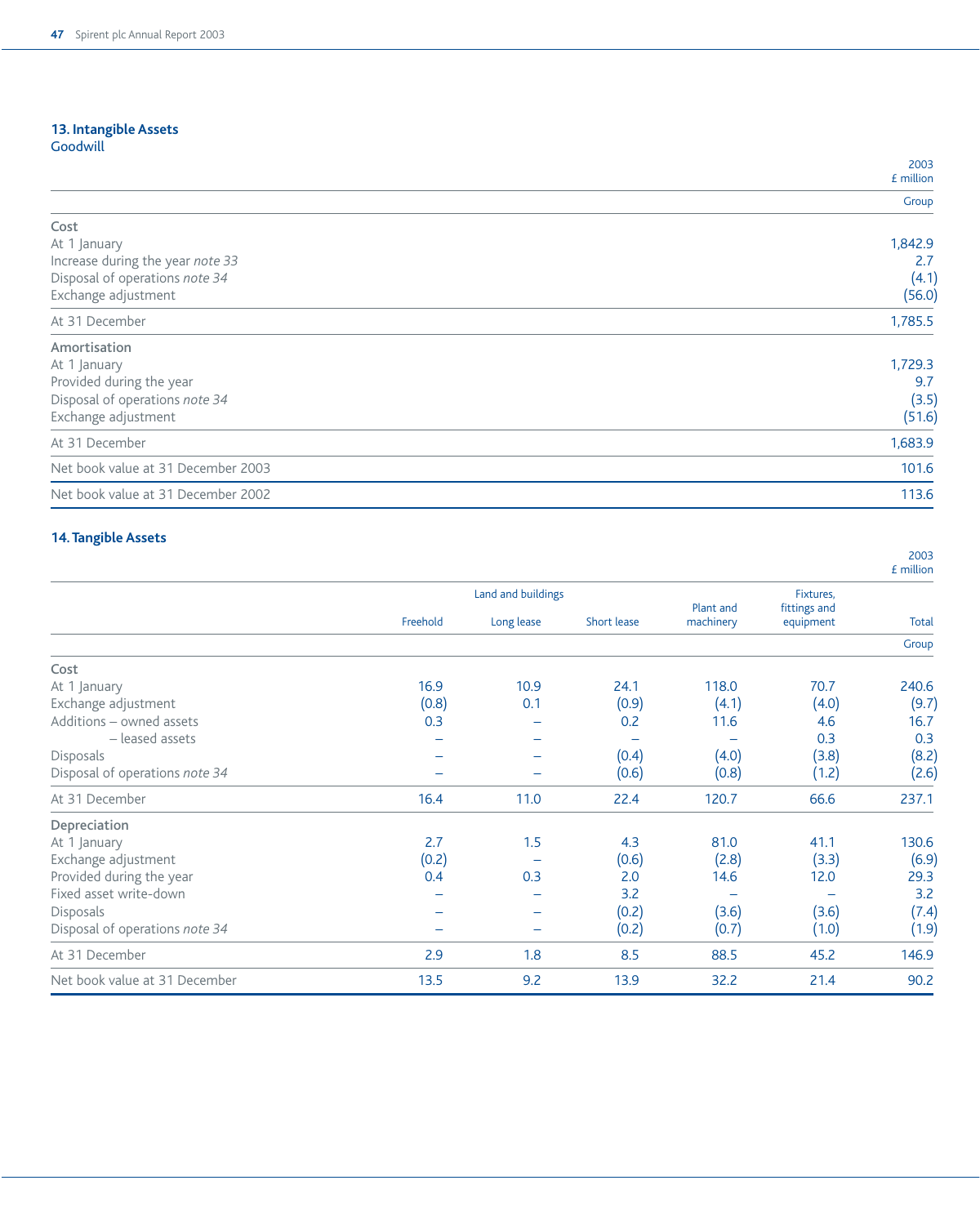## 13. Intangible Assets

### Goodwill

| | 2003<br>£ million |
|---|---|
| | Group |
| **Cost** | |
| At 1 January | 1,842.9 |
| Increase during the year *note 33* | 2.7 |
| Disposal of operations *note 34* | (4.1) |
| Exchange adjustment | (56.0) |
| At 31 December | 1,785.5 |
| **Amortisation** | |
| At 1 January | 1,729.3 |
| Provided during the year | 9.7 |
| Disposal of operations *note 34* | (3.5) |
| Exchange adjustment | (51.6) |
| At 31 December | 1,683.9 |
| Net book value at 31 December 2003 | 101.6 |
| Net book value at 31 December 2002 | 113.6 |

## 14. Tangible Assets

2003 £ million

| | Land and buildings | | | Plant and machinery | Fixtures, fittings and equipment | Total |
|---|---|---|---|---|---|---|
| | Freehold | Long lease | Short lease | | | |
| | | | | | | Group |
| **Cost** | | | | | | |
| At 1 January | 16.9 | 10.9 | 24.1 | 118.0 | 70.7 | 240.6 |
| Exchange adjustment | (0.8) | 0.1 | (0.9) | (4.1) | (4.0) | (9.7) |
| Additions – owned assets | 0.3 | – | 0.2 | 11.6 | 4.6 | 16.7 |
| – leased assets | – | – | – | – | 0.3 | 0.3 |
| Disposals | – | – | (0.4) | (4.0) | (3.8) | (8.2) |
| Disposal of operations *note 34* | – | – | (0.6) | (0.8) | (1.2) | (2.6) |
| At 31 December | 16.4 | 11.0 | 22.4 | 120.7 | 66.6 | 237.1 |
| **Depreciation** | | | | | | |
| At 1 January | 2.7 | 1.5 | 4.3 | 81.0 | 41.1 | 130.6 |
| Exchange adjustment | (0.2) | – | (0.6) | (2.8) | (3.3) | (6.9) |
| Provided during the year | 0.4 | 0.3 | 2.0 | 14.6 | 12.0 | 29.3 |
| Fixed asset write-down | – | – | 3.2 | – | – | 3.2 |
| Disposals | – | – | (0.2) | (3.6) | (3.6) | (7.4) |
| Disposal of operations *note 34* | – | – | (0.2) | (0.7) | (1.0) | (1.9) |
| At 31 December | 2.9 | 1.8 | 8.5 | 88.5 | 45.2 | 146.9 |
| Net book value at 31 December | 13.5 | 9.2 | 13.9 | 32.2 | 21.4 | 90.2 |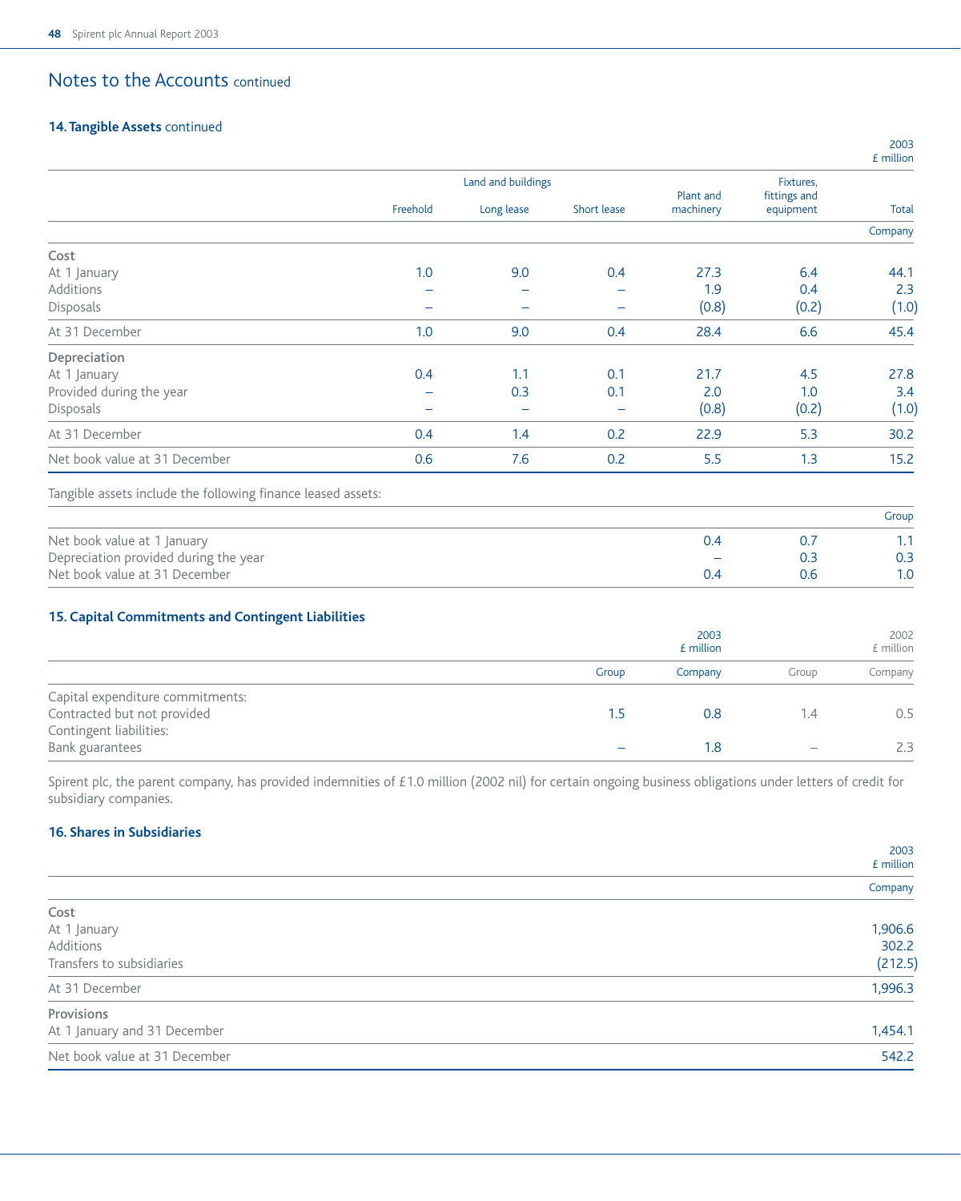## Notes to the Accounts continued

### 14. Tangible Assets continued

| | Land and buildings | | | Plant and machinery | Fixtures, fittings and equipment | Total |
|---|---|---|---|---|---|---|
| | Freehold | Long lease | Short lease | | | 2003 £ million |
| | | | | | | Company |
| **Cost** | | | | | | |
| At 1 January | 1.0 | 9.0 | 0.4 | 27.3 | 6.4 | 44.1 |
| Additions | – | – | – | 1.9 | 0.4 | 2.3 |
| Disposals | – | – | – | (0.8) | (0.2) | (1.0) |
| At 31 December | 1.0 | 9.0 | 0.4 | 28.4 | 6.6 | 45.4 |
| **Depreciation** | | | | | | |
| At 1 January | 0.4 | 1.1 | 0.1 | 21.7 | 4.5 | 27.8 |
| Provided during the year | – | 0.3 | 0.1 | 2.0 | 1.0 | 3.4 |
| Disposals | – | – | – | (0.8) | (0.2) | (1.0) |
| At 31 December | 0.4 | 1.4 | 0.2 | 22.9 | 5.3 | 30.2 |
| Net book value at 31 December | 0.6 | 7.6 | 0.2 | 5.5 | 1.3 | 15.2 |

Tangible assets include the following finance leased assets:

| | Plant and machinery | Fixtures, fittings and equipment | Group |
|---|---|---|---|
| Net book value at 1 January | 0.4 | 0.7 | 1.1 |
| Depreciation provided during the year | – | 0.3 | 0.3 |
| Net book value at 31 December | 0.4 | 0.6 | 1.0 |

### 15. Capital Commitments and Contingent Liabilities

| | 2003 £ million | | 2002 £ million | |
|---|---|---|---|---|
| | Group | Company | Group | Company |
| Capital expenditure commitments: | | | | |
| Contracted but not provided | 1.5 | 0.8 | 1.4 | 0.5 |
| Contingent liabilities: | | | | |
| Bank guarantees | – | 1.8 | – | 2.3 |

Spirent plc, the parent company, has provided indemnities of £1.0 million (2002 nil) for certain ongoing business obligations under letters of credit for subsidiary companies.

### 16. Shares in Subsidiaries

| | 2003 £ million |
|---|---|
| | Company |
| **Cost** | |
| At 1 January | 1,906.6 |
| Additions | 302.2 |
| Transfers to subsidiaries | (212.5) |
| At 31 December | 1,996.3 |
| **Provisions** | |
| At 1 January and 31 December | 1,454.1 |
| Net book value at 31 December | 542.2 |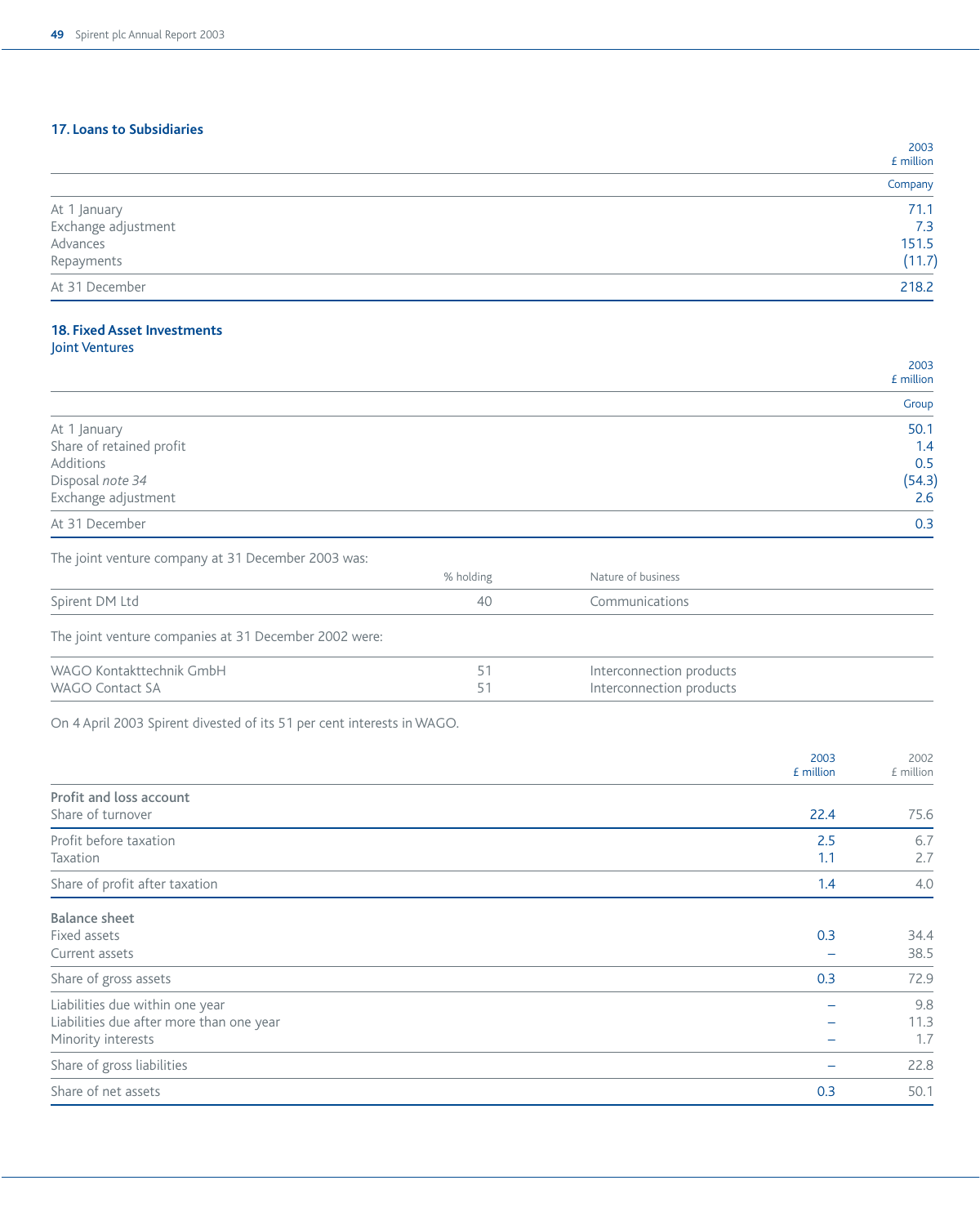### 17. Loans to Subsidiaries

| | 2003 £ million |
|---|---|
| | Company |
| At 1 January | 71.1 |
| Exchange adjustment | 7.3 |
| Advances | 151.5 |
| Repayments | (11.7) |
| At 31 December | 218.2 |

### 18. Fixed Asset Investments

**Joint Ventures**

| | 2003 £ million |
|---|---|
| | Group |
| At 1 January | 50.1 |
| Share of retained profit | 1.4 |
| Additions | 0.5 |
| Disposal *note 34* | (54.3) |
| Exchange adjustment | 2.6 |
| At 31 December | 0.3 |

The joint venture company at 31 December 2003 was:

| | % holding | Nature of business |
|---|---|---|
| Spirent DM Ltd | 40 | Communications |

The joint venture companies at 31 December 2002 were:

| | % holding | Nature of business |
|---|---|---|
| WAGO Kontakttechnik GmbH | 51 | Interconnection products |
| WAGO Contact SA | 51 | Interconnection products |

On 4 April 2003 Spirent divested of its 51 per cent interests in WAGO.

| | 2003 £ million | 2002 £ million |
|---|---|---|
| **Profit and loss account** | | |
| Share of turnover | 22.4 | 75.6 |
| Profit before taxation | 2.5 | 6.7 |
| Taxation | 1.1 | 2.7 |
| Share of profit after taxation | 1.4 | 4.0 |
| **Balance sheet** | | |
| Fixed assets | 0.3 | 34.4 |
| Current assets | – | 38.5 |
| Share of gross assets | 0.3 | 72.9 |
| Liabilities due within one year | – | 9.8 |
| Liabilities due after more than one year | – | 11.3 |
| Minority interests | – | 1.7 |
| Share of gross liabilities | – | 22.8 |
| Share of net assets | 0.3 | 50.1 |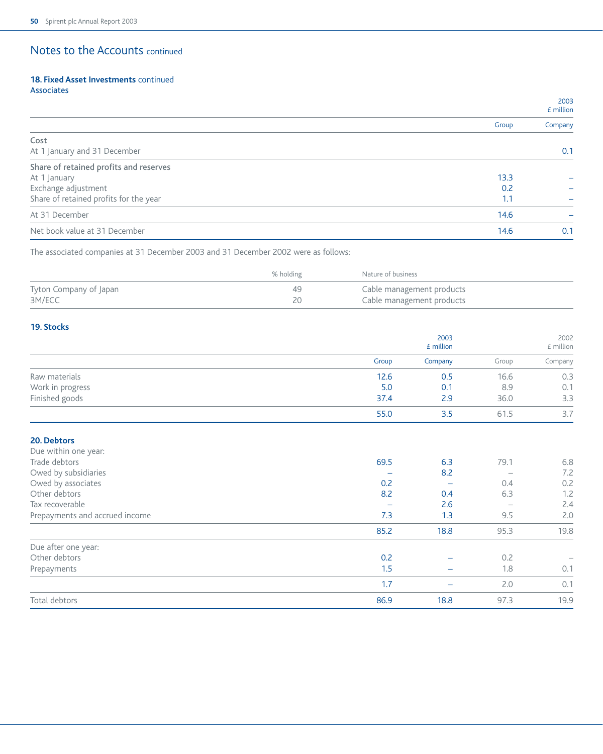# Notes to the Accounts continued

## 18. Fixed Asset Investments continued

### Associates

| | 2003 £ million | |
|---|---|---|
| | Group | Company |
| **Cost** | | |
| At 1 January and 31 December | | 0.1 |
| **Share of retained profits and reserves** | | |
| At 1 January | 13.3 | – |
| Exchange adjustment | 0.2 | – |
| Share of retained profits for the year | 1.1 | – |
| At 31 December | 14.6 | – |
| Net book value at 31 December | 14.6 | 0.1 |

The associated companies at 31 December 2003 and 31 December 2002 were as follows:

| | % holding | Nature of business |
|---|---|---|
| Tyton Company of Japan | 49 | Cable management products |
| 3M/ECC | 20 | Cable management products |

## 19. Stocks

| | 2003 £ million | | 2002 £ million | |
|---|---|---|---|---|
| | Group | Company | Group | Company |
| Raw materials | 12.6 | 0.5 | 16.6 | 0.3 |
| Work in progress | 5.0 | 0.1 | 8.9 | 0.1 |
| Finished goods | 37.4 | 2.9 | 36.0 | 3.3 |
| | 55.0 | 3.5 | 61.5 | 3.7 |

## 20. Debtors

| | 2003 £ million | | 2002 £ million | |
|---|---|---|---|---|
| | Group | Company | Group | Company |
| Due within one year: | | | | |
| Trade debtors | 69.5 | 6.3 | 79.1 | 6.8 |
| Owed by subsidiaries | – | 8.2 | – | 7.2 |
| Owed by associates | 0.2 | – | 0.4 | 0.2 |
| Other debtors | 8.2 | 0.4 | 6.3 | 1.2 |
| Tax recoverable | – | 2.6 | – | 2.4 |
| Prepayments and accrued income | 7.3 | 1.3 | 9.5 | 2.0 |
| | 85.2 | 18.8 | 95.3 | 19.8 |
| Due after one year: | | | | |
| Other debtors | 0.2 | – | 0.2 | – |
| Prepayments | 1.5 | – | 1.8 | 0.1 |
| | 1.7 | – | 2.0 | 0.1 |
| Total debtors | 86.9 | 18.8 | 97.3 | 19.9 |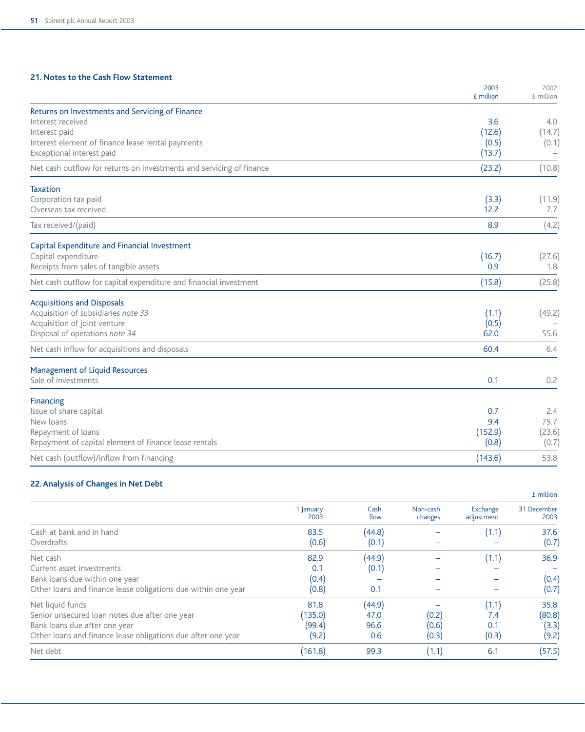## 21. Notes to the Cash Flow Statement

| | 2003 £ million | 2002 £ million |
|---|---|---|
| **Returns on Investments and Servicing of Finance** | | |
| Interest received | 3.6 | 4.0 |
| Interest paid | (12.6) | (14.7) |
| Interest element of finance lease rental payments | (0.5) | (0.1) |
| Exceptional interest paid | (13.7) | – |
| Net cash outflow for returns on investments and servicing of finance | (23.2) | (10.8) |
| **Taxation** | | |
| Corporation tax paid | (3.3) | (11.9) |
| Overseas tax received | 12.2 | 7.7 |
| Tax received/(paid) | 8.9 | (4.2) |
| **Capital Expenditure and Financial Investment** | | |
| Capital expenditure | (16.7) | (27.6) |
| Receipts from sales of tangible assets | 0.9 | 1.8 |
| Net cash outflow for capital expenditure and financial investment | (15.8) | (25.8) |
| **Acquisitions and Disposals** | | |
| Acquisition of subsidiaries *note 33* | (1.1) | (49.2) |
| Acquisition of joint venture | (0.5) | – |
| Disposal of operations *note 34* | 62.0 | 55.6 |
| Net cash inflow for acquisitions and disposals | 60.4 | 6.4 |
| **Management of Liquid Resources** | | |
| Sale of investments | 0.1 | 0.2 |
| **Financing** | | |
| Issue of share capital | 0.7 | 2.4 |
| New loans | 9.4 | 75.7 |
| Repayment of loans | (152.9) | (23.6) |
| Repayment of capital element of finance lease rentals | (0.8) | (0.7) |
| Net cash (outflow)/inflow from financing | (143.6) | 53.8 |

## 22. Analysis of Changes in Net Debt

£ million

| | 1 January 2003 | Cash flow | Non-cash changes | Exchange adjustment | 31 December 2003 |
|---|---|---|---|---|---|
| Cash at bank and in hand | 83.5 | (44.8) | – | (1.1) | 37.6 |
| Overdrafts | (0.6) | (0.1) | – | – | (0.7) |
| Net cash | 82.9 | (44.9) | – | (1.1) | 36.9 |
| Current asset investments | 0.1 | (0.1) | – | – | – |
| Bank loans due within one year | (0.4) | – | – | – | (0.4) |
| Other loans and finance lease obligations due within one year | (0.8) | 0.1 | – | – | (0.7) |
| Net liquid funds | 81.8 | (44.9) | – | (1.1) | 35.8 |
| Senior unsecured loan notes due after one year | (135.0) | 47.0 | (0.2) | 7.4 | (80.8) |
| Bank loans due after one year | (99.4) | 96.6 | (0.6) | 0.1 | (3.3) |
| Other loans and finance lease obligations due after one year | (9.2) | 0.6 | (0.3) | (0.3) | (9.2) |
| Net debt | (161.8) | 99.3 | (1.1) | 6.1 | (57.5) |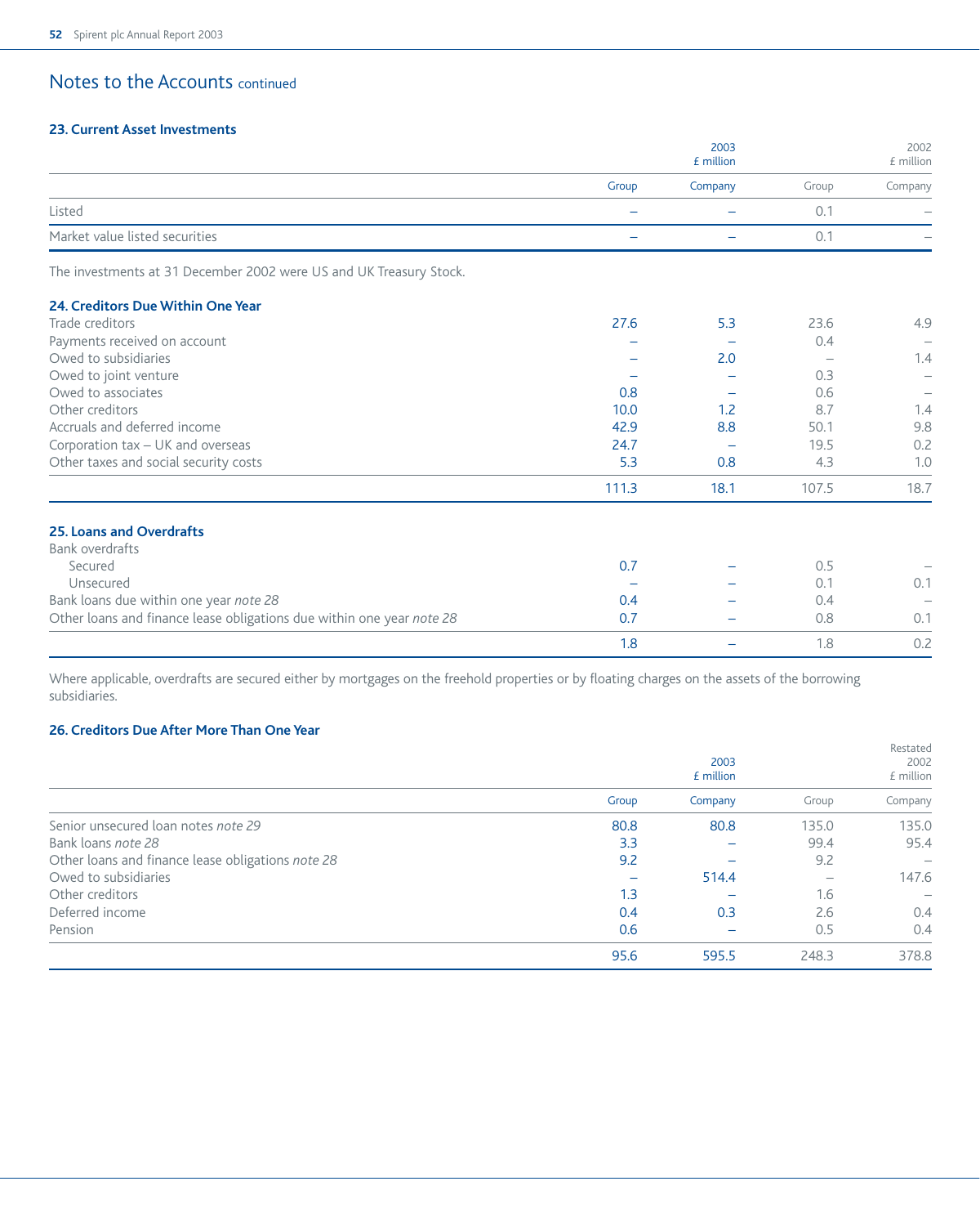# Notes to the Accounts continued

## 23. Current Asset Investments

| | 2003 £ million | | 2002 £ million | |
|---|---|---|---|---|
| | Group | Company | Group | Company |
| Listed | – | – | 0.1 | – |
| Market value listed securities | – | – | 0.1 | – |

The investments at 31 December 2002 were US and UK Treasury Stock.

## 24. Creditors Due Within One Year

| | 2003 Group | 2003 Company | 2002 Group | 2002 Company |
|---|---|---|---|---|
| Trade creditors | 27.6 | 5.3 | 23.6 | 4.9 |
| Payments received on account | – | – | 0.4 | – |
| Owed to subsidiaries | – | 2.0 | – | 1.4 |
| Owed to joint venture | – | – | 0.3 | – |
| Owed to associates | 0.8 | – | 0.6 | – |
| Other creditors | 10.0 | 1.2 | 8.7 | 1.4 |
| Accruals and deferred income | 42.9 | 8.8 | 50.1 | 9.8 |
| Corporation tax – UK and overseas | 24.7 | – | 19.5 | 0.2 |
| Other taxes and social security costs | 5.3 | 0.8 | 4.3 | 1.0 |
| | 111.3 | 18.1 | 107.5 | 18.7 |

## 25. Loans and Overdrafts

| | 2003 Group | 2003 Company | 2002 Group | 2002 Company |
|---|---|---|---|---|
| Bank overdrafts | | | | |
| Secured | 0.7 | – | 0.5 | – |
| Unsecured | – | – | 0.1 | 0.1 |
| Bank loans due within one year *note 28* | 0.4 | – | 0.4 | – |
| Other loans and finance lease obligations due within one year *note 28* | 0.7 | – | 0.8 | 0.1 |
| | 1.8 | – | 1.8 | 0.2 |

Where applicable, overdrafts are secured either by mortgages on the freehold properties or by floating charges on the assets of the borrowing subsidiaries.

## 26. Creditors Due After More Than One Year

| | 2003 £ million | | Restated 2002 £ million | |
|---|---|---|---|---|
| | Group | Company | Group | Company |
| Senior unsecured loan notes *note 29* | 80.8 | 80.8 | 135.0 | 135.0 |
| Bank loans *note 28* | 3.3 | – | 99.4 | 95.4 |
| Other loans and finance lease obligations *note 28* | 9.2 | – | 9.2 | – |
| Owed to subsidiaries | – | 514.4 | – | 147.6 |
| Other creditors | 1.3 | – | 1.6 | – |
| Deferred income | 0.4 | 0.3 | 2.6 | 0.4 |
| Pension | 0.6 | – | 0.5 | 0.4 |
| | 95.6 | 595.5 | 248.3 | 378.8 |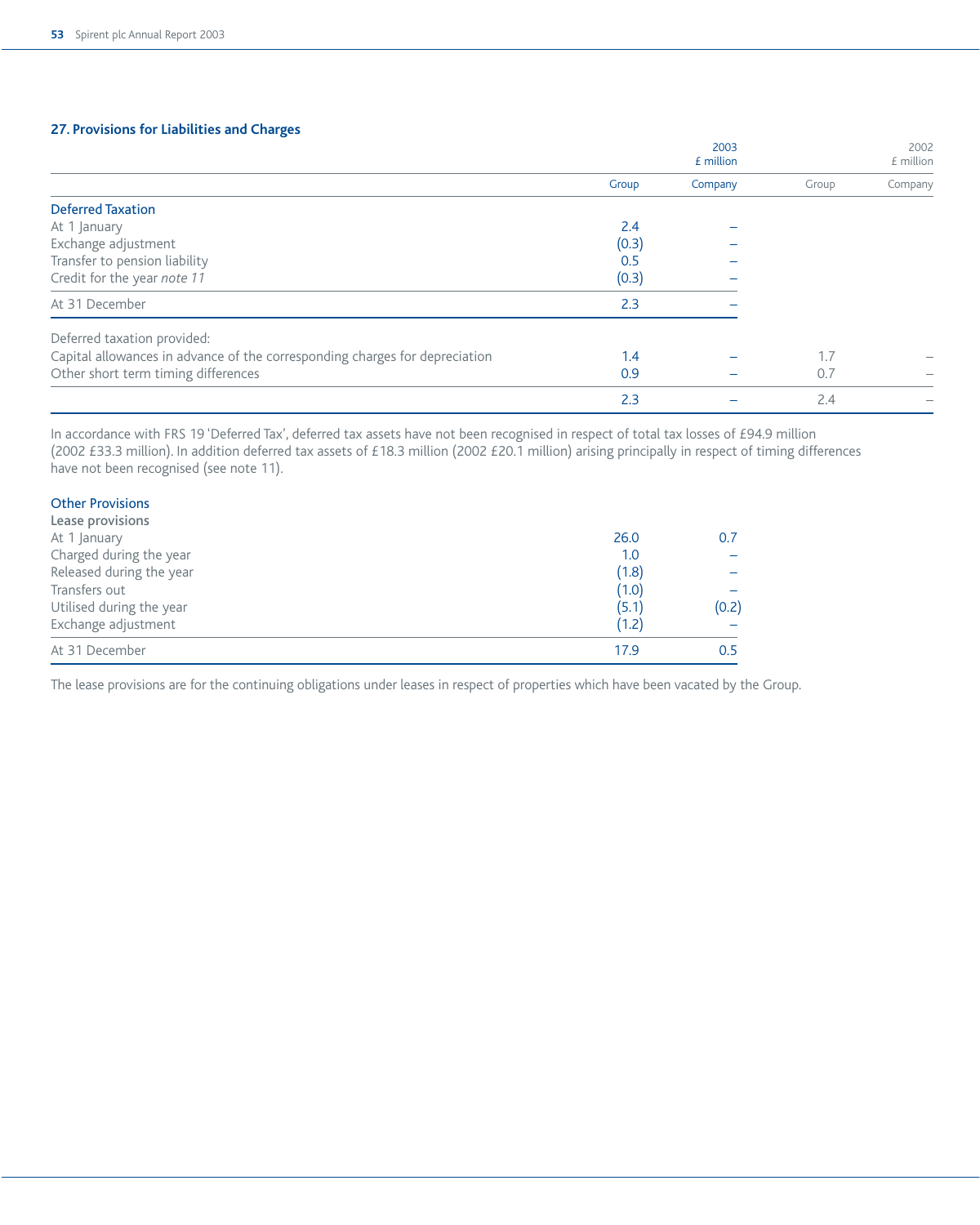## 27. Provisions for Liabilities and Charges

| | 2003 £ million | | 2002 £ million | |
|---|---|---|---|---|
| | Group | Company | Group | Company |
| **Deferred Taxation** | | | | |
| At 1 January | 2.4 | – | | |
| Exchange adjustment | (0.3) | – | | |
| Transfer to pension liability | 0.5 | – | | |
| Credit for the year *note 11* | (0.3) | – | | |
| At 31 December | 2.3 | – | | |
| Deferred taxation provided: | | | | |
| Capital allowances in advance of the corresponding charges for depreciation | 1.4 | – | 1.7 | – |
| Other short term timing differences | 0.9 | – | 0.7 | – |
| | 2.3 | – | 2.4 | – |

In accordance with FRS 19 'Deferred Tax', deferred tax assets have not been recognised in respect of total tax losses of £94.9 million (2002 £33.3 million). In addition deferred tax assets of £18.3 million (2002 £20.1 million) arising principally in respect of timing differences have not been recognised (see note 11).

| | Group | Company |
|---|---|---|
| **Other Provisions** | | |
| **Lease provisions** | | |
| At 1 January | 26.0 | 0.7 |
| Charged during the year | 1.0 | – |
| Released during the year | (1.8) | – |
| Transfers out | (1.0) | – |
| Utilised during the year | (5.1) | (0.2) |
| Exchange adjustment | (1.2) | – |
| At 31 December | 17.9 | 0.5 |

The lease provisions are for the continuing obligations under leases in respect of properties which have been vacated by the Group.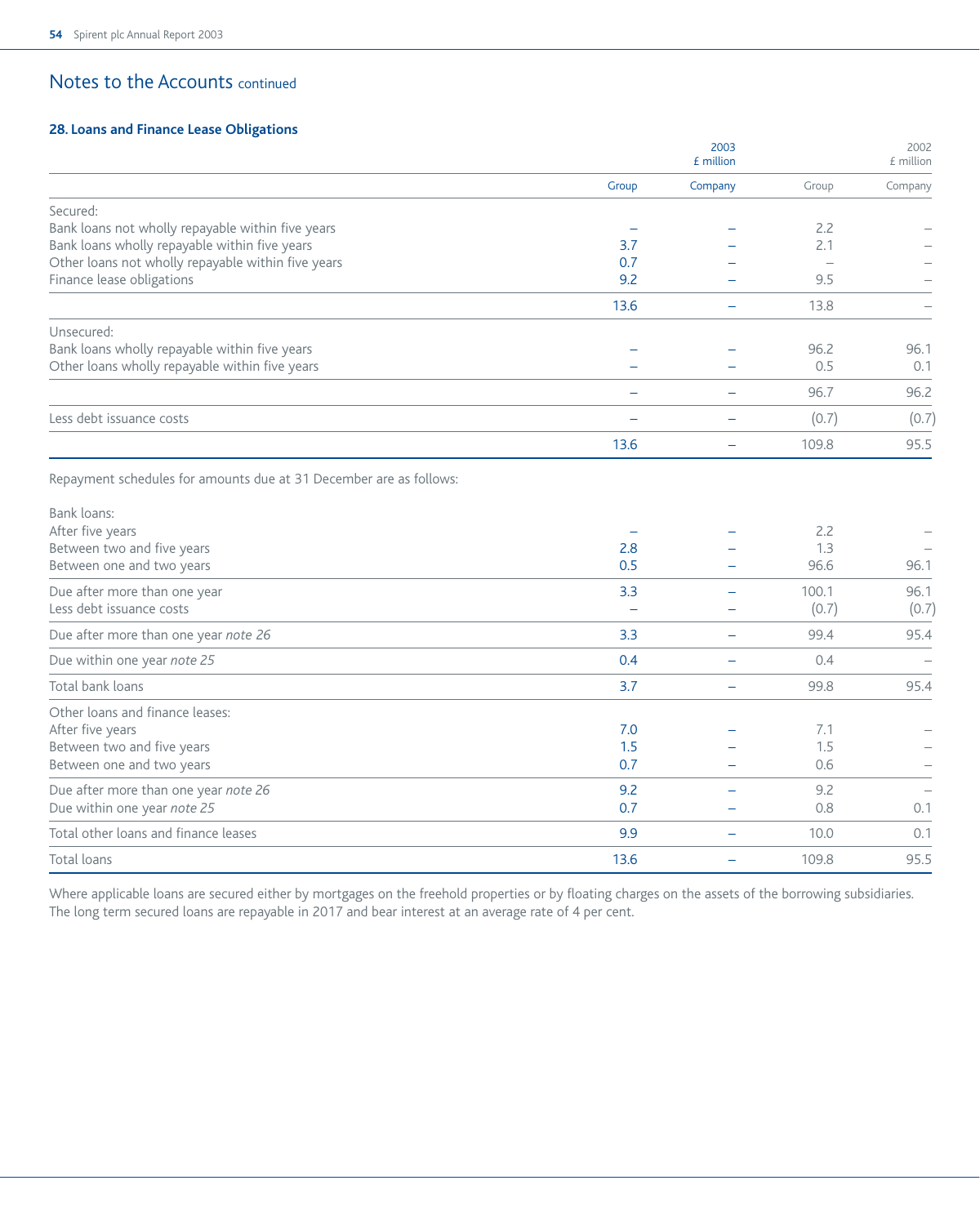## Notes to the Accounts continued

### 28. Loans and Finance Lease Obligations

| | 2003 £ million | | 2002 £ million | |
|---|---|---|---|---|
| | Group | Company | Group | Company |
| Secured: | | | | |
| Bank loans not wholly repayable within five years | – | – | 2.2 | – |
| Bank loans wholly repayable within five years | 3.7 | – | 2.1 | – |
| Other loans not wholly repayable within five years | 0.7 | – | – | – |
| Finance lease obligations | 9.2 | – | 9.5 | – |
| | 13.6 | – | 13.8 | – |
| Unsecured: | | | | |
| Bank loans wholly repayable within five years | – | – | 96.2 | 96.1 |
| Other loans wholly repayable within five years | – | – | 0.5 | 0.1 |
| | – | – | 96.7 | 96.2 |
| Less debt issuance costs | – | – | (0.7) | (0.7) |
| | 13.6 | – | 109.8 | 95.5 |

Repayment schedules for amounts due at 31 December are as follows:

| | 2003 Group | 2003 Company | 2002 Group | 2002 Company |
|---|---|---|---|---|
| Bank loans: | | | | |
| After five years | – | – | 2.2 | – |
| Between two and five years | 2.8 | – | 1.3 | – |
| Between one and two years | 0.5 | – | 96.6 | 96.1 |
| Due after more than one year | 3.3 | – | 100.1 | 96.1 |
| Less debt issuance costs | – | – | (0.7) | (0.7) |
| Due after more than one year *note 26* | 3.3 | – | 99.4 | 95.4 |
| Due within one year *note 25* | 0.4 | – | 0.4 | – |
| Total bank loans | 3.7 | – | 99.8 | 95.4 |
| Other loans and finance leases: | | | | |
| After five years | 7.0 | – | 7.1 | – |
| Between two and five years | 1.5 | – | 1.5 | – |
| Between one and two years | 0.7 | – | 0.6 | – |
| Due after more than one year *note 26* | 9.2 | – | 9.2 | – |
| Due within one year *note 25* | 0.7 | – | 0.8 | 0.1 |
| Total other loans and finance leases | 9.9 | – | 10.0 | 0.1 |
| Total loans | 13.6 | – | 109.8 | 95.5 |

Where applicable loans are secured either by mortgages on the freehold properties or by floating charges on the assets of the borrowing subsidiaries. The long term secured loans are repayable in 2017 and bear interest at an average rate of 4 per cent.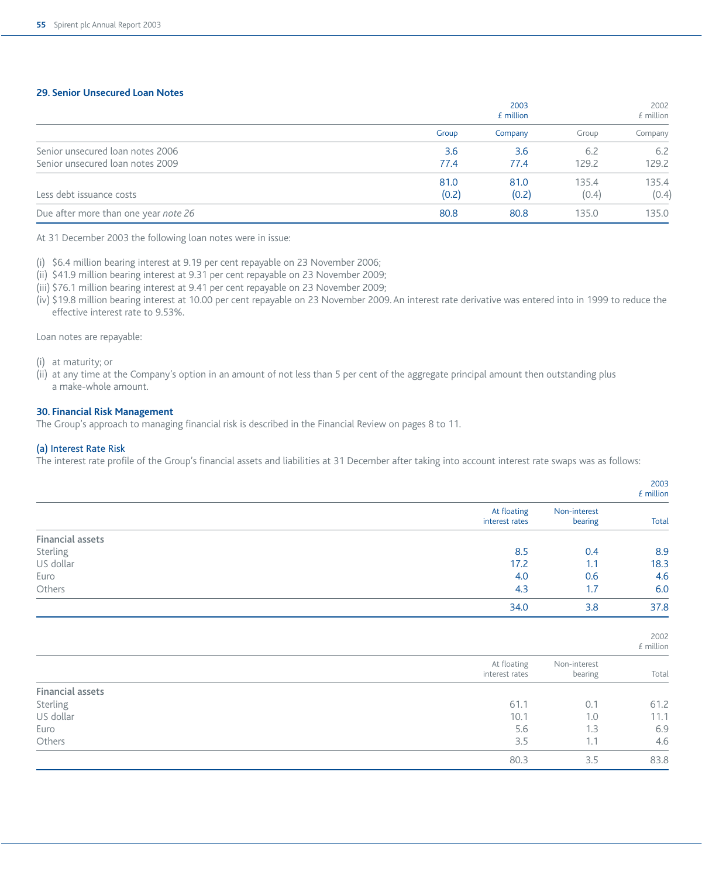## 29. Senior Unsecured Loan Notes

| | 2003 £ million | | 2002 £ million | |
|---|---|---|---|---|
| | Group | Company | Group | Company |
| Senior unsecured loan notes 2006 | 3.6 | 3.6 | 6.2 | 6.2 |
| Senior unsecured loan notes 2009 | 77.4 | 77.4 | 129.2 | 129.2 |
| | 81.0 | 81.0 | 135.4 | 135.4 |
| Less debt issuance costs | (0.2) | (0.2) | (0.4) | (0.4) |
| Due after more than one year *note 26* | 80.8 | 80.8 | 135.0 | 135.0 |

At 31 December 2003 the following loan notes were in issue:

(i) $6.4 million bearing interest at 9.19 per cent repayable on 23 November 2006;
(ii) $41.9 million bearing interest at 9.31 per cent repayable on 23 November 2009;
(iii) $76.1 million bearing interest at 9.41 per cent repayable on 23 November 2009;
(iv) $19.8 million bearing interest at 10.00 per cent repayable on 23 November 2009. An interest rate derivative was entered into in 1999 to reduce the effective interest rate to 9.53%.

Loan notes are repayable:

(i) at maturity; or
(ii) at any time at the Company's option in an amount of not less than 5 per cent of the aggregate principal amount then outstanding plus a make-whole amount.

## 30. Financial Risk Management

The Group's approach to managing financial risk is described in the Financial Review on pages 8 to 11.

### (a) Interest Rate Risk

The interest rate profile of the Group's financial assets and liabilities at 31 December after taking into account interest rate swaps was as follows:

| | | | 2003 £ million |
|---|---|---|---|
| | At floating interest rates | Non-interest bearing | Total |
| **Financial assets** | | | |
| Sterling | 8.5 | 0.4 | 8.9 |
| US dollar | 17.2 | 1.1 | 18.3 |
| Euro | 4.0 | 0.6 | 4.6 |
| Others | 4.3 | 1.7 | 6.0 |
| | 34.0 | 3.8 | 37.8 |

| | | | 2002 £ million |
|---|---|---|---|
| | At floating interest rates | Non-interest bearing | Total |
| **Financial assets** | | | |
| Sterling | 61.1 | 0.1 | 61.2 |
| US dollar | 10.1 | 1.0 | 11.1 |
| Euro | 5.6 | 1.3 | 6.9 |
| Others | 3.5 | 1.1 | 4.6 |
| | 80.3 | 3.5 | 83.8 |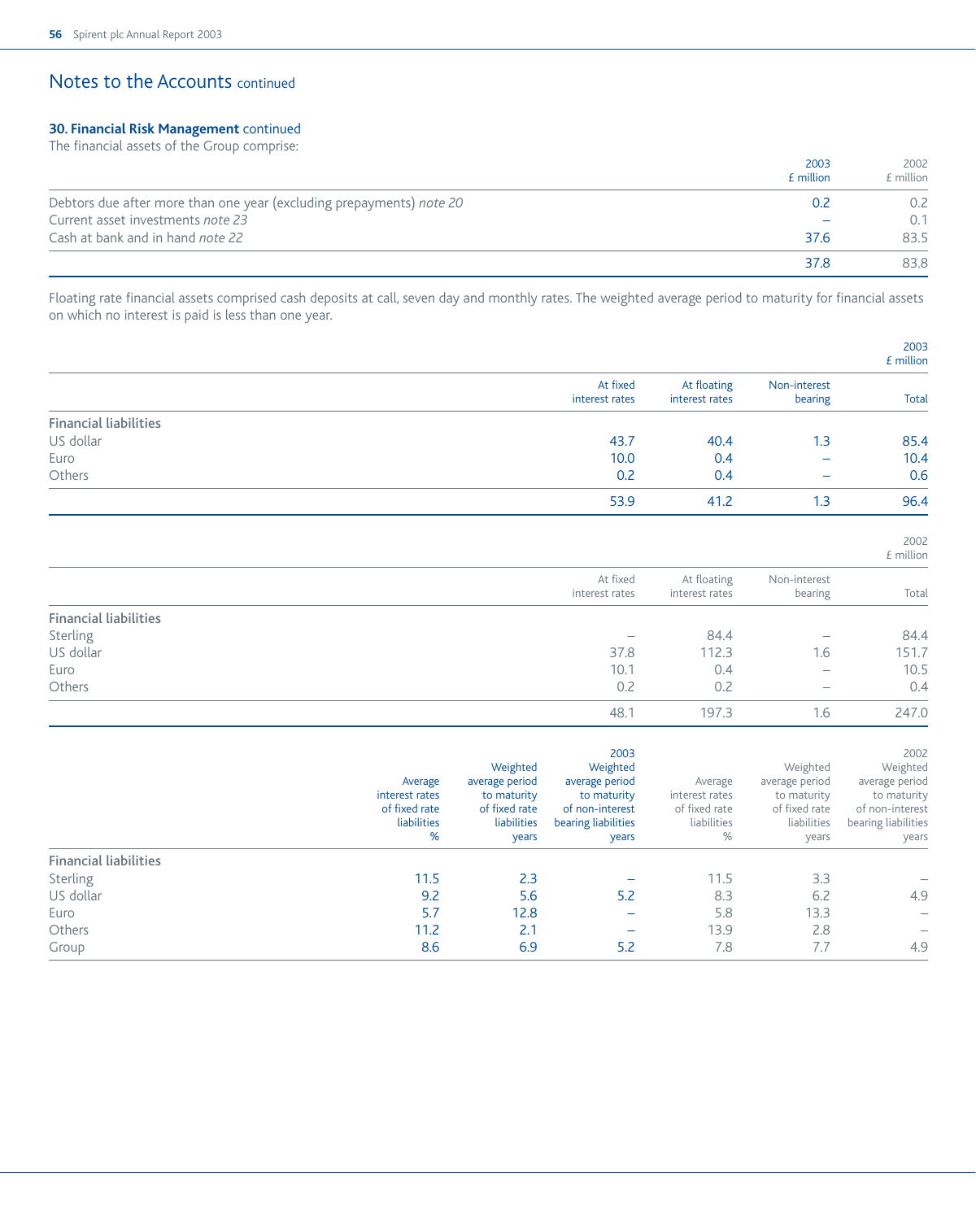## Notes to the Accounts continued

### 30. Financial Risk Management continued

The financial assets of the Group comprise:

| | 2003 £ million | 2002 £ million |
|---|---|---|
| Debtors due after more than one year (excluding prepayments) *note 20* | 0.2 | 0.2 |
| Current asset investments *note 23* | – | 0.1 |
| Cash at bank and in hand *note 22* | 37.6 | 83.5 |
| | 37.8 | 83.8 |

Floating rate financial assets comprised cash deposits at call, seven day and monthly rates. The weighted average period to maturity for financial assets on which no interest is paid is less than one year.

| 2003 £ million | At fixed interest rates | At floating interest rates | Non-interest bearing | Total |
|---|---|---|---|---|
| **Financial liabilities** | | | | |
| US dollar | 43.7 | 40.4 | 1.3 | 85.4 |
| Euro | 10.0 | 0.4 | – | 10.4 |
| Others | 0.2 | 0.4 | – | 0.6 |
| | 53.9 | 41.2 | 1.3 | 96.4 |

| 2002 £ million | At fixed interest rates | At floating interest rates | Non-interest bearing | Total |
|---|---|---|---|---|
| **Financial liabilities** | | | | |
| Sterling | – | 84.4 | – | 84.4 |
| US dollar | 37.8 | 112.3 | 1.6 | 151.7 |
| Euro | 10.1 | 0.4 | – | 10.5 |
| Others | 0.2 | 0.2 | – | 0.4 |
| | 48.1 | 197.3 | 1.6 | 247.0 |

| | 2003 | | | 2002 | | |
|---|---|---|---|---|---|---|
| | Average interest rates of fixed rate liabilities % | Weighted average period to maturity of fixed rate liabilities years | Weighted average period to maturity of non-interest bearing liabilities years | Average interest rates of fixed rate liabilities % | Weighted average period to maturity of fixed rate liabilities years | Weighted average period to maturity of non-interest bearing liabilities years |
| **Financial liabilities** | | | | | | |
| Sterling | 11.5 | 2.3 | – | 11.5 | 3.3 | – |
| US dollar | 9.2 | 5.6 | 5.2 | 8.3 | 6.2 | 4.9 |
| Euro | 5.7 | 12.8 | – | 5.8 | 13.3 | – |
| Others | 11.2 | 2.1 | – | 13.9 | 2.8 | – |
| Group | 8.6 | 6.9 | 5.2 | 7.8 | 7.7 | 4.9 |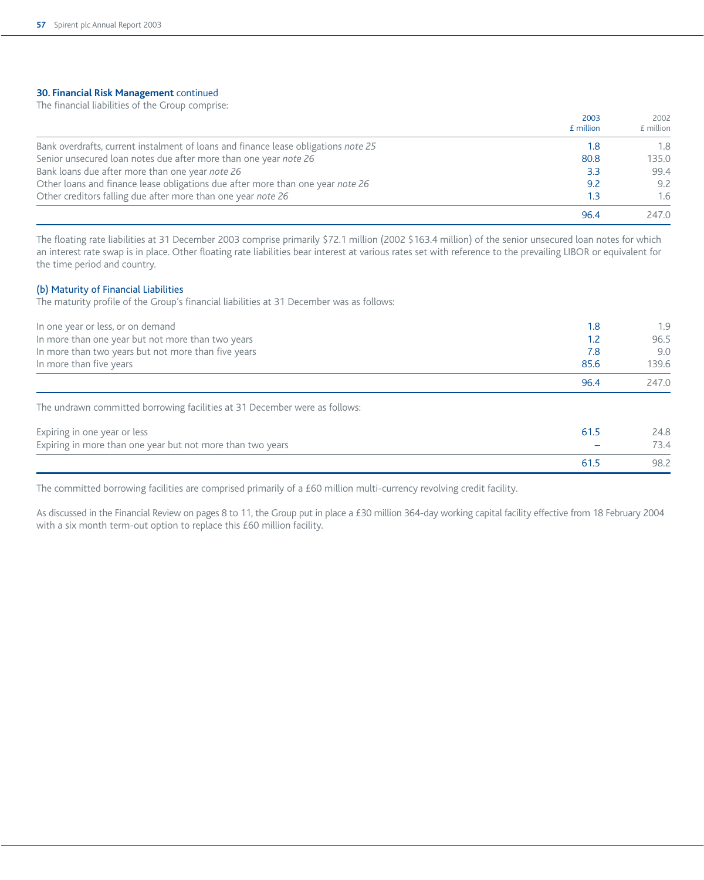### 30. Financial Risk Management continued

The financial liabilities of the Group comprise:

| | 2003 £ million | 2002 £ million |
|---|---|---|
| Bank overdrafts, current instalment of loans and finance lease obligations *note 25* | 1.8 | 1.8 |
| Senior unsecured loan notes due after more than one year *note 26* | 80.8 | 135.0 |
| Bank loans due after more than one year *note 26* | 3.3 | 99.4 |
| Other loans and finance lease obligations due after more than one year *note 26* | 9.2 | 9.2 |
| Other creditors falling due after more than one year *note 26* | 1.3 | 1.6 |
| | 96.4 | 247.0 |

The floating rate liabilities at 31 December 2003 comprise primarily $72.1 million (2002 $163.4 million) of the senior unsecured loan notes for which an interest rate swap is in place. Other floating rate liabilities bear interest at various rates set with reference to the prevailing LIBOR or equivalent for the time period and country.

#### (b) Maturity of Financial Liabilities

The maturity profile of the Group's financial liabilities at 31 December was as follows:

| | 2003 £ million | 2002 £ million |
|---|---|---|
| In one year or less, or on demand | 1.8 | 1.9 |
| In more than one year but not more than two years | 1.2 | 96.5 |
| In more than two years but not more than five years | 7.8 | 9.0 |
| In more than five years | 85.6 | 139.6 |
| | 96.4 | 247.0 |

The undrawn committed borrowing facilities at 31 December were as follows:

| | 2003 £ million | 2002 £ million |
|---|---|---|
| Expiring in one year or less | 61.5 | 24.8 |
| Expiring in more than one year but not more than two years | – | 73.4 |
| | 61.5 | 98.2 |

The committed borrowing facilities are comprised primarily of a £60 million multi-currency revolving credit facility.

As discussed in the Financial Review on pages 8 to 11, the Group put in place a £30 million 364-day working capital facility effective from 18 February 2004 with a six month term-out option to replace this £60 million facility.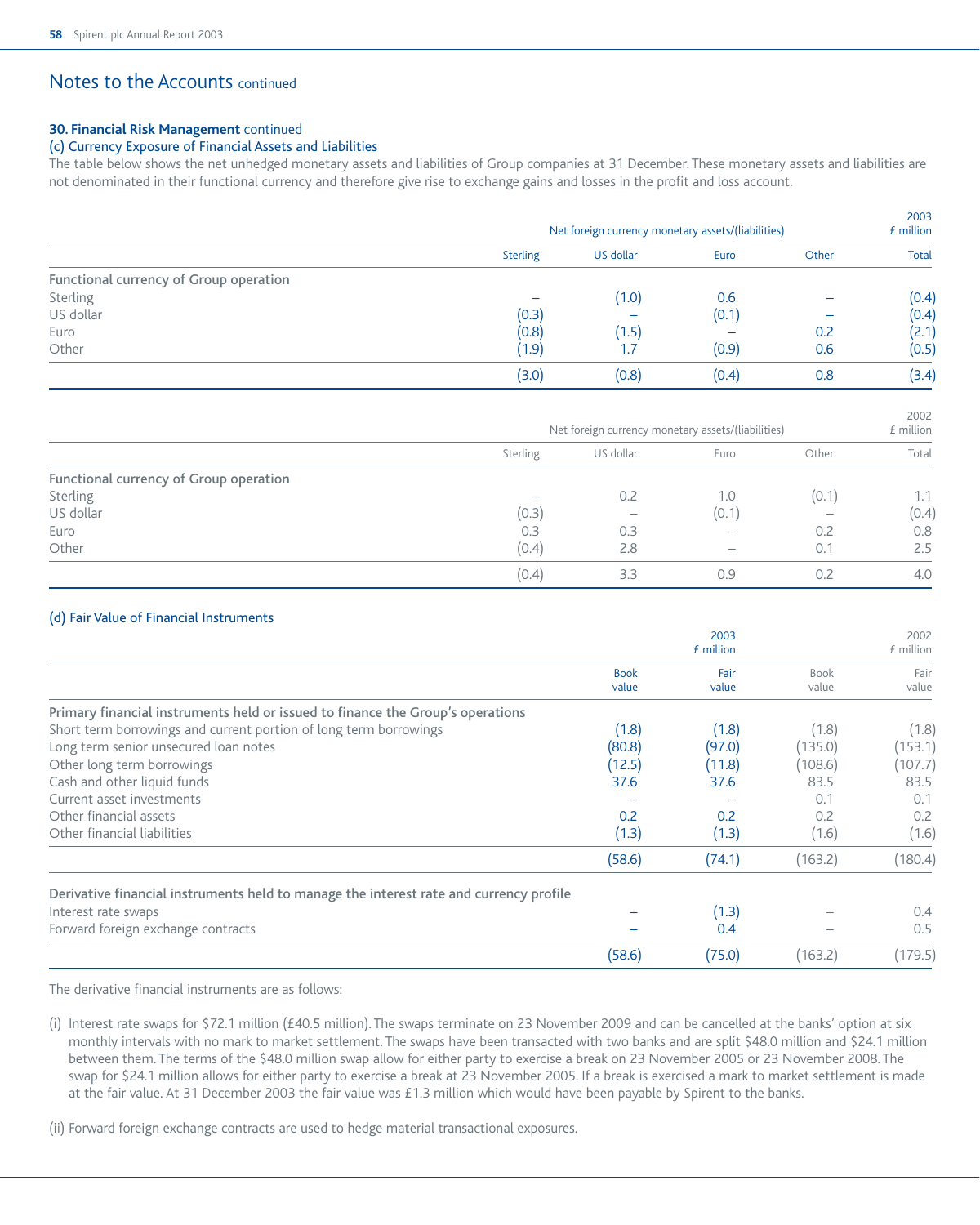## Notes to the Accounts continued

**30. Financial Risk Management** continued

(c) Currency Exposure of Financial Assets and Liabilities

The table below shows the net unhedged monetary assets and liabilities of Group companies at 31 December. These monetary assets and liabilities are not denominated in their functional currency and therefore give rise to exchange gains and losses in the profit and loss account.

| | Net foreign currency monetary assets/(liabilities) | | | | 2003 £ million |
|---|---|---|---|---|---|
| | Sterling | US dollar | Euro | Other | Total |
| **Functional currency of Group operation** | | | | | |
| Sterling | – | (1.0) | 0.6 | – | (0.4) |
| US dollar | (0.3) | – | (0.1) | – | (0.4) |
| Euro | (0.8) | (1.5) | – | 0.2 | (2.1) |
| Other | (1.9) | 1.7 | (0.9) | 0.6 | (0.5) |
| | (3.0) | (0.8) | (0.4) | 0.8 | (3.4) |

| | Net foreign currency monetary assets/(liabilities) | | | | 2002 £ million |
|---|---|---|---|---|---|
| | Sterling | US dollar | Euro | Other | Total |
| **Functional currency of Group operation** | | | | | |
| Sterling | – | 0.2 | 1.0 | (0.1) | 1.1 |
| US dollar | (0.3) | – | (0.1) | – | (0.4) |
| Euro | 0.3 | 0.3 | – | 0.2 | 0.8 |
| Other | (0.4) | 2.8 | – | 0.1 | 2.5 |
| | (0.4) | 3.3 | 0.9 | 0.2 | 4.0 |

(d) Fair Value of Financial Instruments

| | 2003 £ million | | 2002 £ million | |
|---|---|---|---|---|
| | Book value | Fair value | Book value | Fair value |
| **Primary financial instruments held or issued to finance the Group's operations** | | | | |
| Short term borrowings and current portion of long term borrowings | (1.8) | (1.8) | (1.8) | (1.8) |
| Long term senior unsecured loan notes | (80.8) | (97.0) | (135.0) | (153.1) |
| Other long term borrowings | (12.5) | (11.8) | (108.6) | (107.7) |
| Cash and other liquid funds | 37.6 | 37.6 | 83.5 | 83.5 |
| Current asset investments | – | – | 0.1 | 0.1 |
| Other financial assets | 0.2 | 0.2 | 0.2 | 0.2 |
| Other financial liabilities | (1.3) | (1.3) | (1.6) | (1.6) |
| | (58.6) | (74.1) | (163.2) | (180.4) |
| **Derivative financial instruments held to manage the interest rate and currency profile** | | | | |
| Interest rate swaps | – | (1.3) | – | 0.4 |
| Forward foreign exchange contracts | – | 0.4 | – | 0.5 |
| | (58.6) | (75.0) | (163.2) | (179.5) |

The derivative financial instruments are as follows:

(i) Interest rate swaps for $72.1 million (£40.5 million). The swaps terminate on 23 November 2009 and can be cancelled at the banks' option at six monthly intervals with no mark to market settlement. The swaps have been transacted with two banks and are split $48.0 million and $24.1 million between them. The terms of the $48.0 million swap allow for either party to exercise a break on 23 November 2005 or 23 November 2008. The swap for $24.1 million allows for either party to exercise a break at 23 November 2005. If a break is exercised a mark to market settlement is made at the fair value. At 31 December 2003 the fair value was £1.3 million which would have been payable by Spirent to the banks.

(ii) Forward foreign exchange contracts are used to hedge material transactional exposures.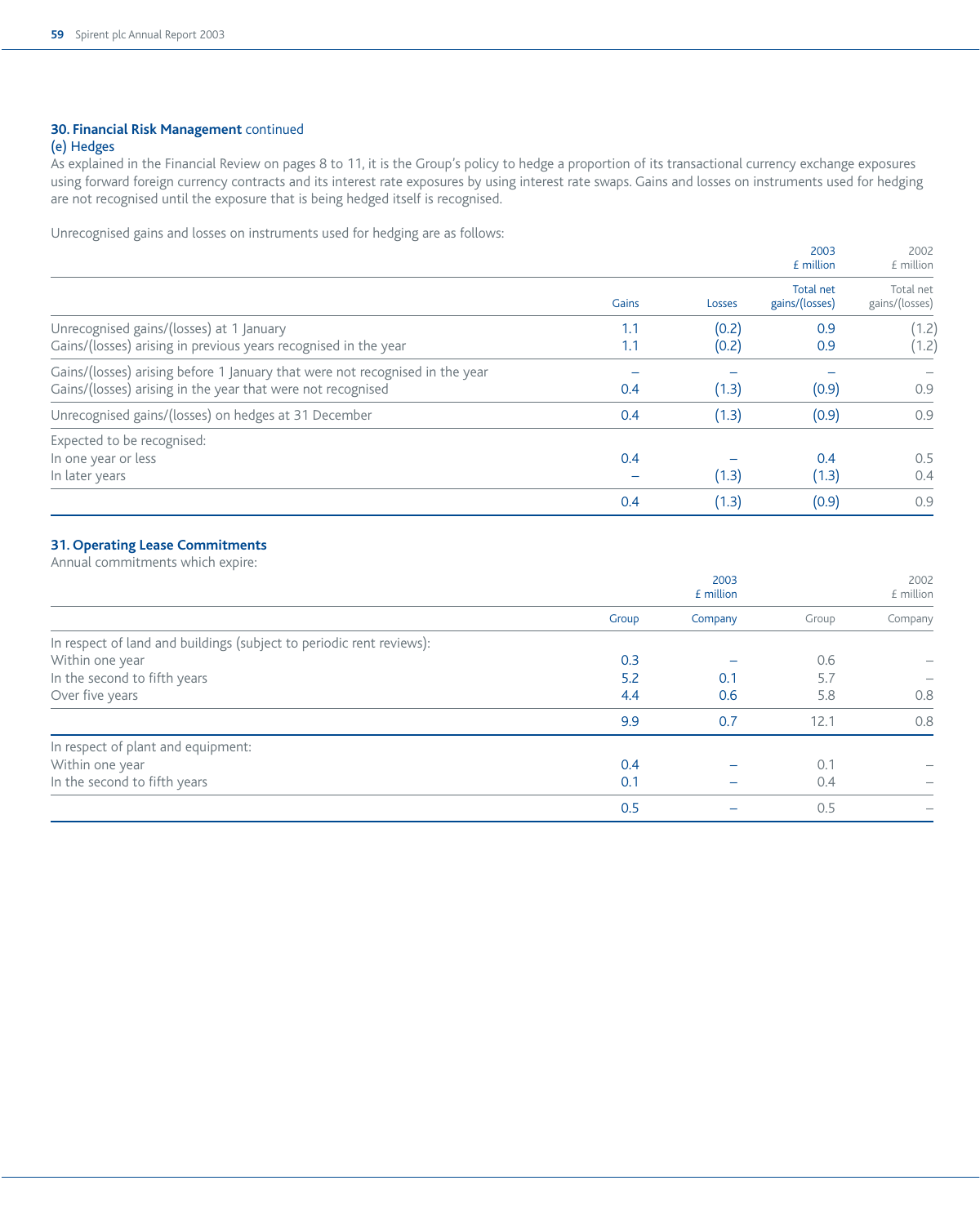## 30. Financial Risk Management continued

### (e) Hedges

As explained in the Financial Review on pages 8 to 11, it is the Group's policy to hedge a proportion of its transactional currency exchange exposures using forward foreign currency contracts and its interest rate exposures by using interest rate swaps. Gains and losses on instruments used for hedging are not recognised until the exposure that is being hedged itself is recognised.

Unrecognised gains and losses on instruments used for hedging are as follows:

| | | | 2003 £ million | 2002 £ million |
|---|---|---|---|---|
| | Gains | Losses | Total net gains/(losses) | Total net gains/(losses) |
| Unrecognised gains/(losses) at 1 January | 1.1 | (0.2) | 0.9 | (1.2) |
| Gains/(losses) arising in previous years recognised in the year | 1.1 | (0.2) | 0.9 | (1.2) |
| Gains/(losses) arising before 1 January that were not recognised in the year | – | – | – | – |
| Gains/(losses) arising in the year that were not recognised | 0.4 | (1.3) | (0.9) | 0.9 |
| Unrecognised gains/(losses) on hedges at 31 December | 0.4 | (1.3) | (0.9) | 0.9 |
| Expected to be recognised: | | | | |
| In one year or less | 0.4 | – | 0.4 | 0.5 |
| In later years | – | (1.3) | (1.3) | 0.4 |
| | 0.4 | (1.3) | (0.9) | 0.9 |

## 31. Operating Lease Commitments

Annual commitments which expire:

| | 2003 £ million | | 2002 £ million | |
|---|---|---|---|---|
| | Group | Company | Group | Company |
| In respect of land and buildings (subject to periodic rent reviews): | | | | |
| Within one year | 0.3 | – | 0.6 | – |
| In the second to fifth years | 5.2 | 0.1 | 5.7 | – |
| Over five years | 4.4 | 0.6 | 5.8 | 0.8 |
| | 9.9 | 0.7 | 12.1 | 0.8 |
| In respect of plant and equipment: | | | | |
| Within one year | 0.4 | – | 0.1 | – |
| In the second to fifth years | 0.1 | – | 0.4 | – |
| | 0.5 | – | 0.5 | – |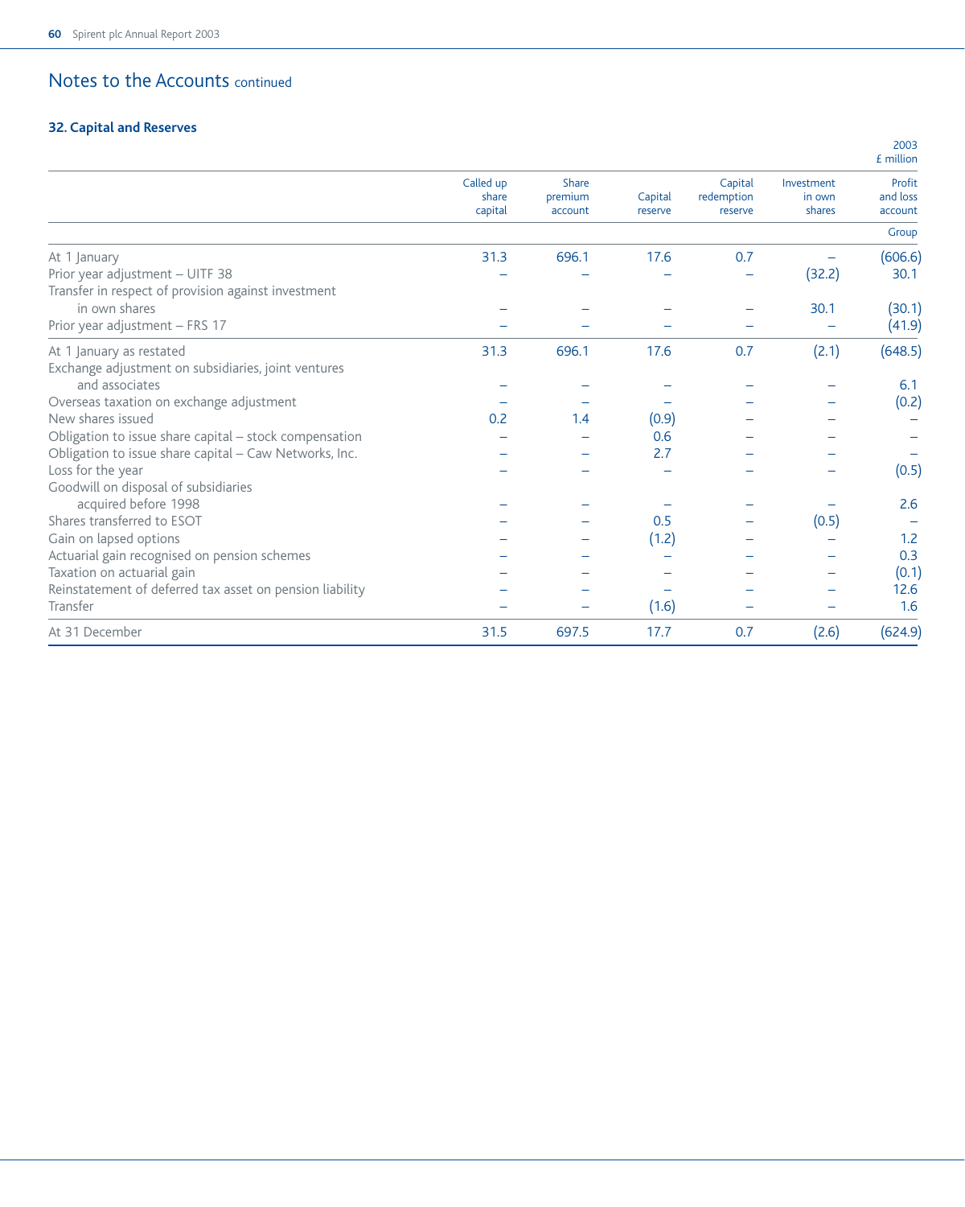## Notes to the Accounts continued

### 32. Capital and Reserves

2003 £ million

| | Called up share capital | Share premium account | Capital reserve | Capital redemption reserve | Investment in own shares | Profit and loss account |
|---|---|---|---|---|---|---|
| | | | | | | Group |
| At 1 January | 31.3 | 696.1 | 17.6 | 0.7 | – | (606.6) |
| Prior year adjustment – UITF 38 | – | – | – | – | (32.2) | 30.1 |
| Transfer in respect of provision against investment in own shares | – | – | – | – | 30.1 | (30.1) |
| Prior year adjustment – FRS 17 | – | – | – | – | – | (41.9) |
| At 1 January as restated | 31.3 | 696.1 | 17.6 | 0.7 | (2.1) | (648.5) |
| Exchange adjustment on subsidiaries, joint ventures and associates | – | – | – | – | – | 6.1 |
| Overseas taxation on exchange adjustment | – | – | – | – | – | (0.2) |
| New shares issued | 0.2 | 1.4 | (0.9) | – | – | – |
| Obligation to issue share capital – stock compensation | – | – | 0.6 | – | – | – |
| Obligation to issue share capital – Caw Networks, Inc. | – | – | 2.7 | – | – | – |
| Loss for the year | – | – | – | – | – | (0.5) |
| Goodwill on disposal of subsidiaries acquired before 1998 | – | – | – | – | – | 2.6 |
| Shares transferred to ESOT | – | – | 0.5 | – | (0.5) | – |
| Gain on lapsed options | – | – | (1.2) | – | – | 1.2 |
| Actuarial gain recognised on pension schemes | – | – | – | – | – | 0.3 |
| Taxation on actuarial gain | – | – | – | – | – | (0.1) |
| Reinstatement of deferred tax asset on pension liability | – | – | – | – | – | 12.6 |
| Transfer | – | – | (1.6) | – | – | 1.6 |
| At 31 December | 31.5 | 697.5 | 17.7 | 0.7 | (2.6) | (624.9) |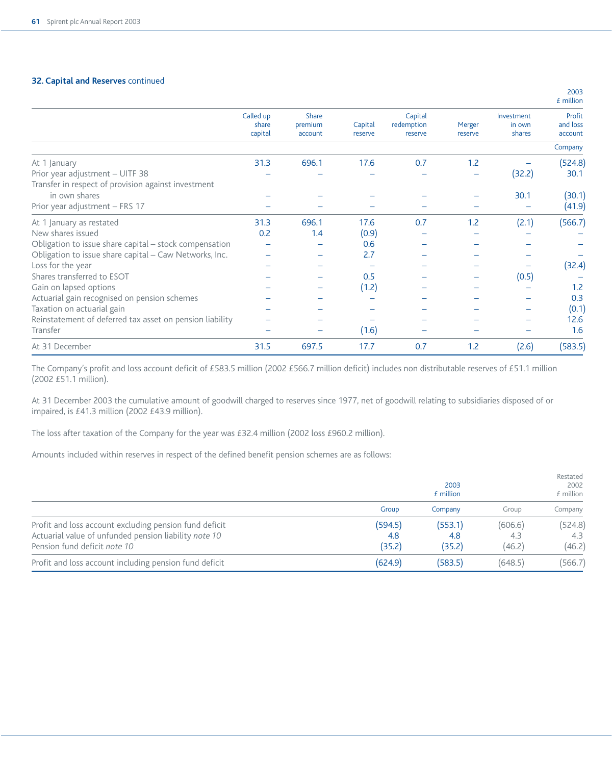### 32. Capital and Reserves continued

2003 £ million

| | Called up share capital | Share premium account | Capital reserve | Capital redemption reserve | Merger reserve | Investment in own shares | Profit and loss account |
|---|---|---|---|---|---|---|---|
| | | | | | | | Company |
| At 1 January | 31.3 | 696.1 | 17.6 | 0.7 | 1.2 | – | (524.8) |
| Prior year adjustment – UITF 38 | – | – | – | – | – | (32.2) | 30.1 |
| Transfer in respect of provision against investment in own shares | – | – | – | – | – | 30.1 | (30.1) |
| Prior year adjustment – FRS 17 | – | – | – | – | – | – | (41.9) |
| At 1 January as restated | 31.3 | 696.1 | 17.6 | 0.7 | 1.2 | (2.1) | (566.7) |
| New shares issued | 0.2 | 1.4 | (0.9) | – | – | – | – |
| Obligation to issue share capital – stock compensation | – | – | 0.6 | – | – | – | – |
| Obligation to issue share capital – Caw Networks, Inc. | – | – | 2.7 | – | – | – | – |
| Loss for the year | – | – | – | – | – | – | (32.4) |
| Shares transferred to ESOT | – | – | 0.5 | – | – | (0.5) | – |
| Gain on lapsed options | – | – | (1.2) | – | – | – | 1.2 |
| Actuarial gain recognised on pension schemes | – | – | – | – | – | – | 0.3 |
| Taxation on actuarial gain | – | – | – | – | – | – | (0.1) |
| Reinstatement of deferred tax asset on pension liability | – | – | – | – | – | – | 12.6 |
| Transfer | – | – | (1.6) | – | – | – | 1.6 |
| At 31 December | 31.5 | 697.5 | 17.7 | 0.7 | 1.2 | (2.6) | (583.5) |

The Company's profit and loss account deficit of £583.5 million (2002 £566.7 million deficit) includes non distributable reserves of £51.1 million (2002 £51.1 million).

At 31 December 2003 the cumulative amount of goodwill charged to reserves since 1977, net of goodwill relating to subsidiaries disposed of or impaired, is £41.3 million (2002 £43.9 million).

The loss after taxation of the Company for the year was £32.4 million (2002 loss £960.2 million).

Amounts included within reserves in respect of the defined benefit pension schemes are as follows:

| | 2003 £ million | | Restated 2002 £ million | |
|---|---|---|---|---|
| | Group | Company | Group | Company |
| Profit and loss account excluding pension fund deficit | (594.5) | (553.1) | (606.6) | (524.8) |
| Actuarial value of unfunded pension liability *note 10* | 4.8 | 4.8 | 4.3 | 4.3 |
| Pension fund deficit *note 10* | (35.2) | (35.2) | (46.2) | (46.2) |
| Profit and loss account including pension fund deficit | (624.9) | (583.5) | (648.5) | (566.7) |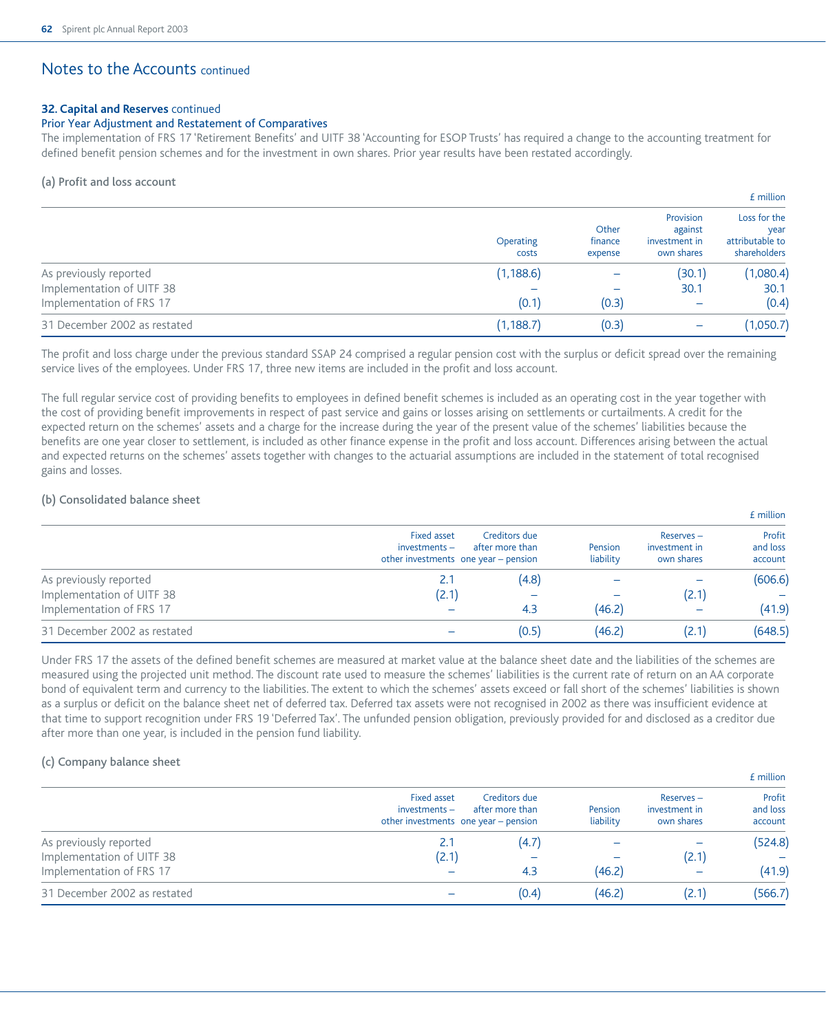## Notes to the Accounts continued

### 32. Capital and Reserves continued

#### Prior Year Adjustment and Restatement of Comparatives

The implementation of FRS 17 'Retirement Benefits' and UITF 38 'Accounting for ESOP Trusts' has required a change to the accounting treatment for defined benefit pension schemes and for the investment in own shares. Prior year results have been restated accordingly.

**(a) Profit and loss account**

£ million

| | Operating costs | Other finance expense | Provision against investment in own shares | Loss for the year attributable to shareholders |
|---|---|---|---|---|
| As previously reported | (1,188.6) | – | (30.1) | (1,080.4) |
| Implementation of UITF 38 | – | – | 30.1 | 30.1 |
| Implementation of FRS 17 | (0.1) | (0.3) | – | (0.4) |
| 31 December 2002 as restated | (1,188.7) | (0.3) | – | (1,050.7) |

The profit and loss charge under the previous standard SSAP 24 comprised a regular pension cost with the surplus or deficit spread over the remaining service lives of the employees. Under FRS 17, three new items are included in the profit and loss account.

The full regular service cost of providing benefits to employees in defined benefit schemes is included as an operating cost in the year together with the cost of providing benefit improvements in respect of past service and gains or losses arising on settlements or curtailments. A credit for the expected return on the schemes' assets and a charge for the increase during the year of the present value of the schemes' liabilities because the benefits are one year closer to settlement, is included as other finance expense in the profit and loss account. Differences arising between the actual and expected returns on the schemes' assets together with changes to the actuarial assumptions are included in the statement of total recognised gains and losses.

**(b) Consolidated balance sheet**

£ million

| | Fixed asset investments – other investments | Creditors due after more than one year – pension | Pension liability | Reserves – investment in own shares | Profit and loss account |
|---|---|---|---|---|---|
| As previously reported | 2.1 | (4.8) | – | – | (606.6) |
| Implementation of UITF 38 | (2.1) | – | – | (2.1) | – |
| Implementation of FRS 17 | – | 4.3 | (46.2) | – | (41.9) |
| 31 December 2002 as restated | – | (0.5) | (46.2) | (2.1) | (648.5) |

Under FRS 17 the assets of the defined benefit schemes are measured at market value at the balance sheet date and the liabilities of the schemes are measured using the projected unit method. The discount rate used to measure the schemes' liabilities is the current rate of return on an AA corporate bond of equivalent term and currency to the liabilities. The extent to which the schemes' assets exceed or fall short of the schemes' liabilities is shown as a surplus or deficit on the balance sheet net of deferred tax. Deferred tax assets were not recognised in 2002 as there was insufficient evidence at that time to support recognition under FRS 19 'Deferred Tax'. The unfunded pension obligation, previously provided for and disclosed as a creditor due after more than one year, is included in the pension fund liability.

**(c) Company balance sheet**

£ million

| | Fixed asset investments – other investments | Creditors due after more than one year – pension | Pension liability | Reserves – investment in own shares | Profit and loss account |
|---|---|---|---|---|---|
| As previously reported | 2.1 | (4.7) | – | – | (524.8) |
| Implementation of UITF 38 | (2.1) | – | – | (2.1) | – |
| Implementation of FRS 17 | – | 4.3 | (46.2) | – | (41.9) |
| 31 December 2002 as restated | – | (0.4) | (46.2) | (2.1) | (566.7) |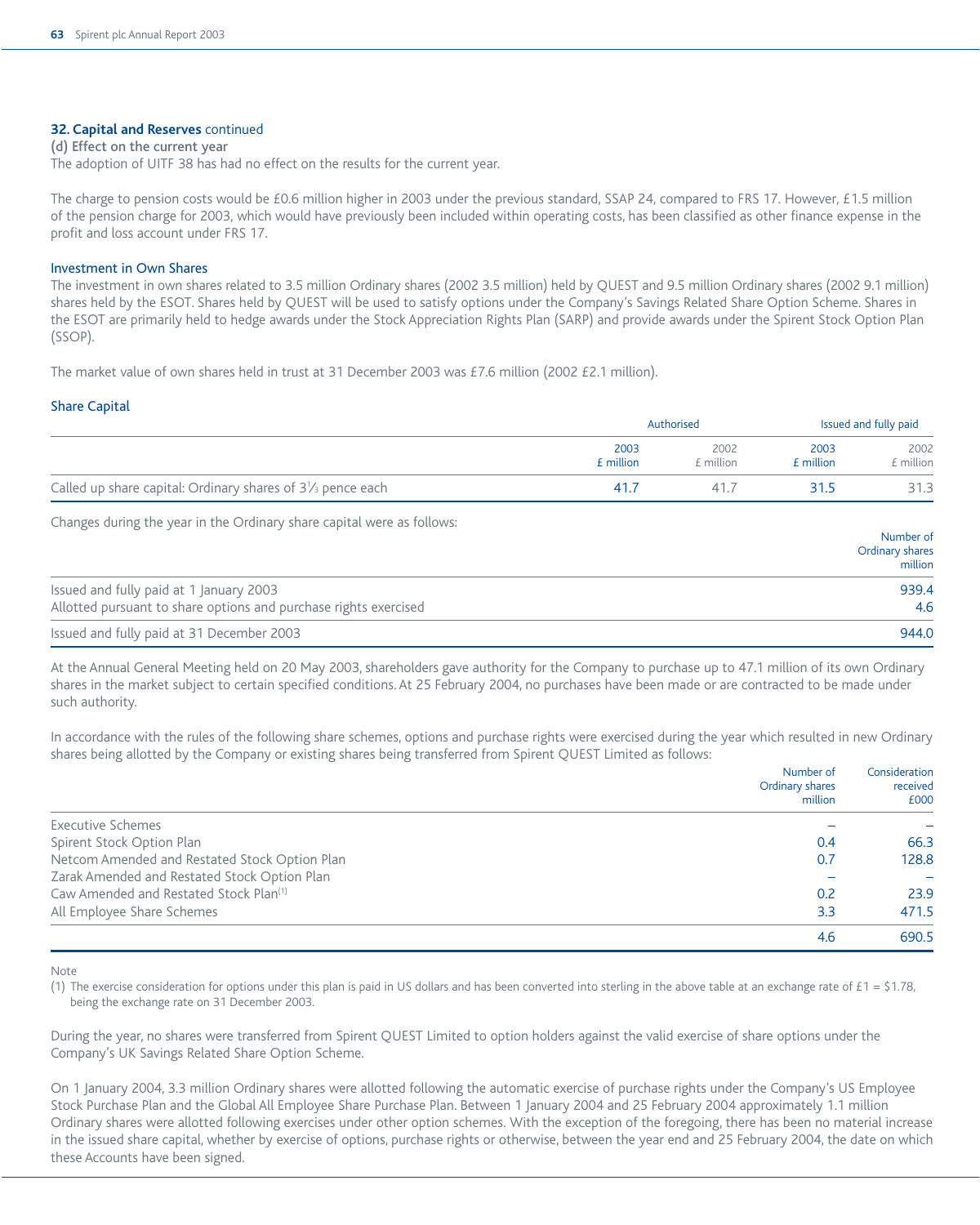### 32. Capital and Reserves continued

**(d) Effect on the current year**

The adoption of UITF 38 has had no effect on the results for the current year.

The charge to pension costs would be £0.6 million higher in 2003 under the previous standard, SSAP 24, compared to FRS 17. However, £1.5 million of the pension charge for 2003, which would have previously been included within operating costs, has been classified as other finance expense in the profit and loss account under FRS 17.

#### Investment in Own Shares

The investment in own shares related to 3.5 million Ordinary shares (2002 3.5 million) held by QUEST and 9.5 million Ordinary shares (2002 9.1 million) shares held by the ESOT. Shares held by QUEST will be used to satisfy options under the Company's Savings Related Share Option Scheme. Shares in the ESOT are primarily held to hedge awards under the Stock Appreciation Rights Plan (SARP) and provide awards under the Spirent Stock Option Plan (SSOP).

The market value of own shares held in trust at 31 December 2003 was £7.6 million (2002 £2.1 million).

#### Share Capital

| | Authorised | | Issued and fully paid | |
|---|---|---|---|---|
| | 2003 £ million | 2002 £ million | 2003 £ million | 2002 £ million |
| Called up share capital: Ordinary shares of 3⅓ pence each | 41.7 | 41.7 | 31.5 | 31.3 |

Changes during the year in the Ordinary share capital were as follows:

| | Number of Ordinary shares million |
|---|---|
| Issued and fully paid at 1 January 2003 | 939.4 |
| Allotted pursuant to share options and purchase rights exercised | 4.6 |
| Issued and fully paid at 31 December 2003 | 944.0 |

At the Annual General Meeting held on 20 May 2003, shareholders gave authority for the Company to purchase up to 47.1 million of its own Ordinary shares in the market subject to certain specified conditions. At 25 February 2004, no purchases have been made or are contracted to be made under such authority.

In accordance with the rules of the following share schemes, options and purchase rights were exercised during the year which resulted in new Ordinary shares being allotted by the Company or existing shares being transferred from Spirent QUEST Limited as follows:

| | Number of Ordinary shares million | Consideration received £000 |
|---|---|---|
| Executive Schemes | – | – |
| Spirent Stock Option Plan | 0.4 | 66.3 |
| Netcom Amended and Restated Stock Option Plan | 0.7 | 128.8 |
| Zarak Amended and Restated Stock Option Plan | – | – |
| Caw Amended and Restated Stock Plan[1] | 0.2 | 23.9 |
| All Employee Share Schemes | 3.3 | 471.5 |
| | 4.6 | 690.5 |

Note

(1) The exercise consideration for options under this plan is paid in US dollars and has been converted into sterling in the above table at an exchange rate of £1 = $1.78, being the exchange rate on 31 December 2003.

During the year, no shares were transferred from Spirent QUEST Limited to option holders against the valid exercise of share options under the Company's UK Savings Related Share Option Scheme.

On 1 January 2004, 3.3 million Ordinary shares were allotted following the automatic exercise of purchase rights under the Company's US Employee Stock Purchase Plan and the Global All Employee Share Purchase Plan. Between 1 January 2004 and 25 February 2004 approximately 1.1 million Ordinary shares were allotted following exercises under other option schemes. With the exception of the foregoing, there has been no material increase in the issued share capital, whether by exercise of options, purchase rights or otherwise, between the year end and 25 February 2004, the date on which these Accounts have been signed.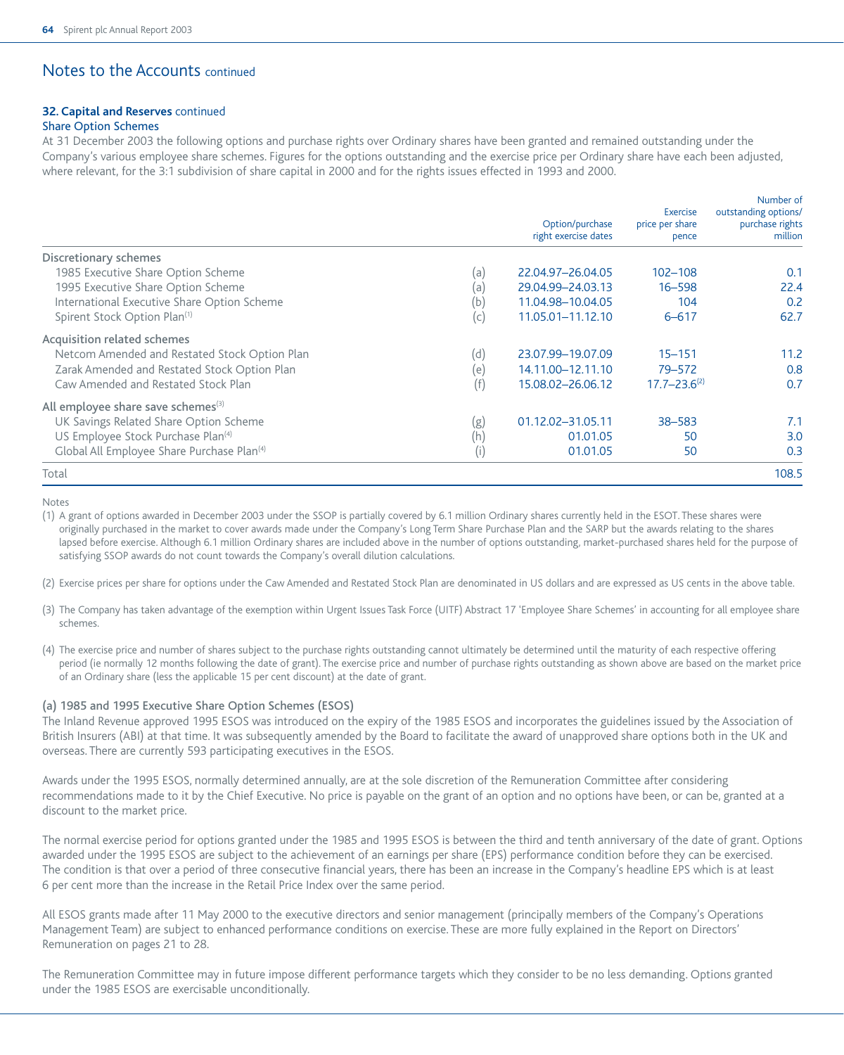# Notes to the Accounts continued

### 32. Capital and Reserves continued

#### Share Option Schemes

At 31 December 2003 the following options and purchase rights over Ordinary shares have been granted and remained outstanding under the Company's various employee share schemes. Figures for the options outstanding and the exercise price per Ordinary share have each been adjusted, where relevant, for the 3:1 subdivision of share capital in 2000 and for the rights issues effected in 1993 and 2000.

| | | Option/purchase right exercise dates | Exercise price per share pence | Number of outstanding options/ purchase rights million |
|---|---|---|---|---|
| **Discretionary schemes** | | | | |
| 1985 Executive Share Option Scheme | (a) | 22.04.97–26.04.05 | 102–108 | 0.1 |
| 1995 Executive Share Option Scheme | (a) | 29.04.99–24.03.13 | 16–598 | 22.4 |
| International Executive Share Option Scheme | (b) | 11.04.98–10.04.05 | 104 | 0.2 |
| Spirent Stock Option Plan[1] | (c) | 11.05.01–11.12.10 | 6–617 | 62.7 |
| **Acquisition related schemes** | | | | |
| Netcom Amended and Restated Stock Option Plan | (d) | 23.07.99–19.07.09 | 15–151 | 11.2 |
| Zarak Amended and Restated Stock Option Plan | (e) | 14.11.00–12.11.10 | 79–572 | 0.8 |
| Caw Amended and Restated Stock Plan | (f) | 15.08.02–26.06.12 | 17.7–23.6[2] | 0.7 |
| **All employee share save schemes[3]** | | | | |
| UK Savings Related Share Option Scheme | (g) | 01.12.02–31.05.11 | 38–583 | 7.1 |
| US Employee Stock Purchase Plan[4] | (h) | 01.01.05 | 50 | 3.0 |
| Global All Employee Share Purchase Plan[4] | (i) | 01.01.05 | 50 | 0.3 |
| Total | | | | 108.5 |

Notes

(1) A grant of options awarded in December 2003 under the SSOP is partially covered by 6.1 million Ordinary shares currently held in the ESOT. These shares were originally purchased in the market to cover awards made under the Company's Long Term Share Purchase Plan and the SARP but the awards relating to the shares lapsed before exercise. Although 6.1 million Ordinary shares are included above in the number of options outstanding, market-purchased shares held for the purpose of satisfying SSOP awards do not count towards the Company's overall dilution calculations.

(2) Exercise prices per share for options under the Caw Amended and Restated Stock Plan are denominated in US dollars and are expressed as US cents in the above table.

(3) The Company has taken advantage of the exemption within Urgent Issues Task Force (UITF) Abstract 17 'Employee Share Schemes' in accounting for all employee share schemes.

(4) The exercise price and number of shares subject to the purchase rights outstanding cannot ultimately be determined until the maturity of each respective offering period (ie normally 12 months following the date of grant). The exercise price and number of purchase rights outstanding as shown above are based on the market price of an Ordinary share (less the applicable 15 per cent discount) at the date of grant.

#### (a) 1985 and 1995 Executive Share Option Schemes (ESOS)

The Inland Revenue approved 1995 ESOS was introduced on the expiry of the 1985 ESOS and incorporates the guidelines issued by the Association of British Insurers (ABI) at that time. It was subsequently amended by the Board to facilitate the award of unapproved share options both in the UK and overseas. There are currently 593 participating executives in the ESOS.

Awards under the 1995 ESOS, normally determined annually, are at the sole discretion of the Remuneration Committee after considering recommendations made to it by the Chief Executive. No price is payable on the grant of an option and no options have been, or can be, granted at a discount to the market price.

The normal exercise period for options granted under the 1985 and 1995 ESOS is between the third and tenth anniversary of the date of grant. Options awarded under the 1995 ESOS are subject to the achievement of an earnings per share (EPS) performance condition before they can be exercised. The condition is that over a period of three consecutive financial years, there has been an increase in the Company's headline EPS which is at least 6 per cent more than the increase in the Retail Price Index over the same period.

All ESOS grants made after 11 May 2000 to the executive directors and senior management (principally members of the Company's Operations Management Team) are subject to enhanced performance conditions on exercise. These are more fully explained in the Report on Directors' Remuneration on pages 21 to 28.

The Remuneration Committee may in future impose different performance targets which they consider to be no less demanding. Options granted under the 1985 ESOS are exercisable unconditionally.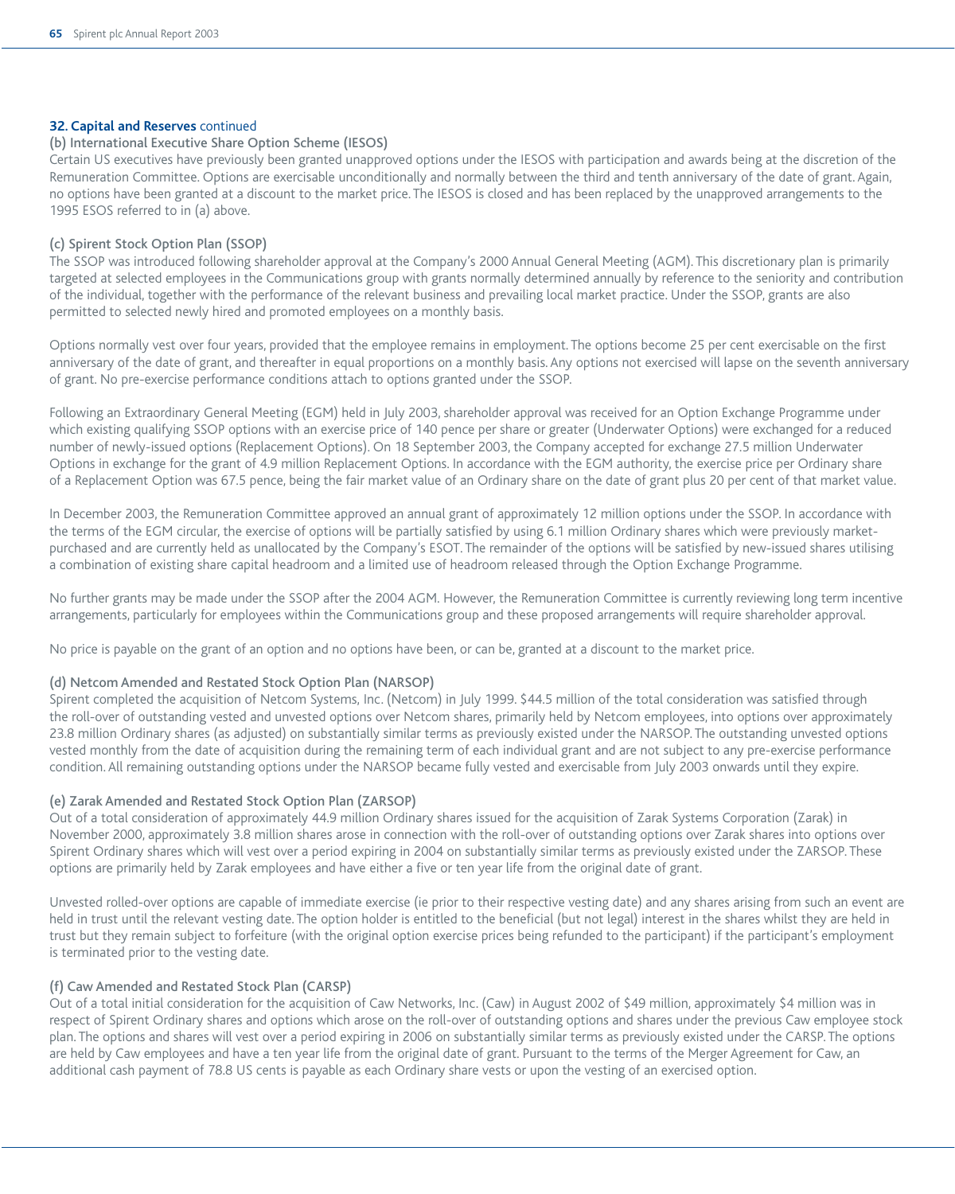## 32. Capital and Reserves continued

### (b) International Executive Share Option Scheme (IESOS)

Certain US executives have previously been granted unapproved options under the IESOS with participation and awards being at the discretion of the Remuneration Committee. Options are exercisable unconditionally and normally between the third and tenth anniversary of the date of grant. Again, no options have been granted at a discount to the market price. The IESOS is closed and has been replaced by the unapproved arrangements to the 1995 ESOS referred to in (a) above.

### (c) Spirent Stock Option Plan (SSOP)

The SSOP was introduced following shareholder approval at the Company's 2000 Annual General Meeting (AGM). This discretionary plan is primarily targeted at selected employees in the Communications group with grants normally determined annually by reference to the seniority and contribution of the individual, together with the performance of the relevant business and prevailing local market practice. Under the SSOP, grants are also permitted to selected newly hired and promoted employees on a monthly basis.

Options normally vest over four years, provided that the employee remains in employment. The options become 25 per cent exercisable on the first anniversary of the date of grant, and thereafter in equal proportions on a monthly basis. Any options not exercised will lapse on the seventh anniversary of grant. No pre-exercise performance conditions attach to options granted under the SSOP.

Following an Extraordinary General Meeting (EGM) held in July 2003, shareholder approval was received for an Option Exchange Programme under which existing qualifying SSOP options with an exercise price of 140 pence per share or greater (Underwater Options) were exchanged for a reduced number of newly-issued options (Replacement Options). On 18 September 2003, the Company accepted for exchange 27.5 million Underwater Options in exchange for the grant of 4.9 million Replacement Options. In accordance with the EGM authority, the exercise price per Ordinary share of a Replacement Option was 67.5 pence, being the fair market value of an Ordinary share on the date of grant plus 20 per cent of that market value.

In December 2003, the Remuneration Committee approved an annual grant of approximately 12 million options under the SSOP. In accordance with the terms of the EGM circular, the exercise of options will be partially satisfied by using 6.1 million Ordinary shares which were previously market-purchased and are currently held as unallocated by the Company's ESOT. The remainder of the options will be satisfied by new-issued shares utilising a combination of existing share capital headroom and a limited use of headroom released through the Option Exchange Programme.

No further grants may be made under the SSOP after the 2004 AGM. However, the Remuneration Committee is currently reviewing long term incentive arrangements, particularly for employees within the Communications group and these proposed arrangements will require shareholder approval.

No price is payable on the grant of an option and no options have been, or can be, granted at a discount to the market price.

### (d) Netcom Amended and Restated Stock Option Plan (NARSOP)

Spirent completed the acquisition of Netcom Systems, Inc. (Netcom) in July 1999. $44.5 million of the total consideration was satisfied through the roll-over of outstanding vested and unvested options over Netcom shares, primarily held by Netcom employees, into options over approximately 23.8 million Ordinary shares (as adjusted) on substantially similar terms as previously existed under the NARSOP. The outstanding unvested options vested monthly from the date of acquisition during the remaining term of each individual grant and are not subject to any pre-exercise performance condition. All remaining outstanding options under the NARSOP became fully vested and exercisable from July 2003 onwards until they expire.

### (e) Zarak Amended and Restated Stock Option Plan (ZARSOP)

Out of a total consideration of approximately 44.9 million Ordinary shares issued for the acquisition of Zarak Systems Corporation (Zarak) in November 2000, approximately 3.8 million shares arose in connection with the roll-over of outstanding options over Zarak shares into options over Spirent Ordinary shares which will vest over a period expiring in 2004 on substantially similar terms as previously existed under the ZARSOP. These options are primarily held by Zarak employees and have either a five or ten year life from the original date of grant.

Unvested rolled-over options are capable of immediate exercise (ie prior to their respective vesting date) and any shares arising from such an event are held in trust until the relevant vesting date. The option holder is entitled to the beneficial (but not legal) interest in the shares whilst they are held in trust but they remain subject to forfeiture (with the original option exercise prices being refunded to the participant) if the participant's employment is terminated prior to the vesting date.

### (f) Caw Amended and Restated Stock Plan (CARSP)

Out of a total initial consideration for the acquisition of Caw Networks, Inc. (Caw) in August 2002 of $49 million, approximately $4 million was in respect of Spirent Ordinary shares and options which arose on the roll-over of outstanding options and shares under the previous Caw employee stock plan. The options and shares will vest over a period expiring in 2006 on substantially similar terms as previously existed under the CARSP. The options are held by Caw employees and have a ten year life from the original date of grant. Pursuant to the terms of the Merger Agreement for Caw, an additional cash payment of 78.8 US cents is payable as each Ordinary share vests or upon the vesting of an exercised option.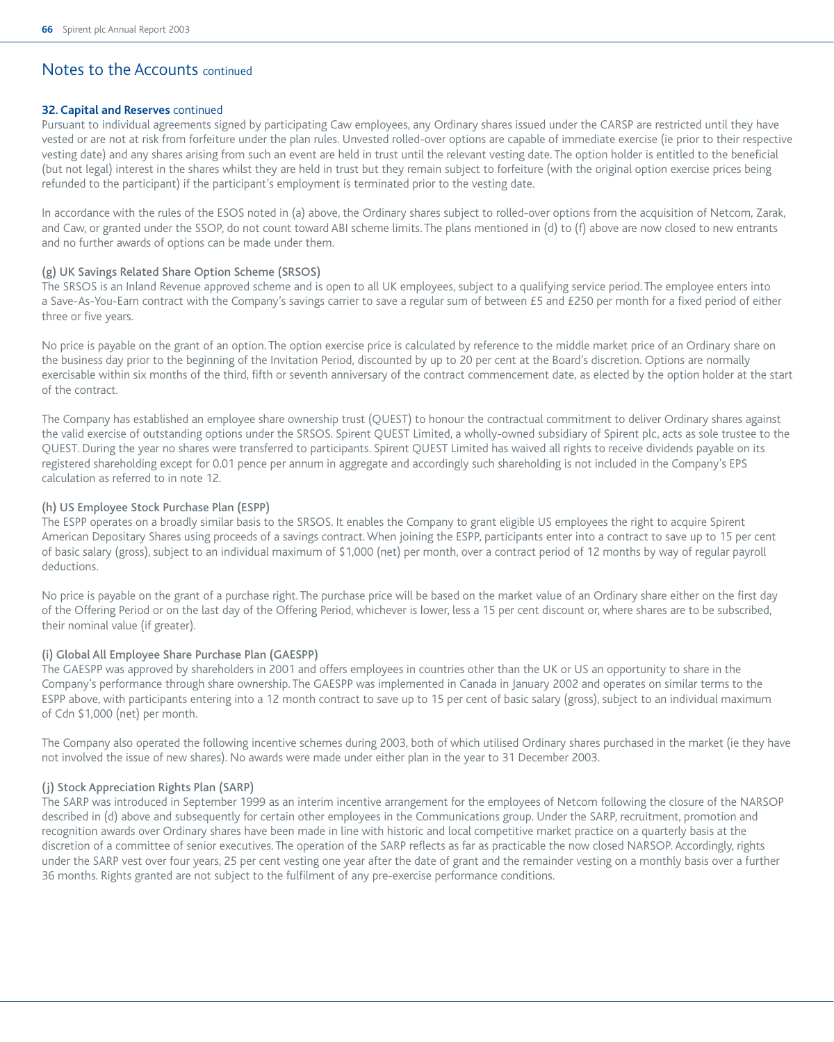## Notes to the Accounts continued

**32. Capital and Reserves** continued

Pursuant to individual agreements signed by participating Caw employees, any Ordinary shares issued under the CARSP are restricted until they have vested or are not at risk from forfeiture under the plan rules. Unvested rolled-over options are capable of immediate exercise (ie prior to their respective vesting date) and any shares arising from such an event are held in trust until the relevant vesting date. The option holder is entitled to the beneficial (but not legal) interest in the shares whilst they are held in trust but they remain subject to forfeiture (with the original option exercise prices being refunded to the participant) if the participant's employment is terminated prior to the vesting date.

In accordance with the rules of the ESOS noted in (a) above, the Ordinary shares subject to rolled-over options from the acquisition of Netcom, Zarak, and Caw, or granted under the SSOP, do not count toward ABI scheme limits. The plans mentioned in (d) to (f) above are now closed to new entrants and no further awards of options can be made under them.

### (g) UK Savings Related Share Option Scheme (SRSOS)

The SRSOS is an Inland Revenue approved scheme and is open to all UK employees, subject to a qualifying service period. The employee enters into a Save-As-You-Earn contract with the Company's savings carrier to save a regular sum of between £5 and £250 per month for a fixed period of either three or five years.

No price is payable on the grant of an option. The option exercise price is calculated by reference to the middle market price of an Ordinary share on the business day prior to the beginning of the Invitation Period, discounted by up to 20 per cent at the Board's discretion. Options are normally exercisable within six months of the third, fifth or seventh anniversary of the contract commencement date, as elected by the option holder at the start of the contract.

The Company has established an employee share ownership trust (QUEST) to honour the contractual commitment to deliver Ordinary shares against the valid exercise of outstanding options under the SRSOS. Spirent QUEST Limited, a wholly-owned subsidiary of Spirent plc, acts as sole trustee to the QUEST. During the year no shares were transferred to participants. Spirent QUEST Limited has waived all rights to receive dividends payable on its registered shareholding except for 0.01 pence per annum in aggregate and accordingly such shareholding is not included in the Company's EPS calculation as referred to in note 12.

### (h) US Employee Stock Purchase Plan (ESPP)

The ESPP operates on a broadly similar basis to the SRSOS. It enables the Company to grant eligible US employees the right to acquire Spirent American Depositary Shares using proceeds of a savings contract. When joining the ESPP, participants enter into a contract to save up to 15 per cent of basic salary (gross), subject to an individual maximum of $1,000 (net) per month, over a contract period of 12 months by way of regular payroll deductions.

No price is payable on the grant of a purchase right. The purchase price will be based on the market value of an Ordinary share either on the first day of the Offering Period or on the last day of the Offering Period, whichever is lower, less a 15 per cent discount or, where shares are to be subscribed, their nominal value (if greater).

### (i) Global All Employee Share Purchase Plan (GAESPP)

The GAESPP was approved by shareholders in 2001 and offers employees in countries other than the UK or US an opportunity to share in the Company's performance through share ownership. The GAESPP was implemented in Canada in January 2002 and operates on similar terms to the ESPP above, with participants entering into a 12 month contract to save up to 15 per cent of basic salary (gross), subject to an individual maximum of Cdn $1,000 (net) per month.

The Company also operated the following incentive schemes during 2003, both of which utilised Ordinary shares purchased in the market (ie they have not involved the issue of new shares). No awards were made under either plan in the year to 31 December 2003.

### (j) Stock Appreciation Rights Plan (SARP)

The SARP was introduced in September 1999 as an interim incentive arrangement for the employees of Netcom following the closure of the NARSOP described in (d) above and subsequently for certain other employees in the Communications group. Under the SARP, recruitment, promotion and recognition awards over Ordinary shares have been made in line with historic and local competitive market practice on a quarterly basis at the discretion of a committee of senior executives. The operation of the SARP reflects as far as practicable the now closed NARSOP. Accordingly, rights under the SARP vest over four years, 25 per cent vesting one year after the date of grant and the remainder vesting on a monthly basis over a further 36 months. Rights granted are not subject to the fulfilment of any pre-exercise performance conditions.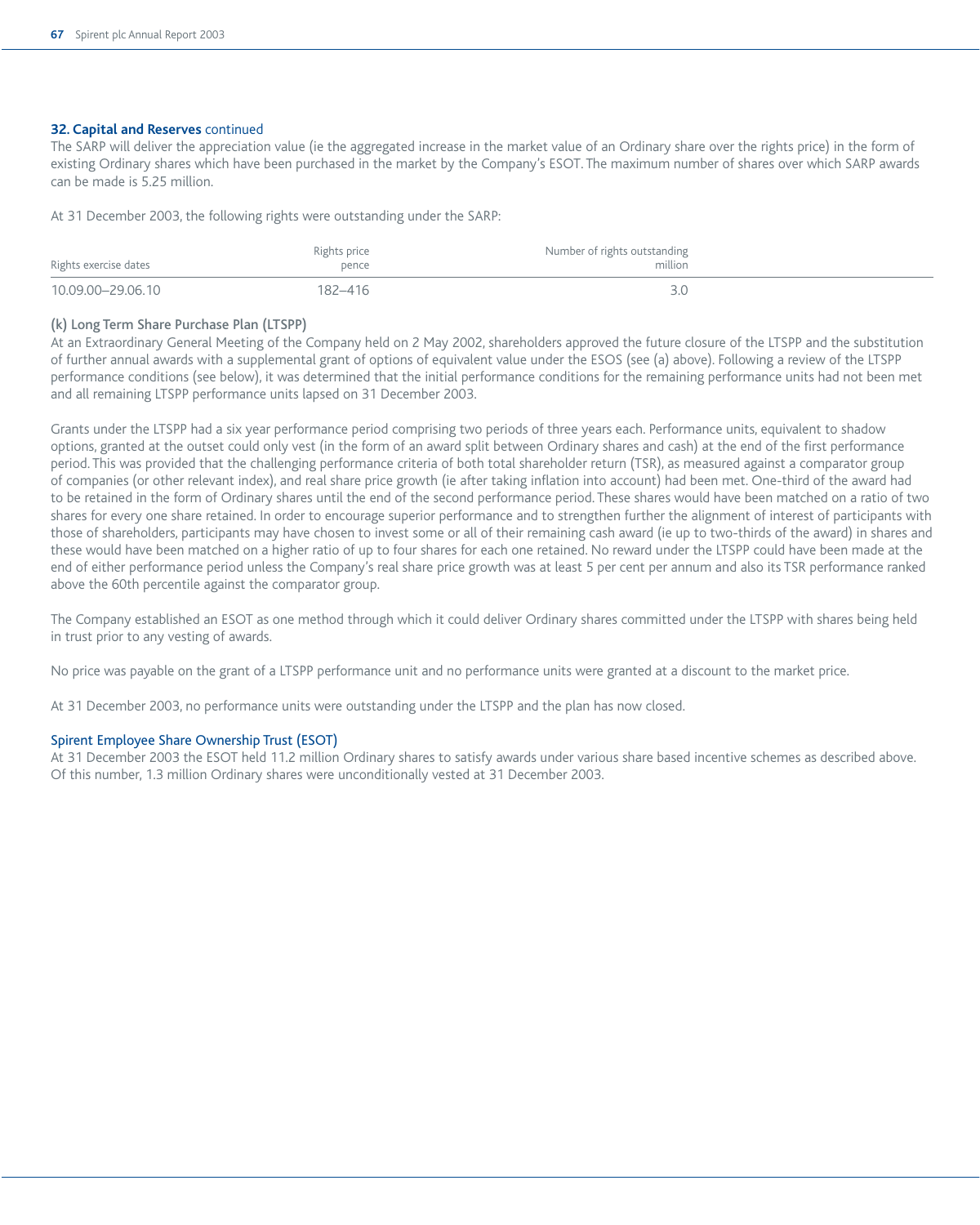## 32. Capital and Reserves continued

The SARP will deliver the appreciation value (ie the aggregated increase in the market value of an Ordinary share over the rights price) in the form of existing Ordinary shares which have been purchased in the market by the Company's ESOT. The maximum number of shares over which SARP awards can be made is 5.25 million.

At 31 December 2003, the following rights were outstanding under the SARP:

| Rights exercise dates | Rights price pence | Number of rights outstanding million |
|---|---|---|
| 10.09.00–29.06.10 | 182–416 | 3.0 |

### (k) Long Term Share Purchase Plan (LTSPP)

At an Extraordinary General Meeting of the Company held on 2 May 2002, shareholders approved the future closure of the LTSPP and the substitution of further annual awards with a supplemental grant of options of equivalent value under the ESOS (see (a) above). Following a review of the LTSPP performance conditions (see below), it was determined that the initial performance conditions for the remaining performance units had not been met and all remaining LTSPP performance units lapsed on 31 December 2003.

Grants under the LTSPP had a six year performance period comprising two periods of three years each. Performance units, equivalent to shadow options, granted at the outset could only vest (in the form of an award split between Ordinary shares and cash) at the end of the first performance period. This was provided that the challenging performance criteria of both total shareholder return (TSR), as measured against a comparator group of companies (or other relevant index), and real share price growth (ie after taking inflation into account) had been met. One-third of the award had to be retained in the form of Ordinary shares until the end of the second performance period. These shares would have been matched on a ratio of two shares for every one share retained. In order to encourage superior performance and to strengthen further the alignment of interest of participants with those of shareholders, participants may have chosen to invest some or all of their remaining cash award (ie up to two-thirds of the award) in shares and these would have been matched on a higher ratio of up to four shares for each one retained. No reward under the LTSPP could have been made at the end of either performance period unless the Company's real share price growth was at least 5 per cent per annum and also its TSR performance ranked above the 60th percentile against the comparator group.

The Company established an ESOT as one method through which it could deliver Ordinary shares committed under the LTSPP with shares being held in trust prior to any vesting of awards.

No price was payable on the grant of a LTSPP performance unit and no performance units were granted at a discount to the market price.

At 31 December 2003, no performance units were outstanding under the LTSPP and the plan has now closed.

### Spirent Employee Share Ownership Trust (ESOT)

At 31 December 2003 the ESOT held 11.2 million Ordinary shares to satisfy awards under various share based incentive schemes as described above. Of this number, 1.3 million Ordinary shares were unconditionally vested at 31 December 2003.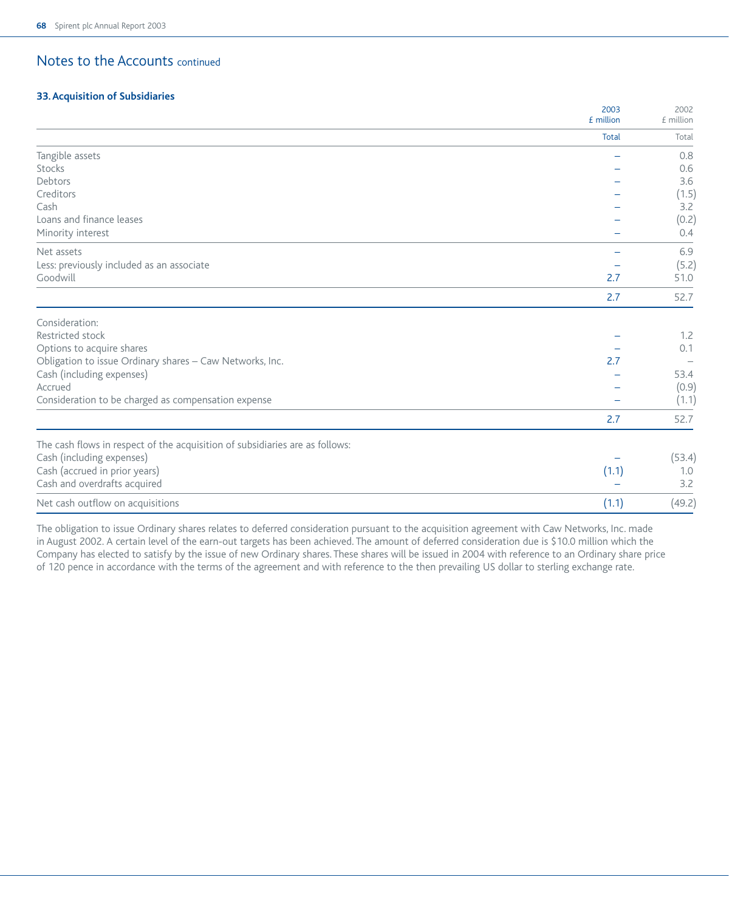## Notes to the Accounts continued

### 33. Acquisition of Subsidiaries

| | 2003 £ million | 2002 £ million |
|---|---|---|
| | Total | Total |
| Tangible assets | – | 0.8 |
| Stocks | – | 0.6 |
| Debtors | – | 3.6 |
| Creditors | – | (1.5) |
| Cash | – | 3.2 |
| Loans and finance leases | – | (0.2) |
| Minority interest | – | 0.4 |
| Net assets | – | 6.9 |
| Less: previously included as an associate | – | (5.2) |
| Goodwill | 2.7 | 51.0 |
| | 2.7 | 52.7 |
| Consideration: | | |
| Restricted stock | – | 1.2 |
| Options to acquire shares | – | 0.1 |
| Obligation to issue Ordinary shares – Caw Networks, Inc. | 2.7 | – |
| Cash (including expenses) | – | 53.4 |
| Accrued | – | (0.9) |
| Consideration to be charged as compensation expense | – | (1.1) |
| | 2.7 | 52.7 |
| The cash flows in respect of the acquisition of subsidiaries are as follows: | | |
| Cash (including expenses) | – | (53.4) |
| Cash (accrued in prior years) | (1.1) | 1.0 |
| Cash and overdrafts acquired | – | 3.2 |
| Net cash outflow on acquisitions | (1.1) | (49.2) |

The obligation to issue Ordinary shares relates to deferred consideration pursuant to the acquisition agreement with Caw Networks, Inc. made in August 2002. A certain level of the earn-out targets has been achieved. The amount of deferred consideration due is $10.0 million which the Company has elected to satisfy by the issue of new Ordinary shares. These shares will be issued in 2004 with reference to an Ordinary share price of 120 pence in accordance with the terms of the agreement and with reference to the then prevailing US dollar to sterling exchange rate.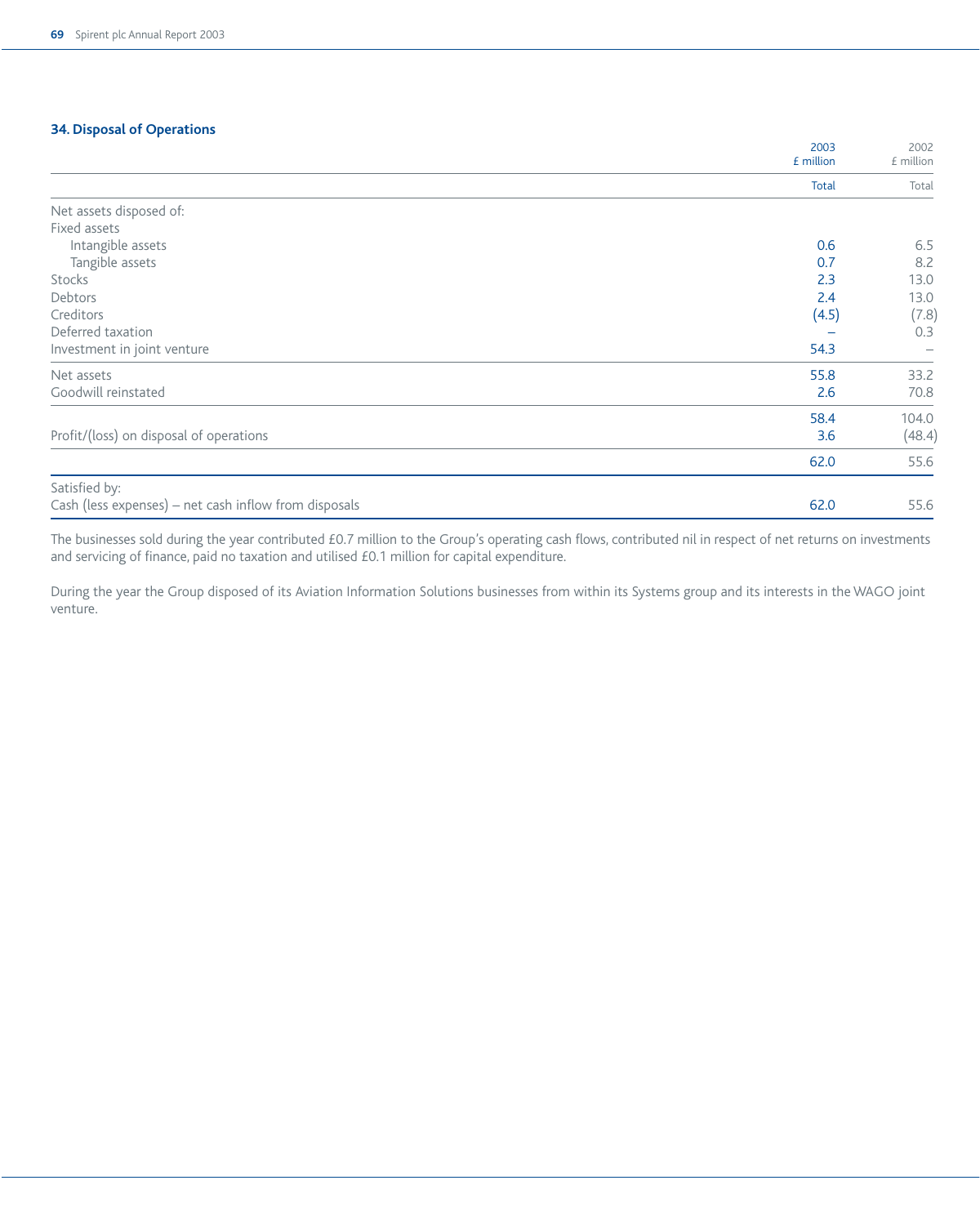### 34. Disposal of Operations

| | 2003 £ million | 2002 £ million |
|---|---|---|
| | Total | Total |
| Net assets disposed of: | | |
| Fixed assets | | |
| Intangible assets | 0.6 | 6.5 |
| Tangible assets | 0.7 | 8.2 |
| Stocks | 2.3 | 13.0 |
| Debtors | 2.4 | 13.0 |
| Creditors | (4.5) | (7.8) |
| Deferred taxation | – | 0.3 |
| Investment in joint venture | 54.3 | – |
| Net assets | 55.8 | 33.2 |
| Goodwill reinstated | 2.6 | 70.8 |
| | 58.4 | 104.0 |
| Profit/(loss) on disposal of operations | 3.6 | (48.4) |
| | 62.0 | 55.6 |
| Satisfied by: | | |
| Cash (less expenses) – net cash inflow from disposals | 62.0 | 55.6 |

The businesses sold during the year contributed £0.7 million to the Group's operating cash flows, contributed nil in respect of net returns on investments and servicing of finance, paid no taxation and utilised £0.1 million for capital expenditure.

During the year the Group disposed of its Aviation Information Solutions businesses from within its Systems group and its interests in the WAGO joint venture.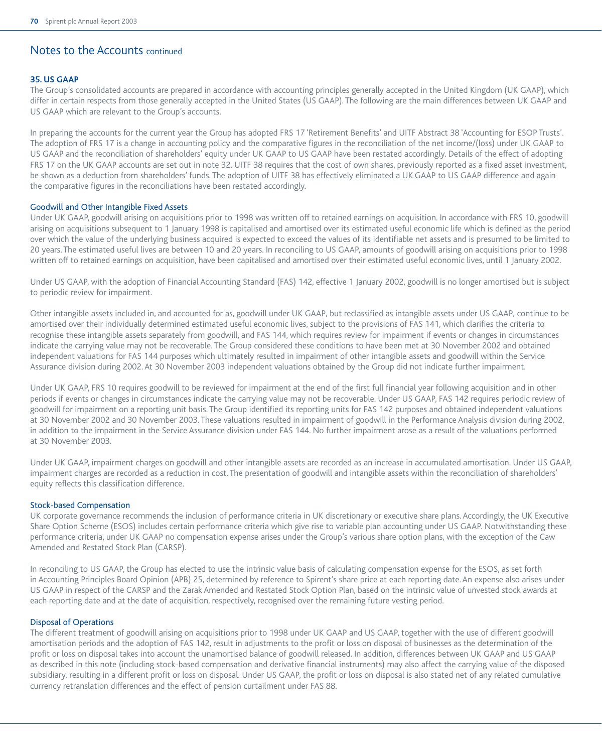# Notes to the Accounts continued

## 35. US GAAP

The Group's consolidated accounts are prepared in accordance with accounting principles generally accepted in the United Kingdom (UK GAAP), which differ in certain respects from those generally accepted in the United States (US GAAP). The following are the main differences between UK GAAP and US GAAP which are relevant to the Group's accounts.

In preparing the accounts for the current year the Group has adopted FRS 17 'Retirement Benefits' and UITF Abstract 38 'Accounting for ESOP Trusts'. The adoption of FRS 17 is a change in accounting policy and the comparative figures in the reconciliation of the net income/(loss) under UK GAAP to US GAAP and the reconciliation of shareholders' equity under UK GAAP to US GAAP have been restated accordingly. Details of the effect of adopting FRS 17 on the UK GAAP accounts are set out in note 32. UITF 38 requires that the cost of own shares, previously reported as a fixed asset investment, be shown as a deduction from shareholders' funds. The adoption of UITF 38 has effectively eliminated a UK GAAP to US GAAP difference and again the comparative figures in the reconciliations have been restated accordingly.

### Goodwill and Other Intangible Fixed Assets

Under UK GAAP, goodwill arising on acquisitions prior to 1998 was written off to retained earnings on acquisition. In accordance with FRS 10, goodwill arising on acquisitions subsequent to 1 January 1998 is capitalised and amortised over its estimated useful economic life which is defined as the period over which the value of the underlying business acquired is expected to exceed the values of its identifiable net assets and is presumed to be limited to 20 years. The estimated useful lives are between 10 and 20 years. In reconciling to US GAAP, amounts of goodwill arising on acquisitions prior to 1998 written off to retained earnings on acquisition, have been capitalised and amortised over their estimated useful economic lives, until 1 January 2002.

Under US GAAP, with the adoption of Financial Accounting Standard (FAS) 142, effective 1 January 2002, goodwill is no longer amortised but is subject to periodic review for impairment.

Other intangible assets included in, and accounted for as, goodwill under UK GAAP, but reclassified as intangible assets under US GAAP, continue to be amortised over their individually determined estimated useful economic lives, subject to the provisions of FAS 141, which clarifies the criteria to recognise these intangible assets separately from goodwill, and FAS 144, which requires review for impairment if events or changes in circumstances indicate the carrying value may not be recoverable. The Group considered these conditions to have been met at 30 November 2002 and obtained independent valuations for FAS 144 purposes which ultimately resulted in impairment of other intangible assets and goodwill within the Service Assurance division during 2002. At 30 November 2003 independent valuations obtained by the Group did not indicate further impairment.

Under UK GAAP, FRS 10 requires goodwill to be reviewed for impairment at the end of the first full financial year following acquisition and in other periods if events or changes in circumstances indicate the carrying value may not be recoverable. Under US GAAP, FAS 142 requires periodic review of goodwill for impairment on a reporting unit basis. The Group identified its reporting units for FAS 142 purposes and obtained independent valuations at 30 November 2002 and 30 November 2003. These valuations resulted in impairment of goodwill in the Performance Analysis division during 2002, in addition to the impairment in the Service Assurance division under FAS 144. No further impairment arose as a result of the valuations performed at 30 November 2003.

Under UK GAAP, impairment charges on goodwill and other intangible assets are recorded as an increase in accumulated amortisation. Under US GAAP, impairment charges are recorded as a reduction in cost. The presentation of goodwill and intangible assets within the reconciliation of shareholders' equity reflects this classification difference.

### Stock-based Compensation

UK corporate governance recommends the inclusion of performance criteria in UK discretionary or executive share plans. Accordingly, the UK Executive Share Option Scheme (ESOS) includes certain performance criteria which give rise to variable plan accounting under US GAAP. Notwithstanding these performance criteria, under UK GAAP no compensation expense arises under the Group's various share option plans, with the exception of the Caw Amended and Restated Stock Plan (CARSP).

In reconciling to US GAAP, the Group has elected to use the intrinsic value basis of calculating compensation expense for the ESOS, as set forth in Accounting Principles Board Opinion (APB) 25, determined by reference to Spirent's share price at each reporting date. An expense also arises under US GAAP in respect of the CARSP and the Zarak Amended and Restated Stock Option Plan, based on the intrinsic value of unvested stock awards at each reporting date and at the date of acquisition, respectively, recognised over the remaining future vesting period.

### Disposal of Operations

The different treatment of goodwill arising on acquisitions prior to 1998 under UK GAAP and US GAAP, together with the use of different goodwill amortisation periods and the adoption of FAS 142, result in adjustments to the profit or loss on disposal of businesses as the determination of the profit or loss on disposal takes into account the unamortised balance of goodwill released. In addition, differences between UK GAAP and US GAAP as described in this note (including stock-based compensation and derivative financial instruments) may also affect the carrying value of the disposed subsidiary, resulting in a different profit or loss on disposal. Under US GAAP, the profit or loss on disposal is also stated net of any related cumulative currency retranslation differences and the effect of pension curtailment under FAS 88.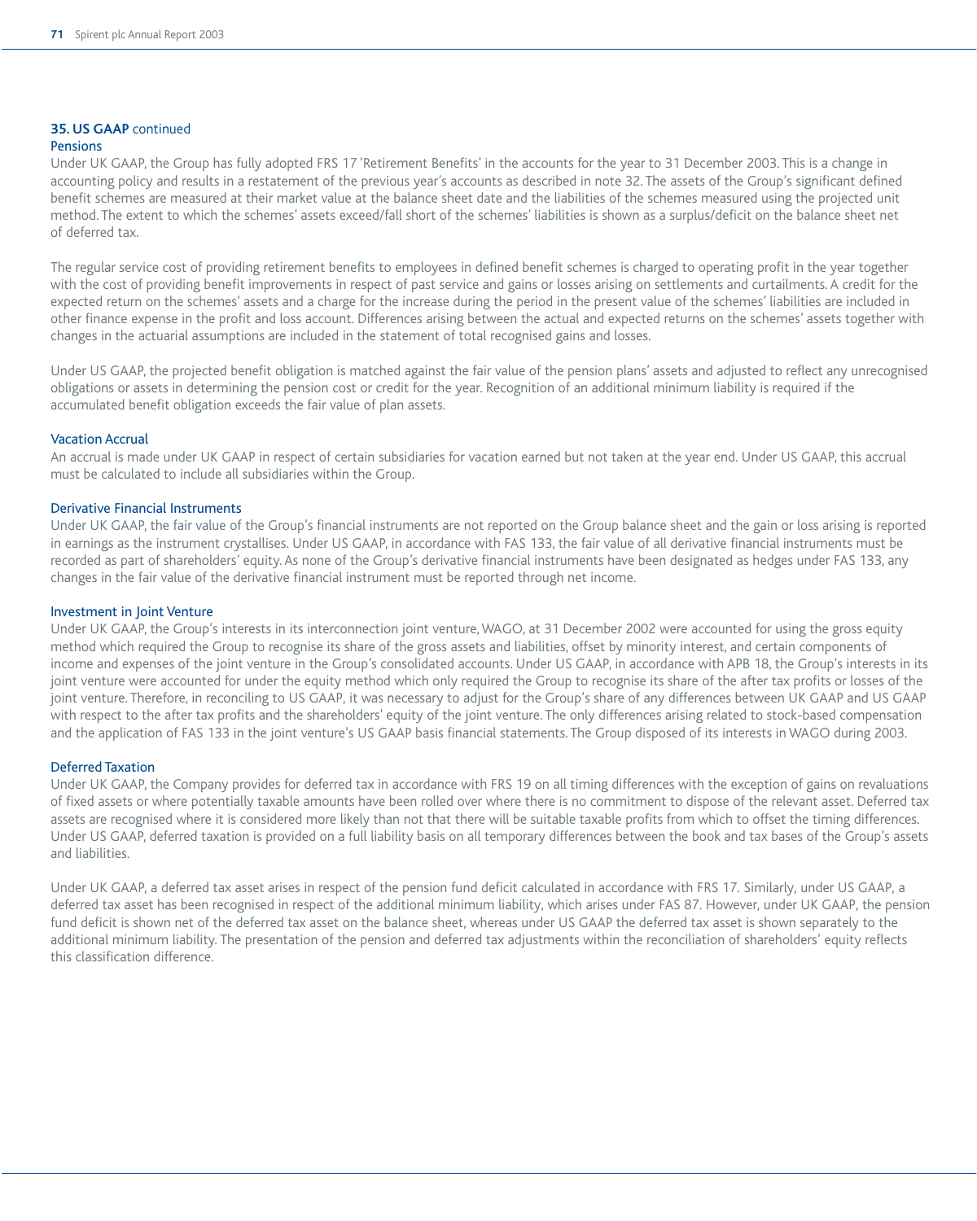## 35. US GAAP continued

### Pensions

Under UK GAAP, the Group has fully adopted FRS 17 'Retirement Benefits' in the accounts for the year to 31 December 2003. This is a change in accounting policy and results in a restatement of the previous year's accounts as described in note 32. The assets of the Group's significant defined benefit schemes are measured at their market value at the balance sheet date and the liabilities of the schemes measured using the projected unit method. The extent to which the schemes' assets exceed/fall short of the schemes' liabilities is shown as a surplus/deficit on the balance sheet net of deferred tax.

The regular service cost of providing retirement benefits to employees in defined benefit schemes is charged to operating profit in the year together with the cost of providing benefit improvements in respect of past service and gains or losses arising on settlements and curtailments. A credit for the expected return on the schemes' assets and a charge for the increase during the period in the present value of the schemes' liabilities are included in other finance expense in the profit and loss account. Differences arising between the actual and expected returns on the schemes' assets together with changes in the actuarial assumptions are included in the statement of total recognised gains and losses.

Under US GAAP, the projected benefit obligation is matched against the fair value of the pension plans' assets and adjusted to reflect any unrecognised obligations or assets in determining the pension cost or credit for the year. Recognition of an additional minimum liability is required if the accumulated benefit obligation exceeds the fair value of plan assets.

### Vacation Accrual

An accrual is made under UK GAAP in respect of certain subsidiaries for vacation earned but not taken at the year end. Under US GAAP, this accrual must be calculated to include all subsidiaries within the Group.

### Derivative Financial Instruments

Under UK GAAP, the fair value of the Group's financial instruments are not reported on the Group balance sheet and the gain or loss arising is reported in earnings as the instrument crystallises. Under US GAAP, in accordance with FAS 133, the fair value of all derivative financial instruments must be recorded as part of shareholders' equity. As none of the Group's derivative financial instruments have been designated as hedges under FAS 133, any changes in the fair value of the derivative financial instrument must be reported through net income.

### Investment in Joint Venture

Under UK GAAP, the Group's interests in its interconnection joint venture, WAGO, at 31 December 2002 were accounted for using the gross equity method which required the Group to recognise its share of the gross assets and liabilities, offset by minority interest, and certain components of income and expenses of the joint venture in the Group's consolidated accounts. Under US GAAP, in accordance with APB 18, the Group's interests in its joint venture were accounted for under the equity method which only required the Group to recognise its share of the after tax profits or losses of the joint venture. Therefore, in reconciling to US GAAP, it was necessary to adjust for the Group's share of any differences between UK GAAP and US GAAP with respect to the after tax profits and the shareholders' equity of the joint venture. The only differences arising related to stock-based compensation and the application of FAS 133 in the joint venture's US GAAP basis financial statements. The Group disposed of its interests in WAGO during 2003.

### Deferred Taxation

Under UK GAAP, the Company provides for deferred tax in accordance with FRS 19 on all timing differences with the exception of gains on revaluations of fixed assets or where potentially taxable amounts have been rolled over where there is no commitment to dispose of the relevant asset. Deferred tax assets are recognised where it is considered more likely than not that there will be suitable taxable profits from which to offset the timing differences. Under US GAAP, deferred taxation is provided on a full liability basis on all temporary differences between the book and tax bases of the Group's assets and liabilities.

Under UK GAAP, a deferred tax asset arises in respect of the pension fund deficit calculated in accordance with FRS 17. Similarly, under US GAAP, a deferred tax asset has been recognised in respect of the additional minimum liability, which arises under FAS 87. However, under UK GAAP, the pension fund deficit is shown net of the deferred tax asset on the balance sheet, whereas under US GAAP the deferred tax asset is shown separately to the additional minimum liability. The presentation of the pension and deferred tax adjustments within the reconciliation of shareholders' equity reflects this classification difference.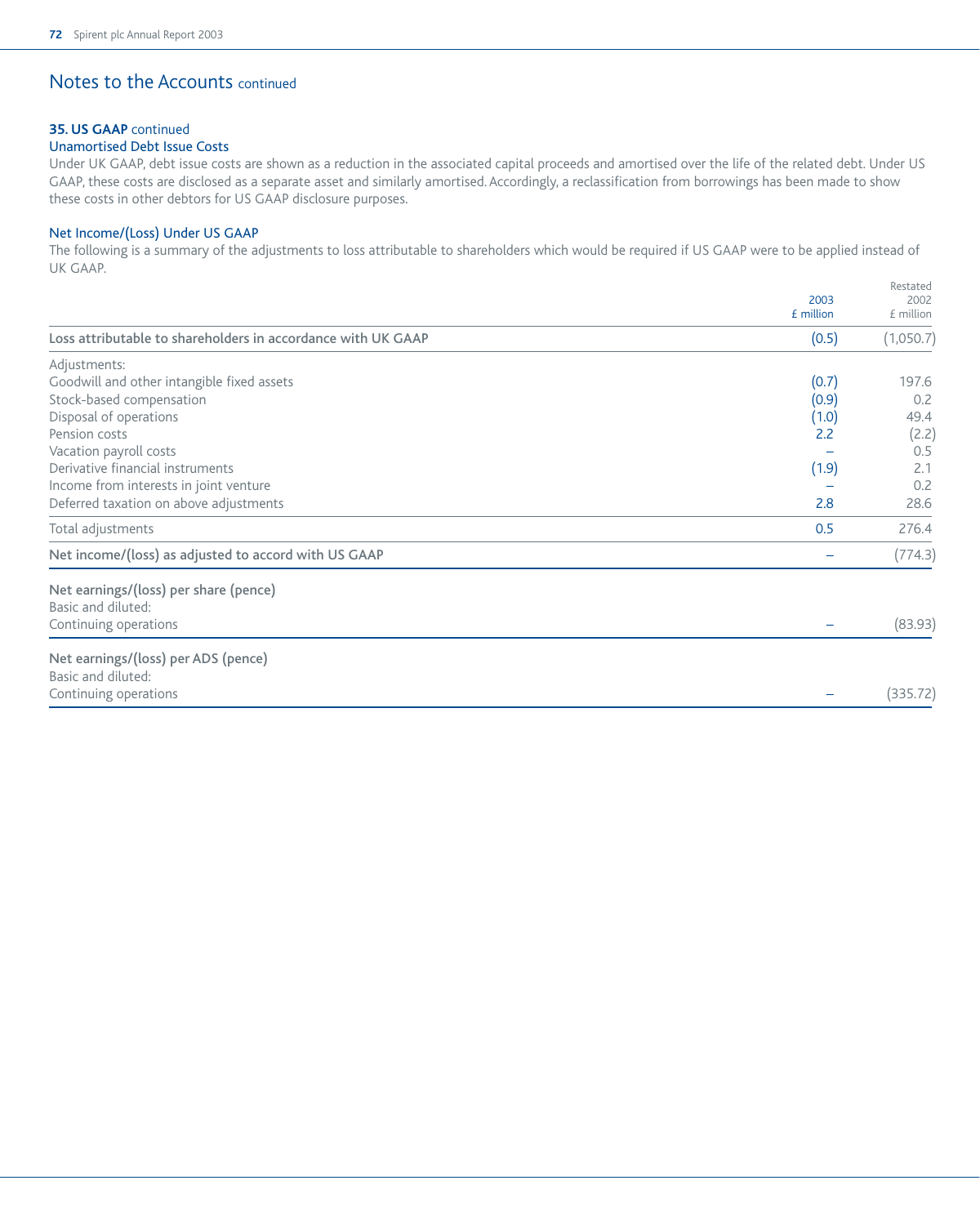## Notes to the Accounts continued

### 35. US GAAP continued

#### Unamortised Debt Issue Costs

Under UK GAAP, debt issue costs are shown as a reduction in the associated capital proceeds and amortised over the life of the related debt. Under US GAAP, these costs are disclosed as a separate asset and similarly amortised. Accordingly, a reclassification from borrowings has been made to show these costs in other debtors for US GAAP disclosure purposes.

#### Net Income/(Loss) Under US GAAP

The following is a summary of the adjustments to loss attributable to shareholders which would be required if US GAAP were to be applied instead of UK GAAP.

| | 2003 £ million | Restated 2002 £ million |
|---|---|---|
| **Loss attributable to shareholders in accordance with UK GAAP** | (0.5) | (1,050.7) |
| Adjustments: | | |
| Goodwill and other intangible fixed assets | (0.7) | 197.6 |
| Stock-based compensation | (0.9) | 0.2 |
| Disposal of operations | (1.0) | 49.4 |
| Pension costs | 2.2 | (2.2) |
| Vacation payroll costs | – | 0.5 |
| Derivative financial instruments | (1.9) | 2.1 |
| Income from interests in joint venture | – | 0.2 |
| Deferred taxation on above adjustments | 2.8 | 28.6 |
| Total adjustments | 0.5 | 276.4 |
| **Net income/(loss) as adjusted to accord with US GAAP** | – | (774.3) |
| **Net earnings/(loss) per share (pence)** | | |
| Basic and diluted: | | |
| Continuing operations | – | (83.93) |
| **Net earnings/(loss) per ADS (pence)** | | |
| Basic and diluted: | | |
| Continuing operations | – | (335.72) |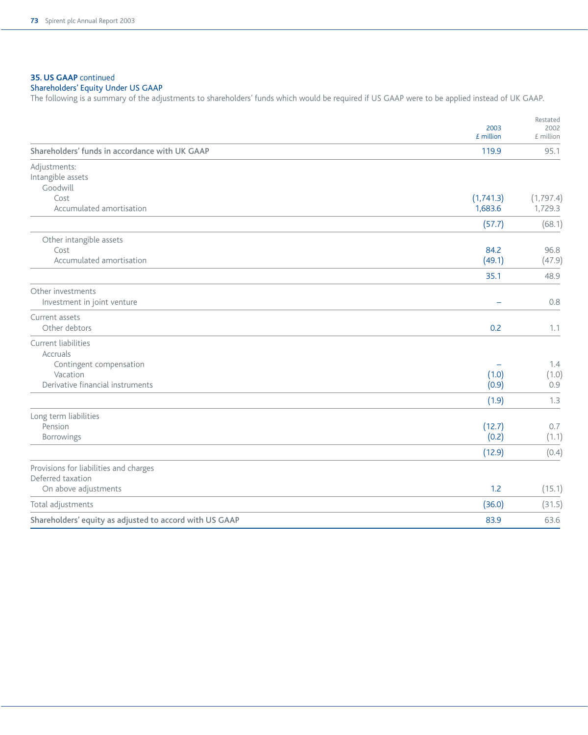## 35. US GAAP continued

### Shareholders' Equity Under US GAAP

The following is a summary of the adjustments to shareholders' funds which would be required if US GAAP were to be applied instead of UK GAAP.

| | 2003 £ million | Restated 2002 £ million |
|---|---|---|
| **Shareholders' funds in accordance with UK GAAP** | 119.9 | 95.1 |
| Adjustments: | | |
| Intangible assets | | |
| Goodwill | | |
| Cost | (1,741.3) | (1,797.4) |
| Accumulated amortisation | 1,683.6 | 1,729.3 |
| | (57.7) | (68.1) |
| Other intangible assets | | |
| Cost | 84.2 | 96.8 |
| Accumulated amortisation | (49.1) | (47.9) |
| | 35.1 | 48.9 |
| Other investments | | |
| Investment in joint venture | – | 0.8 |
| Current assets | | |
| Other debtors | 0.2 | 1.1 |
| Current liabilities | | |
| Accruals | | |
| Contingent compensation | – | 1.4 |
| Vacation | (1.0) | (1.0) |
| Derivative financial instruments | (0.9) | 0.9 |
| | (1.9) | 1.3 |
| Long term liabilities | | |
| Pension | (12.7) | 0.7 |
| Borrowings | (0.2) | (1.1) |
| | (12.9) | (0.4) |
| Provisions for liabilities and charges | | |
| Deferred taxation | | |
| On above adjustments | 1.2 | (15.1) |
| Total adjustments | (36.0) | (31.5) |
| **Shareholders' equity as adjusted to accord with US GAAP** | 83.9 | 63.6 |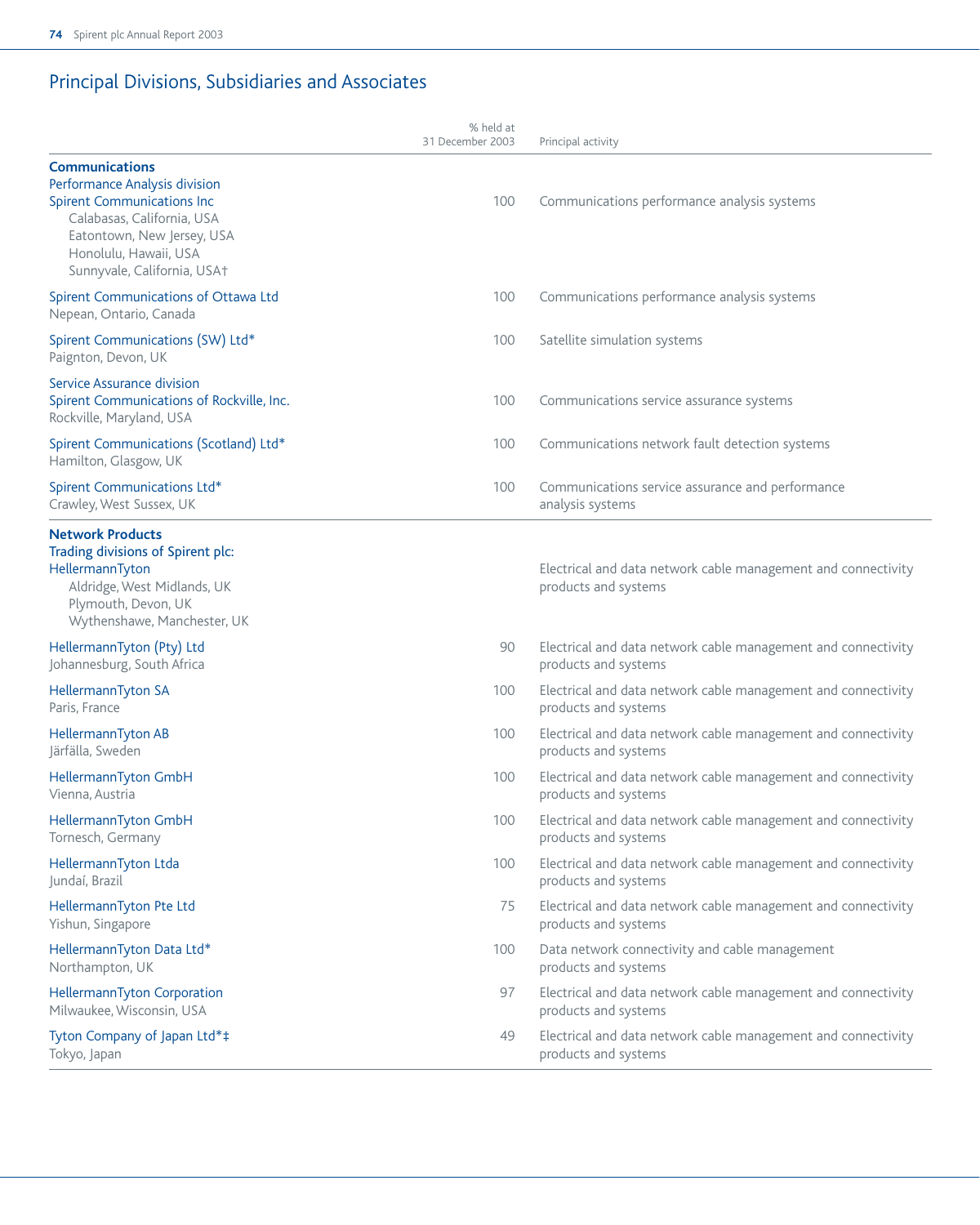## Principal Divisions, Subsidiaries and Associates

| | % held at 31 December 2003 | Principal activity |
|---|---|---|
| **Communications** | | |
| Performance Analysis division | | |
| Spirent Communications Inc<br>Calabasas, California, USA<br>Eatontown, New Jersey, USA<br>Honolulu, Hawaii, USA<br>Sunnyvale, California, USA† | 100 | Communications performance analysis systems |
| Spirent Communications of Ottawa Ltd<br>Nepean, Ontario, Canada | 100 | Communications performance analysis systems |
| Spirent Communications (SW) Ltd*<br>Paignton, Devon, UK | 100 | Satellite simulation systems |
| Service Assurance division | | |
| Spirent Communications of Rockville, Inc.<br>Rockville, Maryland, USA | 100 | Communications service assurance systems |
| Spirent Communications (Scotland) Ltd*<br>Hamilton, Glasgow, UK | 100 | Communications network fault detection systems |
| Spirent Communications Ltd*<br>Crawley, West Sussex, UK | 100 | Communications service assurance and performance analysis systems |
| **Network Products** | | |
| Trading divisions of Spirent plc: | | |
| HellermannTyton<br>Aldridge, West Midlands, UK<br>Plymouth, Devon, UK<br>Wythenshawe, Manchester, UK | | Electrical and data network cable management and connectivity products and systems |
| HellermannTyton (Pty) Ltd<br>Johannesburg, South Africa | 90 | Electrical and data network cable management and connectivity products and systems |
| HellermannTyton SA<br>Paris, France | 100 | Electrical and data network cable management and connectivity products and systems |
| HellermannTyton AB<br>Järfälla, Sweden | 100 | Electrical and data network cable management and connectivity products and systems |
| HellermannTyton GmbH<br>Vienna, Austria | 100 | Electrical and data network cable management and connectivity products and systems |
| HellermannTyton GmbH<br>Tornesch, Germany | 100 | Electrical and data network cable management and connectivity products and systems |
| HellermannTyton Ltda<br>Jundaí, Brazil | 100 | Electrical and data network cable management and connectivity products and systems |
| HellermannTyton Pte Ltd<br>Yishun, Singapore | 75 | Electrical and data network cable management and connectivity products and systems |
| HellermannTyton Data Ltd*<br>Northampton, UK | 100 | Data network connectivity and cable management products and systems |
| HellermannTyton Corporation<br>Milwaukee, Wisconsin, USA | 97 | Electrical and data network cable management and connectivity products and systems |
| Tyton Company of Japan Ltd*‡<br>Tokyo, Japan | 49 | Electrical and data network cable management and connectivity products and systems |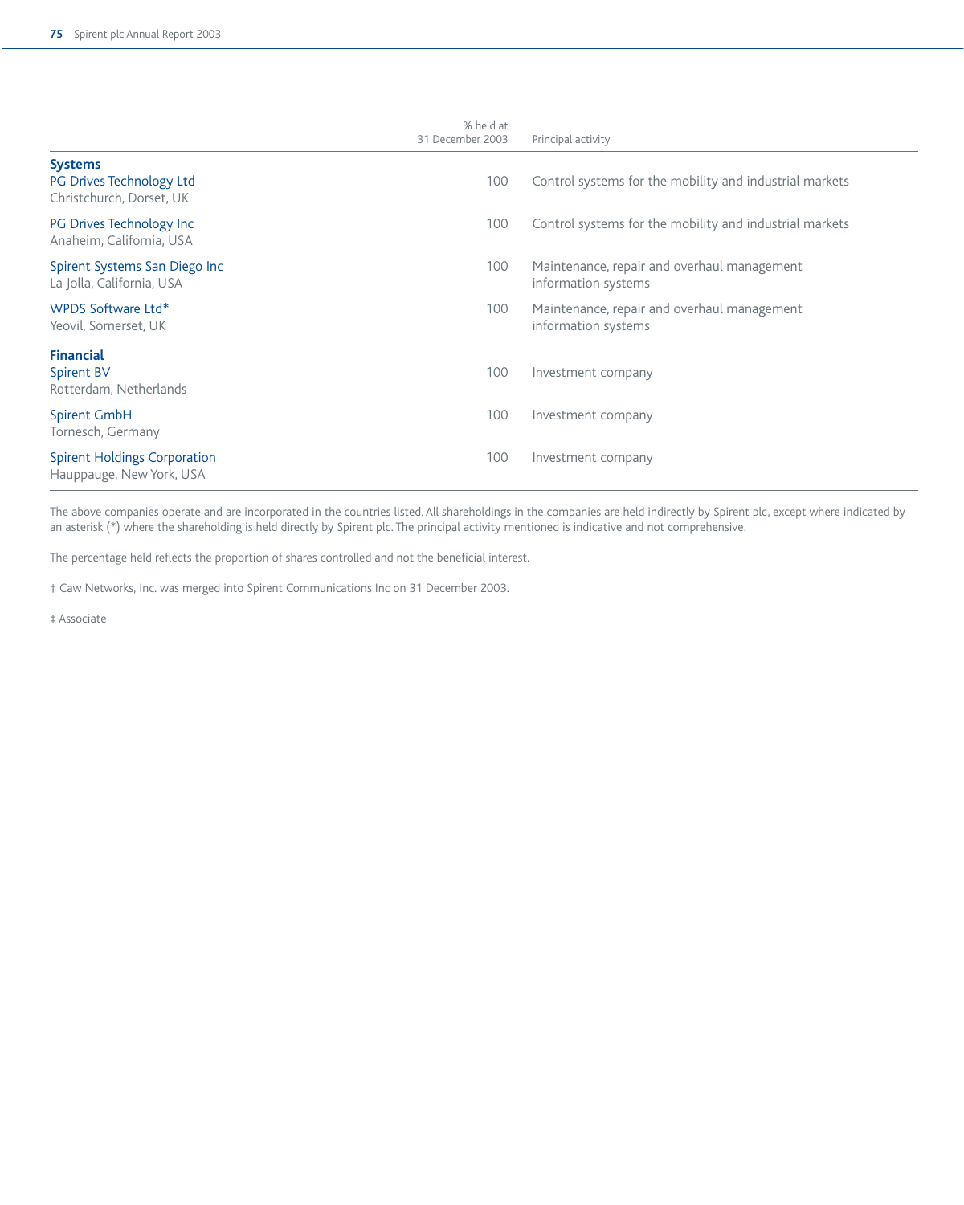| | % held at 31 December 2003 | Principal activity |
|---|---|---|
| **Systems** | | |
| PG Drives Technology Ltd<br>Christchurch, Dorset, UK | 100 | Control systems for the mobility and industrial markets |
| PG Drives Technology Inc<br>Anaheim, California, USA | 100 | Control systems for the mobility and industrial markets |
| Spirent Systems San Diego Inc<br>La Jolla, California, USA | 100 | Maintenance, repair and overhaul management information systems |
| WPDS Software Ltd*<br>Yeovil, Somerset, UK | 100 | Maintenance, repair and overhaul management information systems |
| **Financial** | | |
| Spirent BV<br>Rotterdam, Netherlands | 100 | Investment company |
| Spirent GmbH<br>Tornesch, Germany | 100 | Investment company |
| Spirent Holdings Corporation<br>Hauppauge, New York, USA | 100 | Investment company |

The above companies operate and are incorporated in the countries listed. All shareholdings in the companies are held indirectly by Spirent plc, except where indicated by an asterisk (*) where the shareholding is held directly by Spirent plc. The principal activity mentioned is indicative and not comprehensive.

The percentage held reflects the proportion of shares controlled and not the beneficial interest.

† Caw Networks, Inc. was merged into Spirent Communications Inc on 31 December 2003.

‡ Associate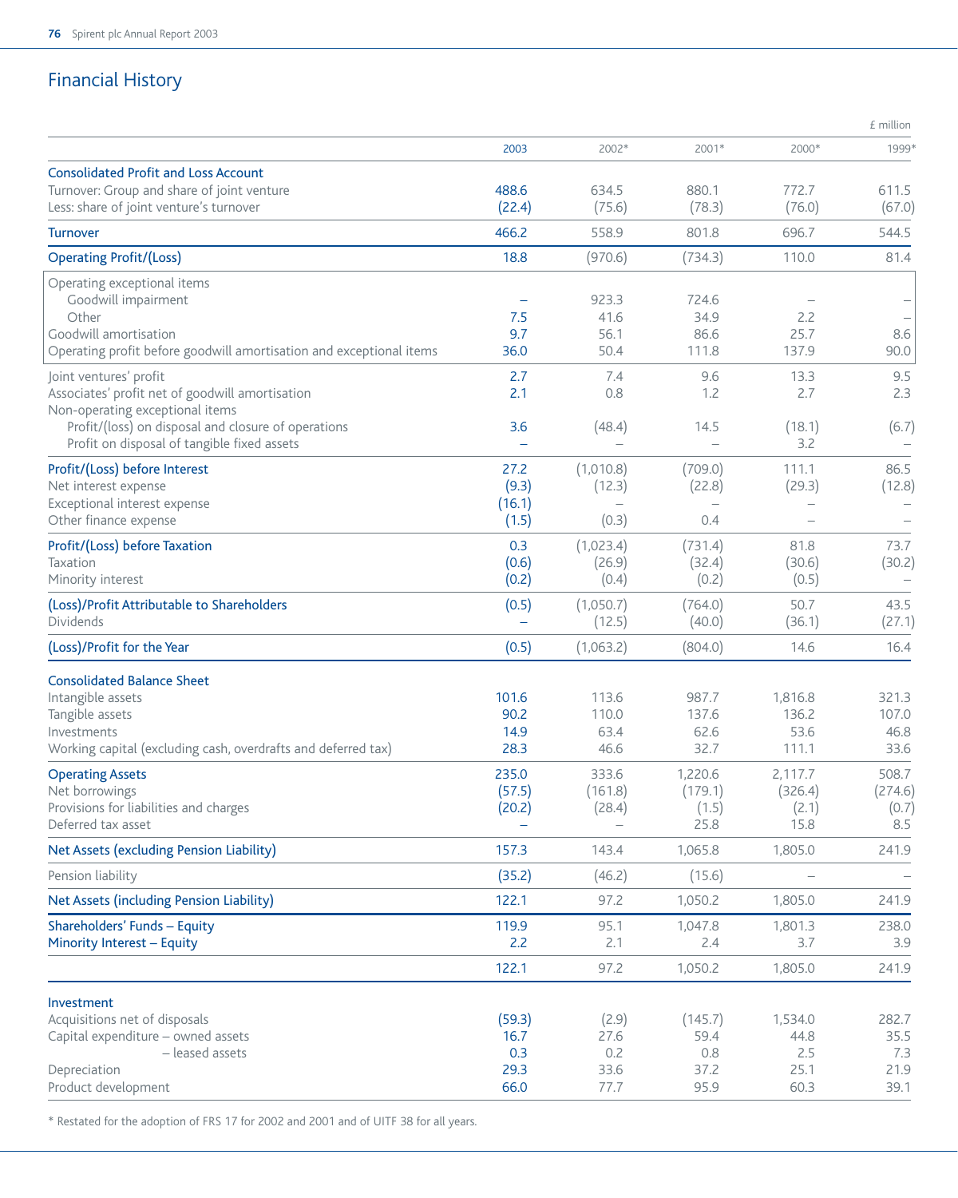# Financial History

£ million

| | 2003 | 2002* | 2001* | 2000* | 1999* |
|---|---|---|---|---|---|
| **Consolidated Profit and Loss Account** | | | | | |
| Turnover: Group and share of joint venture | 488.6 | 634.5 | 880.1 | 772.7 | 611.5 |
| Less: share of joint venture's turnover | (22.4) | (75.6) | (78.3) | (76.0) | (67.0) |
| **Turnover** | 466.2 | 558.9 | 801.8 | 696.7 | 544.5 |
| **Operating Profit/(Loss)** | 18.8 | (970.6) | (734.3) | 110.0 | 81.4 |
| Operating exceptional items | | | | | |
| Goodwill impairment | – | 923.3 | 724.6 | – | – |
| Other | 7.5 | 41.6 | 34.9 | 2.2 | – |
| Goodwill amortisation | 9.7 | 56.1 | 86.6 | 25.7 | 8.6 |
| Operating profit before goodwill amortisation and exceptional items | 36.0 | 50.4 | 111.8 | 137.9 | 90.0 |
| Joint ventures' profit | 2.7 | 7.4 | 9.6 | 13.3 | 9.5 |
| Associates' profit net of goodwill amortisation | 2.1 | 0.8 | 1.2 | 2.7 | 2.3 |
| Non-operating exceptional items | | | | | |
| Profit/(loss) on disposal and closure of operations | 3.6 | (48.4) | 14.5 | (18.1) | (6.7) |
| Profit on disposal of tangible fixed assets | – | – | – | 3.2 | – |
| **Profit/(Loss) before Interest** | 27.2 | (1,010.8) | (709.0) | 111.1 | 86.5 |
| Net interest expense | (9.3) | (12.3) | (22.8) | (29.3) | (12.8) |
| Exceptional interest expense | (16.1) | – | – | – | – |
| Other finance expense | (1.5) | (0.3) | 0.4 | – | – |
| **Profit/(Loss) before Taxation** | 0.3 | (1,023.4) | (731.4) | 81.8 | 73.7 |
| Taxation | (0.6) | (26.9) | (32.4) | (30.6) | (30.2) |
| Minority interest | (0.2) | (0.4) | (0.2) | (0.5) | – |
| **(Loss)/Profit Attributable to Shareholders** | (0.5) | (1,050.7) | (764.0) | 50.7 | 43.5 |
| Dividends | – | (12.5) | (40.0) | (36.1) | (27.1) |
| **(Loss)/Profit for the Year** | (0.5) | (1,063.2) | (804.0) | 14.6 | 16.4 |
| **Consolidated Balance Sheet** | | | | | |
| Intangible assets | 101.6 | 113.6 | 987.7 | 1,816.8 | 321.3 |
| Tangible assets | 90.2 | 110.0 | 137.6 | 136.2 | 107.0 |
| Investments | 14.9 | 63.4 | 62.6 | 53.6 | 46.8 |
| Working capital (excluding cash, overdrafts and deferred tax) | 28.3 | 46.6 | 32.7 | 111.1 | 33.6 |
| **Operating Assets** | 235.0 | 333.6 | 1,220.6 | 2,117.7 | 508.7 |
| Net borrowings | (57.5) | (161.8) | (179.1) | (326.4) | (274.6) |
| Provisions for liabilities and charges | (20.2) | (28.4) | (1.5) | (2.1) | (0.7) |
| Deferred tax asset | – | – | 25.8 | 15.8 | 8.5 |
| **Net Assets (excluding Pension Liability)** | 157.3 | 143.4 | 1,065.8 | 1,805.0 | 241.9 |
| Pension liability | (35.2) | (46.2) | (15.6) | – | – |
| **Net Assets (including Pension Liability)** | 122.1 | 97.2 | 1,050.2 | 1,805.0 | 241.9 |
| **Shareholders' Funds – Equity** | 119.9 | 95.1 | 1,047.8 | 1,801.3 | 238.0 |
| **Minority Interest – Equity** | 2.2 | 2.1 | 2.4 | 3.7 | 3.9 |
| | 122.1 | 97.2 | 1,050.2 | 1,805.0 | 241.9 |
| **Investment** | | | | | |
| Acquisitions net of disposals | (59.3) | (2.9) | (145.7) | 1,534.0 | 282.7 |
| Capital expenditure – owned assets | 16.7 | 27.6 | 59.4 | 44.8 | 35.5 |
| – leased assets | 0.3 | 0.2 | 0.8 | 2.5 | 7.3 |
| Depreciation | 29.3 | 33.6 | 37.2 | 25.1 | 21.9 |
| Product development | 66.0 | 77.7 | 95.9 | 60.3 | 39.1 |

* Restated for the adoption of FRS 17 for 2002 and 2001 and of UITF 38 for all years.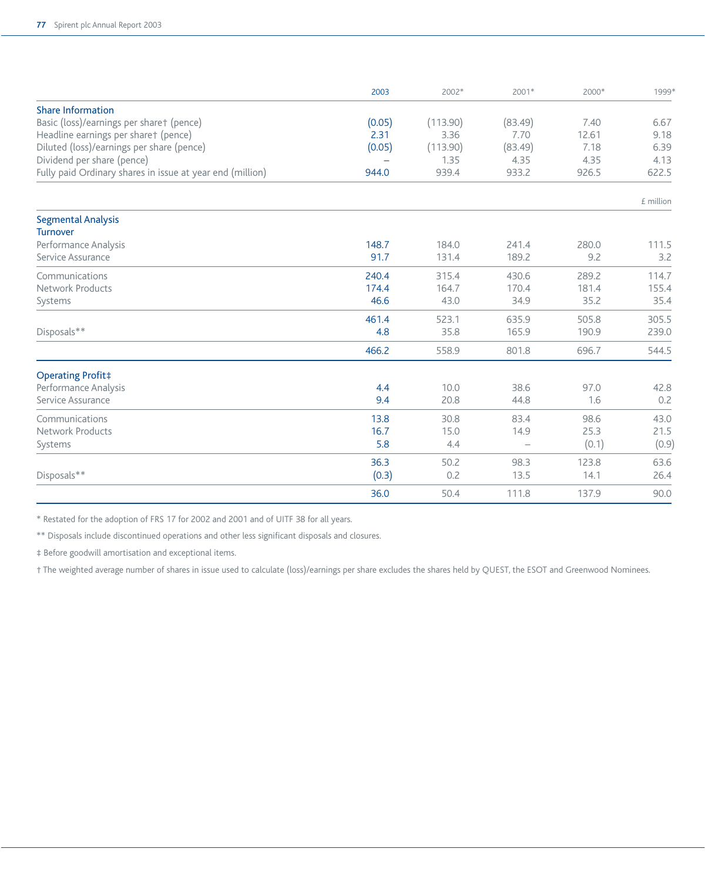| | 2003 | 2002* | 2001* | 2000* | 1999* |
|---|---|---|---|---|---|
| **Share Information** | | | | | |
| Basic (loss)/earnings per share† (pence) | (0.05) | (113.90) | (83.49) | 7.40 | 6.67 |
| Headline earnings per share† (pence) | 2.31 | 3.36 | 7.70 | 12.61 | 9.18 |
| Diluted (loss)/earnings per share (pence) | (0.05) | (113.90) | (83.49) | 7.18 | 6.39 |
| Dividend per share (pence) | – | 1.35 | 4.35 | 4.35 | 4.13 |
| Fully paid Ordinary shares in issue at year end (million) | 944.0 | 939.4 | 933.2 | 926.5 | 622.5 |
| | | | | | £ million |
| **Segmental Analysis** | | | | | |
| **Turnover** | | | | | |
| Performance Analysis | 148.7 | 184.0 | 241.4 | 280.0 | 111.5 |
| Service Assurance | 91.7 | 131.4 | 189.2 | 9.2 | 3.2 |
| Communications | 240.4 | 315.4 | 430.6 | 289.2 | 114.7 |
| Network Products | 174.4 | 164.7 | 170.4 | 181.4 | 155.4 |
| Systems | 46.6 | 43.0 | 34.9 | 35.2 | 35.4 |
| | 461.4 | 523.1 | 635.9 | 505.8 | 305.5 |
| Disposals** | 4.8 | 35.8 | 165.9 | 190.9 | 239.0 |
| | 466.2 | 558.9 | 801.8 | 696.7 | 544.5 |
| **Operating Profit‡** | | | | | |
| Performance Analysis | 4.4 | 10.0 | 38.6 | 97.0 | 42.8 |
| Service Assurance | 9.4 | 20.8 | 44.8 | 1.6 | 0.2 |
| Communications | 13.8 | 30.8 | 83.4 | 98.6 | 43.0 |
| Network Products | 16.7 | 15.0 | 14.9 | 25.3 | 21.5 |
| Systems | 5.8 | 4.4 | – | (0.1) | (0.9) |
| | 36.3 | 50.2 | 98.3 | 123.8 | 63.6 |
| Disposals** | (0.3) | 0.2 | 13.5 | 14.1 | 26.4 |
| | 36.0 | 50.4 | 111.8 | 137.9 | 90.0 |

* Restated for the adoption of FRS 17 for 2002 and 2001 and of UITF 38 for all years.

** Disposals include discontinued operations and other less significant disposals and closures.

‡ Before goodwill amortisation and exceptional items.

† The weighted average number of shares in issue used to calculate (loss)/earnings per share excludes the shares held by QUEST, the ESOT and Greenwood Nominees.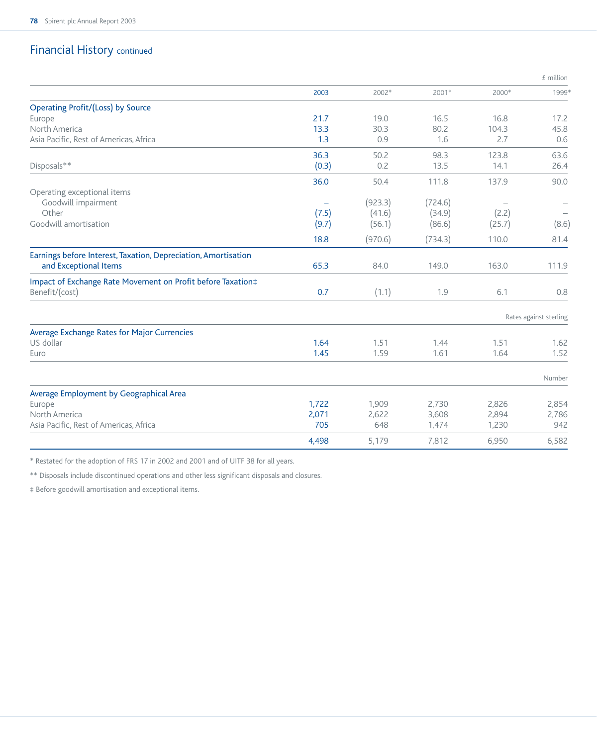## Financial History continued

£ million

| | 2003 | 2002* | 2001* | 2000* | 1999* |
|---|---|---|---|---|---|
| **Operating Profit/(Loss) by Source** | | | | | |
| Europe | 21.7 | 19.0 | 16.5 | 16.8 | 17.2 |
| North America | 13.3 | 30.3 | 80.2 | 104.3 | 45.8 |
| Asia Pacific, Rest of Americas, Africa | 1.3 | 0.9 | 1.6 | 2.7 | 0.6 |
| | 36.3 | 50.2 | 98.3 | 123.8 | 63.6 |
| Disposals** | (0.3) | 0.2 | 13.5 | 14.1 | 26.4 |
| | 36.0 | 50.4 | 111.8 | 137.9 | 90.0 |
| Operating exceptional items | | | | | |
| Goodwill impairment | – | (923.3) | (724.6) | – | – |
| Other | (7.5) | (41.6) | (34.9) | (2.2) | – |
| Goodwill amortisation | (9.7) | (56.1) | (86.6) | (25.7) | (8.6) |
| | 18.8 | (970.6) | (734.3) | 110.0 | 81.4 |
| **Earnings before Interest, Taxation, Depreciation, Amortisation and Exceptional Items** | 65.3 | 84.0 | 149.0 | 163.0 | 111.9 |
| **Impact of Exchange Rate Movement on Profit before Taxation‡** | | | | | |
| Benefit/(cost) | 0.7 | (1.1) | 1.9 | 6.1 | 0.8 |

Rates against sterling

| | 2003 | 2002* | 2001* | 2000* | 1999* |
|---|---|---|---|---|---|
| **Average Exchange Rates for Major Currencies** | | | | | |
| US dollar | 1.64 | 1.51 | 1.44 | 1.51 | 1.62 |
| Euro | 1.45 | 1.59 | 1.61 | 1.64 | 1.52 |

Number

| | 2003 | 2002* | 2001* | 2000* | 1999* |
|---|---|---|---|---|---|
| **Average Employment by Geographical Area** | | | | | |
| Europe | 1,722 | 1,909 | 2,730 | 2,826 | 2,854 |
| North America | 2,071 | 2,622 | 3,608 | 2,894 | 2,786 |
| Asia Pacific, Rest of Americas, Africa | 705 | 648 | 1,474 | 1,230 | 942 |
| | 4,498 | 5,179 | 7,812 | 6,950 | 6,582 |

* Restated for the adoption of FRS 17 in 2002 and 2001 and of UITF 38 for all years.

** Disposals include discontinued operations and other less significant disposals and closures.

‡ Before goodwill amortisation and exceptional items.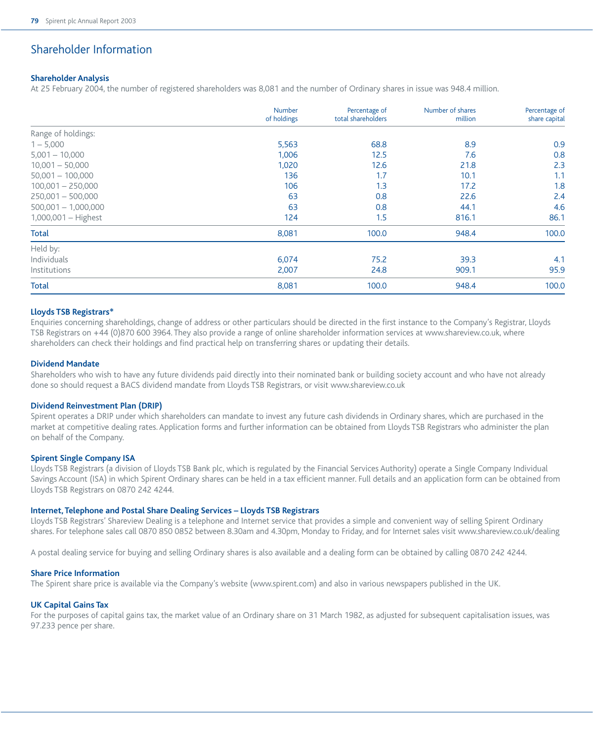# Shareholder Information

### Shareholder Analysis

At 25 February 2004, the number of registered shareholders was 8,081 and the number of Ordinary shares in issue was 948.4 million.

| | Number of holdings | Percentage of total shareholders | Number of shares million | Percentage of share capital |
|---|---|---|---|---|
| Range of holdings: | | | | |
| 1 – 5,000 | 5,563 | 68.8 | 8.9 | 0.9 |
| 5,001 – 10,000 | 1,006 | 12.5 | 7.6 | 0.8 |
| 10,001 – 50,000 | 1,020 | 12.6 | 21.8 | 2.3 |
| 50,001 – 100,000 | 136 | 1.7 | 10.1 | 1.1 |
| 100,001 – 250,000 | 106 | 1.3 | 17.2 | 1.8 |
| 250,001 – 500,000 | 63 | 0.8 | 22.6 | 2.4 |
| 500,001 – 1,000,000 | 63 | 0.8 | 44.1 | 4.6 |
| 1,000,001 – Highest | 124 | 1.5 | 816.1 | 86.1 |
| **Total** | 8,081 | 100.0 | 948.4 | 100.0 |
| Held by: | | | | |
| Individuals | 6,074 | 75.2 | 39.3 | 4.1 |
| Institutions | 2,007 | 24.8 | 909.1 | 95.9 |
| **Total** | 8,081 | 100.0 | 948.4 | 100.0 |

### Lloyds TSB Registrars*

Enquiries concerning shareholdings, change of address or other particulars should be directed in the first instance to the Company's Registrar, Lloyds TSB Registrars on +44 (0)870 600 3964. They also provide a range of online shareholder information services at www.shareview.co.uk, where shareholders can check their holdings and find practical help on transferring shares or updating their details.

### Dividend Mandate

Shareholders who wish to have any future dividends paid directly into their nominated bank or building society account and who have not already done so should request a BACS dividend mandate from Lloyds TSB Registrars, or visit www.shareview.co.uk

### Dividend Reinvestment Plan (DRIP)

Spirent operates a DRIP under which shareholders can mandate to invest any future cash dividends in Ordinary shares, which are purchased in the market at competitive dealing rates. Application forms and further information can be obtained from Lloyds TSB Registrars who administer the plan on behalf of the Company.

### Spirent Single Company ISA

Lloyds TSB Registrars (a division of Lloyds TSB Bank plc, which is regulated by the Financial Services Authority) operate a Single Company Individual Savings Account (ISA) in which Spirent Ordinary shares can be held in a tax efficient manner. Full details and an application form can be obtained from Lloyds TSB Registrars on 0870 242 4244.

### Internet, Telephone and Postal Share Dealing Services – Lloyds TSB Registrars

Lloyds TSB Registrars' Shareview Dealing is a telephone and Internet service that provides a simple and convenient way of selling Spirent Ordinary shares. For telephone sales call 0870 850 0852 between 8.30am and 4.30pm, Monday to Friday, and for Internet sales visit www.shareview.co.uk/dealing

A postal dealing service for buying and selling Ordinary shares is also available and a dealing form can be obtained by calling 0870 242 4244.

### Share Price Information

The Spirent share price is available via the Company's website (www.spirent.com) and also in various newspapers published in the UK.

### UK Capital Gains Tax

For the purposes of capital gains tax, the market value of an Ordinary share on 31 March 1982, as adjusted for subsequent capitalisation issues, was 97.233 pence per share.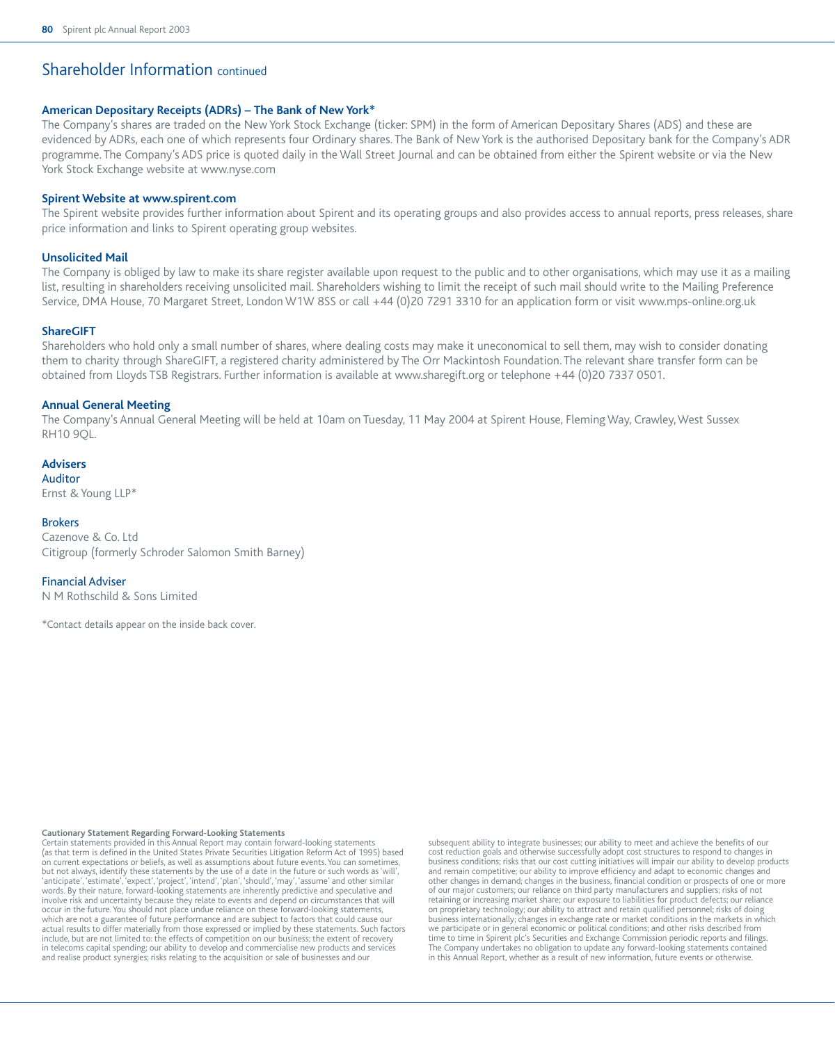# Shareholder Information continued

### American Depositary Receipts (ADRs) – The Bank of New York*

The Company's shares are traded on the New York Stock Exchange (ticker: SPM) in the form of American Depositary Shares (ADS) and these are evidenced by ADRs, each one of which represents four Ordinary shares. The Bank of New York is the authorised Depositary bank for the Company's ADR programme. The Company's ADS price is quoted daily in the Wall Street Journal and can be obtained from either the Spirent website or via the New York Stock Exchange website at www.nyse.com

### Spirent Website at www.spirent.com

The Spirent website provides further information about Spirent and its operating groups and also provides access to annual reports, press releases, share price information and links to Spirent operating group websites.

### Unsolicited Mail

The Company is obliged by law to make its share register available upon request to the public and to other organisations, which may use it as a mailing list, resulting in shareholders receiving unsolicited mail. Shareholders wishing to limit the receipt of such mail should write to the Mailing Preference Service, DMA House, 70 Margaret Street, London W1W 8SS or call +44 (0)20 7291 3310 for an application form or visit www.mps-online.org.uk

### ShareGIFT

Shareholders who hold only a small number of shares, where dealing costs may make it uneconomical to sell them, may wish to consider donating them to charity through ShareGIFT, a registered charity administered by The Orr Mackintosh Foundation. The relevant share transfer form can be obtained from Lloyds TSB Registrars. Further information is available at www.sharegift.org or telephone +44 (0)20 7337 0501.

### Annual General Meeting

The Company's Annual General Meeting will be held at 10am on Tuesday, 11 May 2004 at Spirent House, Fleming Way, Crawley, West Sussex RH10 9QL.

### Advisers

**Auditor**
Ernst & Young LLP*

**Brokers**
Cazenove & Co. Ltd
Citigroup (formerly Schroder Salomon Smith Barney)

**Financial Adviser**
N M Rothschild & Sons Limited

*Contact details appear on the inside back cover.

**Cautionary Statement Regarding Forward-Looking Statements**
Certain statements provided in this Annual Report may contain forward-looking statements (as that term is defined in the United States Private Securities Litigation Reform Act of 1995) based on current expectations or beliefs, as well as assumptions about future events. You can sometimes, but not always, identify these statements by the use of a date in the future or such words as 'will', 'anticipate', 'estimate', 'expect', 'project', 'intend', 'plan', 'should', 'may', 'assume' and other similar words. By their nature, forward-looking statements are inherently predictive and speculative and involve risk and uncertainty because they relate to events and depend on circumstances that will occur in the future. You should not place undue reliance on these forward-looking statements, which are not a guarantee of future performance and are subject to factors that could cause our actual results to differ materially from those expressed or implied by these statements. Such factors include, but are not limited to: the effects of competition on our business; the extent of recovery in telecoms capital spending; our ability to develop and commercialise new products and services and realise product synergies; risks relating to the acquisition or sale of businesses and our subsequent ability to integrate businesses; our ability to meet and achieve the benefits of our cost reduction goals and otherwise successfully adopt cost structures to respond to changes in business conditions; risks that our cost cutting initiatives will impair our ability to develop products and remain competitive; our ability to improve efficiency and adapt to economic changes and other changes in demand; changes in the business, financial condition or prospects of one or more of our major customers; our reliance on third party manufacturers and suppliers; risks of not retaining or increasing market share; our exposure to liabilities for product defects; our reliance on proprietary technology; our ability to attract and retain qualified personnel; risks of doing business internationally; changes in exchange rate or market conditions in the markets in which we participate or in general economic or political conditions; and other risks described from time to time in Spirent plc's Securities and Exchange Commission periodic reports and filings. The Company undertakes no obligation to update any forward-looking statements contained in this Annual Report, whether as a result of new information, future events or otherwise.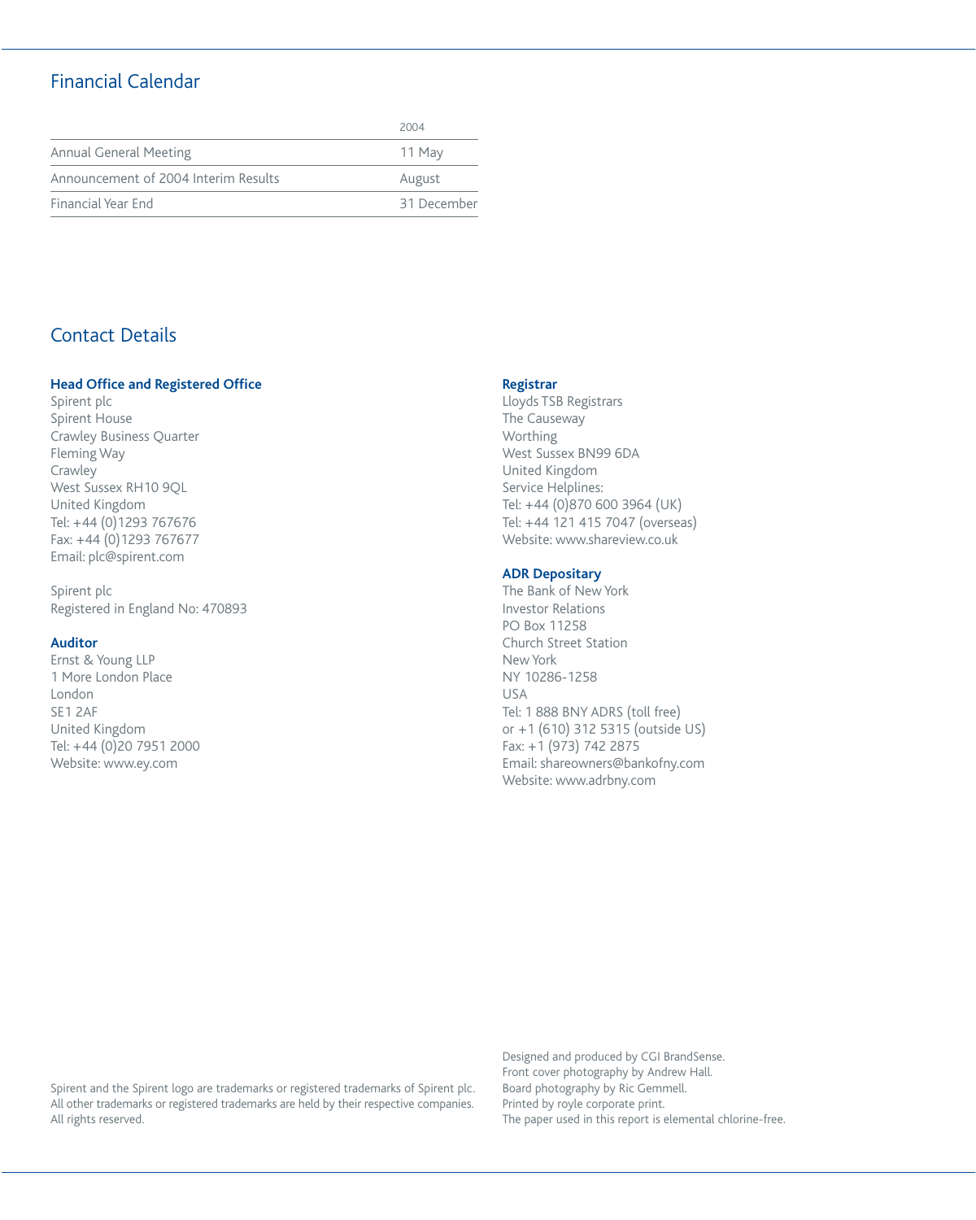## Financial Calendar

| | 2004 |
|---|---|
| Annual General Meeting | 11 May |
| Announcement of 2004 Interim Results | August |
| Financial Year End | 31 December |

## Contact Details

**Head Office and Registered Office**
Spirent plc
Spirent House
Crawley Business Quarter
Fleming Way
Crawley
West Sussex RH10 9QL
United Kingdom
Tel: +44 (0)1293 767676
Fax: +44 (0)1293 767677
Email: plc@spirent.com

Spirent plc
Registered in England No: 470893

**Auditor**
Ernst & Young LLP
1 More London Place
London
SE1 2AF
United Kingdom
Tel: +44 (0)20 7951 2000
Website: www.ey.com

**Registrar**
Lloyds TSB Registrars
The Causeway
Worthing
West Sussex BN99 6DA
United Kingdom
Service Helplines:
Tel: +44 (0)870 600 3964 (UK)
Tel: +44 121 415 7047 (overseas)
Website: www.shareview.co.uk

**ADR Depositary**
The Bank of New York
Investor Relations
PO Box 11258
Church Street Station
New York
NY 10286-1258
USA
Tel: 1 888 BNY ADRS (toll free)
or +1 (610) 312 5315 (outside US)
Fax: +1 (973) 742 2875
Email: shareowners@bankofny.com
Website: www.adrbny.com

Spirent and the Spirent logo are trademarks or registered trademarks of Spirent plc. All other trademarks or registered trademarks are held by their respective companies. All rights reserved.

Designed and produced by CGI BrandSense.
Front cover photography by Andrew Hall.
Board photography by Ric Gemmell.
Printed by royle corporate print.
The paper used in this report is elemental chlorine-free.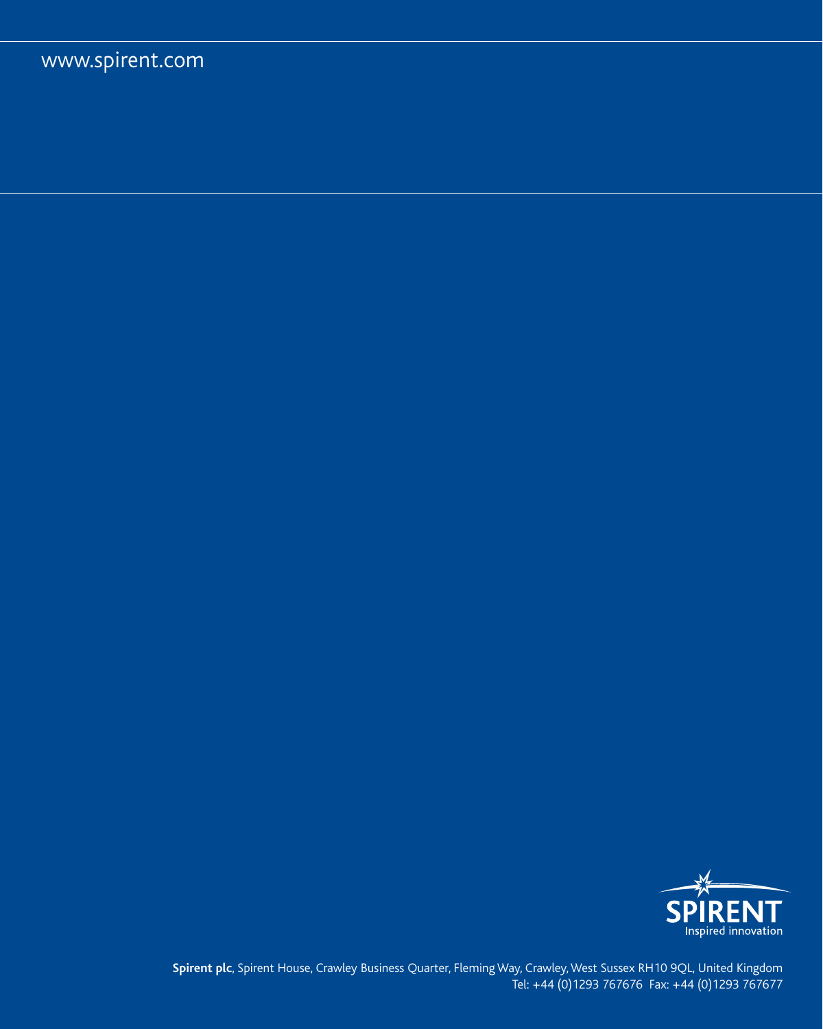www.spirent.com

SPIRENT

Inspired innovation

**Spirent plc**, Spirent House, Crawley Business Quarter, Fleming Way, Crawley, West Sussex RH10 9QL, United Kingdom
Tel: +44 (0)1293 767676 Fax: +44 (0)1293 767677